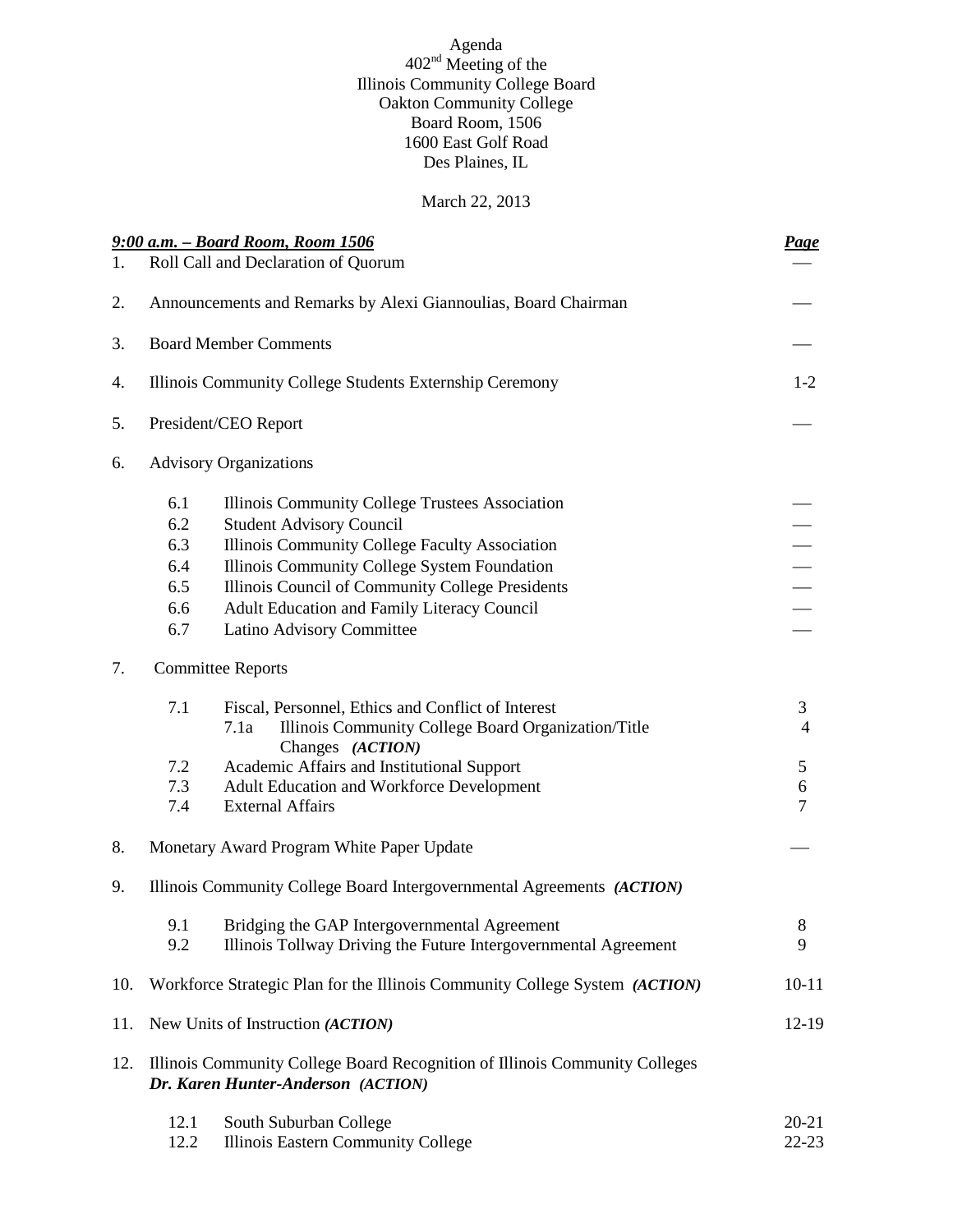Agenda
402nd Meeting of the
Illinois Community College Board
Oakton Community College
Board Room, 1506
1600 East Golf Road
Des Plaines, IL

March 22, 2013

| ***9:00 a.m. – Board Room, Room 1506*** | | | ***Page*** |
|---|---|---|---|
| 1. | Roll Call and Declaration of Quorum | | — |
| 2. | Announcements and Remarks by Alexi Giannoulias, Board Chairman | | — |
| 3. | Board Member Comments | | — |
| 4. | Illinois Community College Students Externship Ceremony | | 1-2 |
| 5. | President/CEO Report | | — |
| 6. | Advisory Organizations | | |
| | 6.1 | Illinois Community College Trustees Association | — |
| | 6.2 | Student Advisory Council | — |
| | 6.3 | Illinois Community College Faculty Association | — |
| | 6.4 | Illinois Community College System Foundation | — |
| | 6.5 | Illinois Council of Community College Presidents | — |
| | 6.6 | Adult Education and Family Literacy Council | — |
| | 6.7 | Latino Advisory Committee | — |
| 7. | Committee Reports | | |
| | 7.1 | Fiscal, Personnel, Ethics and Conflict of Interest | 3 |
| | | 7.1a Illinois Community College Board Organization/Title Changes ***(ACTION)*** | 4 |
| | 7.2 | Academic Affairs and Institutional Support | 5 |
| | 7.3 | Adult Education and Workforce Development | 6 |
| | 7.4 | External Affairs | 7 |
| 8. | Monetary Award Program White Paper Update | | — |
| 9. | Illinois Community College Board Intergovernmental Agreements ***(ACTION)*** | | |
| | 9.1 | Bridging the GAP Intergovernmental Agreement | 8 |
| | 9.2 | Illinois Tollway Driving the Future Intergovernmental Agreement | 9 |
| 10. | Workforce Strategic Plan for the Illinois Community College System ***(ACTION)*** | | 10-11 |
| 11. | New Units of Instruction ***(ACTION)*** | | 12-19 |
| 12. | Illinois Community College Board Recognition of Illinois Community Colleges ***Dr. Karen Hunter-Anderson (ACTION)*** | | |
| | 12.1 | South Suburban College | 20-21 |
| | 12.2 | Illinois Eastern Community College | 22-23 |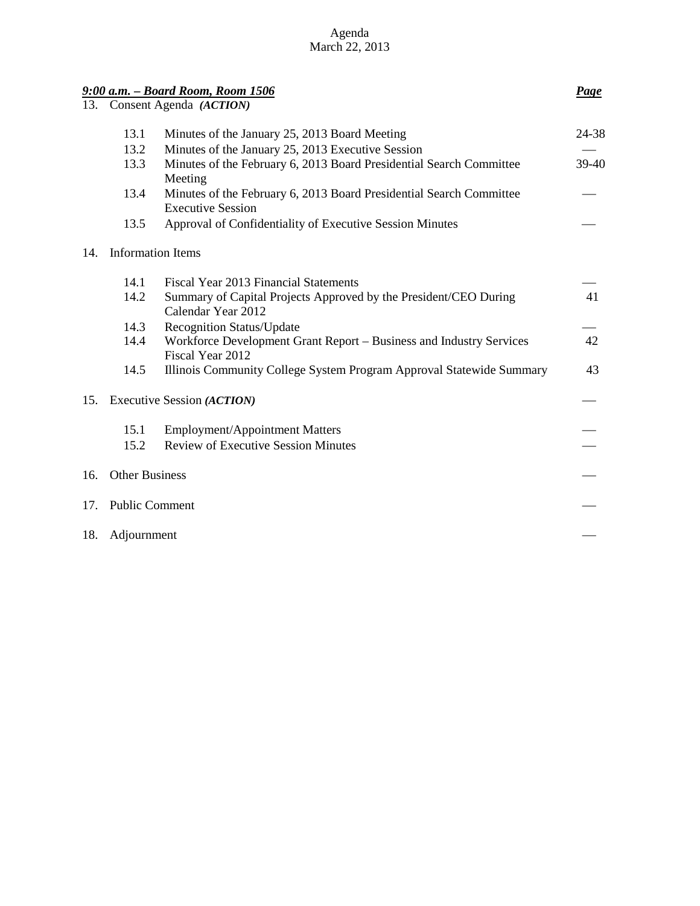Agenda
March 22, 2013

| ***9:00 a.m. – Board Room, Room 1506*** | | ***Page*** |
|---|---|---|
| 13. | Consent Agenda ***(ACTION)*** | |
| 13.1 | Minutes of the January 25, 2013 Board Meeting | 24-38 |
| 13.2 | Minutes of the January 25, 2013 Executive Session | — |
| 13.3 | Minutes of the February 6, 2013 Board Presidential Search Committee Meeting | 39-40 |
| 13.4 | Minutes of the February 6, 2013 Board Presidential Search Committee Executive Session | — |
| 13.5 | Approval of Confidentiality of Executive Session Minutes | — |
| 14. | Information Items | |
| 14.1 | Fiscal Year 2013 Financial Statements | — |
| 14.2 | Summary of Capital Projects Approved by the President/CEO During Calendar Year 2012 | 41 |
| 14.3 | Recognition Status/Update | — |
| 14.4 | Workforce Development Grant Report – Business and Industry Services Fiscal Year 2012 | 42 |
| 14.5 | Illinois Community College System Program Approval Statewide Summary | 43 |
| 15. | Executive Session ***(ACTION)*** | — |
| 15.1 | Employment/Appointment Matters | — |
| 15.2 | Review of Executive Session Minutes | — |
| 16. | Other Business | — |
| 17. | Public Comment | — |
| 18. | Adjournment | — |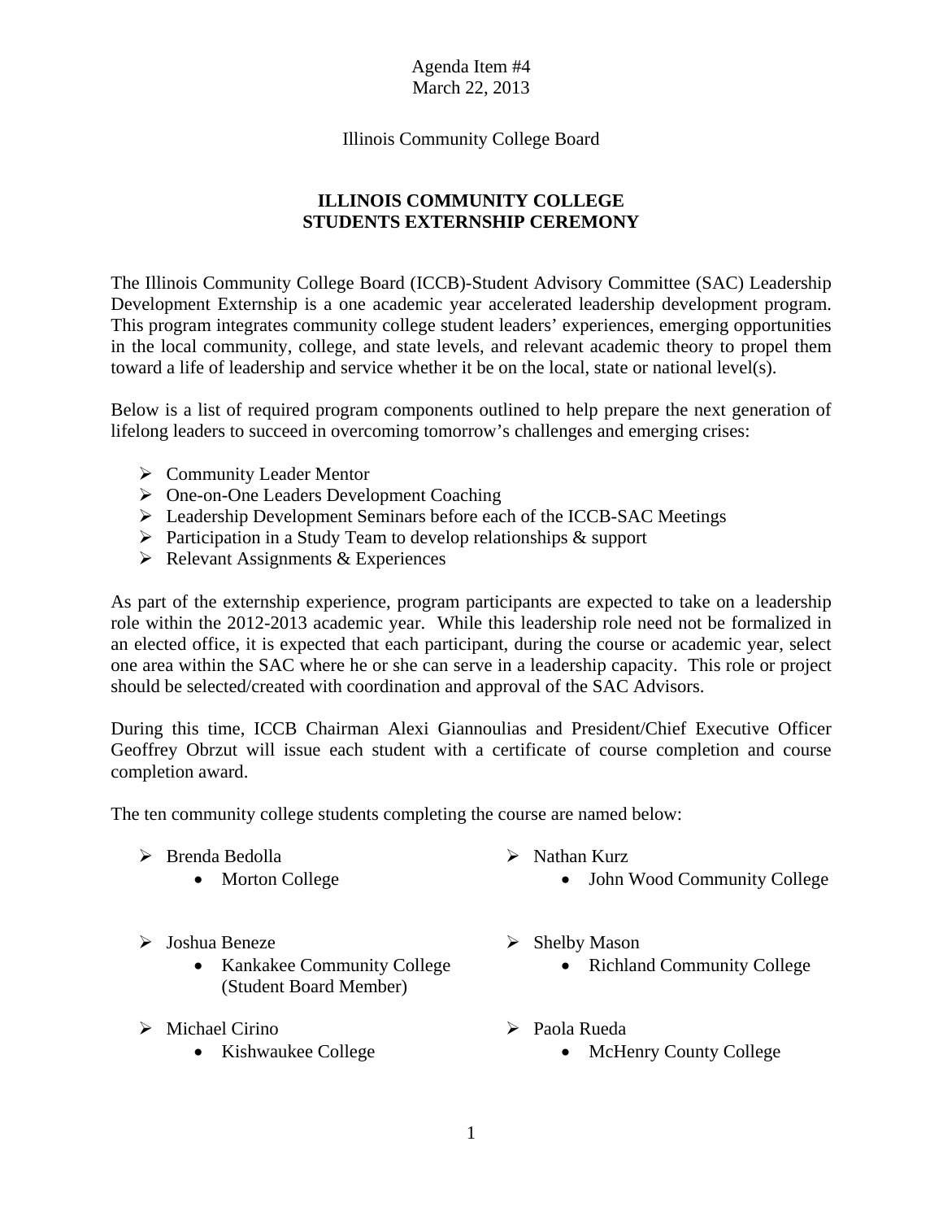Agenda Item #4
March 22, 2013

Illinois Community College Board

**ILLINOIS COMMUNITY COLLEGE**
**STUDENTS EXTERNSHIP CEREMONY**

The Illinois Community College Board (ICCB)-Student Advisory Committee (SAC) Leadership Development Externship is a one academic year accelerated leadership development program. This program integrates community college student leaders' experiences, emerging opportunities in the local community, college, and state levels, and relevant academic theory to propel them toward a life of leadership and service whether it be on the local, state or national level(s).

Below is a list of required program components outlined to help prepare the next generation of lifelong leaders to succeed in overcoming tomorrow's challenges and emerging crises:

- Community Leader Mentor
- One-on-One Leaders Development Coaching
- Leadership Development Seminars before each of the ICCB-SAC Meetings
- Participation in a Study Team to develop relationships & support
- Relevant Assignments & Experiences

As part of the externship experience, program participants are expected to take on a leadership role within the 2012-2013 academic year. While this leadership role need not be formalized in an elected office, it is expected that each participant, during the course or academic year, select one area within the SAC where he or she can serve in a leadership capacity. This role or project should be selected/created with coordination and approval of the SAC Advisors.

During this time, ICCB Chairman Alexi Giannoulias and President/Chief Executive Officer Geoffrey Obrzut will issue each student with a certificate of course completion and course completion award.

The ten community college students completing the course are named below:

- Brenda Bedolla
  - Morton College
- Joshua Beneze
  - Kankakee Community College (Student Board Member)
- Michael Cirino
  - Kishwaukee College
- Nathan Kurz
  - John Wood Community College
- Shelby Mason
  - Richland Community College
- Paola Rueda
  - McHenry County College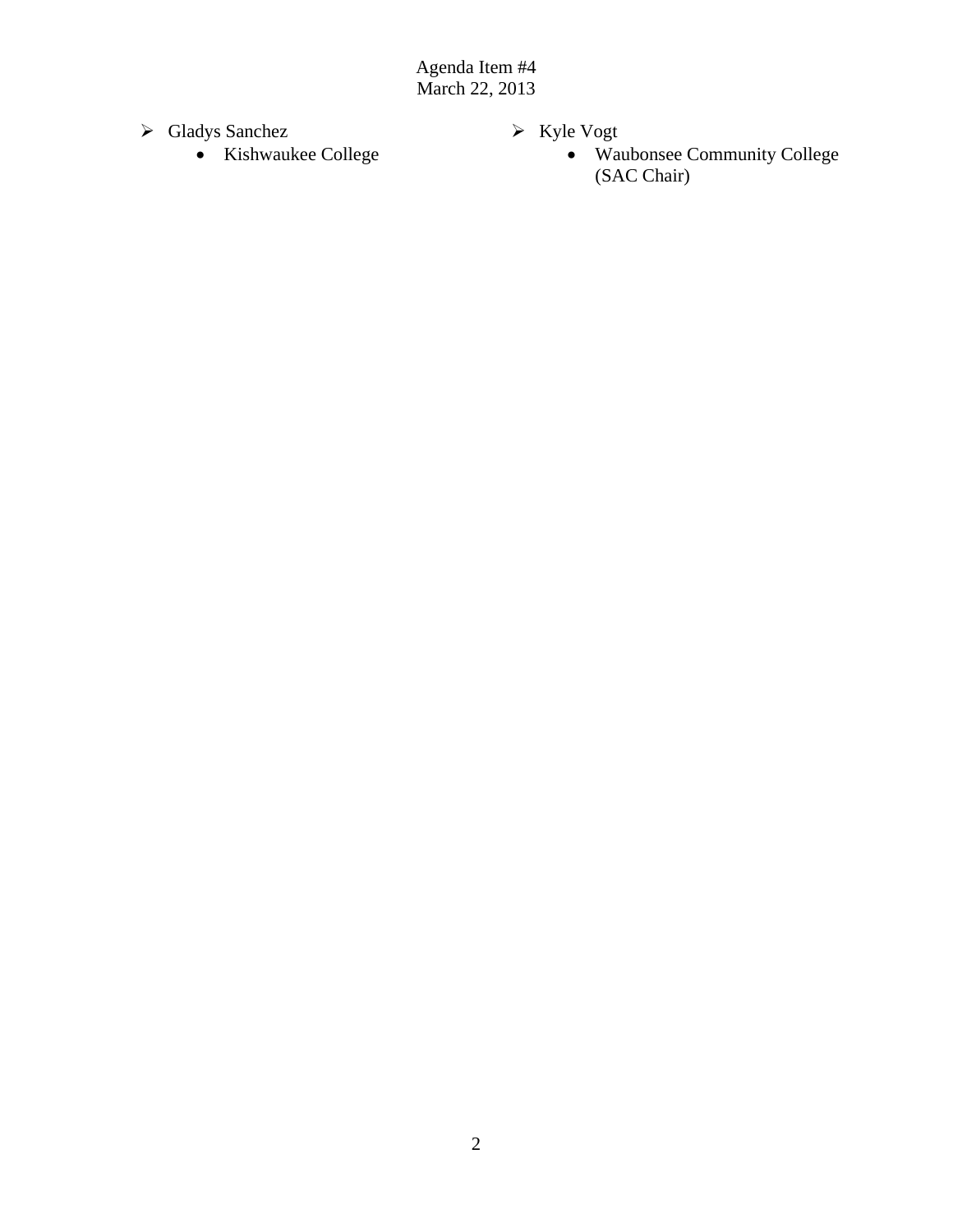- Gladys Sanchez
  - Kishwaukee College
- Kyle Vogt
  - Waubonsee Community College (SAC Chair)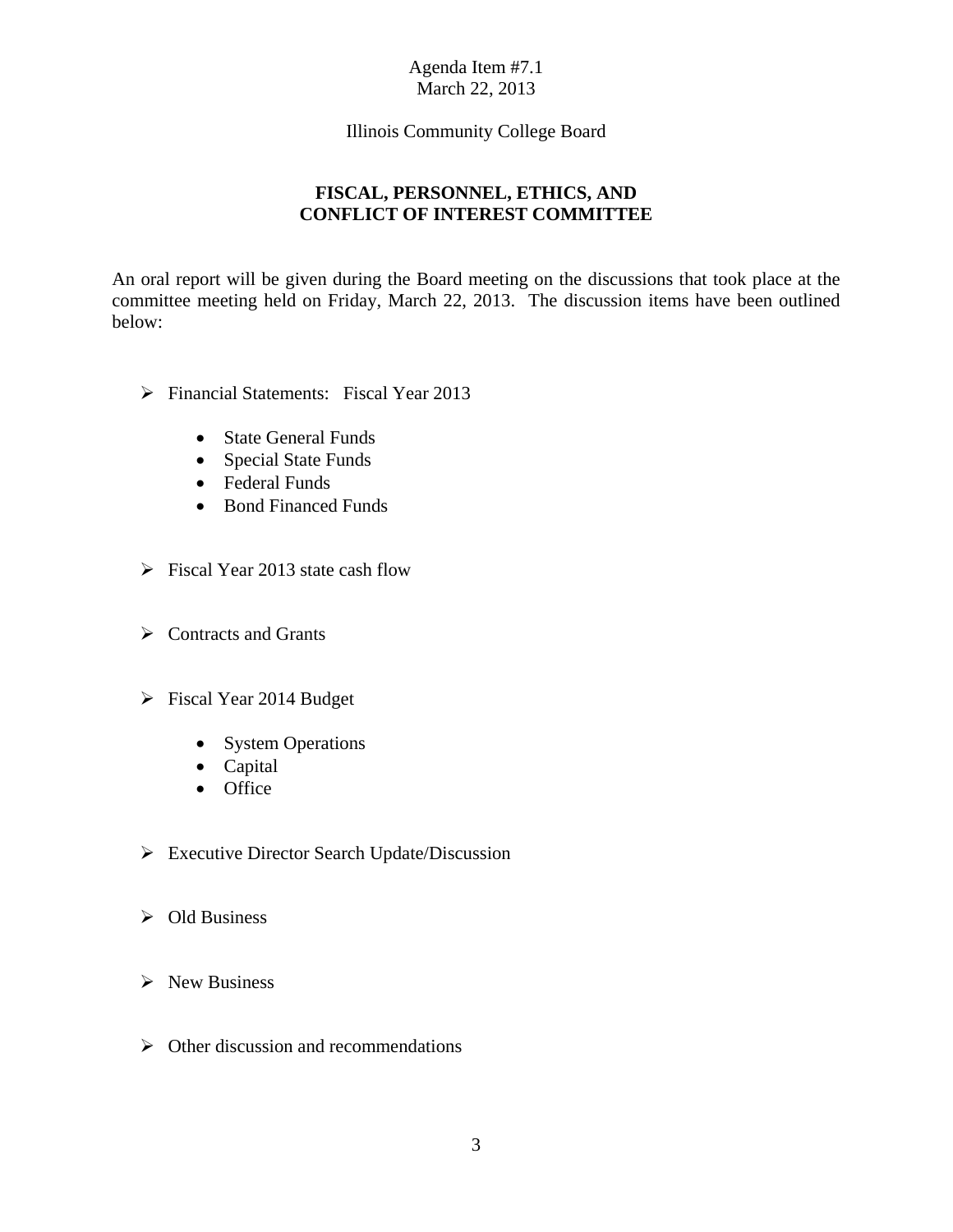Agenda Item #7.1
March 22, 2013

Illinois Community College Board

## FISCAL, PERSONNEL, ETHICS, AND CONFLICT OF INTEREST COMMITTEE

An oral report will be given during the Board meeting on the discussions that took place at the committee meeting held on Friday, March 22, 2013. The discussion items have been outlined below:

- Financial Statements: Fiscal Year 2013
  - State General Funds
  - Special State Funds
  - Federal Funds
  - Bond Financed Funds

- Fiscal Year 2013 state cash flow

- Contracts and Grants

- Fiscal Year 2014 Budget
  - System Operations
  - Capital
  - Office

- Executive Director Search Update/Discussion

- Old Business

- New Business

- Other discussion and recommendations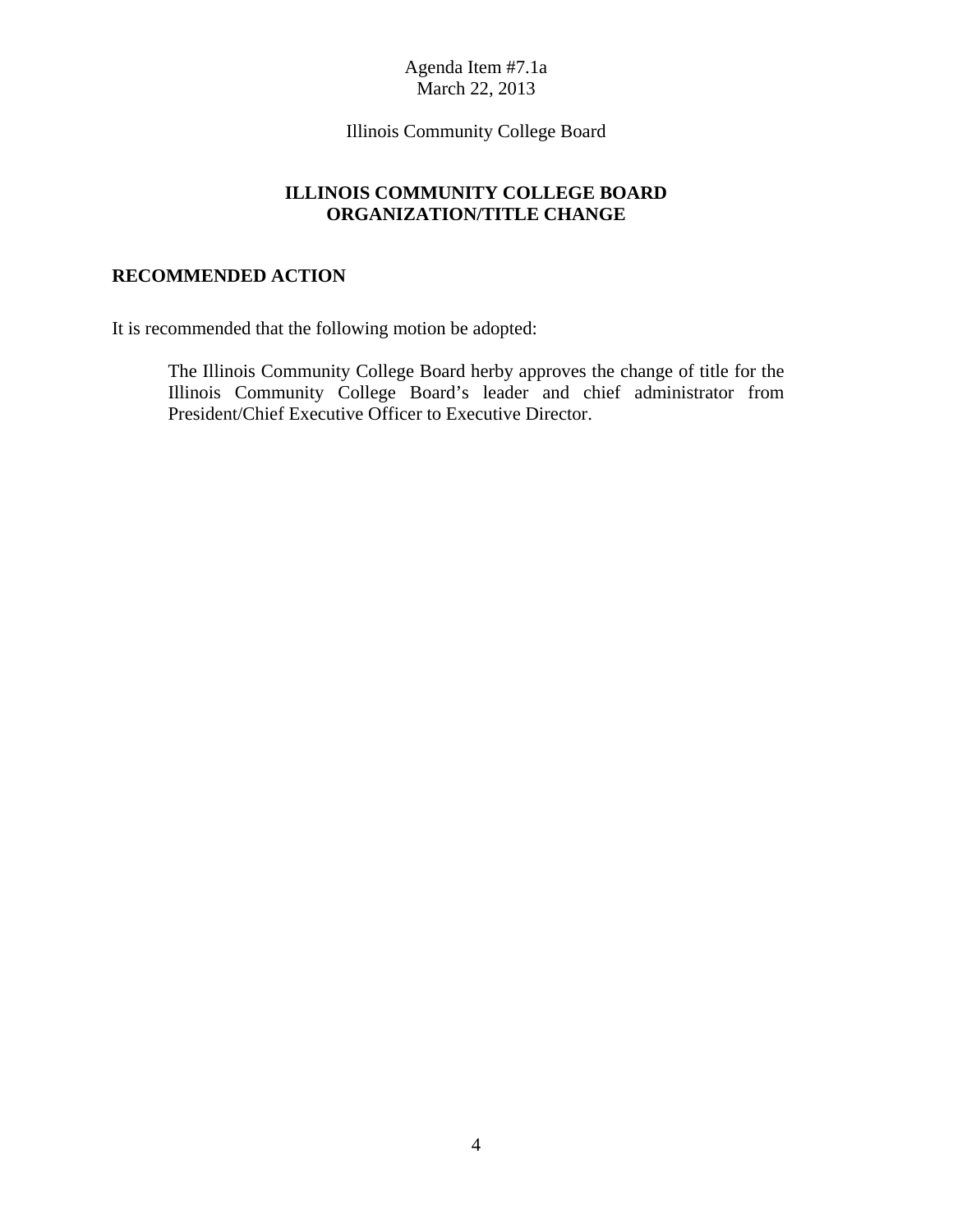Agenda Item #7.1a
March 22, 2013

Illinois Community College Board

## ILLINOIS COMMUNITY COLLEGE BOARD
## ORGANIZATION/TITLE CHANGE

### RECOMMENDED ACTION

It is recommended that the following motion be adopted:

> The Illinois Community College Board herby approves the change of title for the Illinois Community College Board's leader and chief administrator from President/Chief Executive Officer to Executive Director.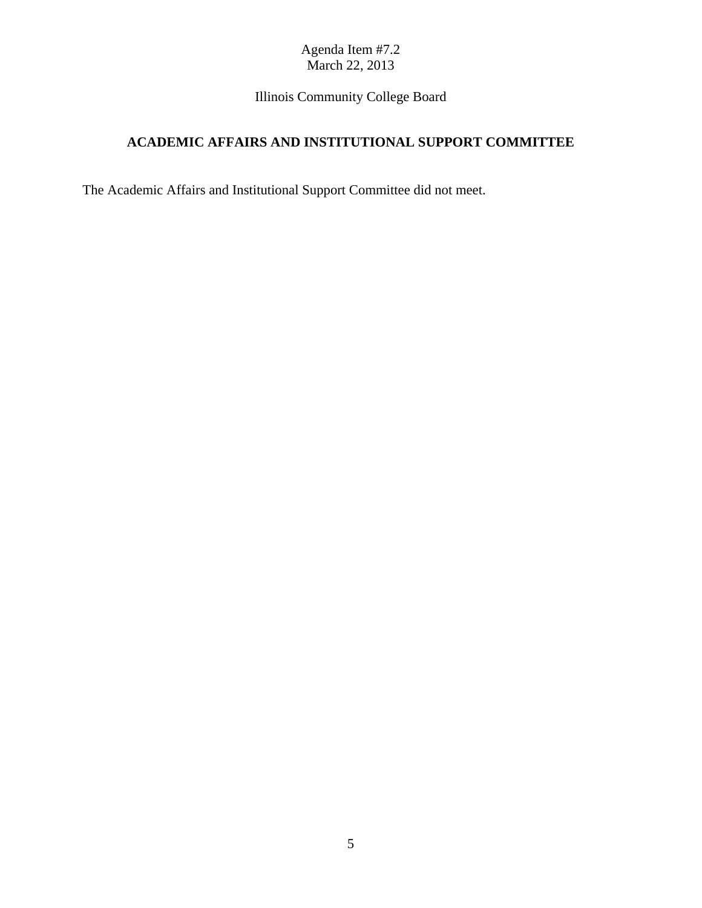Agenda Item #7.2
March 22, 2013

Illinois Community College Board

## ACADEMIC AFFAIRS AND INSTITUTIONAL SUPPORT COMMITTEE

The Academic Affairs and Institutional Support Committee did not meet.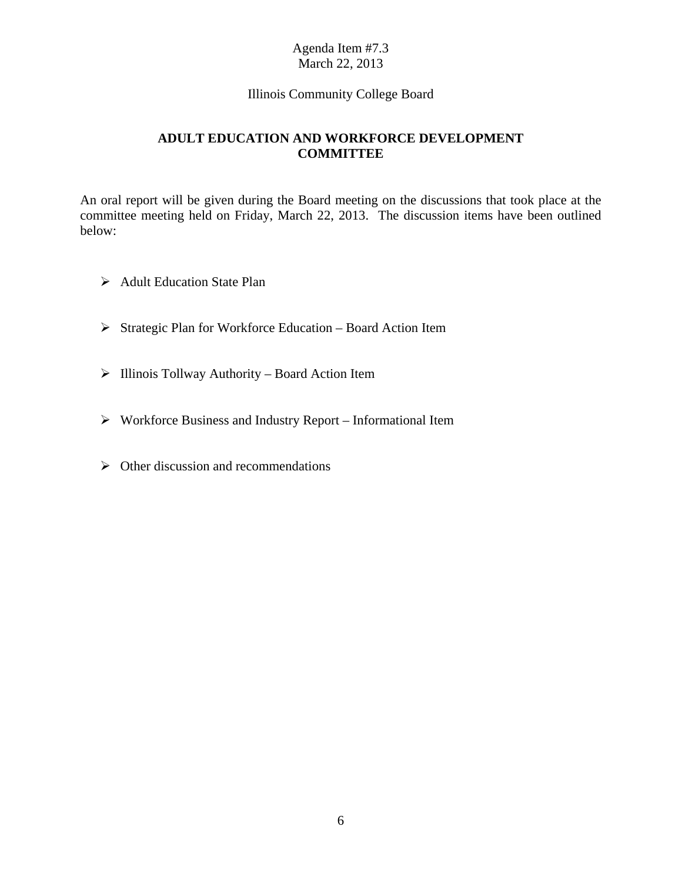Agenda Item #7.3
March 22, 2013

Illinois Community College Board

## ADULT EDUCATION AND WORKFORCE DEVELOPMENT COMMITTEE

An oral report will be given during the Board meeting on the discussions that took place at the committee meeting held on Friday, March 22, 2013. The discussion items have been outlined below:

- Adult Education State Plan
- Strategic Plan for Workforce Education – Board Action Item
- Illinois Tollway Authority – Board Action Item
- Workforce Business and Industry Report – Informational Item
- Other discussion and recommendations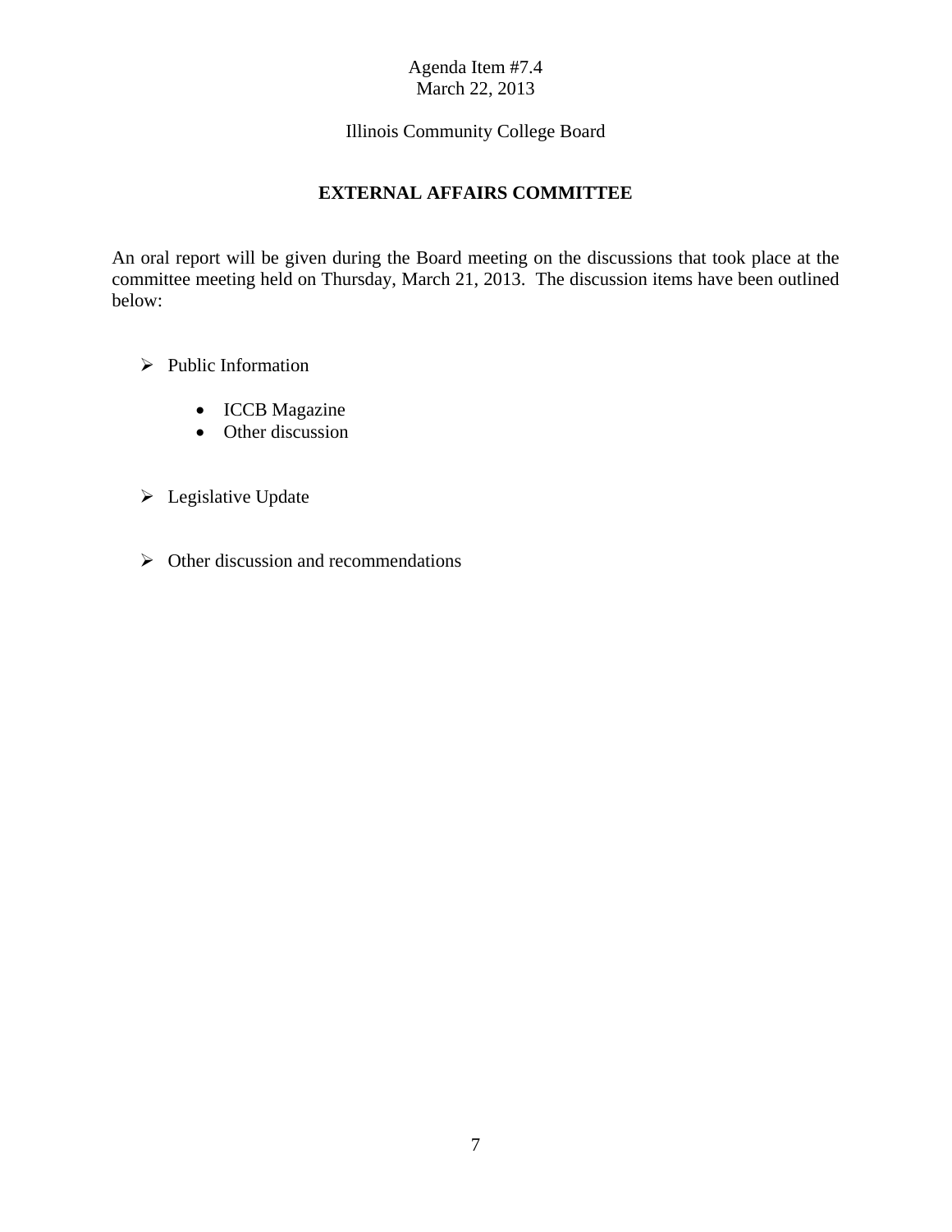Agenda Item #7.4
March 22, 2013

Illinois Community College Board

## EXTERNAL AFFAIRS COMMITTEE

An oral report will be given during the Board meeting on the discussions that took place at the committee meeting held on Thursday, March 21, 2013. The discussion items have been outlined below:

- Public Information
  - ICCB Magazine
  - Other discussion

- Legislative Update

- Other discussion and recommendations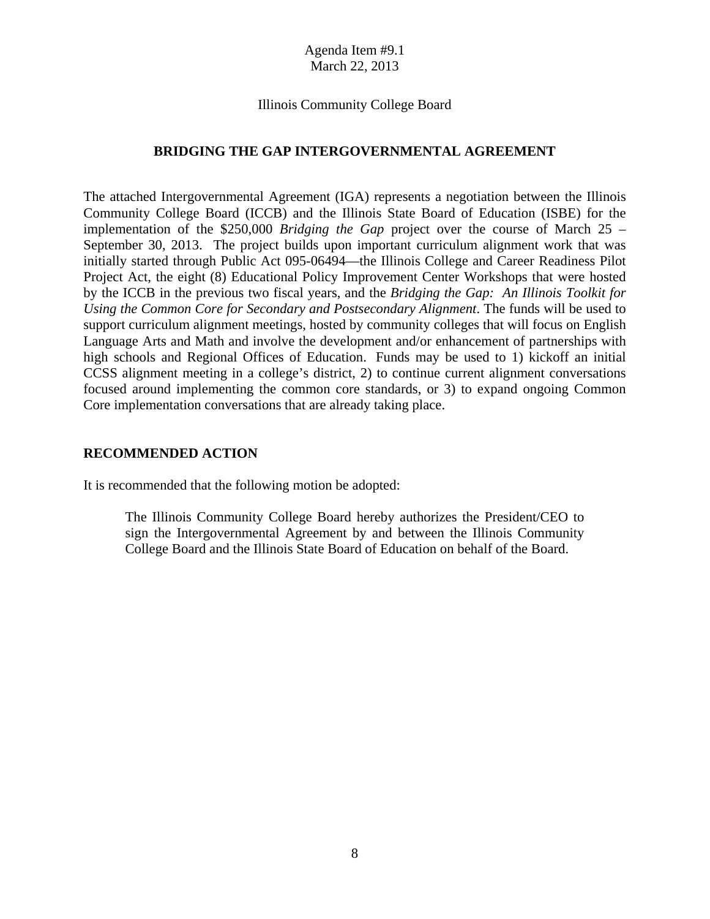Agenda Item #9.1
March 22, 2013

Illinois Community College Board

## BRIDGING THE GAP INTERGOVERNMENTAL AGREEMENT

The attached Intergovernmental Agreement (IGA) represents a negotiation between the Illinois Community College Board (ICCB) and the Illinois State Board of Education (ISBE) for the implementation of the $250,000 *Bridging the Gap* project over the course of March 25 – September 30, 2013. The project builds upon important curriculum alignment work that was initially started through Public Act 095-06494—the Illinois College and Career Readiness Pilot Project Act, the eight (8) Educational Policy Improvement Center Workshops that were hosted by the ICCB in the previous two fiscal years, and the *Bridging the Gap: An Illinois Toolkit for Using the Common Core for Secondary and Postsecondary Alignment*. The funds will be used to support curriculum alignment meetings, hosted by community colleges that will focus on English Language Arts and Math and involve the development and/or enhancement of partnerships with high schools and Regional Offices of Education. Funds may be used to 1) kickoff an initial CCSS alignment meeting in a college's district, 2) to continue current alignment conversations focused around implementing the common core standards, or 3) to expand ongoing Common Core implementation conversations that are already taking place.

## RECOMMENDED ACTION

It is recommended that the following motion be adopted:

> The Illinois Community College Board hereby authorizes the President/CEO to sign the Intergovernmental Agreement by and between the Illinois Community College Board and the Illinois State Board of Education on behalf of the Board.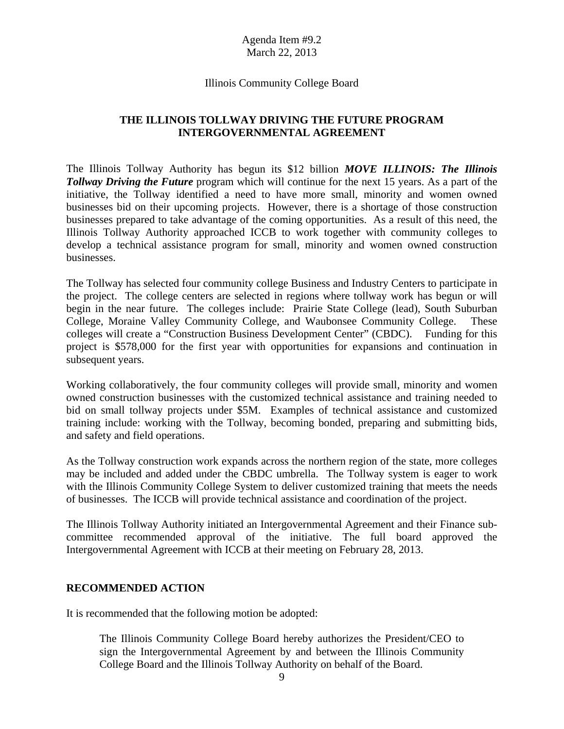Agenda Item #9.2
March 22, 2013

Illinois Community College Board

## THE ILLINOIS TOLLWAY DRIVING THE FUTURE PROGRAM INTERGOVERNMENTAL AGREEMENT

The Illinois Tollway Authority has begun its $12 billion ***MOVE ILLINOIS: The Illinois Tollway Driving the Future*** program which will continue for the next 15 years. As a part of the initiative, the Tollway identified a need to have more small, minority and women owned businesses bid on their upcoming projects. However, there is a shortage of those construction businesses prepared to take advantage of the coming opportunities. As a result of this need, the Illinois Tollway Authority approached ICCB to work together with community colleges to develop a technical assistance program for small, minority and women owned construction businesses.

The Tollway has selected four community college Business and Industry Centers to participate in the project. The college centers are selected in regions where tollway work has begun or will begin in the near future. The colleges include: Prairie State College (lead), South Suburban College, Moraine Valley Community College, and Waubonsee Community College. These colleges will create a "Construction Business Development Center" (CBDC). Funding for this project is $578,000 for the first year with opportunities for expansions and continuation in subsequent years.

Working collaboratively, the four community colleges will provide small, minority and women owned construction businesses with the customized technical assistance and training needed to bid on small tollway projects under $5M. Examples of technical assistance and customized training include: working with the Tollway, becoming bonded, preparing and submitting bids, and safety and field operations.

As the Tollway construction work expands across the northern region of the state, more colleges may be included and added under the CBDC umbrella. The Tollway system is eager to work with the Illinois Community College System to deliver customized training that meets the needs of businesses. The ICCB will provide technical assistance and coordination of the project.

The Illinois Tollway Authority initiated an Intergovernmental Agreement and their Finance sub-committee recommended approval of the initiative. The full board approved the Intergovernmental Agreement with ICCB at their meeting on February 28, 2013.

### RECOMMENDED ACTION

It is recommended that the following motion be adopted:

> The Illinois Community College Board hereby authorizes the President/CEO to sign the Intergovernmental Agreement by and between the Illinois Community College Board and the Illinois Tollway Authority on behalf of the Board.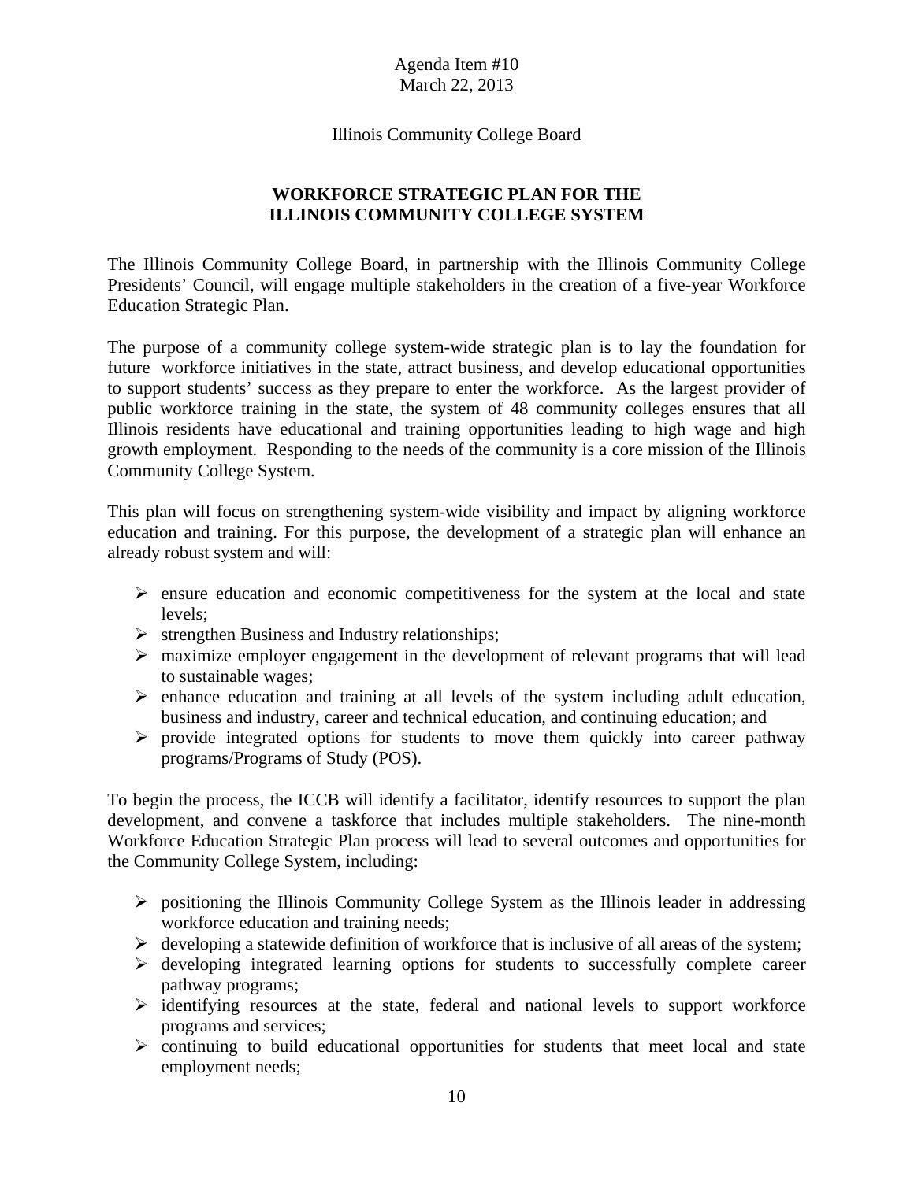Agenda Item #10
March 22, 2013

Illinois Community College Board

## WORKFORCE STRATEGIC PLAN FOR THE ILLINOIS COMMUNITY COLLEGE SYSTEM

The Illinois Community College Board, in partnership with the Illinois Community College Presidents' Council, will engage multiple stakeholders in the creation of a five-year Workforce Education Strategic Plan.

The purpose of a community college system-wide strategic plan is to lay the foundation for future workforce initiatives in the state, attract business, and develop educational opportunities to support students' success as they prepare to enter the workforce. As the largest provider of public workforce training in the state, the system of 48 community colleges ensures that all Illinois residents have educational and training opportunities leading to high wage and high growth employment. Responding to the needs of the community is a core mission of the Illinois Community College System.

This plan will focus on strengthening system-wide visibility and impact by aligning workforce education and training. For this purpose, the development of a strategic plan will enhance an already robust system and will:

- ensure education and economic competitiveness for the system at the local and state levels;
- strengthen Business and Industry relationships;
- maximize employer engagement in the development of relevant programs that will lead to sustainable wages;
- enhance education and training at all levels of the system including adult education, business and industry, career and technical education, and continuing education; and
- provide integrated options for students to move them quickly into career pathway programs/Programs of Study (POS).

To begin the process, the ICCB will identify a facilitator, identify resources to support the plan development, and convene a taskforce that includes multiple stakeholders. The nine-month Workforce Education Strategic Plan process will lead to several outcomes and opportunities for the Community College System, including:

- positioning the Illinois Community College System as the Illinois leader in addressing workforce education and training needs;
- developing a statewide definition of workforce that is inclusive of all areas of the system;
- developing integrated learning options for students to successfully complete career pathway programs;
- identifying resources at the state, federal and national levels to support workforce programs and services;
- continuing to build educational opportunities for students that meet local and state employment needs;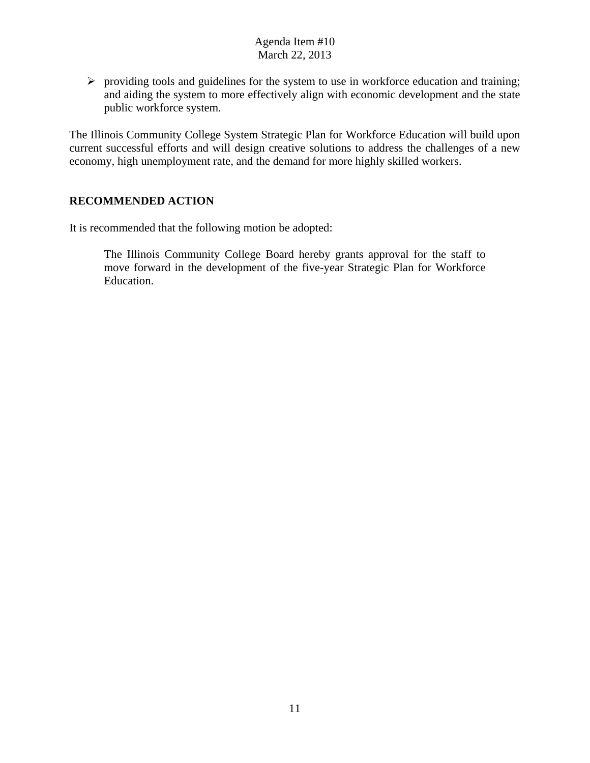- providing tools and guidelines for the system to use in workforce education and training; and aiding the system to more effectively align with economic development and the state public workforce system.

The Illinois Community College System Strategic Plan for Workforce Education will build upon current successful efforts and will design creative solutions to address the challenges of a new economy, high unemployment rate, and the demand for more highly skilled workers.

**RECOMMENDED ACTION**

It is recommended that the following motion be adopted:

> The Illinois Community College Board hereby grants approval for the staff to move forward in the development of the five-year Strategic Plan for Workforce Education.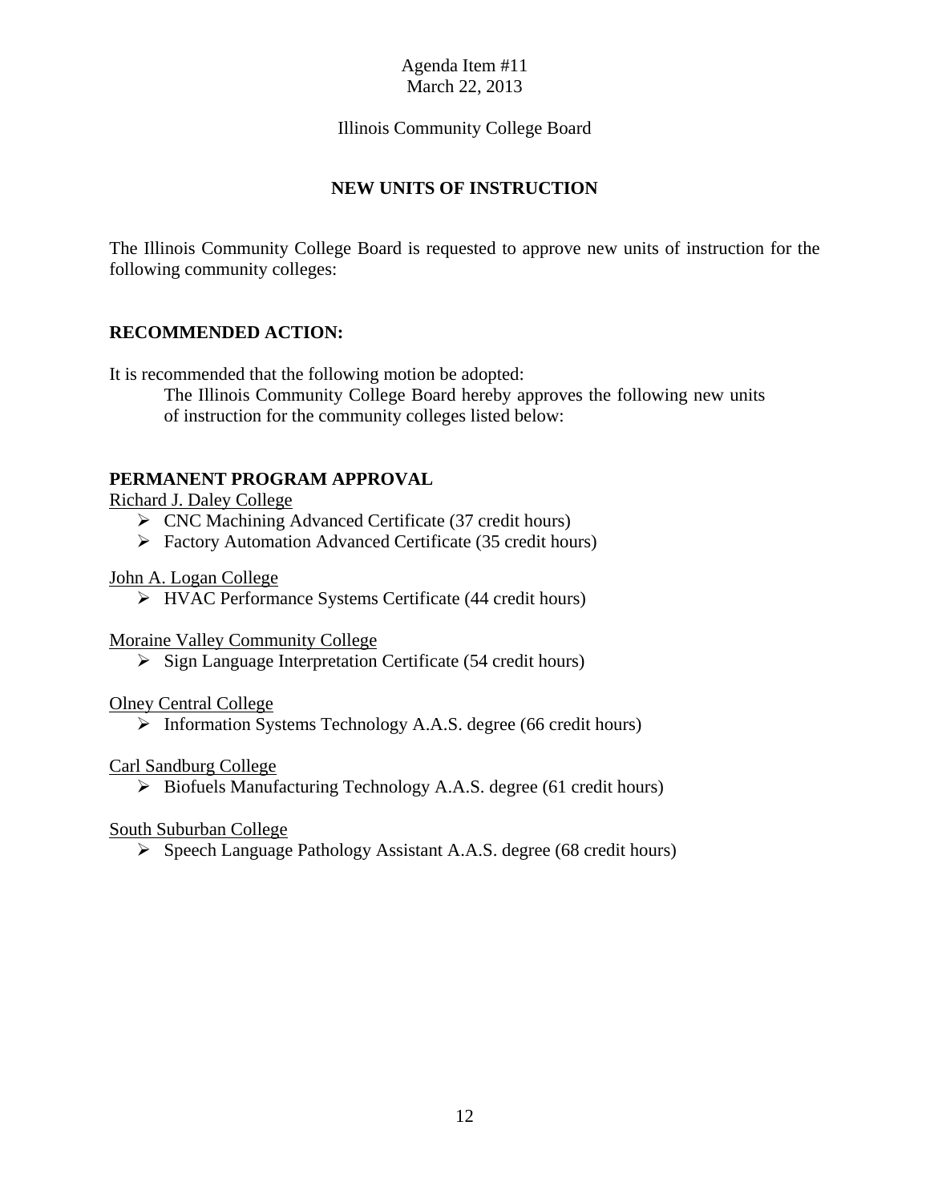Agenda Item #11
March 22, 2013

Illinois Community College Board

## NEW UNITS OF INSTRUCTION

The Illinois Community College Board is requested to approve new units of instruction for the following community colleges:

**RECOMMENDED ACTION:**

It is recommended that the following motion be adopted:

> The Illinois Community College Board hereby approves the following new units of instruction for the community colleges listed below:

**PERMANENT PROGRAM APPROVAL**

Richard J. Daley College

- CNC Machining Advanced Certificate (37 credit hours)
- Factory Automation Advanced Certificate (35 credit hours)

John A. Logan College

- HVAC Performance Systems Certificate (44 credit hours)

Moraine Valley Community College

- Sign Language Interpretation Certificate (54 credit hours)

Olney Central College

- Information Systems Technology A.A.S. degree (66 credit hours)

Carl Sandburg College

- Biofuels Manufacturing Technology A.A.S. degree (61 credit hours)

South Suburban College

- Speech Language Pathology Assistant A.A.S. degree (68 credit hours)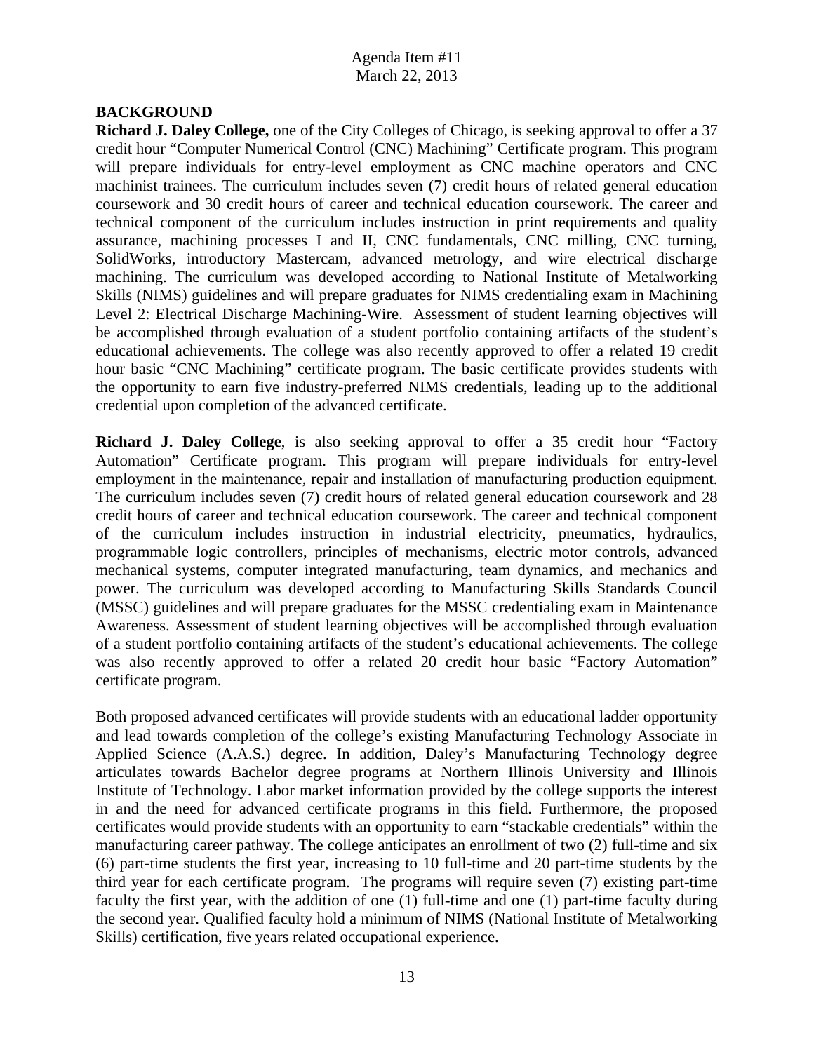Agenda Item #11
March 22, 2013

**BACKGROUND**

**Richard J. Daley College,** one of the City Colleges of Chicago, is seeking approval to offer a 37 credit hour "Computer Numerical Control (CNC) Machining" Certificate program. This program will prepare individuals for entry-level employment as CNC machine operators and CNC machinist trainees. The curriculum includes seven (7) credit hours of related general education coursework and 30 credit hours of career and technical education coursework. The career and technical component of the curriculum includes instruction in print requirements and quality assurance, machining processes I and II, CNC fundamentals, CNC milling, CNC turning, SolidWorks, introductory Mastercam, advanced metrology, and wire electrical discharge machining. The curriculum was developed according to National Institute of Metalworking Skills (NIMS) guidelines and will prepare graduates for NIMS credentialing exam in Machining Level 2: Electrical Discharge Machining-Wire. Assessment of student learning objectives will be accomplished through evaluation of a student portfolio containing artifacts of the student's educational achievements. The college was also recently approved to offer a related 19 credit hour basic "CNC Machining" certificate program. The basic certificate provides students with the opportunity to earn five industry-preferred NIMS credentials, leading up to the additional credential upon completion of the advanced certificate.

**Richard J. Daley College**, is also seeking approval to offer a 35 credit hour "Factory Automation" Certificate program. This program will prepare individuals for entry-level employment in the maintenance, repair and installation of manufacturing production equipment. The curriculum includes seven (7) credit hours of related general education coursework and 28 credit hours of career and technical education coursework. The career and technical component of the curriculum includes instruction in industrial electricity, pneumatics, hydraulics, programmable logic controllers, principles of mechanisms, electric motor controls, advanced mechanical systems, computer integrated manufacturing, team dynamics, and mechanics and power. The curriculum was developed according to Manufacturing Skills Standards Council (MSSC) guidelines and will prepare graduates for the MSSC credentialing exam in Maintenance Awareness. Assessment of student learning objectives will be accomplished through evaluation of a student portfolio containing artifacts of the student's educational achievements. The college was also recently approved to offer a related 20 credit hour basic "Factory Automation" certificate program.

Both proposed advanced certificates will provide students with an educational ladder opportunity and lead towards completion of the college's existing Manufacturing Technology Associate in Applied Science (A.A.S.) degree. In addition, Daley's Manufacturing Technology degree articulates towards Bachelor degree programs at Northern Illinois University and Illinois Institute of Technology. Labor market information provided by the college supports the interest in and the need for advanced certificate programs in this field. Furthermore, the proposed certificates would provide students with an opportunity to earn "stackable credentials" within the manufacturing career pathway. The college anticipates an enrollment of two (2) full-time and six (6) part-time students the first year, increasing to 10 full-time and 20 part-time students by the third year for each certificate program. The programs will require seven (7) existing part-time faculty the first year, with the addition of one (1) full-time and one (1) part-time faculty during the second year. Qualified faculty hold a minimum of NIMS (National Institute of Metalworking Skills) certification, five years related occupational experience.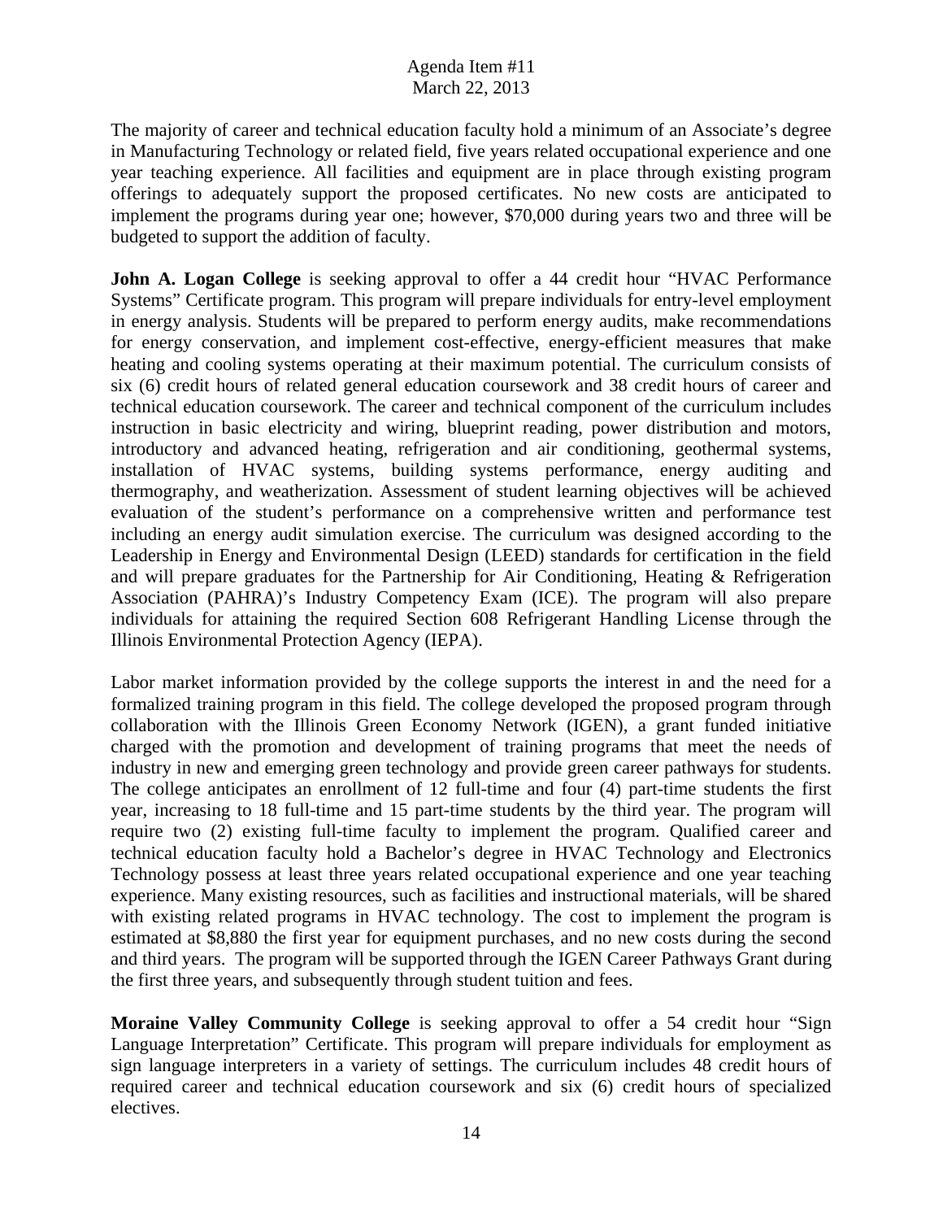The majority of career and technical education faculty hold a minimum of an Associate's degree in Manufacturing Technology or related field, five years related occupational experience and one year teaching experience. All facilities and equipment are in place through existing program offerings to adequately support the proposed certificates. No new costs are anticipated to implement the programs during year one; however, $70,000 during years two and three will be budgeted to support the addition of faculty.

**John A. Logan College** is seeking approval to offer a 44 credit hour "HVAC Performance Systems" Certificate program. This program will prepare individuals for entry-level employment in energy analysis. Students will be prepared to perform energy audits, make recommendations for energy conservation, and implement cost-effective, energy-efficient measures that make heating and cooling systems operating at their maximum potential. The curriculum consists of six (6) credit hours of related general education coursework and 38 credit hours of career and technical education coursework. The career and technical component of the curriculum includes instruction in basic electricity and wiring, blueprint reading, power distribution and motors, introductory and advanced heating, refrigeration and air conditioning, geothermal systems, installation of HVAC systems, building systems performance, energy auditing and thermography, and weatherization. Assessment of student learning objectives will be achieved evaluation of the student's performance on a comprehensive written and performance test including an energy audit simulation exercise. The curriculum was designed according to the Leadership in Energy and Environmental Design (LEED) standards for certification in the field and will prepare graduates for the Partnership for Air Conditioning, Heating & Refrigeration Association (PAHRA)'s Industry Competency Exam (ICE). The program will also prepare individuals for attaining the required Section 608 Refrigerant Handling License through the Illinois Environmental Protection Agency (IEPA).

Labor market information provided by the college supports the interest in and the need for a formalized training program in this field. The college developed the proposed program through collaboration with the Illinois Green Economy Network (IGEN), a grant funded initiative charged with the promotion and development of training programs that meet the needs of industry in new and emerging green technology and provide green career pathways for students. The college anticipates an enrollment of 12 full-time and four (4) part-time students the first year, increasing to 18 full-time and 15 part-time students by the third year. The program will require two (2) existing full-time faculty to implement the program. Qualified career and technical education faculty hold a Bachelor's degree in HVAC Technology and Electronics Technology possess at least three years related occupational experience and one year teaching experience. Many existing resources, such as facilities and instructional materials, will be shared with existing related programs in HVAC technology. The cost to implement the program is estimated at $8,880 the first year for equipment purchases, and no new costs during the second and third years. The program will be supported through the IGEN Career Pathways Grant during the first three years, and subsequently through student tuition and fees.

**Moraine Valley Community College** is seeking approval to offer a 54 credit hour "Sign Language Interpretation" Certificate. This program will prepare individuals for employment as sign language interpreters in a variety of settings. The curriculum includes 48 credit hours of required career and technical education coursework and six (6) credit hours of specialized electives.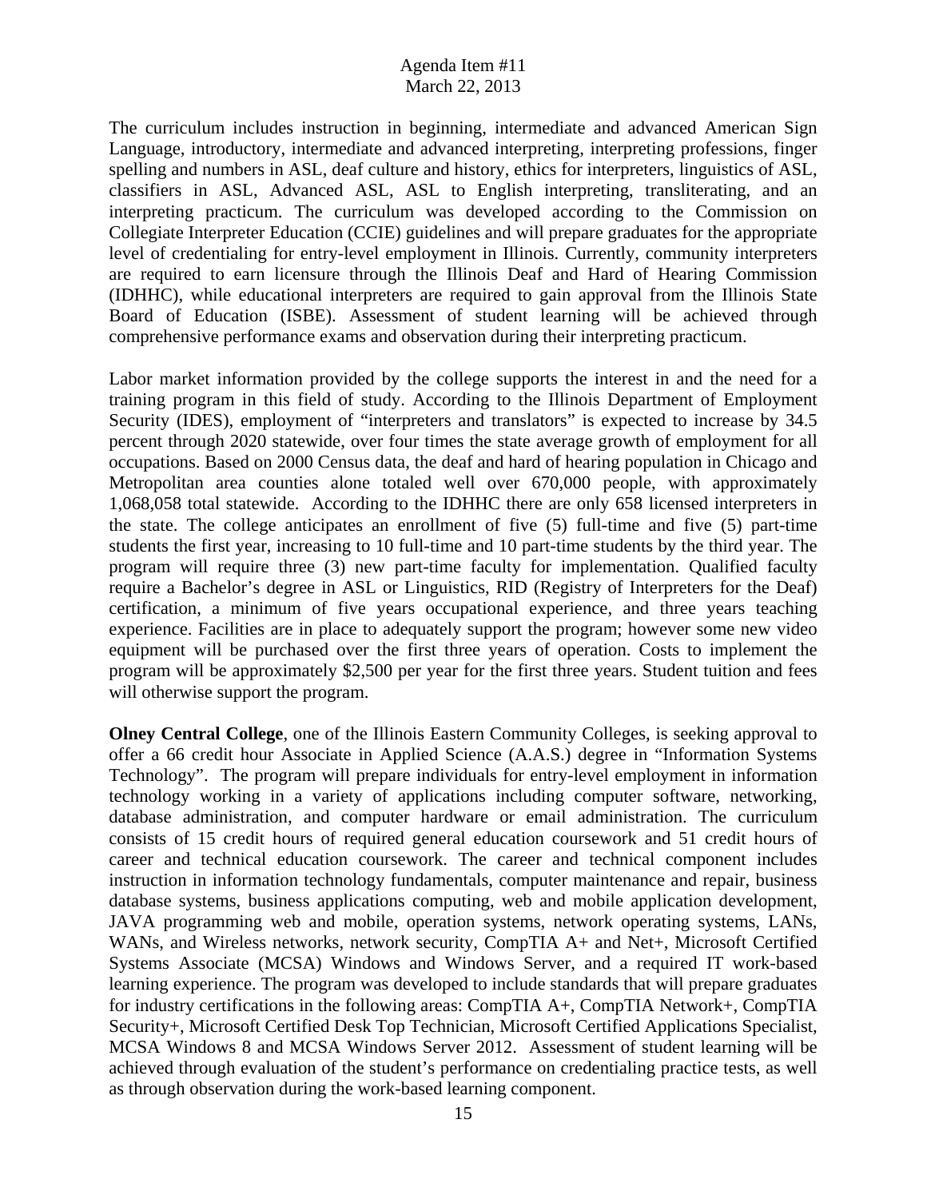The curriculum includes instruction in beginning, intermediate and advanced American Sign Language, introductory, intermediate and advanced interpreting, interpreting professions, finger spelling and numbers in ASL, deaf culture and history, ethics for interpreters, linguistics of ASL, classifiers in ASL, Advanced ASL, ASL to English interpreting, transliterating, and an interpreting practicum. The curriculum was developed according to the Commission on Collegiate Interpreter Education (CCIE) guidelines and will prepare graduates for the appropriate level of credentialing for entry-level employment in Illinois. Currently, community interpreters are required to earn licensure through the Illinois Deaf and Hard of Hearing Commission (IDHHC), while educational interpreters are required to gain approval from the Illinois State Board of Education (ISBE). Assessment of student learning will be achieved through comprehensive performance exams and observation during their interpreting practicum.

Labor market information provided by the college supports the interest in and the need for a training program in this field of study. According to the Illinois Department of Employment Security (IDES), employment of "interpreters and translators" is expected to increase by 34.5 percent through 2020 statewide, over four times the state average growth of employment for all occupations. Based on 2000 Census data, the deaf and hard of hearing population in Chicago and Metropolitan area counties alone totaled well over 670,000 people, with approximately 1,068,058 total statewide. According to the IDHHC there are only 658 licensed interpreters in the state. The college anticipates an enrollment of five (5) full-time and five (5) part-time students the first year, increasing to 10 full-time and 10 part-time students by the third year. The program will require three (3) new part-time faculty for implementation. Qualified faculty require a Bachelor's degree in ASL or Linguistics, RID (Registry of Interpreters for the Deaf) certification, a minimum of five years occupational experience, and three years teaching experience. Facilities are in place to adequately support the program; however some new video equipment will be purchased over the first three years of operation. Costs to implement the program will be approximately $2,500 per year for the first three years. Student tuition and fees will otherwise support the program.

**Olney Central College**, one of the Illinois Eastern Community Colleges, is seeking approval to offer a 66 credit hour Associate in Applied Science (A.A.S.) degree in "Information Systems Technology". The program will prepare individuals for entry-level employment in information technology working in a variety of applications including computer software, networking, database administration, and computer hardware or email administration. The curriculum consists of 15 credit hours of required general education coursework and 51 credit hours of career and technical education coursework. The career and technical component includes instruction in information technology fundamentals, computer maintenance and repair, business database systems, business applications computing, web and mobile application development, JAVA programming web and mobile, operation systems, network operating systems, LANs, WANs, and Wireless networks, network security, CompTIA A+ and Net+, Microsoft Certified Systems Associate (MCSA) Windows and Windows Server, and a required IT work-based learning experience. The program was developed to include standards that will prepare graduates for industry certifications in the following areas: CompTIA A+, CompTIA Network+, CompTIA Security+, Microsoft Certified Desk Top Technician, Microsoft Certified Applications Specialist, MCSA Windows 8 and MCSA Windows Server 2012. Assessment of student learning will be achieved through evaluation of the student's performance on credentialing practice tests, as well as through observation during the work-based learning component.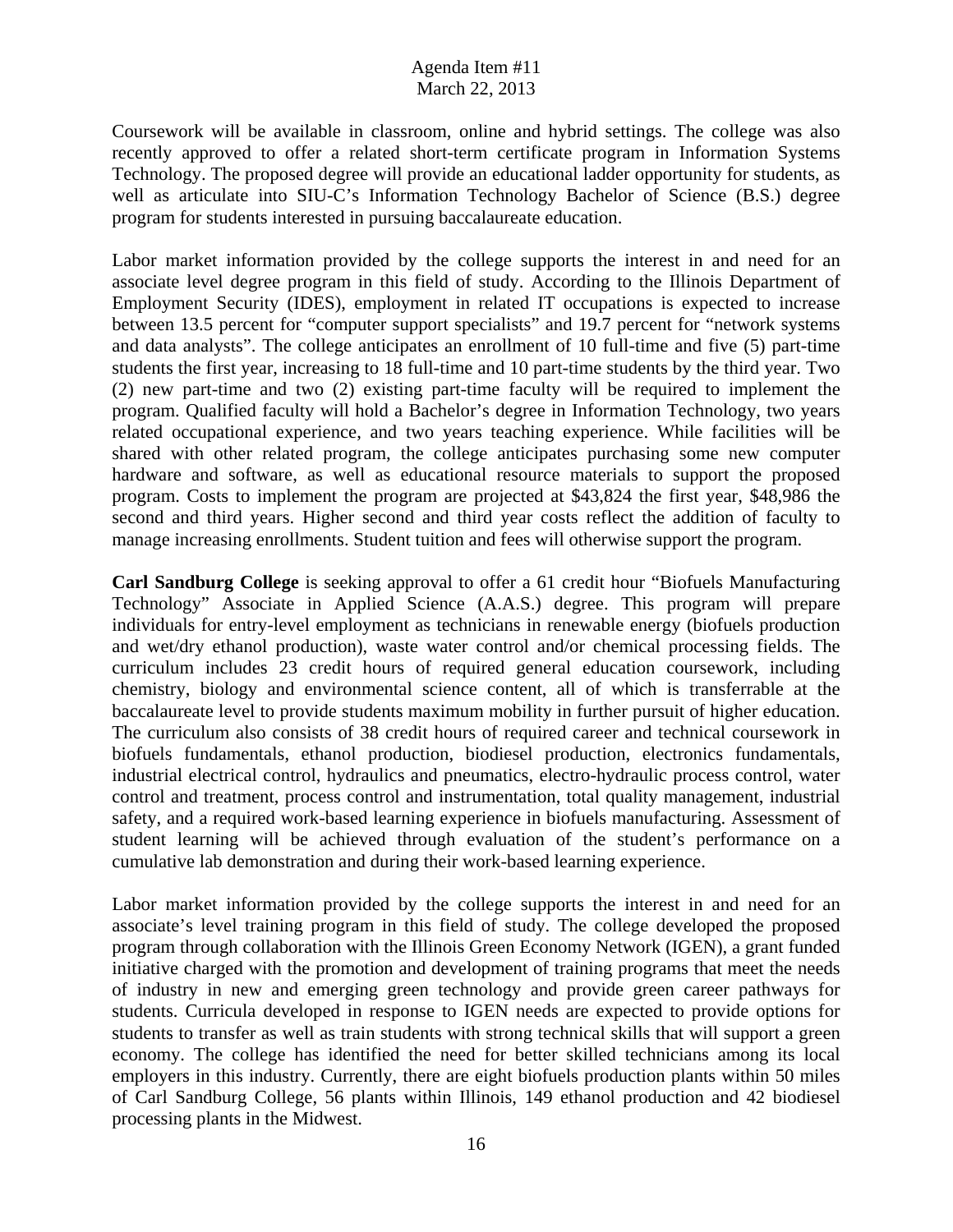Coursework will be available in classroom, online and hybrid settings. The college was also recently approved to offer a related short-term certificate program in Information Systems Technology. The proposed degree will provide an educational ladder opportunity for students, as well as articulate into SIU-C's Information Technology Bachelor of Science (B.S.) degree program for students interested in pursuing baccalaureate education.

Labor market information provided by the college supports the interest in and need for an associate level degree program in this field of study. According to the Illinois Department of Employment Security (IDES), employment in related IT occupations is expected to increase between 13.5 percent for "computer support specialists" and 19.7 percent for "network systems and data analysts". The college anticipates an enrollment of 10 full-time and five (5) part-time students the first year, increasing to 18 full-time and 10 part-time students by the third year. Two (2) new part-time and two (2) existing part-time faculty will be required to implement the program. Qualified faculty will hold a Bachelor's degree in Information Technology, two years related occupational experience, and two years teaching experience. While facilities will be shared with other related program, the college anticipates purchasing some new computer hardware and software, as well as educational resource materials to support the proposed program. Costs to implement the program are projected at $43,824 the first year, $48,986 the second and third years. Higher second and third year costs reflect the addition of faculty to manage increasing enrollments. Student tuition and fees will otherwise support the program.

**Carl Sandburg College** is seeking approval to offer a 61 credit hour "Biofuels Manufacturing Technology" Associate in Applied Science (A.A.S.) degree. This program will prepare individuals for entry-level employment as technicians in renewable energy (biofuels production and wet/dry ethanol production), waste water control and/or chemical processing fields. The curriculum includes 23 credit hours of required general education coursework, including chemistry, biology and environmental science content, all of which is transferrable at the baccalaureate level to provide students maximum mobility in further pursuit of higher education. The curriculum also consists of 38 credit hours of required career and technical coursework in biofuels fundamentals, ethanol production, biodiesel production, electronics fundamentals, industrial electrical control, hydraulics and pneumatics, electro-hydraulic process control, water control and treatment, process control and instrumentation, total quality management, industrial safety, and a required work-based learning experience in biofuels manufacturing. Assessment of student learning will be achieved through evaluation of the student's performance on a cumulative lab demonstration and during their work-based learning experience.

Labor market information provided by the college supports the interest in and need for an associate's level training program in this field of study. The college developed the proposed program through collaboration with the Illinois Green Economy Network (IGEN), a grant funded initiative charged with the promotion and development of training programs that meet the needs of industry in new and emerging green technology and provide green career pathways for students. Curricula developed in response to IGEN needs are expected to provide options for students to transfer as well as train students with strong technical skills that will support a green economy. The college has identified the need for better skilled technicians among its local employers in this industry. Currently, there are eight biofuels production plants within 50 miles of Carl Sandburg College, 56 plants within Illinois, 149 ethanol production and 42 biodiesel processing plants in the Midwest.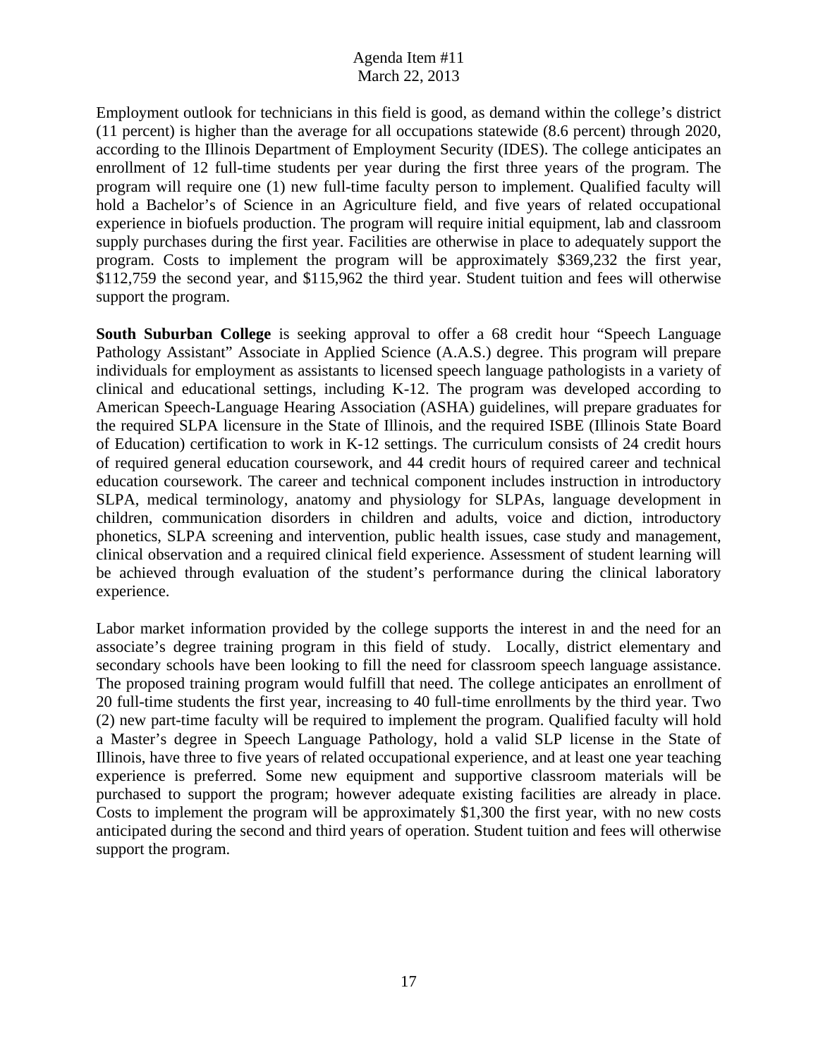Employment outlook for technicians in this field is good, as demand within the college's district (11 percent) is higher than the average for all occupations statewide (8.6 percent) through 2020, according to the Illinois Department of Employment Security (IDES). The college anticipates an enrollment of 12 full-time students per year during the first three years of the program. The program will require one (1) new full-time faculty person to implement. Qualified faculty will hold a Bachelor's of Science in an Agriculture field, and five years of related occupational experience in biofuels production. The program will require initial equipment, lab and classroom supply purchases during the first year. Facilities are otherwise in place to adequately support the program. Costs to implement the program will be approximately $369,232 the first year, $112,759 the second year, and $115,962 the third year. Student tuition and fees will otherwise support the program.

**South Suburban College** is seeking approval to offer a 68 credit hour "Speech Language Pathology Assistant" Associate in Applied Science (A.A.S.) degree. This program will prepare individuals for employment as assistants to licensed speech language pathologists in a variety of clinical and educational settings, including K-12. The program was developed according to American Speech-Language Hearing Association (ASHA) guidelines, will prepare graduates for the required SLPA licensure in the State of Illinois, and the required ISBE (Illinois State Board of Education) certification to work in K-12 settings. The curriculum consists of 24 credit hours of required general education coursework, and 44 credit hours of required career and technical education coursework. The career and technical component includes instruction in introductory SLPA, medical terminology, anatomy and physiology for SLPAs, language development in children, communication disorders in children and adults, voice and diction, introductory phonetics, SLPA screening and intervention, public health issues, case study and management, clinical observation and a required clinical field experience. Assessment of student learning will be achieved through evaluation of the student's performance during the clinical laboratory experience.

Labor market information provided by the college supports the interest in and the need for an associate's degree training program in this field of study. Locally, district elementary and secondary schools have been looking to fill the need for classroom speech language assistance. The proposed training program would fulfill that need. The college anticipates an enrollment of 20 full-time students the first year, increasing to 40 full-time enrollments by the third year. Two (2) new part-time faculty will be required to implement the program. Qualified faculty will hold a Master's degree in Speech Language Pathology, hold a valid SLP license in the State of Illinois, have three to five years of related occupational experience, and at least one year teaching experience is preferred. Some new equipment and supportive classroom materials will be purchased to support the program; however adequate existing facilities are already in place. Costs to implement the program will be approximately $1,300 the first year, with no new costs anticipated during the second and third years of operation. Student tuition and fees will otherwise support the program.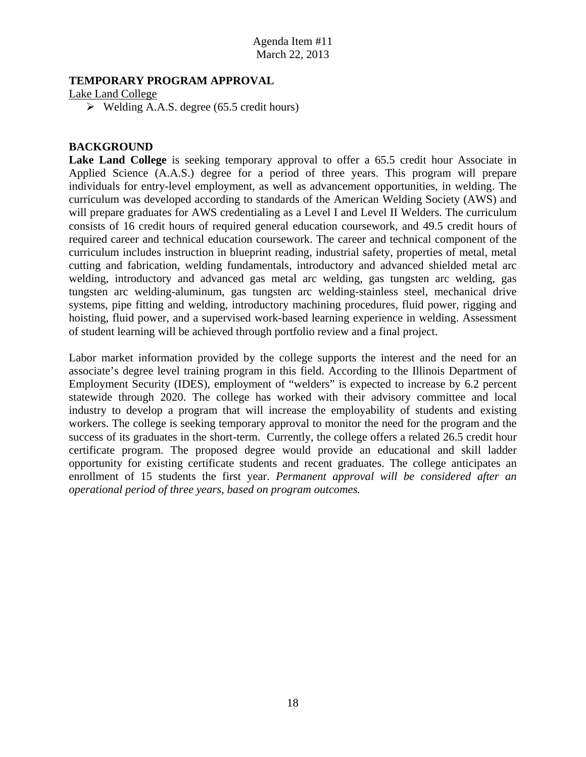Agenda Item #11
March 22, 2013

**TEMPORARY PROGRAM APPROVAL**

Lake Land College

- Welding A.A.S. degree (65.5 credit hours)

**BACKGROUND**

**Lake Land College** is seeking temporary approval to offer a 65.5 credit hour Associate in Applied Science (A.A.S.) degree for a period of three years. This program will prepare individuals for entry-level employment, as well as advancement opportunities, in welding. The curriculum was developed according to standards of the American Welding Society (AWS) and will prepare graduates for AWS credentialing as a Level I and Level II Welders. The curriculum consists of 16 credit hours of required general education coursework, and 49.5 credit hours of required career and technical education coursework. The career and technical component of the curriculum includes instruction in blueprint reading, industrial safety, properties of metal, metal cutting and fabrication, welding fundamentals, introductory and advanced shielded metal arc welding, introductory and advanced gas metal arc welding, gas tungsten arc welding, gas tungsten arc welding-aluminum, gas tungsten arc welding-stainless steel, mechanical drive systems, pipe fitting and welding, introductory machining procedures, fluid power, rigging and hoisting, fluid power, and a supervised work-based learning experience in welding. Assessment of student learning will be achieved through portfolio review and a final project.

Labor market information provided by the college supports the interest and the need for an associate's degree level training program in this field. According to the Illinois Department of Employment Security (IDES), employment of "welders" is expected to increase by 6.2 percent statewide through 2020. The college has worked with their advisory committee and local industry to develop a program that will increase the employability of students and existing workers. The college is seeking temporary approval to monitor the need for the program and the success of its graduates in the short-term. Currently, the college offers a related 26.5 credit hour certificate program. The proposed degree would provide an educational and skill ladder opportunity for existing certificate students and recent graduates. The college anticipates an enrollment of 15 students the first year. *Permanent approval will be considered after an operational period of three years, based on program outcomes.*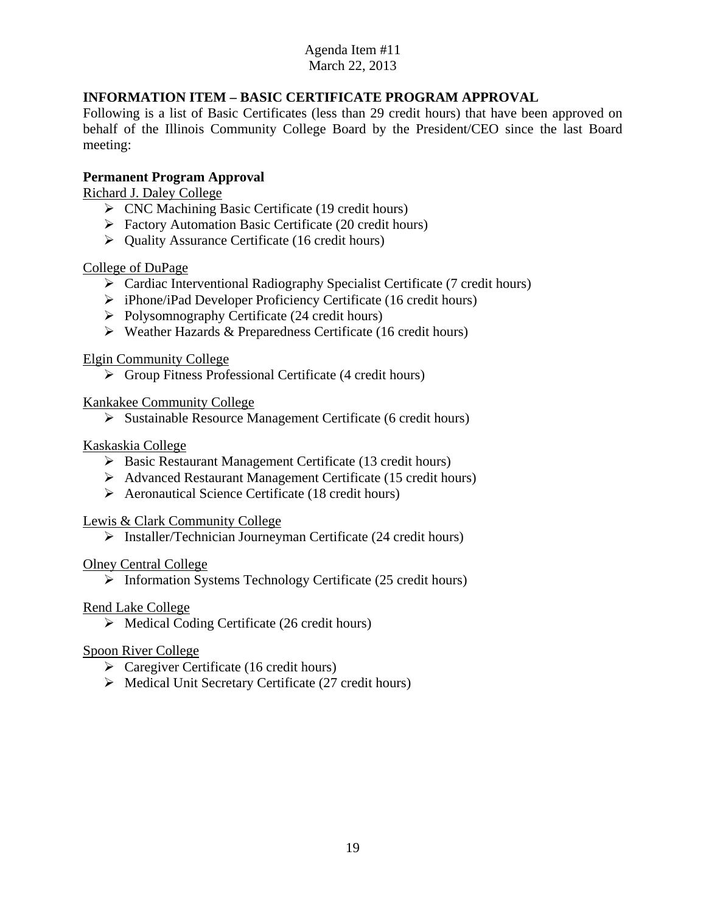Agenda Item #11
March 22, 2013

## INFORMATION ITEM – BASIC CERTIFICATE PROGRAM APPROVAL

Following is a list of Basic Certificates (less than 29 credit hours) that have been approved on behalf of the Illinois Community College Board by the President/CEO since the last Board meeting:

### Permanent Program Approval

Richard J. Daley College

- CNC Machining Basic Certificate (19 credit hours)
- Factory Automation Basic Certificate (20 credit hours)
- Quality Assurance Certificate (16 credit hours)

College of DuPage

- Cardiac Interventional Radiography Specialist Certificate (7 credit hours)
- iPhone/iPad Developer Proficiency Certificate (16 credit hours)
- Polysomnography Certificate (24 credit hours)
- Weather Hazards & Preparedness Certificate (16 credit hours)

Elgin Community College

- Group Fitness Professional Certificate (4 credit hours)

Kankakee Community College

- Sustainable Resource Management Certificate (6 credit hours)

Kaskaskia College

- Basic Restaurant Management Certificate (13 credit hours)
- Advanced Restaurant Management Certificate (15 credit hours)
- Aeronautical Science Certificate (18 credit hours)

Lewis & Clark Community College

- Installer/Technician Journeyman Certificate (24 credit hours)

Olney Central College

- Information Systems Technology Certificate (25 credit hours)

Rend Lake College

- Medical Coding Certificate (26 credit hours)

Spoon River College

- Caregiver Certificate (16 credit hours)
- Medical Unit Secretary Certificate (27 credit hours)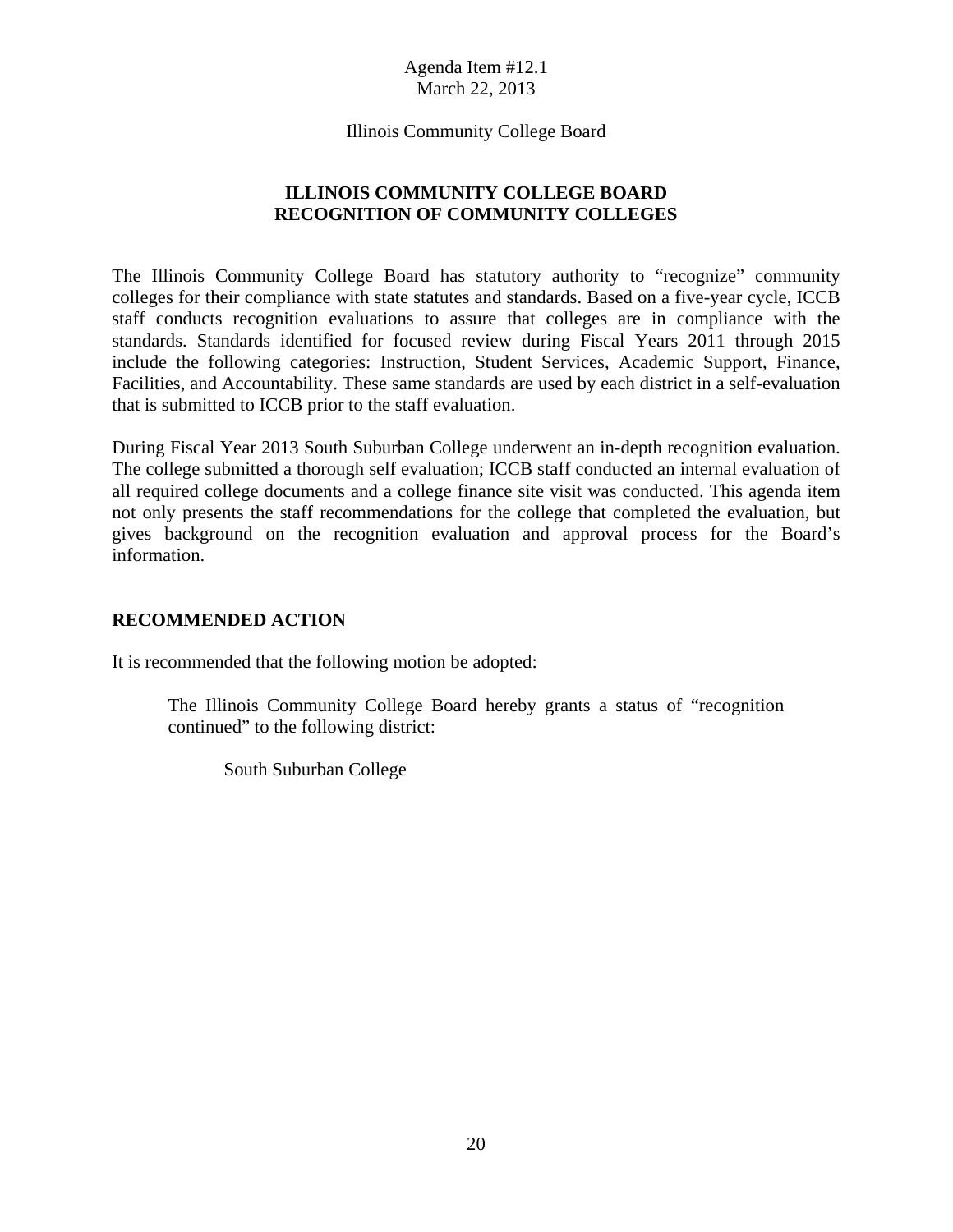Agenda Item #12.1
March 22, 2013

Illinois Community College Board

# ILLINOIS COMMUNITY COLLEGE BOARD
# RECOGNITION OF COMMUNITY COLLEGES

The Illinois Community College Board has statutory authority to "recognize" community colleges for their compliance with state statutes and standards. Based on a five-year cycle, ICCB staff conducts recognition evaluations to assure that colleges are in compliance with the standards. Standards identified for focused review during Fiscal Years 2011 through 2015 include the following categories: Instruction, Student Services, Academic Support, Finance, Facilities, and Accountability. These same standards are used by each district in a self-evaluation that is submitted to ICCB prior to the staff evaluation.

During Fiscal Year 2013 South Suburban College underwent an in-depth recognition evaluation. The college submitted a thorough self evaluation; ICCB staff conducted an internal evaluation of all required college documents and a college finance site visit was conducted. This agenda item not only presents the staff recommendations for the college that completed the evaluation, but gives background on the recognition evaluation and approval process for the Board's information.

## RECOMMENDED ACTION

It is recommended that the following motion be adopted:

> The Illinois Community College Board hereby grants a status of "recognition continued" to the following district:
>
> South Suburban College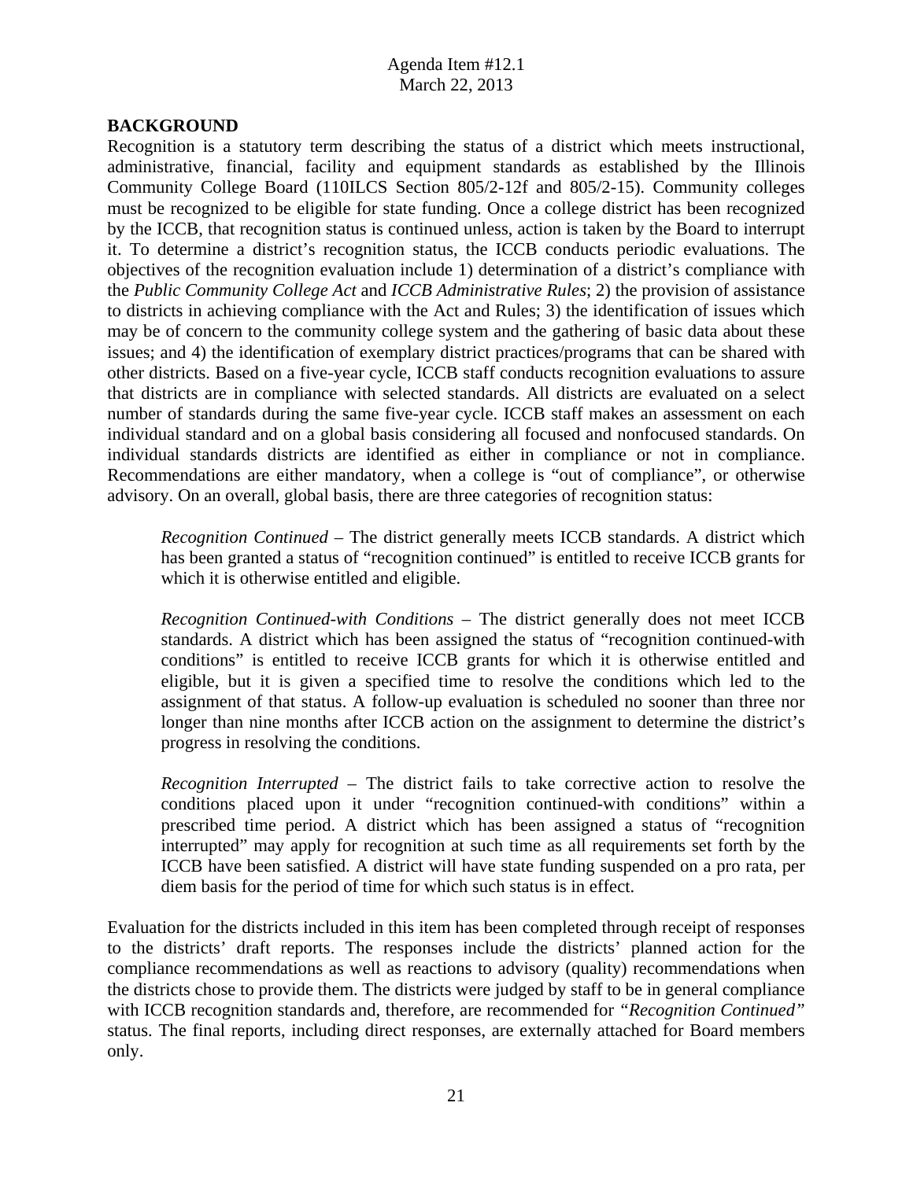Agenda Item #12.1
March 22, 2013

**BACKGROUND**

Recognition is a statutory term describing the status of a district which meets instructional, administrative, financial, facility and equipment standards as established by the Illinois Community College Board (110ILCS Section 805/2-12f and 805/2-15). Community colleges must be recognized to be eligible for state funding. Once a college district has been recognized by the ICCB, that recognition status is continued unless, action is taken by the Board to interrupt it. To determine a district's recognition status, the ICCB conducts periodic evaluations. The objectives of the recognition evaluation include 1) determination of a district's compliance with the *Public Community College Act* and *ICCB Administrative Rules*; 2) the provision of assistance to districts in achieving compliance with the Act and Rules; 3) the identification of issues which may be of concern to the community college system and the gathering of basic data about these issues; and 4) the identification of exemplary district practices/programs that can be shared with other districts. Based on a five-year cycle, ICCB staff conducts recognition evaluations to assure that districts are in compliance with selected standards. All districts are evaluated on a select number of standards during the same five-year cycle. ICCB staff makes an assessment on each individual standard and on a global basis considering all focused and nonfocused standards. On individual standards districts are identified as either in compliance or not in compliance. Recommendations are either mandatory, when a college is "out of compliance", or otherwise advisory. On an overall, global basis, there are three categories of recognition status:

> *Recognition Continued* – The district generally meets ICCB standards. A district which has been granted a status of "recognition continued" is entitled to receive ICCB grants for which it is otherwise entitled and eligible.
>
> *Recognition Continued-with Conditions* – The district generally does not meet ICCB standards. A district which has been assigned the status of "recognition continued-with conditions" is entitled to receive ICCB grants for which it is otherwise entitled and eligible, but it is given a specified time to resolve the conditions which led to the assignment of that status. A follow-up evaluation is scheduled no sooner than three nor longer than nine months after ICCB action on the assignment to determine the district's progress in resolving the conditions.
>
> *Recognition Interrupted* – The district fails to take corrective action to resolve the conditions placed upon it under "recognition continued-with conditions" within a prescribed time period. A district which has been assigned a status of "recognition interrupted" may apply for recognition at such time as all requirements set forth by the ICCB have been satisfied. A district will have state funding suspended on a pro rata, per diem basis for the period of time for which such status is in effect.

Evaluation for the districts included in this item has been completed through receipt of responses to the districts' draft reports. The responses include the districts' planned action for the compliance recommendations as well as reactions to advisory (quality) recommendations when the districts chose to provide them. The districts were judged by staff to be in general compliance with ICCB recognition standards and, therefore, are recommended for *"Recognition Continued"* status. The final reports, including direct responses, are externally attached for Board members only.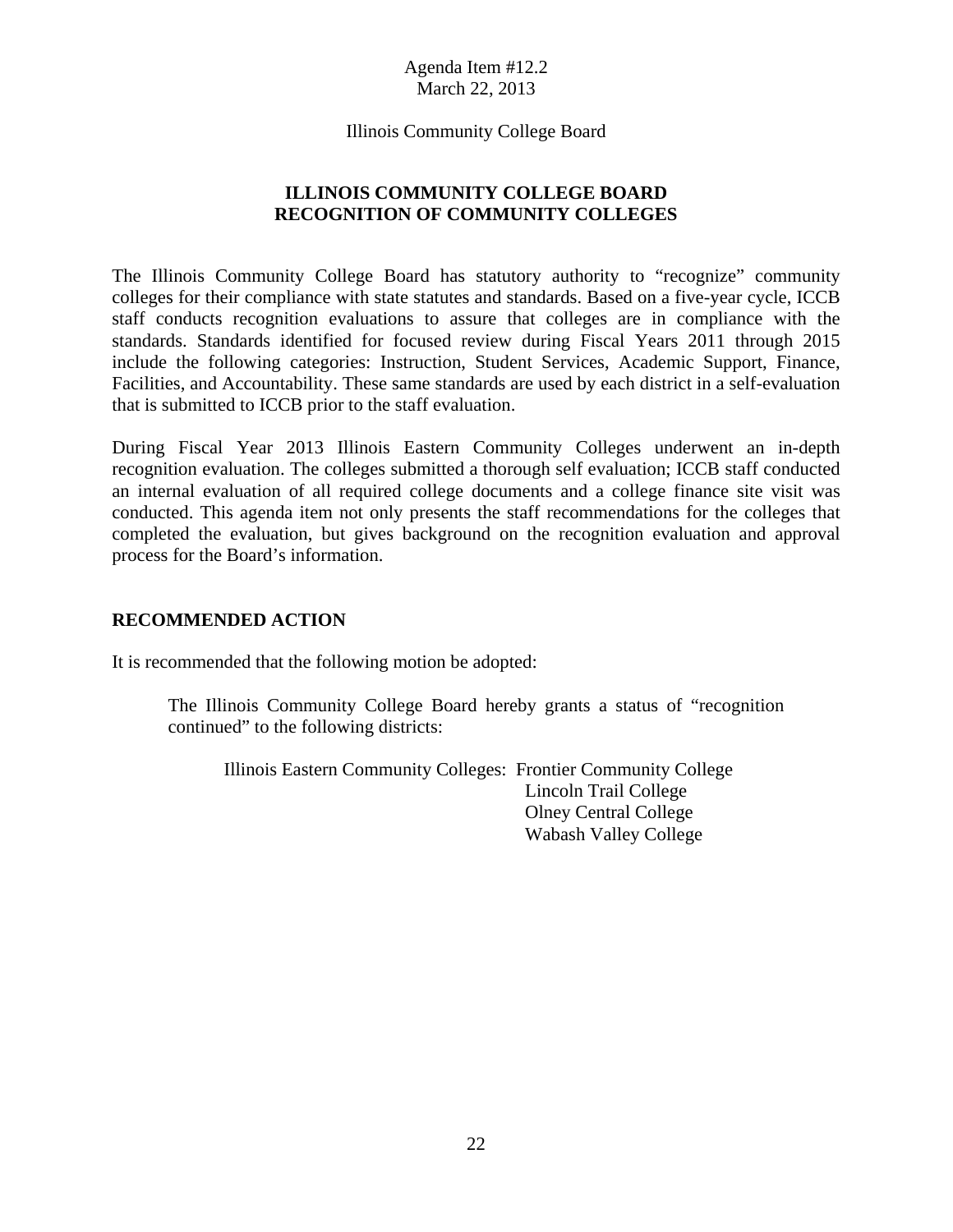Agenda Item #12.2
March 22, 2013

Illinois Community College Board

## ILLINOIS COMMUNITY COLLEGE BOARD
## RECOGNITION OF COMMUNITY COLLEGES

The Illinois Community College Board has statutory authority to "recognize" community colleges for their compliance with state statutes and standards. Based on a five-year cycle, ICCB staff conducts recognition evaluations to assure that colleges are in compliance with the standards. Standards identified for focused review during Fiscal Years 2011 through 2015 include the following categories: Instruction, Student Services, Academic Support, Finance, Facilities, and Accountability. These same standards are used by each district in a self-evaluation that is submitted to ICCB prior to the staff evaluation.

During Fiscal Year 2013 Illinois Eastern Community Colleges underwent an in-depth recognition evaluation. The colleges submitted a thorough self evaluation; ICCB staff conducted an internal evaluation of all required college documents and a college finance site visit was conducted. This agenda item not only presents the staff recommendations for the colleges that completed the evaluation, but gives background on the recognition evaluation and approval process for the Board's information.

### RECOMMENDED ACTION

It is recommended that the following motion be adopted:

> The Illinois Community College Board hereby grants a status of "recognition continued" to the following districts:
>
> Illinois Eastern Community Colleges: Frontier Community College
> Lincoln Trail College
> Olney Central College
> Wabash Valley College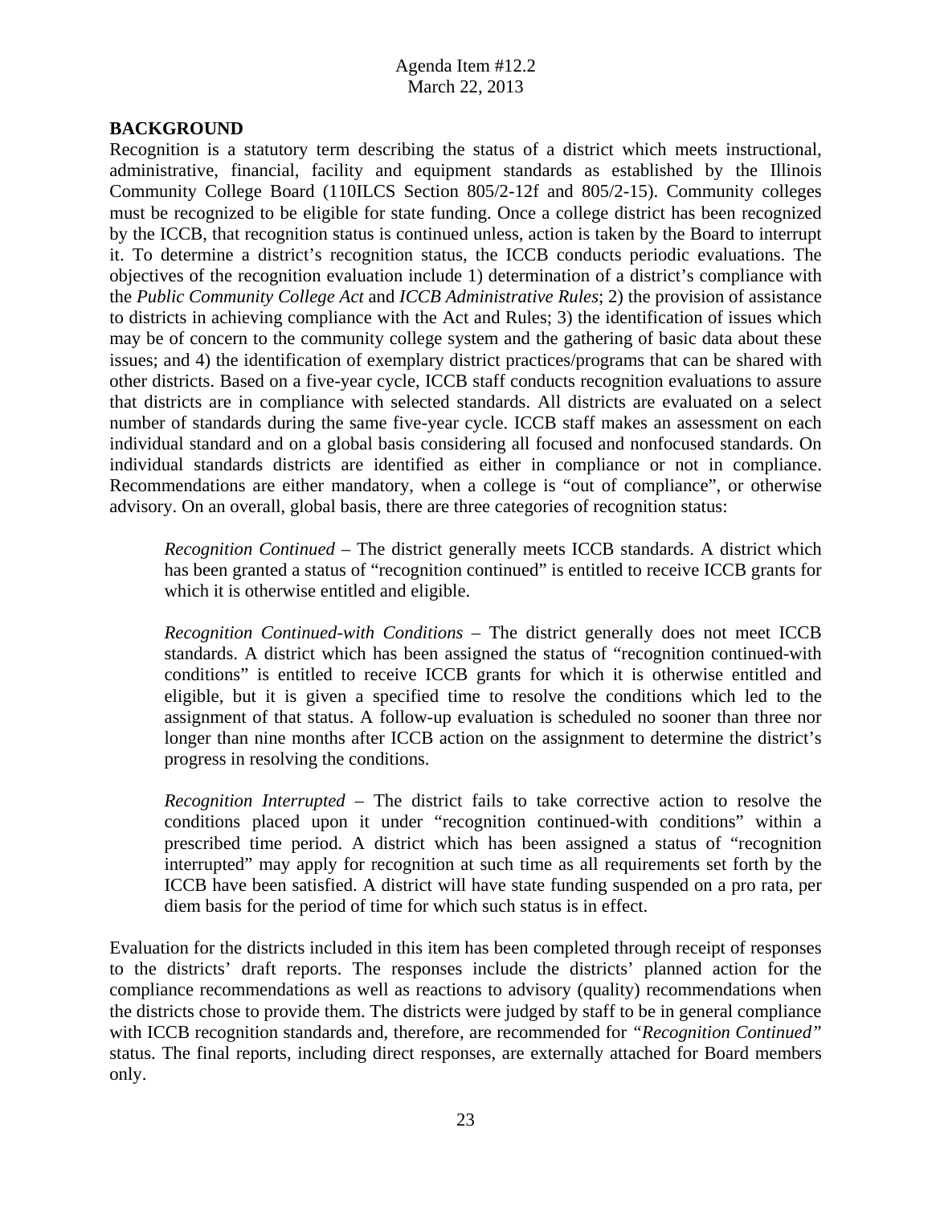Agenda Item #12.2
March 22, 2013

**BACKGROUND**

Recognition is a statutory term describing the status of a district which meets instructional, administrative, financial, facility and equipment standards as established by the Illinois Community College Board (110ILCS Section 805/2-12f and 805/2-15). Community colleges must be recognized to be eligible for state funding. Once a college district has been recognized by the ICCB, that recognition status is continued unless, action is taken by the Board to interrupt it. To determine a district's recognition status, the ICCB conducts periodic evaluations. The objectives of the recognition evaluation include 1) determination of a district's compliance with the *Public Community College Act* and *ICCB Administrative Rules*; 2) the provision of assistance to districts in achieving compliance with the Act and Rules; 3) the identification of issues which may be of concern to the community college system and the gathering of basic data about these issues; and 4) the identification of exemplary district practices/programs that can be shared with other districts. Based on a five-year cycle, ICCB staff conducts recognition evaluations to assure that districts are in compliance with selected standards. All districts are evaluated on a select number of standards during the same five-year cycle. ICCB staff makes an assessment on each individual standard and on a global basis considering all focused and nonfocused standards. On individual standards districts are identified as either in compliance or not in compliance. Recommendations are either mandatory, when a college is "out of compliance", or otherwise advisory. On an overall, global basis, there are three categories of recognition status:

> *Recognition Continued* – The district generally meets ICCB standards. A district which has been granted a status of "recognition continued" is entitled to receive ICCB grants for which it is otherwise entitled and eligible.
>
> *Recognition Continued-with Conditions* – The district generally does not meet ICCB standards. A district which has been assigned the status of "recognition continued-with conditions" is entitled to receive ICCB grants for which it is otherwise entitled and eligible, but it is given a specified time to resolve the conditions which led to the assignment of that status. A follow-up evaluation is scheduled no sooner than three nor longer than nine months after ICCB action on the assignment to determine the district's progress in resolving the conditions.
>
> *Recognition Interrupted* – The district fails to take corrective action to resolve the conditions placed upon it under "recognition continued-with conditions" within a prescribed time period. A district which has been assigned a status of "recognition interrupted" may apply for recognition at such time as all requirements set forth by the ICCB have been satisfied. A district will have state funding suspended on a pro rata, per diem basis for the period of time for which such status is in effect.

Evaluation for the districts included in this item has been completed through receipt of responses to the districts' draft reports. The responses include the districts' planned action for the compliance recommendations as well as reactions to advisory (quality) recommendations when the districts chose to provide them. The districts were judged by staff to be in general compliance with ICCB recognition standards and, therefore, are recommended for *"Recognition Continued"* status. The final reports, including direct responses, are externally attached for Board members only.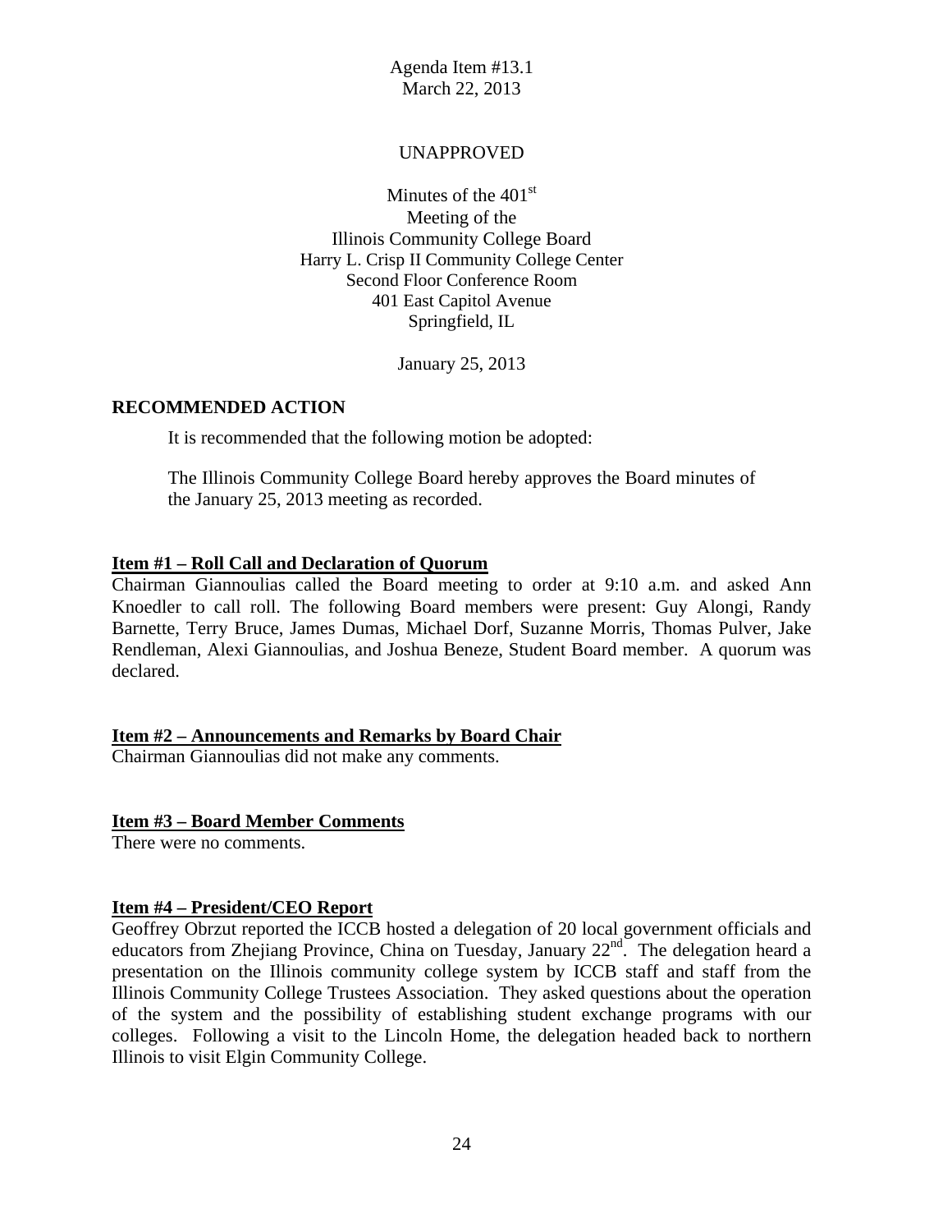Agenda Item #13.1
March 22, 2013

UNAPPROVED

Minutes of the 401st
Meeting of the
Illinois Community College Board
Harry L. Crisp II Community College Center
Second Floor Conference Room
401 East Capitol Avenue
Springfield, IL

January 25, 2013

**RECOMMENDED ACTION**

It is recommended that the following motion be adopted:

The Illinois Community College Board hereby approves the Board minutes of the January 25, 2013 meeting as recorded.

**Item #1 – Roll Call and Declaration of Quorum**

Chairman Giannoulias called the Board meeting to order at 9:10 a.m. and asked Ann Knoedler to call roll. The following Board members were present: Guy Alongi, Randy Barnette, Terry Bruce, James Dumas, Michael Dorf, Suzanne Morris, Thomas Pulver, Jake Rendleman, Alexi Giannoulias, and Joshua Beneze, Student Board member. A quorum was declared.

**Item #2 – Announcements and Remarks by Board Chair**

Chairman Giannoulias did not make any comments.

**Item #3 – Board Member Comments**

There were no comments.

**Item #4 – President/CEO Report**

Geoffrey Obrzut reported the ICCB hosted a delegation of 20 local government officials and educators from Zhejiang Province, China on Tuesday, January 22nd. The delegation heard a presentation on the Illinois community college system by ICCB staff and staff from the Illinois Community College Trustees Association. They asked questions about the operation of the system and the possibility of establishing student exchange programs with our colleges. Following a visit to the Lincoln Home, the delegation headed back to northern Illinois to visit Elgin Community College.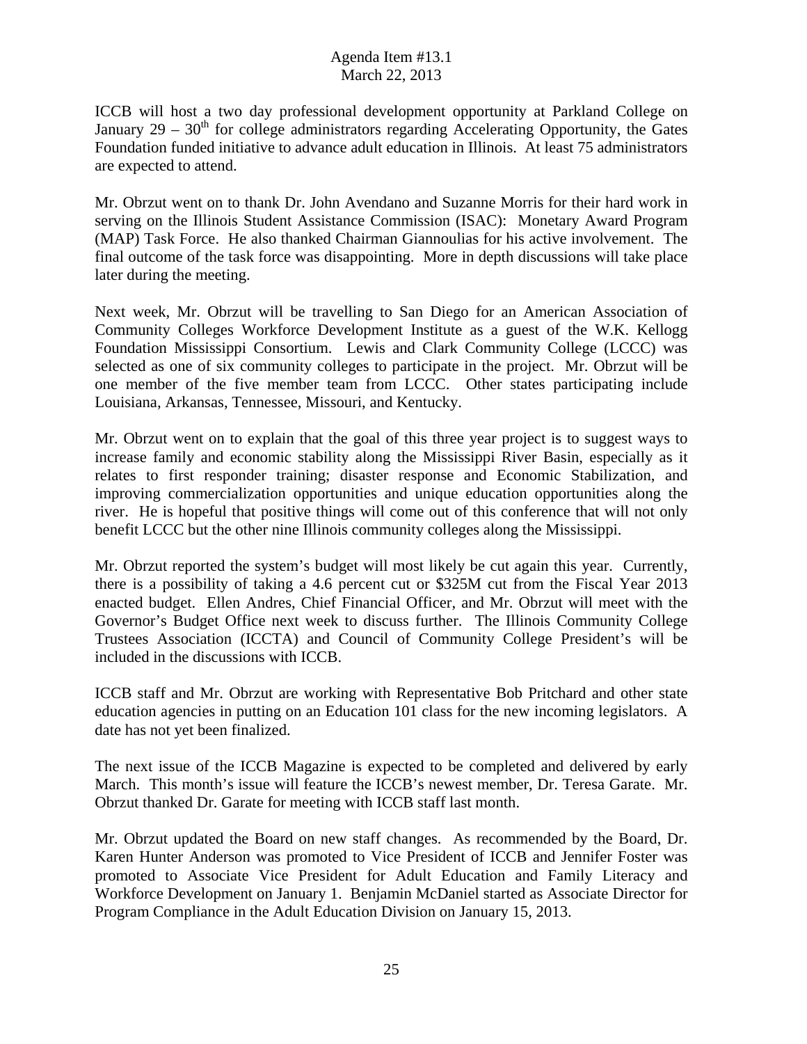ICCB will host a two day professional development opportunity at Parkland College on January 29 – 30th for college administrators regarding Accelerating Opportunity, the Gates Foundation funded initiative to advance adult education in Illinois. At least 75 administrators are expected to attend.

Mr. Obrzut went on to thank Dr. John Avendano and Suzanne Morris for their hard work in serving on the Illinois Student Assistance Commission (ISAC): Monetary Award Program (MAP) Task Force. He also thanked Chairman Giannoulias for his active involvement. The final outcome of the task force was disappointing. More in depth discussions will take place later during the meeting.

Next week, Mr. Obrzut will be travelling to San Diego for an American Association of Community Colleges Workforce Development Institute as a guest of the W.K. Kellogg Foundation Mississippi Consortium. Lewis and Clark Community College (LCCC) was selected as one of six community colleges to participate in the project. Mr. Obrzut will be one member of the five member team from LCCC. Other states participating include Louisiana, Arkansas, Tennessee, Missouri, and Kentucky.

Mr. Obrzut went on to explain that the goal of this three year project is to suggest ways to increase family and economic stability along the Mississippi River Basin, especially as it relates to first responder training; disaster response and Economic Stabilization, and improving commercialization opportunities and unique education opportunities along the river. He is hopeful that positive things will come out of this conference that will not only benefit LCCC but the other nine Illinois community colleges along the Mississippi.

Mr. Obrzut reported the system's budget will most likely be cut again this year. Currently, there is a possibility of taking a 4.6 percent cut or $325M cut from the Fiscal Year 2013 enacted budget. Ellen Andres, Chief Financial Officer, and Mr. Obrzut will meet with the Governor's Budget Office next week to discuss further. The Illinois Community College Trustees Association (ICCTA) and Council of Community College President's will be included in the discussions with ICCB.

ICCB staff and Mr. Obrzut are working with Representative Bob Pritchard and other state education agencies in putting on an Education 101 class for the new incoming legislators. A date has not yet been finalized.

The next issue of the ICCB Magazine is expected to be completed and delivered by early March. This month's issue will feature the ICCB's newest member, Dr. Teresa Garate. Mr. Obrzut thanked Dr. Garate for meeting with ICCB staff last month.

Mr. Obrzut updated the Board on new staff changes. As recommended by the Board, Dr. Karen Hunter Anderson was promoted to Vice President of ICCB and Jennifer Foster was promoted to Associate Vice President for Adult Education and Family Literacy and Workforce Development on January 1. Benjamin McDaniel started as Associate Director for Program Compliance in the Adult Education Division on January 15, 2013.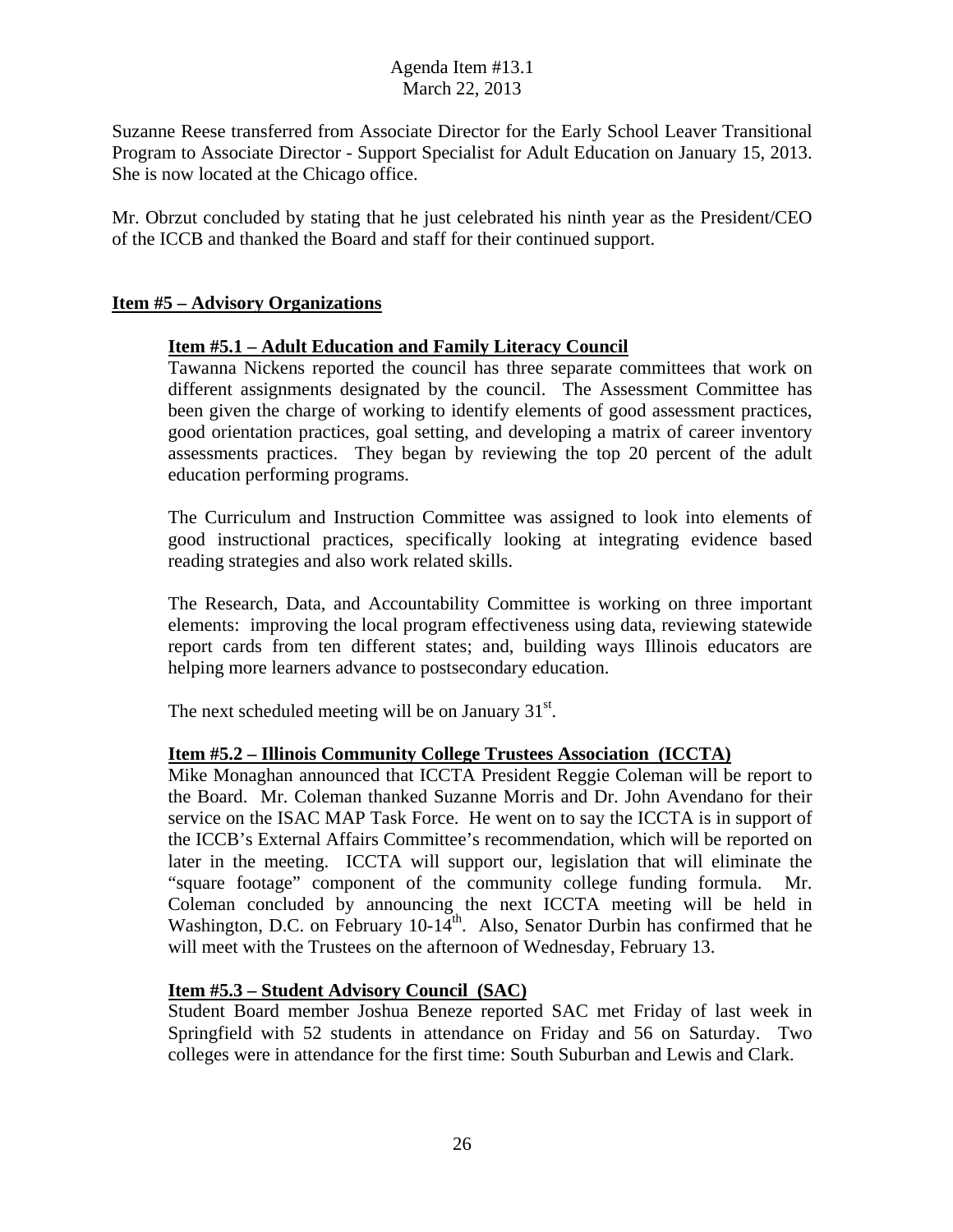Suzanne Reese transferred from Associate Director for the Early School Leaver Transitional Program to Associate Director - Support Specialist for Adult Education on January 15, 2013. She is now located at the Chicago office.

Mr. Obrzut concluded by stating that he just celebrated his ninth year as the President/CEO of the ICCB and thanked the Board and staff for their continued support.

## Item #5 – Advisory Organizations

### Item #5.1 – Adult Education and Family Literacy Council

Tawanna Nickens reported the council has three separate committees that work on different assignments designated by the council. The Assessment Committee has been given the charge of working to identify elements of good assessment practices, good orientation practices, goal setting, and developing a matrix of career inventory assessments practices. They began by reviewing the top 20 percent of the adult education performing programs.

The Curriculum and Instruction Committee was assigned to look into elements of good instructional practices, specifically looking at integrating evidence based reading strategies and also work related skills.

The Research, Data, and Accountability Committee is working on three important elements: improving the local program effectiveness using data, reviewing statewide report cards from ten different states; and, building ways Illinois educators are helping more learners advance to postsecondary education.

The next scheduled meeting will be on January 31st.

### Item #5.2 – Illinois Community College Trustees Association (ICCTA)

Mike Monaghan announced that ICCTA President Reggie Coleman will be report to the Board. Mr. Coleman thanked Suzanne Morris and Dr. John Avendano for their service on the ISAC MAP Task Force. He went on to say the ICCTA is in support of the ICCB's External Affairs Committee's recommendation, which will be reported on later in the meeting. ICCTA will support our, legislation that will eliminate the "square footage" component of the community college funding formula. Mr. Coleman concluded by announcing the next ICCTA meeting will be held in Washington, D.C. on February 10-14th. Also, Senator Durbin has confirmed that he will meet with the Trustees on the afternoon of Wednesday, February 13.

### Item #5.3 – Student Advisory Council (SAC)

Student Board member Joshua Beneze reported SAC met Friday of last week in Springfield with 52 students in attendance on Friday and 56 on Saturday. Two colleges were in attendance for the first time: South Suburban and Lewis and Clark.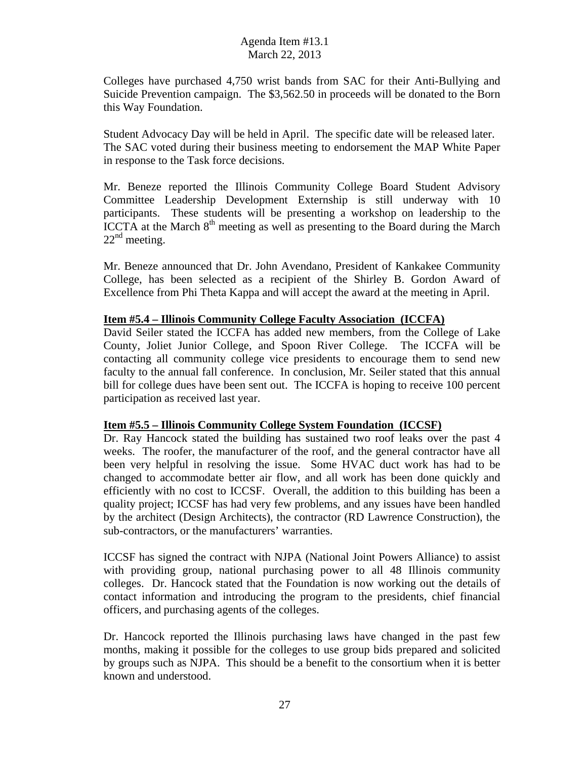Colleges have purchased 4,750 wrist bands from SAC for their Anti-Bullying and Suicide Prevention campaign. The $3,562.50 in proceeds will be donated to the Born this Way Foundation.

Student Advocacy Day will be held in April. The specific date will be released later. The SAC voted during their business meeting to endorsement the MAP White Paper in response to the Task force decisions.

Mr. Beneze reported the Illinois Community College Board Student Advisory Committee Leadership Development Externship is still underway with 10 participants. These students will be presenting a workshop on leadership to the ICCTA at the March 8th meeting as well as presenting to the Board during the March 22nd meeting.

Mr. Beneze announced that Dr. John Avendano, President of Kankakee Community College, has been selected as a recipient of the Shirley B. Gordon Award of Excellence from Phi Theta Kappa and will accept the award at the meeting in April.

**Item #5.4 – Illinois Community College Faculty Association (ICCFA)**

David Seiler stated the ICCFA has added new members, from the College of Lake County, Joliet Junior College, and Spoon River College. The ICCFA will be contacting all community college vice presidents to encourage them to send new faculty to the annual fall conference. In conclusion, Mr. Seiler stated that this annual bill for college dues have been sent out. The ICCFA is hoping to receive 100 percent participation as received last year.

**Item #5.5 – Illinois Community College System Foundation (ICCSF)**

Dr. Ray Hancock stated the building has sustained two roof leaks over the past 4 weeks. The roofer, the manufacturer of the roof, and the general contractor have all been very helpful in resolving the issue. Some HVAC duct work has had to be changed to accommodate better air flow, and all work has been done quickly and efficiently with no cost to ICCSF. Overall, the addition to this building has been a quality project; ICCSF has had very few problems, and any issues have been handled by the architect (Design Architects), the contractor (RD Lawrence Construction), the sub-contractors, or the manufacturers' warranties.

ICCSF has signed the contract with NJPA (National Joint Powers Alliance) to assist with providing group, national purchasing power to all 48 Illinois community colleges. Dr. Hancock stated that the Foundation is now working out the details of contact information and introducing the program to the presidents, chief financial officers, and purchasing agents of the colleges.

Dr. Hancock reported the Illinois purchasing laws have changed in the past few months, making it possible for the colleges to use group bids prepared and solicited by groups such as NJPA. This should be a benefit to the consortium when it is better known and understood.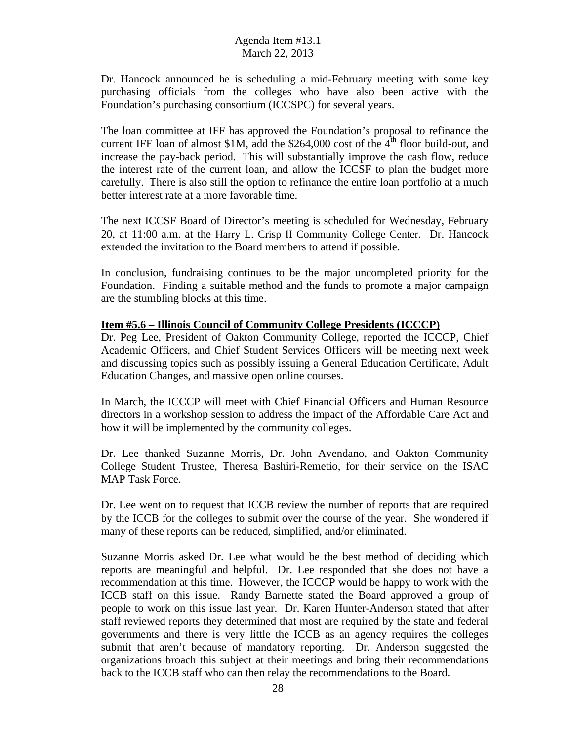Dr. Hancock announced he is scheduling a mid-February meeting with some key purchasing officials from the colleges who have also been active with the Foundation's purchasing consortium (ICCSPC) for several years.

The loan committee at IFF has approved the Foundation's proposal to refinance the current IFF loan of almost \$1M, add the \$264,000 cost of the 4th floor build-out, and increase the pay-back period. This will substantially improve the cash flow, reduce the interest rate of the current loan, and allow the ICCSF to plan the budget more carefully. There is also still the option to refinance the entire loan portfolio at a much better interest rate at a more favorable time.

The next ICCSF Board of Director's meeting is scheduled for Wednesday, February 20, at 11:00 a.m. at the Harry L. Crisp II Community College Center. Dr. Hancock extended the invitation to the Board members to attend if possible.

In conclusion, fundraising continues to be the major uncompleted priority for the Foundation. Finding a suitable method and the funds to promote a major campaign are the stumbling blocks at this time.

**Item #5.6 – Illinois Council of Community College Presidents (ICCCP)**

Dr. Peg Lee, President of Oakton Community College, reported the ICCCP, Chief Academic Officers, and Chief Student Services Officers will be meeting next week and discussing topics such as possibly issuing a General Education Certificate, Adult Education Changes, and massive open online courses.

In March, the ICCCP will meet with Chief Financial Officers and Human Resource directors in a workshop session to address the impact of the Affordable Care Act and how it will be implemented by the community colleges.

Dr. Lee thanked Suzanne Morris, Dr. John Avendano, and Oakton Community College Student Trustee, Theresa Bashiri-Remetio, for their service on the ISAC MAP Task Force.

Dr. Lee went on to request that ICCB review the number of reports that are required by the ICCB for the colleges to submit over the course of the year. She wondered if many of these reports can be reduced, simplified, and/or eliminated.

Suzanne Morris asked Dr. Lee what would be the best method of deciding which reports are meaningful and helpful. Dr. Lee responded that she does not have a recommendation at this time. However, the ICCCP would be happy to work with the ICCB staff on this issue. Randy Barnette stated the Board approved a group of people to work on this issue last year. Dr. Karen Hunter-Anderson stated that after staff reviewed reports they determined that most are required by the state and federal governments and there is very little the ICCB as an agency requires the colleges submit that aren't because of mandatory reporting. Dr. Anderson suggested the organizations broach this subject at their meetings and bring their recommendations back to the ICCB staff who can then relay the recommendations to the Board.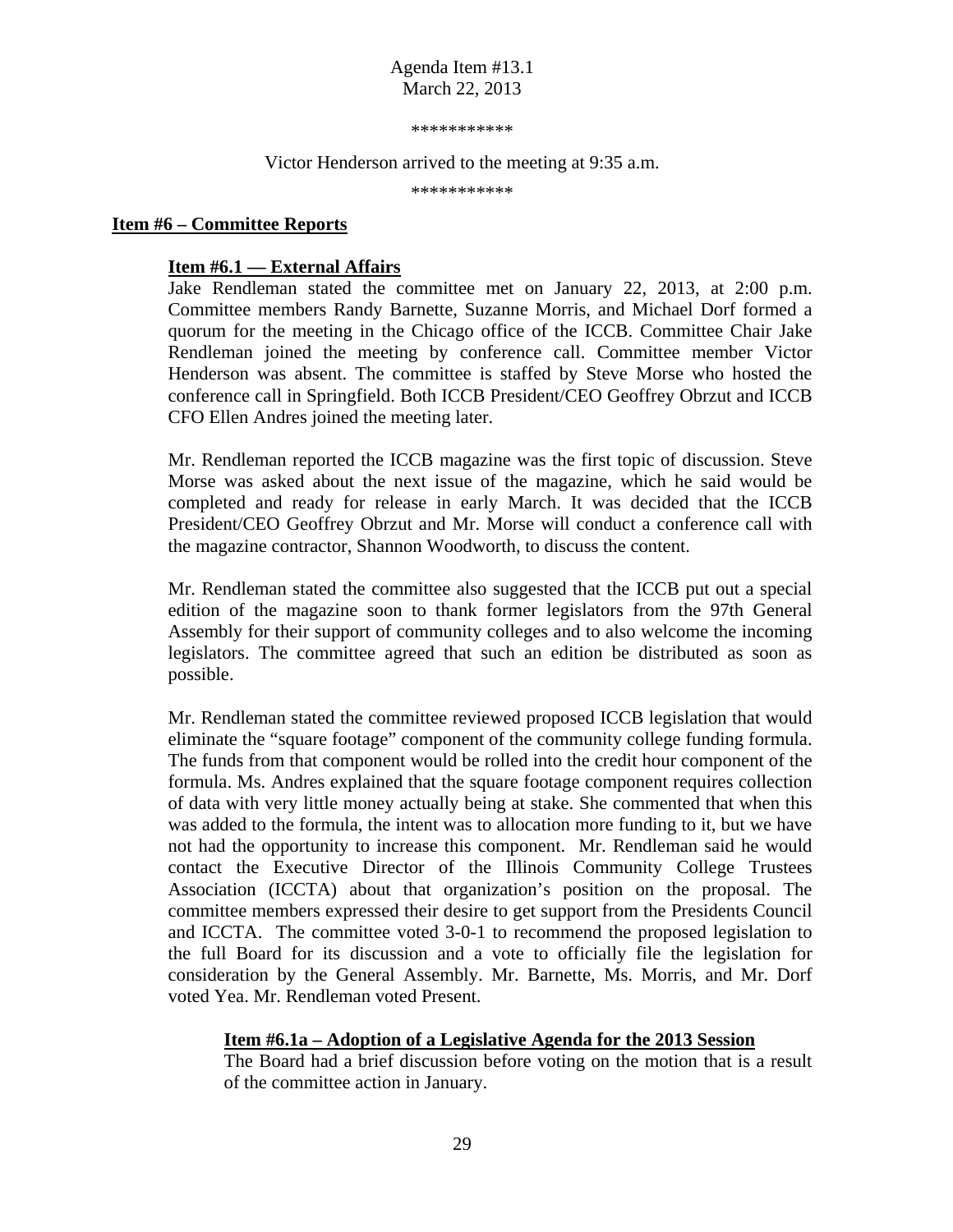***********

Victor Henderson arrived to the meeting at 9:35 a.m.

***********

## Item #6 – Committee Reports

### Item #6.1 — External Affairs

Jake Rendleman stated the committee met on January 22, 2013, at 2:00 p.m. Committee members Randy Barnette, Suzanne Morris, and Michael Dorf formed a quorum for the meeting in the Chicago office of the ICCB. Committee Chair Jake Rendleman joined the meeting by conference call. Committee member Victor Henderson was absent. The committee is staffed by Steve Morse who hosted the conference call in Springfield. Both ICCB President/CEO Geoffrey Obrzut and ICCB CFO Ellen Andres joined the meeting later.

Mr. Rendleman reported the ICCB magazine was the first topic of discussion. Steve Morse was asked about the next issue of the magazine, which he said would be completed and ready for release in early March. It was decided that the ICCB President/CEO Geoffrey Obrzut and Mr. Morse will conduct a conference call with the magazine contractor, Shannon Woodworth, to discuss the content.

Mr. Rendleman stated the committee also suggested that the ICCB put out a special edition of the magazine soon to thank former legislators from the 97th General Assembly for their support of community colleges and to also welcome the incoming legislators. The committee agreed that such an edition be distributed as soon as possible.

Mr. Rendleman stated the committee reviewed proposed ICCB legislation that would eliminate the "square footage" component of the community college funding formula. The funds from that component would be rolled into the credit hour component of the formula. Ms. Andres explained that the square footage component requires collection of data with very little money actually being at stake. She commented that when this was added to the formula, the intent was to allocation more funding to it, but we have not had the opportunity to increase this component. Mr. Rendleman said he would contact the Executive Director of the Illinois Community College Trustees Association (ICCTA) about that organization's position on the proposal. The committee members expressed their desire to get support from the Presidents Council and ICCTA. The committee voted 3-0-1 to recommend the proposed legislation to the full Board for its discussion and a vote to officially file the legislation for consideration by the General Assembly. Mr. Barnette, Ms. Morris, and Mr. Dorf voted Yea. Mr. Rendleman voted Present.

#### Item #6.1a – Adoption of a Legislative Agenda for the 2013 Session

The Board had a brief discussion before voting on the motion that is a result of the committee action in January.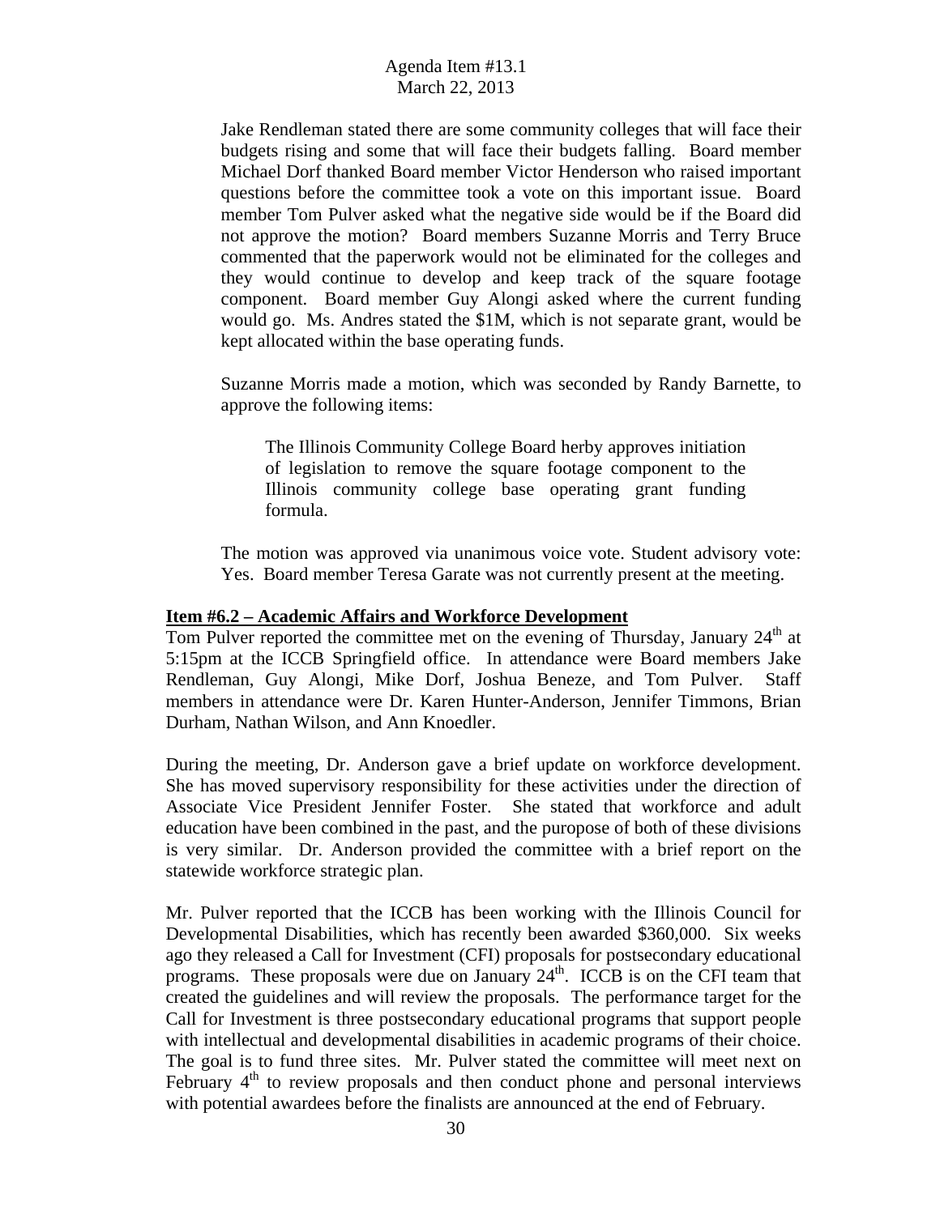Jake Rendleman stated there are some community colleges that will face their budgets rising and some that will face their budgets falling. Board member Michael Dorf thanked Board member Victor Henderson who raised important questions before the committee took a vote on this important issue. Board member Tom Pulver asked what the negative side would be if the Board did not approve the motion? Board members Suzanne Morris and Terry Bruce commented that the paperwork would not be eliminated for the colleges and they would continue to develop and keep track of the square footage component. Board member Guy Alongi asked where the current funding would go. Ms. Andres stated the $1M, which is not separate grant, would be kept allocated within the base operating funds.

Suzanne Morris made a motion, which was seconded by Randy Barnette, to approve the following items:

> The Illinois Community College Board herby approves initiation of legislation to remove the square footage component to the Illinois community college base operating grant funding formula.

The motion was approved via unanimous voice vote. Student advisory vote: Yes. Board member Teresa Garate was not currently present at the meeting.

**Item #6.2 – Academic Affairs and Workforce Development**

Tom Pulver reported the committee met on the evening of Thursday, January 24th at 5:15pm at the ICCB Springfield office. In attendance were Board members Jake Rendleman, Guy Alongi, Mike Dorf, Joshua Beneze, and Tom Pulver. Staff members in attendance were Dr. Karen Hunter-Anderson, Jennifer Timmons, Brian Durham, Nathan Wilson, and Ann Knoedler.

During the meeting, Dr. Anderson gave a brief update on workforce development. She has moved supervisory responsibility for these activities under the direction of Associate Vice President Jennifer Foster. She stated that workforce and adult education have been combined in the past, and the puropose of both of these divisions is very similar. Dr. Anderson provided the committee with a brief report on the statewide workforce strategic plan.

Mr. Pulver reported that the ICCB has been working with the Illinois Council for Developmental Disabilities, which has recently been awarded $360,000. Six weeks ago they released a Call for Investment (CFI) proposals for postsecondary educational programs. These proposals were due on January 24th. ICCB is on the CFI team that created the guidelines and will review the proposals. The performance target for the Call for Investment is three postsecondary educational programs that support people with intellectual and developmental disabilities in academic programs of their choice. The goal is to fund three sites. Mr. Pulver stated the committee will meet next on February 4th to review proposals and then conduct phone and personal interviews with potential awardees before the finalists are announced at the end of February.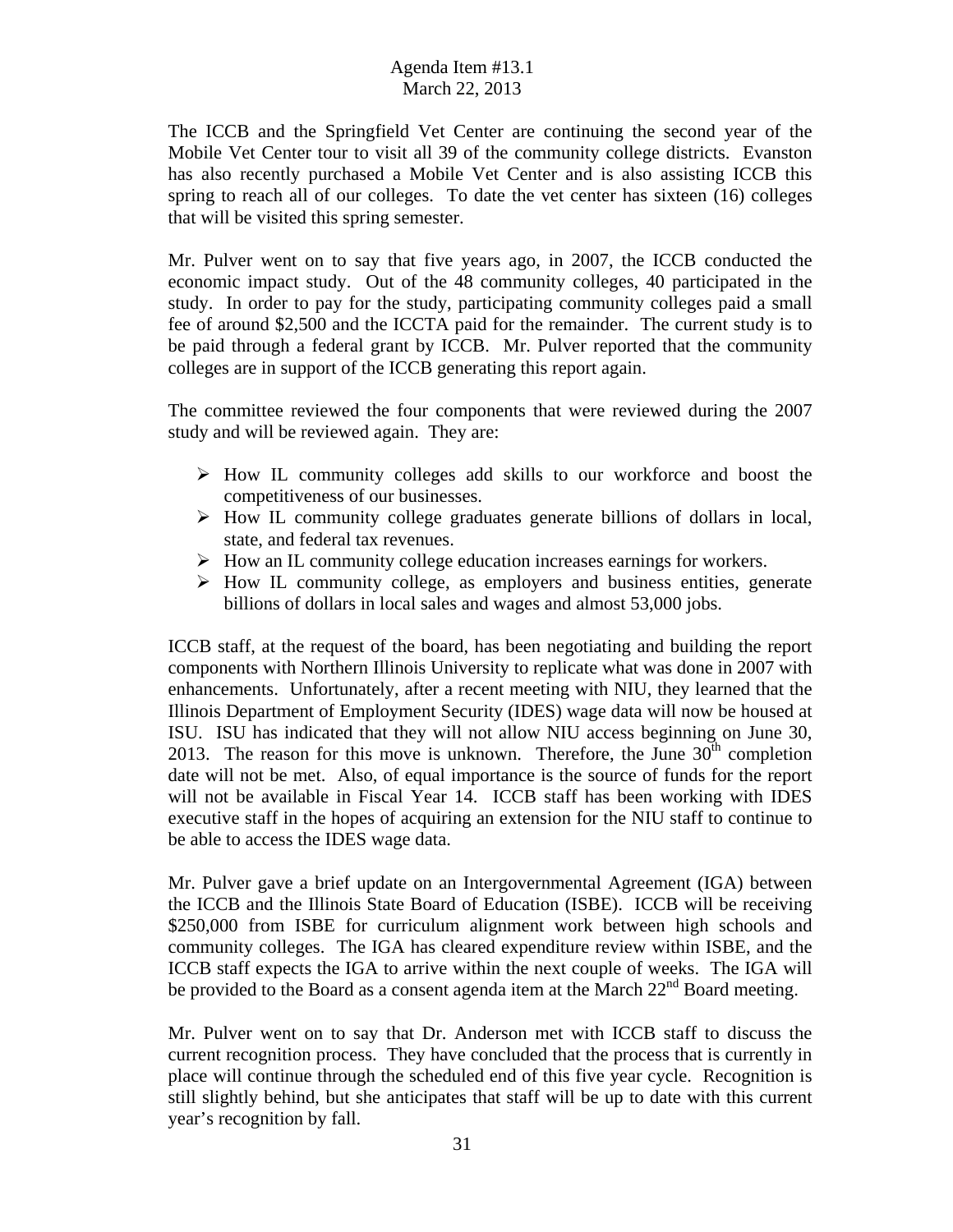The ICCB and the Springfield Vet Center are continuing the second year of the Mobile Vet Center tour to visit all 39 of the community college districts. Evanston has also recently purchased a Mobile Vet Center and is also assisting ICCB this spring to reach all of our colleges. To date the vet center has sixteen (16) colleges that will be visited this spring semester.

Mr. Pulver went on to say that five years ago, in 2007, the ICCB conducted the economic impact study. Out of the 48 community colleges, 40 participated in the study. In order to pay for the study, participating community colleges paid a small fee of around $2,500 and the ICCTA paid for the remainder. The current study is to be paid through a federal grant by ICCB. Mr. Pulver reported that the community colleges are in support of the ICCB generating this report again.

The committee reviewed the four components that were reviewed during the 2007 study and will be reviewed again. They are:

- How IL community colleges add skills to our workforce and boost the competitiveness of our businesses.
- How IL community college graduates generate billions of dollars in local, state, and federal tax revenues.
- How an IL community college education increases earnings for workers.
- How IL community college, as employers and business entities, generate billions of dollars in local sales and wages and almost 53,000 jobs.

ICCB staff, at the request of the board, has been negotiating and building the report components with Northern Illinois University to replicate what was done in 2007 with enhancements. Unfortunately, after a recent meeting with NIU, they learned that the Illinois Department of Employment Security (IDES) wage data will now be housed at ISU. ISU has indicated that they will not allow NIU access beginning on June 30, 2013. The reason for this move is unknown. Therefore, the June 30th completion date will not be met. Also, of equal importance is the source of funds for the report will not be available in Fiscal Year 14. ICCB staff has been working with IDES executive staff in the hopes of acquiring an extension for the NIU staff to continue to be able to access the IDES wage data.

Mr. Pulver gave a brief update on an Intergovernmental Agreement (IGA) between the ICCB and the Illinois State Board of Education (ISBE). ICCB will be receiving $250,000 from ISBE for curriculum alignment work between high schools and community colleges. The IGA has cleared expenditure review within ISBE, and the ICCB staff expects the IGA to arrive within the next couple of weeks. The IGA will be provided to the Board as a consent agenda item at the March 22nd Board meeting.

Mr. Pulver went on to say that Dr. Anderson met with ICCB staff to discuss the current recognition process. They have concluded that the process that is currently in place will continue through the scheduled end of this five year cycle. Recognition is still slightly behind, but she anticipates that staff will be up to date with this current year's recognition by fall.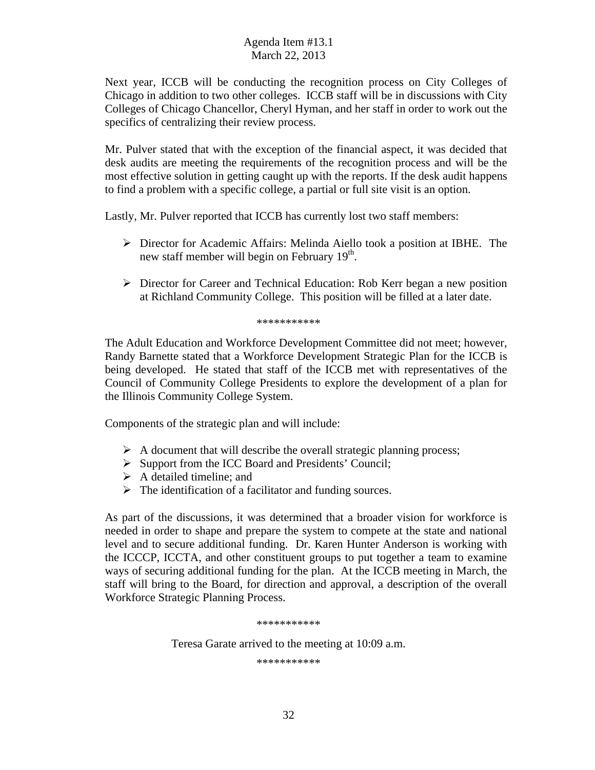Next year, ICCB will be conducting the recognition process on City Colleges of Chicago in addition to two other colleges. ICCB staff will be in discussions with City Colleges of Chicago Chancellor, Cheryl Hyman, and her staff in order to work out the specifics of centralizing their review process.

Mr. Pulver stated that with the exception of the financial aspect, it was decided that desk audits are meeting the requirements of the recognition process and will be the most effective solution in getting caught up with the reports. If the desk audit happens to find a problem with a specific college, a partial or full site visit is an option.

Lastly, Mr. Pulver reported that ICCB has currently lost two staff members:

- Director for Academic Affairs: Melinda Aiello took a position at IBHE. The new staff member will begin on February 19th.
- Director for Career and Technical Education: Rob Kerr began a new position at Richland Community College. This position will be filled at a later date.

***********

The Adult Education and Workforce Development Committee did not meet; however, Randy Barnette stated that a Workforce Development Strategic Plan for the ICCB is being developed. He stated that staff of the ICCB met with representatives of the Council of Community College Presidents to explore the development of a plan for the Illinois Community College System.

Components of the strategic plan and will include:

- A document that will describe the overall strategic planning process;
- Support from the ICC Board and Presidents' Council;
- A detailed timeline; and
- The identification of a facilitator and funding sources.

As part of the discussions, it was determined that a broader vision for workforce is needed in order to shape and prepare the system to compete at the state and national level and to secure additional funding. Dr. Karen Hunter Anderson is working with the ICCCP, ICCTA, and other constituent groups to put together a team to examine ways of securing additional funding for the plan. At the ICCB meeting in March, the staff will bring to the Board, for direction and approval, a description of the overall Workforce Strategic Planning Process.

***********

Teresa Garate arrived to the meeting at 10:09 a.m.

***********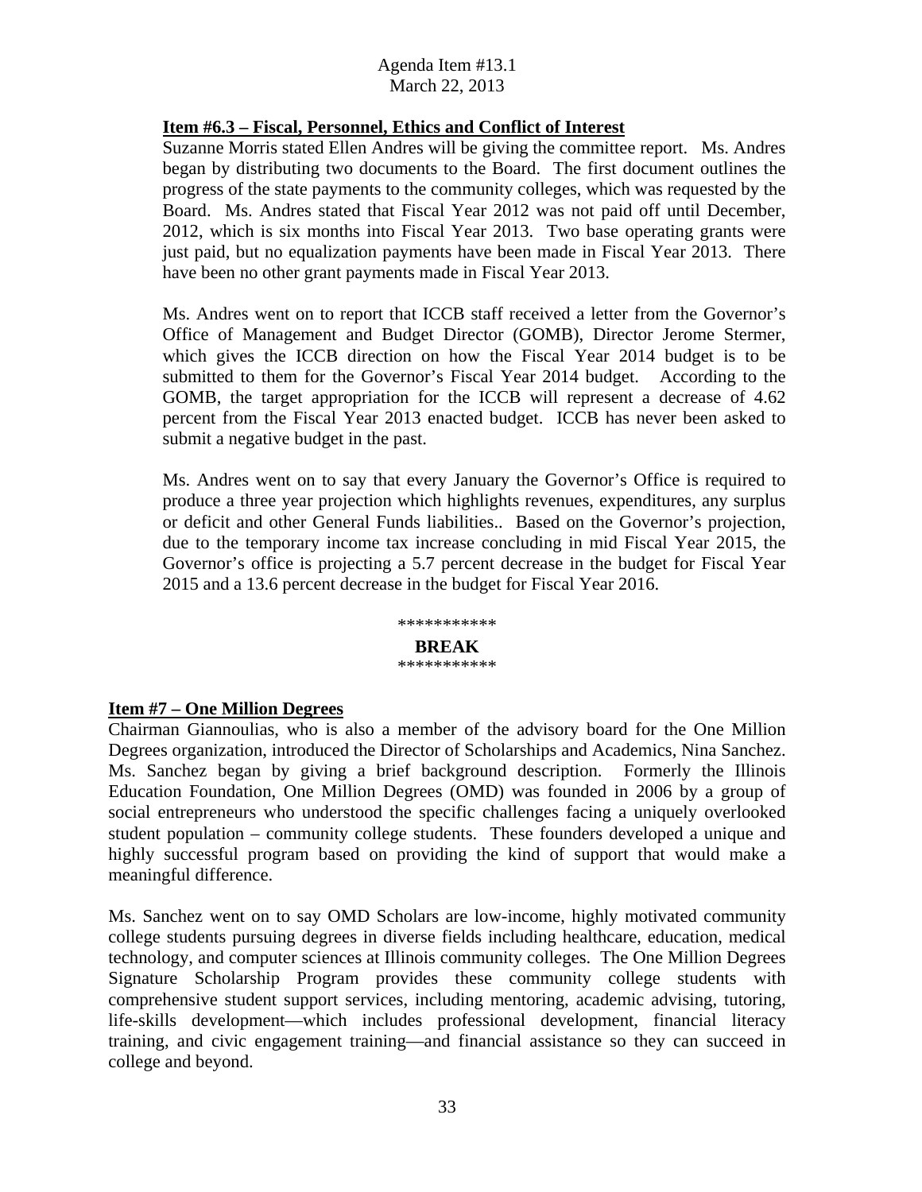### Item #6.3 – Fiscal, Personnel, Ethics and Conflict of Interest

Suzanne Morris stated Ellen Andres will be giving the committee report. Ms. Andres began by distributing two documents to the Board. The first document outlines the progress of the state payments to the community colleges, which was requested by the Board. Ms. Andres stated that Fiscal Year 2012 was not paid off until December, 2012, which is six months into Fiscal Year 2013. Two base operating grants were just paid, but no equalization payments have been made in Fiscal Year 2013. There have been no other grant payments made in Fiscal Year 2013.

Ms. Andres went on to report that ICCB staff received a letter from the Governor's Office of Management and Budget Director (GOMB), Director Jerome Stermer, which gives the ICCB direction on how the Fiscal Year 2014 budget is to be submitted to them for the Governor's Fiscal Year 2014 budget. According to the GOMB, the target appropriation for the ICCB will represent a decrease of 4.62 percent from the Fiscal Year 2013 enacted budget. ICCB has never been asked to submit a negative budget in the past.

Ms. Andres went on to say that every January the Governor's Office is required to produce a three year projection which highlights revenues, expenditures, any surplus or deficit and other General Funds liabilities.. Based on the Governor's projection, due to the temporary income tax increase concluding in mid Fiscal Year 2015, the Governor's office is projecting a 5.7 percent decrease in the budget for Fiscal Year 2015 and a 13.6 percent decrease in the budget for Fiscal Year 2016.

***********

**BREAK**

***********

### Item #7 – One Million Degrees

Chairman Giannoulias, who is also a member of the advisory board for the One Million Degrees organization, introduced the Director of Scholarships and Academics, Nina Sanchez. Ms. Sanchez began by giving a brief background description. Formerly the Illinois Education Foundation, One Million Degrees (OMD) was founded in 2006 by a group of social entrepreneurs who understood the specific challenges facing a uniquely overlooked student population – community college students. These founders developed a unique and highly successful program based on providing the kind of support that would make a meaningful difference.

Ms. Sanchez went on to say OMD Scholars are low-income, highly motivated community college students pursuing degrees in diverse fields including healthcare, education, medical technology, and computer sciences at Illinois community colleges. The One Million Degrees Signature Scholarship Program provides these community college students with comprehensive student support services, including mentoring, academic advising, tutoring, life-skills development—which includes professional development, financial literacy training, and civic engagement training—and financial assistance so they can succeed in college and beyond.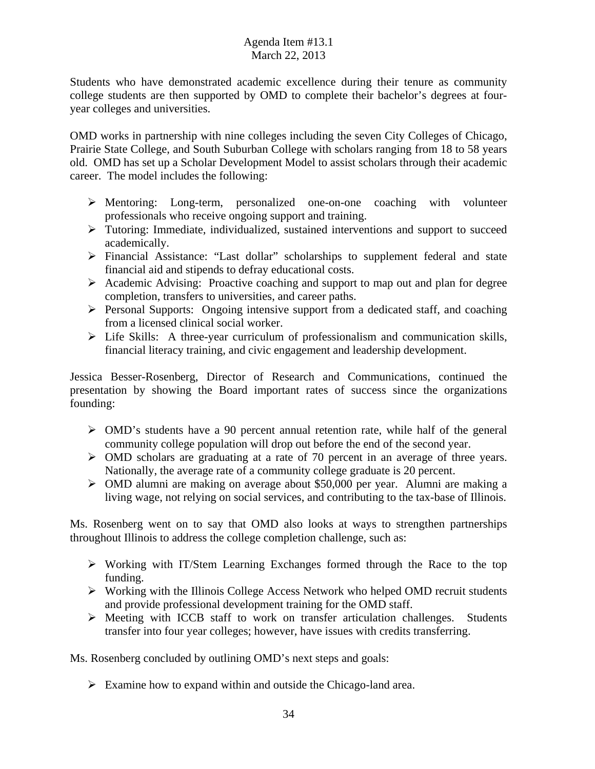Students who have demonstrated academic excellence during their tenure as community college students are then supported by OMD to complete their bachelor's degrees at four-year colleges and universities.

OMD works in partnership with nine colleges including the seven City Colleges of Chicago, Prairie State College, and South Suburban College with scholars ranging from 18 to 58 years old. OMD has set up a Scholar Development Model to assist scholars through their academic career. The model includes the following:

- Mentoring: Long-term, personalized one-on-one coaching with volunteer professionals who receive ongoing support and training.
- Tutoring: Immediate, individualized, sustained interventions and support to succeed academically.
- Financial Assistance: "Last dollar" scholarships to supplement federal and state financial aid and stipends to defray educational costs.
- Academic Advising: Proactive coaching and support to map out and plan for degree completion, transfers to universities, and career paths.
- Personal Supports: Ongoing intensive support from a dedicated staff, and coaching from a licensed clinical social worker.
- Life Skills: A three-year curriculum of professionalism and communication skills, financial literacy training, and civic engagement and leadership development.

Jessica Besser-Rosenberg, Director of Research and Communications, continued the presentation by showing the Board important rates of success since the organizations founding:

- OMD's students have a 90 percent annual retention rate, while half of the general community college population will drop out before the end of the second year.
- OMD scholars are graduating at a rate of 70 percent in an average of three years. Nationally, the average rate of a community college graduate is 20 percent.
- OMD alumni are making on average about $50,000 per year. Alumni are making a living wage, not relying on social services, and contributing to the tax-base of Illinois.

Ms. Rosenberg went on to say that OMD also looks at ways to strengthen partnerships throughout Illinois to address the college completion challenge, such as:

- Working with IT/Stem Learning Exchanges formed through the Race to the top funding.
- Working with the Illinois College Access Network who helped OMD recruit students and provide professional development training for the OMD staff.
- Meeting with ICCB staff to work on transfer articulation challenges. Students transfer into four year colleges; however, have issues with credits transferring.

Ms. Rosenberg concluded by outlining OMD's next steps and goals:

- Examine how to expand within and outside the Chicago-land area.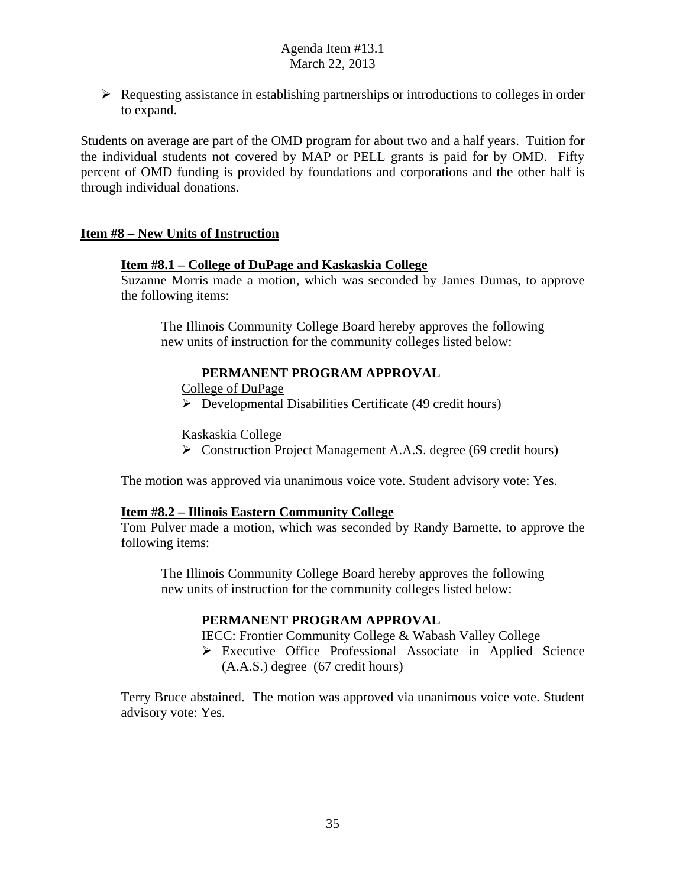- Requesting assistance in establishing partnerships or introductions to colleges in order to expand.

Students on average are part of the OMD program for about two and a half years. Tuition for the individual students not covered by MAP or PELL grants is paid for by OMD. Fifty percent of OMD funding is provided by foundations and corporations and the other half is through individual donations.

## Item #8 – New Units of Instruction

### Item #8.1 – College of DuPage and Kaskaskia College

Suzanne Morris made a motion, which was seconded by James Dumas, to approve the following items:

> The Illinois Community College Board hereby approves the following new units of instruction for the community colleges listed below:
>
> **PERMANENT PROGRAM APPROVAL**
>
> College of DuPage
> - Developmental Disabilities Certificate (49 credit hours)
>
> Kaskaskia College
> - Construction Project Management A.A.S. degree (69 credit hours)

The motion was approved via unanimous voice vote. Student advisory vote: Yes.

### Item #8.2 – Illinois Eastern Community College

Tom Pulver made a motion, which was seconded by Randy Barnette, to approve the following items:

> The Illinois Community College Board hereby approves the following new units of instruction for the community colleges listed below:
>
> **PERMANENT PROGRAM APPROVAL**
>
> IECC: Frontier Community College & Wabash Valley College
> - Executive Office Professional Associate in Applied Science (A.A.S.) degree (67 credit hours)

Terry Bruce abstained. The motion was approved via unanimous voice vote. Student advisory vote: Yes.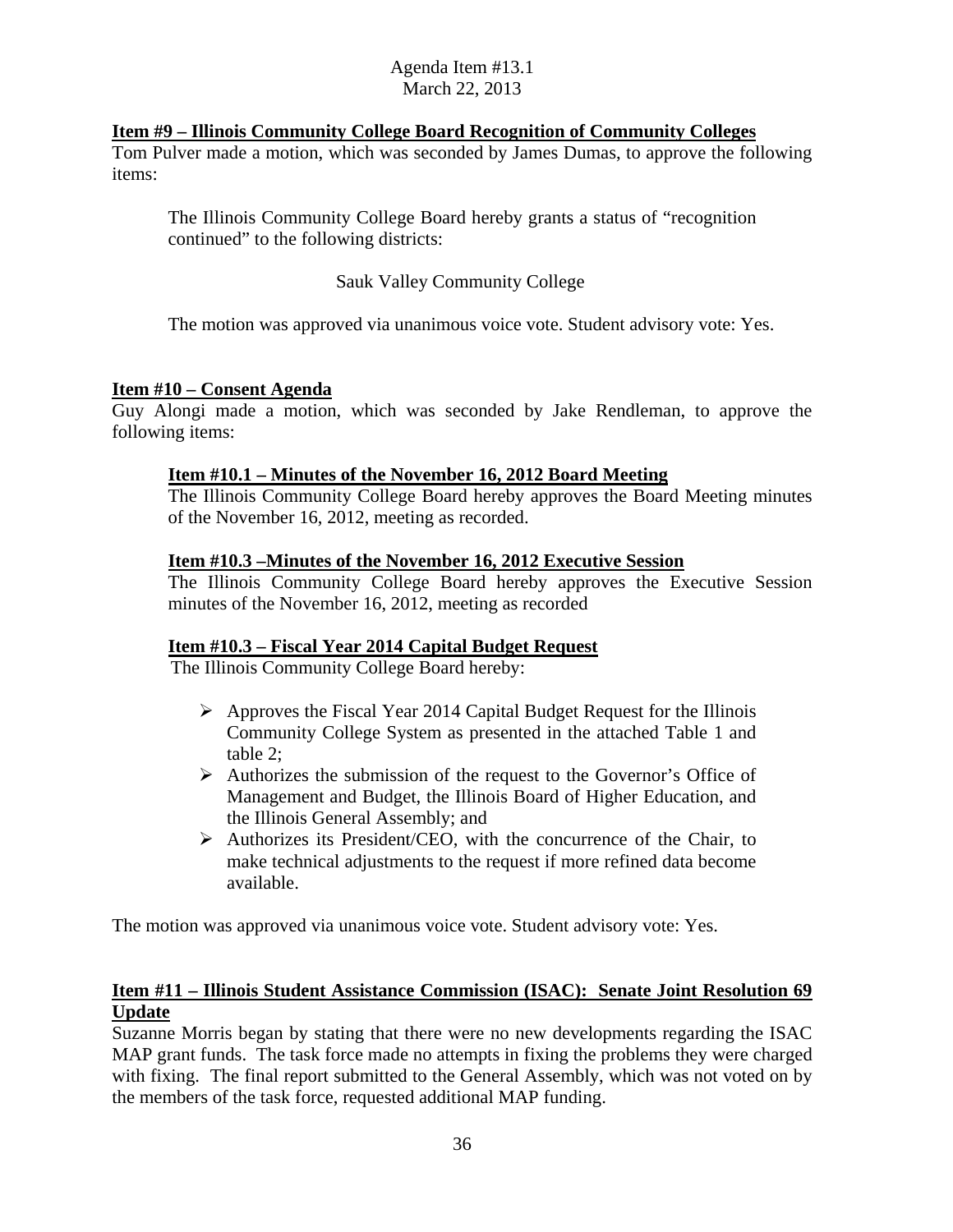**Item #9 – Illinois Community College Board Recognition of Community Colleges**

Tom Pulver made a motion, which was seconded by James Dumas, to approve the following items:

> The Illinois Community College Board hereby grants a status of "recognition continued" to the following districts:
>
> Sauk Valley Community College
>
> The motion was approved via unanimous voice vote. Student advisory vote: Yes.

**Item #10 – Consent Agenda**

Guy Alongi made a motion, which was seconded by Jake Rendleman, to approve the following items:

> **Item #10.1 – Minutes of the November 16, 2012 Board Meeting**
>
> The Illinois Community College Board hereby approves the Board Meeting minutes of the November 16, 2012, meeting as recorded.
>
> **Item #10.3 –Minutes of the November 16, 2012 Executive Session**
>
> The Illinois Community College Board hereby approves the Executive Session minutes of the November 16, 2012, meeting as recorded
>
> **Item #10.3 – Fiscal Year 2014 Capital Budget Request**
>
> The Illinois Community College Board hereby:
>
> - Approves the Fiscal Year 2014 Capital Budget Request for the Illinois Community College System as presented in the attached Table 1 and table 2;
> - Authorizes the submission of the request to the Governor's Office of Management and Budget, the Illinois Board of Higher Education, and the Illinois General Assembly; and
> - Authorizes its President/CEO, with the concurrence of the Chair, to make technical adjustments to the request if more refined data become available.

The motion was approved via unanimous voice vote. Student advisory vote: Yes.

**Item #11 – Illinois Student Assistance Commission (ISAC): Senate Joint Resolution 69 Update**

Suzanne Morris began by stating that there were no new developments regarding the ISAC MAP grant funds. The task force made no attempts in fixing the problems they were charged with fixing. The final report submitted to the General Assembly, which was not voted on by the members of the task force, requested additional MAP funding.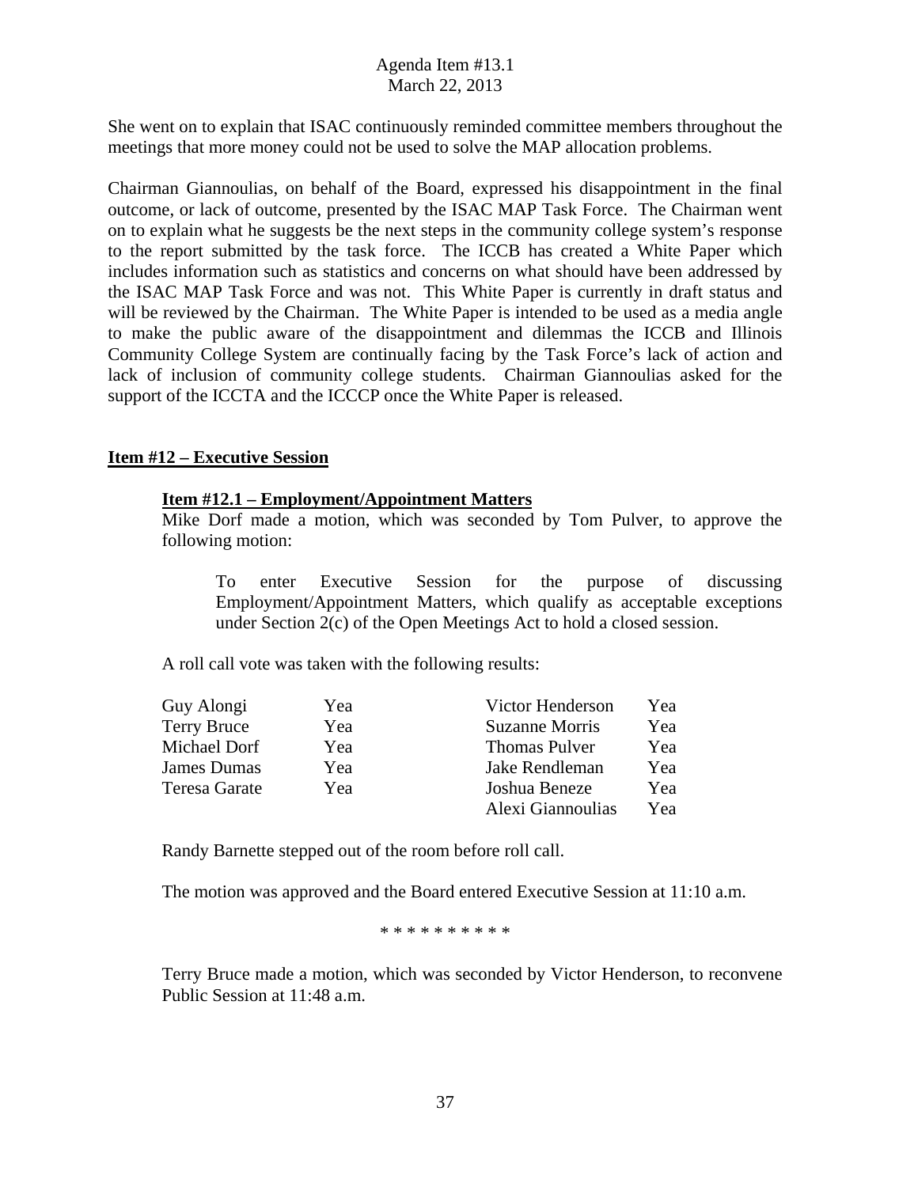She went on to explain that ISAC continuously reminded committee members throughout the meetings that more money could not be used to solve the MAP allocation problems.

Chairman Giannoulias, on behalf of the Board, expressed his disappointment in the final outcome, or lack of outcome, presented by the ISAC MAP Task Force. The Chairman went on to explain what he suggests be the next steps in the community college system's response to the report submitted by the task force. The ICCB has created a White Paper which includes information such as statistics and concerns on what should have been addressed by the ISAC MAP Task Force and was not. This White Paper is currently in draft status and will be reviewed by the Chairman. The White Paper is intended to be used as a media angle to make the public aware of the disappointment and dilemmas the ICCB and Illinois Community College System are continually facing by the Task Force's lack of action and lack of inclusion of community college students. Chairman Giannoulias asked for the support of the ICCTA and the ICCCP once the White Paper is released.

## Item #12 – Executive Session

### Item #12.1 – Employment/Appointment Matters

Mike Dorf made a motion, which was seconded by Tom Pulver, to approve the following motion:

> To enter Executive Session for the purpose of discussing Employment/Appointment Matters, which qualify as acceptable exceptions under Section 2(c) of the Open Meetings Act to hold a closed session.

A roll call vote was taken with the following results:

| | | | |
|---|---|---|---|
| Guy Alongi | Yea | Victor Henderson | Yea |
| Terry Bruce | Yea | Suzanne Morris | Yea |
| Michael Dorf | Yea | Thomas Pulver | Yea |
| James Dumas | Yea | Jake Rendleman | Yea |
| Teresa Garate | Yea | Joshua Beneze | Yea |
| | | Alexi Giannoulias | Yea |

Randy Barnette stepped out of the room before roll call.

The motion was approved and the Board entered Executive Session at 11:10 a.m.

* * * * * * * * * *

Terry Bruce made a motion, which was seconded by Victor Henderson, to reconvene Public Session at 11:48 a.m.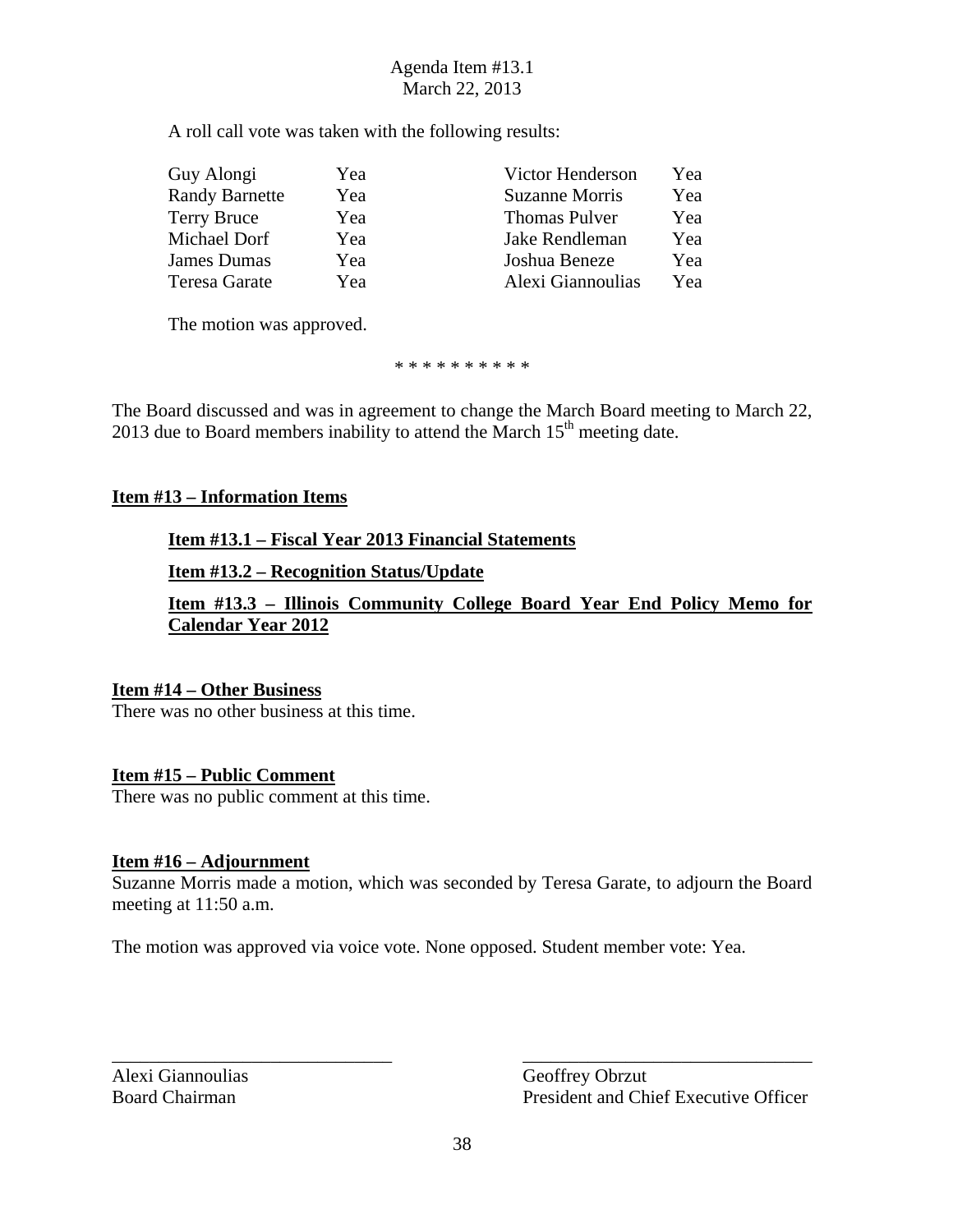A roll call vote was taken with the following results:

| | | | |
|---|---|---|---|
| Guy Alongi | Yea | Victor Henderson | Yea |
| Randy Barnette | Yea | Suzanne Morris | Yea |
| Terry Bruce | Yea | Thomas Pulver | Yea |
| Michael Dorf | Yea | Jake Rendleman | Yea |
| James Dumas | Yea | Joshua Beneze | Yea |
| Teresa Garate | Yea | Alexi Giannoulias | Yea |

The motion was approved.

\* \* \* \* \* \* \* \* \* \*

The Board discussed and was in agreement to change the March Board meeting to March 22, 2013 due to Board members inability to attend the March 15th meeting date.

**Item #13 – Information Items**

**Item #13.1 – Fiscal Year 2013 Financial Statements**

**Item #13.2 – Recognition Status/Update**

**Item #13.3 – Illinois Community College Board Year End Policy Memo for Calendar Year 2012**

**Item #14 – Other Business**

There was no other business at this time.

**Item #15 – Public Comment**

There was no public comment at this time.

**Item #16 – Adjournment**

Suzanne Morris made a motion, which was seconded by Teresa Garate, to adjourn the Board meeting at 11:50 a.m.

The motion was approved via voice vote. None opposed. Student member vote: Yea.

\_\_\_\_\_\_\_\_\_\_\_\_\_\_\_\_\_\_\_\_\_\_\_\_\_\_\_\_\_\_
Alexi Giannoulias
Board Chairman

\_\_\_\_\_\_\_\_\_\_\_\_\_\_\_\_\_\_\_\_\_\_\_\_\_\_\_\_\_\_
Geoffrey Obrzut
President and Chief Executive Officer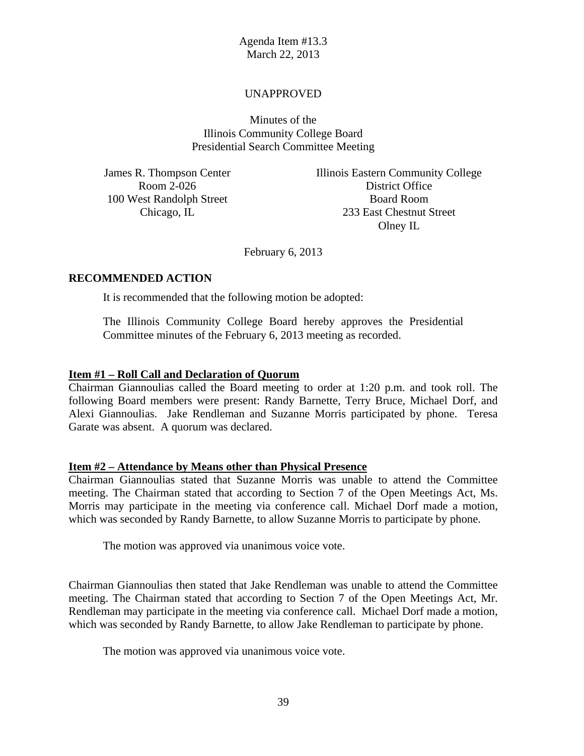Agenda Item #13.3
March 22, 2013

UNAPPROVED

Minutes of the
Illinois Community College Board
Presidential Search Committee Meeting

James R. Thompson Center
Room 2-026
100 West Randolph Street
Chicago, IL

Illinois Eastern Community College
District Office
Board Room
233 East Chestnut Street
Olney IL

February 6, 2013

**RECOMMENDED ACTION**

It is recommended that the following motion be adopted:

The Illinois Community College Board hereby approves the Presidential Committee minutes of the February 6, 2013 meeting as recorded.

**Item #1 – Roll Call and Declaration of Quorum**

Chairman Giannoulias called the Board meeting to order at 1:20 p.m. and took roll. The following Board members were present: Randy Barnette, Terry Bruce, Michael Dorf, and Alexi Giannoulias. Jake Rendleman and Suzanne Morris participated by phone. Teresa Garate was absent. A quorum was declared.

**Item #2 – Attendance by Means other than Physical Presence**

Chairman Giannoulias stated that Suzanne Morris was unable to attend the Committee meeting. The Chairman stated that according to Section 7 of the Open Meetings Act, Ms. Morris may participate in the meeting via conference call. Michael Dorf made a motion, which was seconded by Randy Barnette, to allow Suzanne Morris to participate by phone.

The motion was approved via unanimous voice vote.

Chairman Giannoulias then stated that Jake Rendleman was unable to attend the Committee meeting. The Chairman stated that according to Section 7 of the Open Meetings Act, Mr. Rendleman may participate in the meeting via conference call. Michael Dorf made a motion, which was seconded by Randy Barnette, to allow Jake Rendleman to participate by phone.

The motion was approved via unanimous voice vote.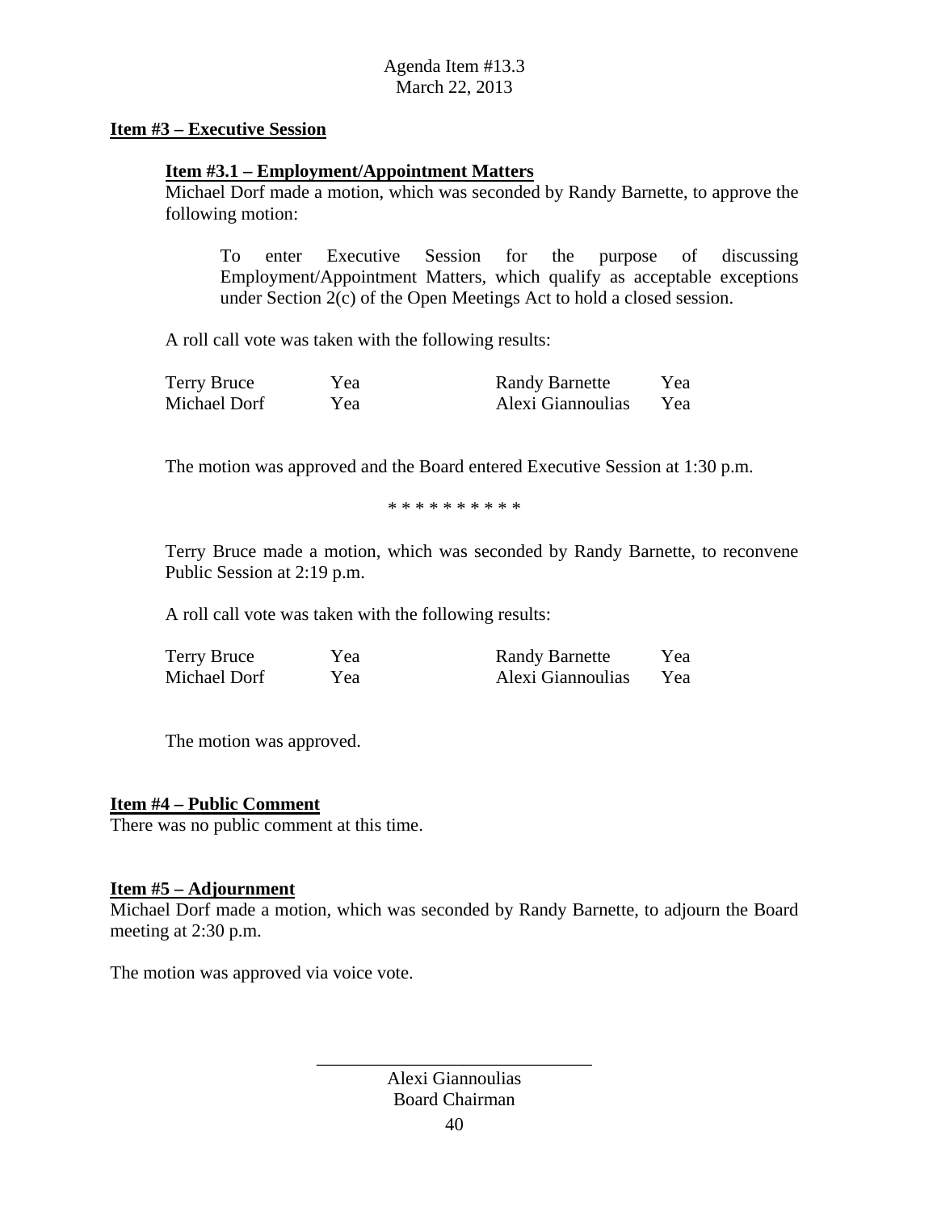Agenda Item #13.3
March 22, 2013

**Item #3 – Executive Session**

**Item #3.1 – Employment/Appointment Matters**

Michael Dorf made a motion, which was seconded by Randy Barnette, to approve the following motion:

> To enter Executive Session for the purpose of discussing Employment/Appointment Matters, which qualify as acceptable exceptions under Section 2(c) of the Open Meetings Act to hold a closed session.

A roll call vote was taken with the following results:

| | | | |
|---|---|---|---|
| Terry Bruce | Yea | Randy Barnette | Yea |
| Michael Dorf | Yea | Alexi Giannoulias | Yea |

The motion was approved and the Board entered Executive Session at 1:30 p.m.

\* \* \* \* \* \* \* \* \* \*

Terry Bruce made a motion, which was seconded by Randy Barnette, to reconvene Public Session at 2:19 p.m.

A roll call vote was taken with the following results:

| | | | |
|---|---|---|---|
| Terry Bruce | Yea | Randy Barnette | Yea |
| Michael Dorf | Yea | Alexi Giannoulias | Yea |

The motion was approved.

**Item #4 – Public Comment**

There was no public comment at this time.

**Item #5 – Adjournment**

Michael Dorf made a motion, which was seconded by Randy Barnette, to adjourn the Board meeting at 2:30 p.m.

The motion was approved via voice vote.

\_\_\_\_\_\_\_\_\_\_\_\_\_\_\_\_\_\_\_\_\_\_\_\_\_\_\_\_\_\_

Alexi Giannoulias
Board Chairman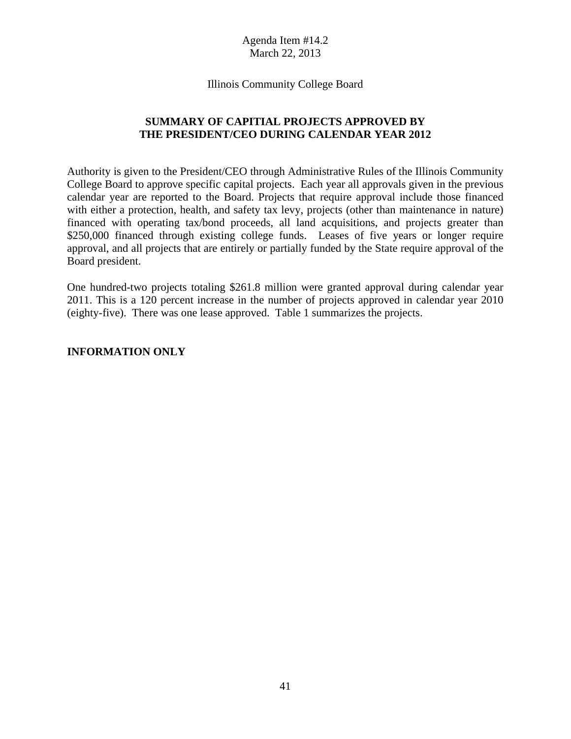Agenda Item #14.2
March 22, 2013

Illinois Community College Board

## SUMMARY OF CAPITIAL PROJECTS APPROVED BY THE PRESIDENT/CEO DURING CALENDAR YEAR 2012

Authority is given to the President/CEO through Administrative Rules of the Illinois Community College Board to approve specific capital projects. Each year all approvals given in the previous calendar year are reported to the Board. Projects that require approval include those financed with either a protection, health, and safety tax levy, projects (other than maintenance in nature) financed with operating tax/bond proceeds, all land acquisitions, and projects greater than $250,000 financed through existing college funds. Leases of five years or longer require approval, and all projects that are entirely or partially funded by the State require approval of the Board president.

One hundred-two projects totaling $261.8 million were granted approval during calendar year 2011. This is a 120 percent increase in the number of projects approved in calendar year 2010 (eighty-five). There was one lease approved. Table 1 summarizes the projects.

**INFORMATION ONLY**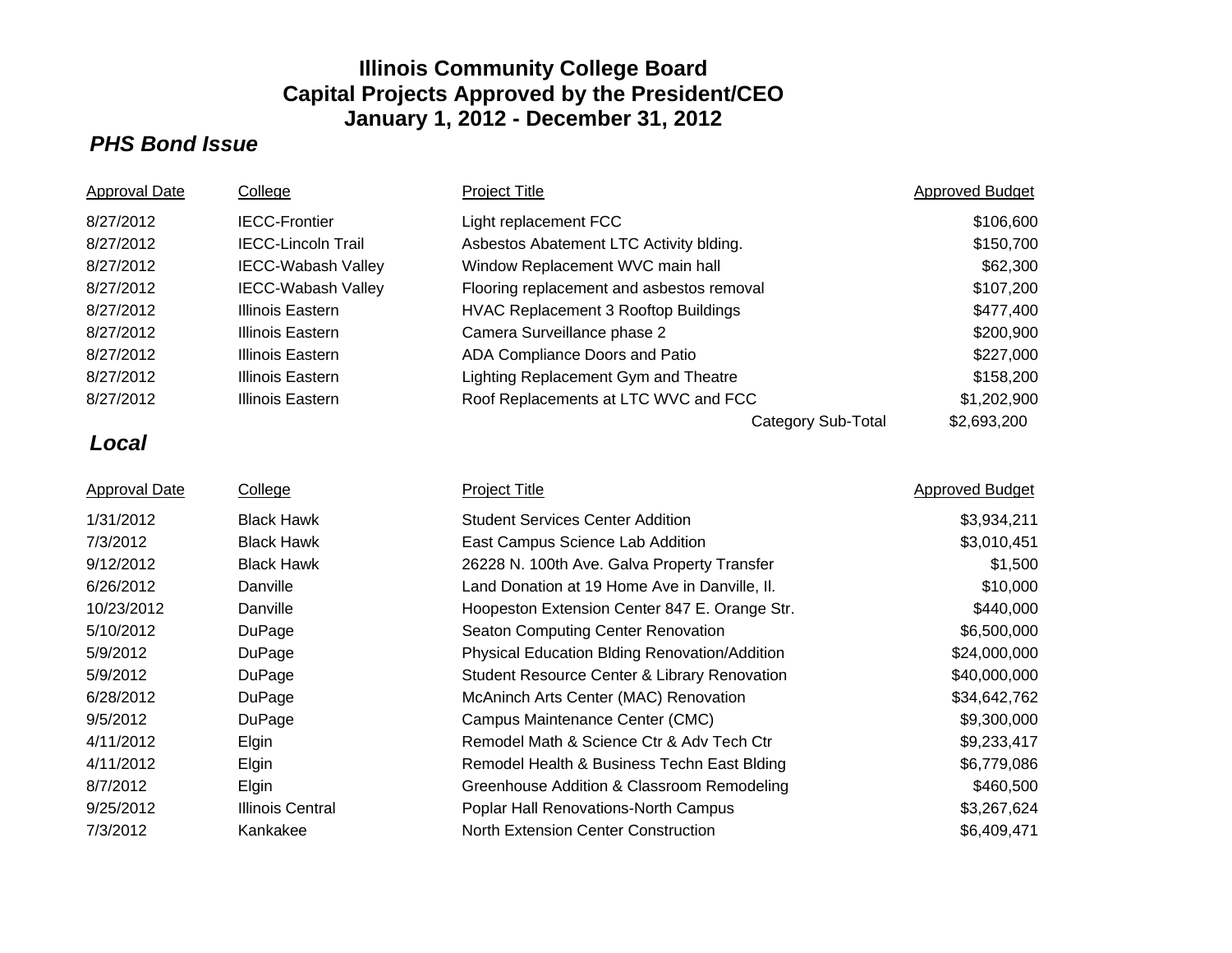# Illinois Community College Board
# Capital Projects Approved by the President/CEO
# January 1, 2012 - December 31, 2012

## *PHS Bond Issue*

| Approval Date | College | Project Title | Approved Budget |
|---|---|---|---|
| 8/27/2012 | IECC-Frontier | Light replacement FCC | $106,600 |
| 8/27/2012 | IECC-Lincoln Trail | Asbestos Abatement LTC Activity blding. | $150,700 |
| 8/27/2012 | IECC-Wabash Valley | Window Replacement WVC main hall | $62,300 |
| 8/27/2012 | IECC-Wabash Valley | Flooring replacement and asbestos removal | $107,200 |
| 8/27/2012 | Illinois Eastern | HVAC Replacement 3 Rooftop Buildings | $477,400 |
| 8/27/2012 | Illinois Eastern | Camera Surveillance phase 2 | $200,900 |
| 8/27/2012 | Illinois Eastern | ADA Compliance Doors and Patio | $227,000 |
| 8/27/2012 | Illinois Eastern | Lighting Replacement Gym and Theatre | $158,200 |
| 8/27/2012 | Illinois Eastern | Roof Replacements at LTC WVC and FCC | $1,202,900 |
| | | Category Sub-Total | $2,693,200 |

## *Local*

| Approval Date | College | Project Title | Approved Budget |
|---|---|---|---|
| 1/31/2012 | Black Hawk | Student Services Center Addition | $3,934,211 |
| 7/3/2012 | Black Hawk | East Campus Science Lab Addition | $3,010,451 |
| 9/12/2012 | Black Hawk | 26228 N. 100th Ave. Galva Property Transfer | $1,500 |
| 6/26/2012 | Danville | Land Donation at 19 Home Ave in Danville, Il. | $10,000 |
| 10/23/2012 | Danville | Hoopeston Extension Center 847 E. Orange Str. | $440,000 |
| 5/10/2012 | DuPage | Seaton Computing Center Renovation | $6,500,000 |
| 5/9/2012 | DuPage | Physical Education Blding Renovation/Addition | $24,000,000 |
| 5/9/2012 | DuPage | Student Resource Center & Library Renovation | $40,000,000 |
| 6/28/2012 | DuPage | McAninch Arts Center (MAC) Renovation | $34,642,762 |
| 9/5/2012 | DuPage | Campus Maintenance Center (CMC) | $9,300,000 |
| 4/11/2012 | Elgin | Remodel Math & Science Ctr & Adv Tech Ctr | $9,233,417 |
| 4/11/2012 | Elgin | Remodel Health & Business Techn East Blding | $6,779,086 |
| 8/7/2012 | Elgin | Greenhouse Addition & Classroom Remodeling | $460,500 |
| 9/25/2012 | Illinois Central | Poplar Hall Renovations-North Campus | $3,267,624 |
| 7/3/2012 | Kankakee | North Extension Center Construction | $6,409,471 |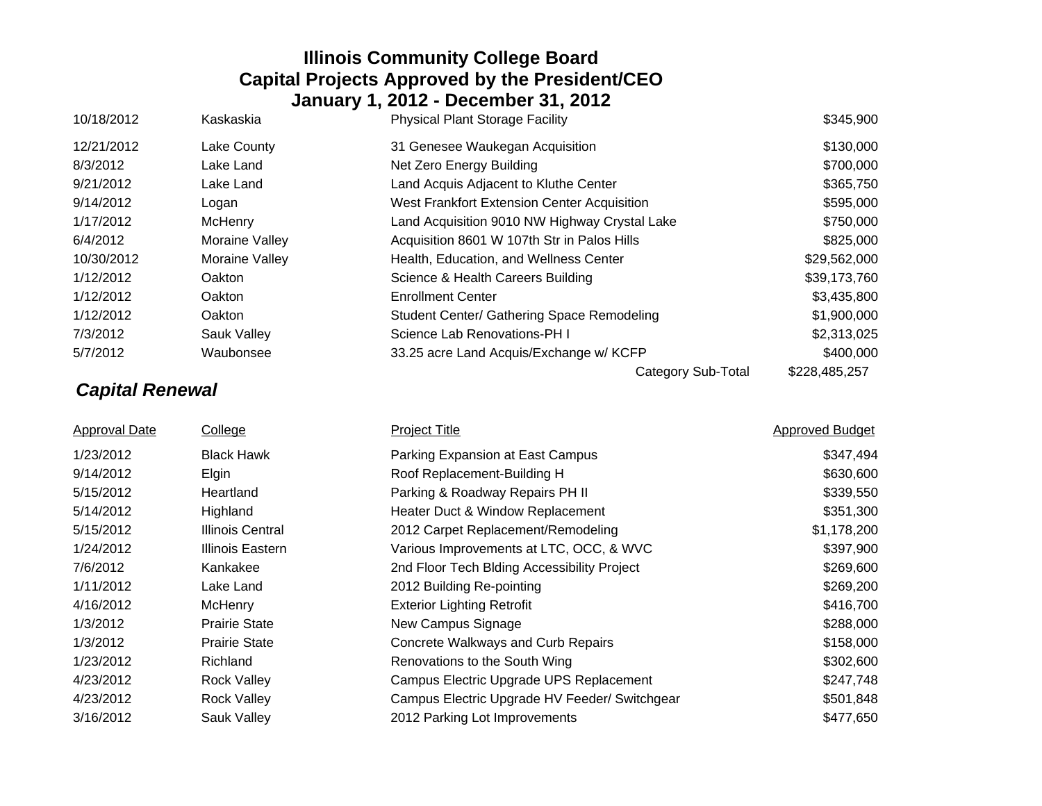# Illinois Community College Board
## Capital Projects Approved by the President/CEO
## January 1, 2012 - December 31, 2012

| | | | |
|---|---|---|---|
| 10/18/2012 | Kaskaskia | Physical Plant Storage Facility | $345,900 |
| 12/21/2012 | Lake County | 31 Genesee Waukegan Acquisition | $130,000 |
| 8/3/2012 | Lake Land | Net Zero Energy Building | $700,000 |
| 9/21/2012 | Lake Land | Land Acquis Adjacent to Kluthe Center | $365,750 |
| 9/14/2012 | Logan | West Frankfort Extension Center Acquisition | $595,000 |
| 1/17/2012 | McHenry | Land Acquisition 9010 NW Highway Crystal Lake | $750,000 |
| 6/4/2012 | Moraine Valley | Acquisition 8601 W 107th Str in Palos Hills | $825,000 |
| 10/30/2012 | Moraine Valley | Health, Education, and Wellness Center | $29,562,000 |
| 1/12/2012 | Oakton | Science & Health Careers Building | $39,173,760 |
| 1/12/2012 | Oakton | Enrollment Center | $3,435,800 |
| 1/12/2012 | Oakton | Student Center/ Gathering Space Remodeling | $1,900,000 |
| 7/3/2012 | Sauk Valley | Science Lab Renovations-PH I | $2,313,025 |
| 5/7/2012 | Waubonsee | 33.25 acre Land Acquis/Exchange w/ KCFP | $400,000 |
| | | Category Sub-Total | $228,485,257 |

### *Capital Renewal*

| Approval Date | College | Project Title | Approved Budget |
|---|---|---|---|
| 1/23/2012 | Black Hawk | Parking Expansion at East Campus | $347,494 |
| 9/14/2012 | Elgin | Roof Replacement-Building H | $630,600 |
| 5/15/2012 | Heartland | Parking & Roadway Repairs PH II | $339,550 |
| 5/14/2012 | Highland | Heater Duct & Window Replacement | $351,300 |
| 5/15/2012 | Illinois Central | 2012 Carpet Replacement/Remodeling | $1,178,200 |
| 1/24/2012 | Illinois Eastern | Various Improvements at LTC, OCC, & WVC | $397,900 |
| 7/6/2012 | Kankakee | 2nd Floor Tech Blding Accessibility Project | $269,600 |
| 1/11/2012 | Lake Land | 2012 Building Re-pointing | $269,200 |
| 4/16/2012 | McHenry | Exterior Lighting Retrofit | $416,700 |
| 1/3/2012 | Prairie State | New Campus Signage | $288,000 |
| 1/3/2012 | Prairie State | Concrete Walkways and Curb Repairs | $158,000 |
| 1/23/2012 | Richland | Renovations to the South Wing | $302,600 |
| 4/23/2012 | Rock Valley | Campus Electric Upgrade UPS Replacement | $247,748 |
| 4/23/2012 | Rock Valley | Campus Electric Upgrade HV Feeder/ Switchgear | $501,848 |
| 3/16/2012 | Sauk Valley | 2012 Parking Lot Improvements | $477,650 |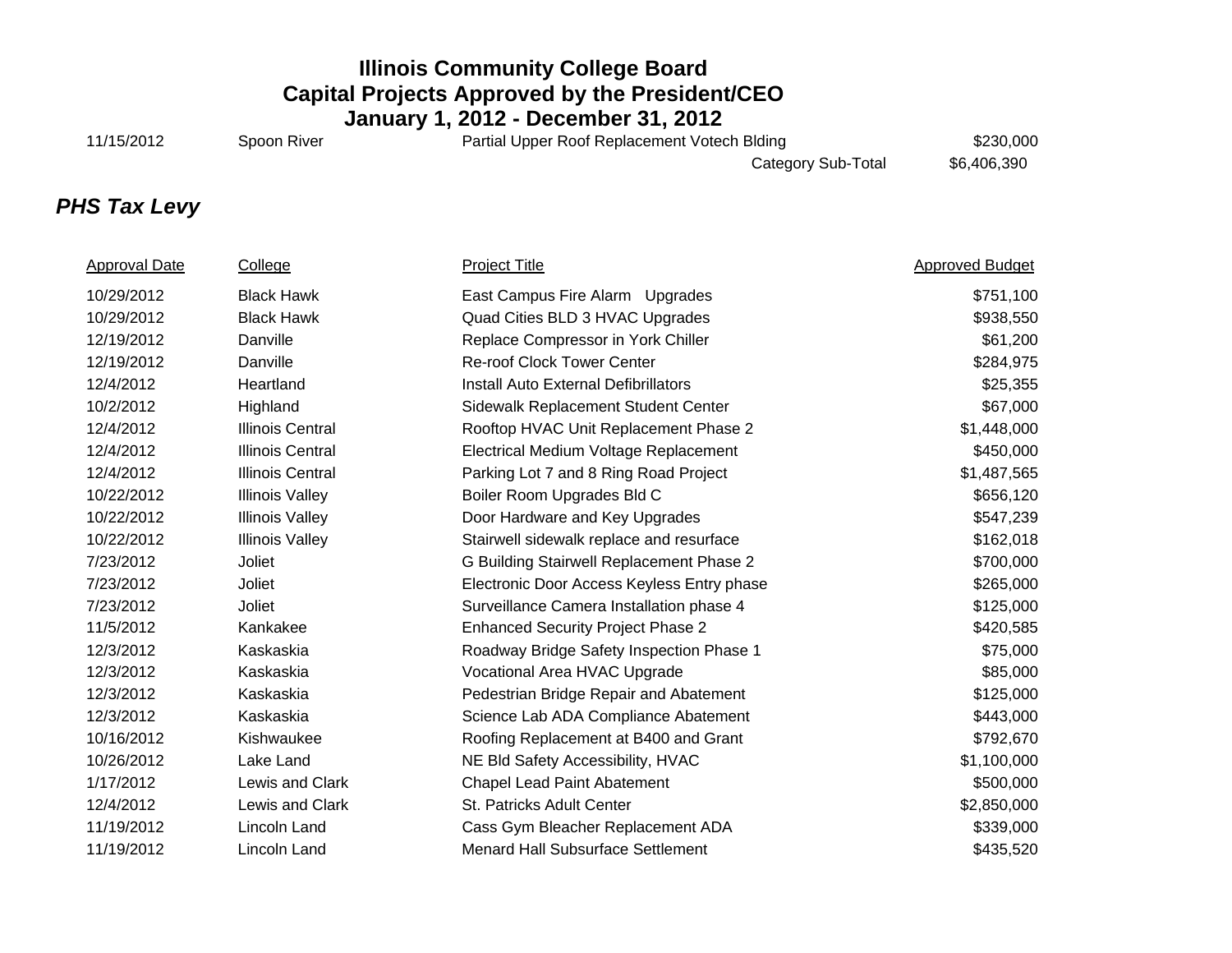# Illinois Community College Board
## Capital Projects Approved by the President/CEO
## January 1, 2012 - December 31, 2012

| | | | |
|---|---|---|---|
| 11/15/2012 | Spoon River | Partial Upper Roof Replacement Votech Blding | $230,000 |
| | | Category Sub-Total | $6,406,390 |

### *PHS Tax Levy*

| Approval Date | College | Project Title | Approved Budget |
|---|---|---|---|
| 10/29/2012 | Black Hawk | East Campus Fire Alarm Upgrades | $751,100 |
| 10/29/2012 | Black Hawk | Quad Cities BLD 3 HVAC Upgrades | $938,550 |
| 12/19/2012 | Danville | Replace Compressor in York Chiller | $61,200 |
| 12/19/2012 | Danville | Re-roof Clock Tower Center | $284,975 |
| 12/4/2012 | Heartland | Install Auto External Defibrillators | $25,355 |
| 10/2/2012 | Highland | Sidewalk Replacement Student Center | $67,000 |
| 12/4/2012 | Illinois Central | Rooftop HVAC Unit Replacement Phase 2 | $1,448,000 |
| 12/4/2012 | Illinois Central | Electrical Medium Voltage Replacement | $450,000 |
| 12/4/2012 | Illinois Central | Parking Lot 7 and 8 Ring Road Project | $1,487,565 |
| 10/22/2012 | Illinois Valley | Boiler Room Upgrades Bld C | $656,120 |
| 10/22/2012 | Illinois Valley | Door Hardware and Key Upgrades | $547,239 |
| 10/22/2012 | Illinois Valley | Stairwell sidewalk replace and resurface | $162,018 |
| 7/23/2012 | Joliet | G Building Stairwell Replacement Phase 2 | $700,000 |
| 7/23/2012 | Joliet | Electronic Door Access Keyless Entry phase | $265,000 |
| 7/23/2012 | Joliet | Surveillance Camera Installation phase 4 | $125,000 |
| 11/5/2012 | Kankakee | Enhanced Security Project Phase 2 | $420,585 |
| 12/3/2012 | Kaskaskia | Roadway Bridge Safety Inspection Phase 1 | $75,000 |
| 12/3/2012 | Kaskaskia | Vocational Area HVAC Upgrade | $85,000 |
| 12/3/2012 | Kaskaskia | Pedestrian Bridge Repair and Abatement | $125,000 |
| 12/3/2012 | Kaskaskia | Science Lab ADA Compliance Abatement | $443,000 |
| 10/16/2012 | Kishwaukee | Roofing Replacement at B400 and Grant | $792,670 |
| 10/26/2012 | Lake Land | NE Bld Safety Accessibility, HVAC | $1,100,000 |
| 1/17/2012 | Lewis and Clark | Chapel Lead Paint Abatement | $500,000 |
| 12/4/2012 | Lewis and Clark | St. Patricks Adult Center | $2,850,000 |
| 11/19/2012 | Lincoln Land | Cass Gym Bleacher Replacement ADA | $339,000 |
| 11/19/2012 | Lincoln Land | Menard Hall Subsurface Settlement | $435,520 |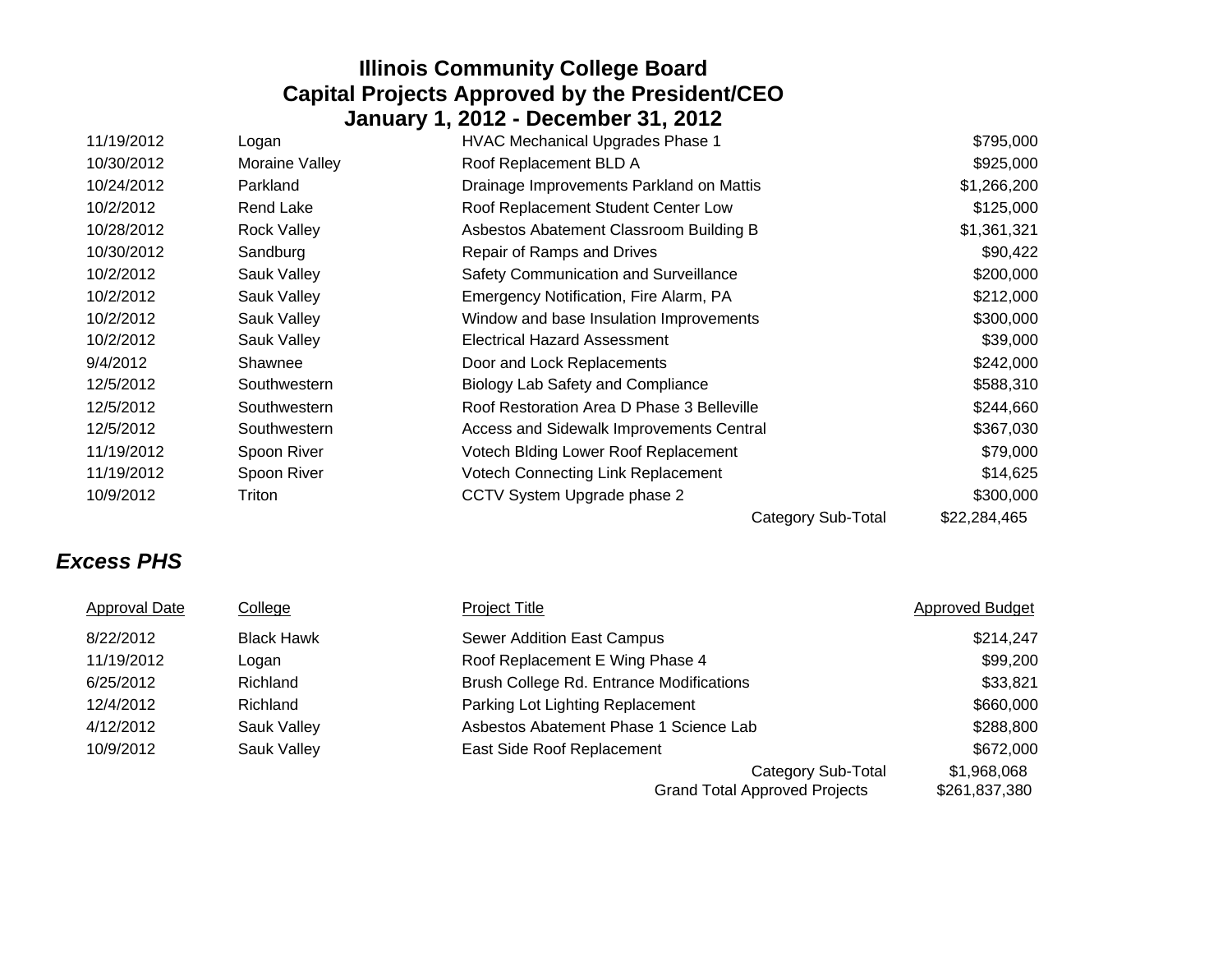# Illinois Community College Board
## Capital Projects Approved by the President/CEO
## January 1, 2012 - December 31, 2012

| Approval Date | College | Project Title | Approved Budget |
|---|---|---|---|
| 11/19/2012 | Logan | HVAC Mechanical Upgrades Phase 1 | $795,000 |
| 10/30/2012 | Moraine Valley | Roof Replacement BLD A | $925,000 |
| 10/24/2012 | Parkland | Drainage Improvements Parkland on Mattis | $1,266,200 |
| 10/2/2012 | Rend Lake | Roof Replacement Student Center Low | $125,000 |
| 10/28/2012 | Rock Valley | Asbestos Abatement Classroom Building B | $1,361,321 |
| 10/30/2012 | Sandburg | Repair of Ramps and Drives | $90,422 |
| 10/2/2012 | Sauk Valley | Safety Communication and Surveillance | $200,000 |
| 10/2/2012 | Sauk Valley | Emergency Notification, Fire Alarm, PA | $212,000 |
| 10/2/2012 | Sauk Valley | Window and base Insulation Improvements | $300,000 |
| 10/2/2012 | Sauk Valley | Electrical Hazard Assessment | $39,000 |
| 9/4/2012 | Shawnee | Door and Lock Replacements | $242,000 |
| 12/5/2012 | Southwestern | Biology Lab Safety and Compliance | $588,310 |
| 12/5/2012 | Southwestern | Roof Restoration Area D Phase 3 Belleville | $244,660 |
| 12/5/2012 | Southwestern | Access and Sidewalk Improvements Central | $367,030 |
| 11/19/2012 | Spoon River | Votech Blding Lower Roof Replacement | $79,000 |
| 11/19/2012 | Spoon River | Votech Connecting Link Replacement | $14,625 |
| 10/9/2012 | Triton | CCTV System Upgrade phase 2 | $300,000 |
| | | Category Sub-Total | $22,284,465 |

## *Excess PHS*

| Approval Date | College | Project Title | Approved Budget |
|---|---|---|---|
| 8/22/2012 | Black Hawk | Sewer Addition East Campus | $214,247 |
| 11/19/2012 | Logan | Roof Replacement E Wing Phase 4 | $99,200 |
| 6/25/2012 | Richland | Brush College Rd. Entrance Modifications | $33,821 |
| 12/4/2012 | Richland | Parking Lot Lighting Replacement | $660,000 |
| 4/12/2012 | Sauk Valley | Asbestos Abatement Phase 1 Science Lab | $288,800 |
| 10/9/2012 | Sauk Valley | East Side Roof Replacement | $672,000 |
| | | Category Sub-Total | $1,968,068 |
| | | Grand Total Approved Projects | $261,837,380 |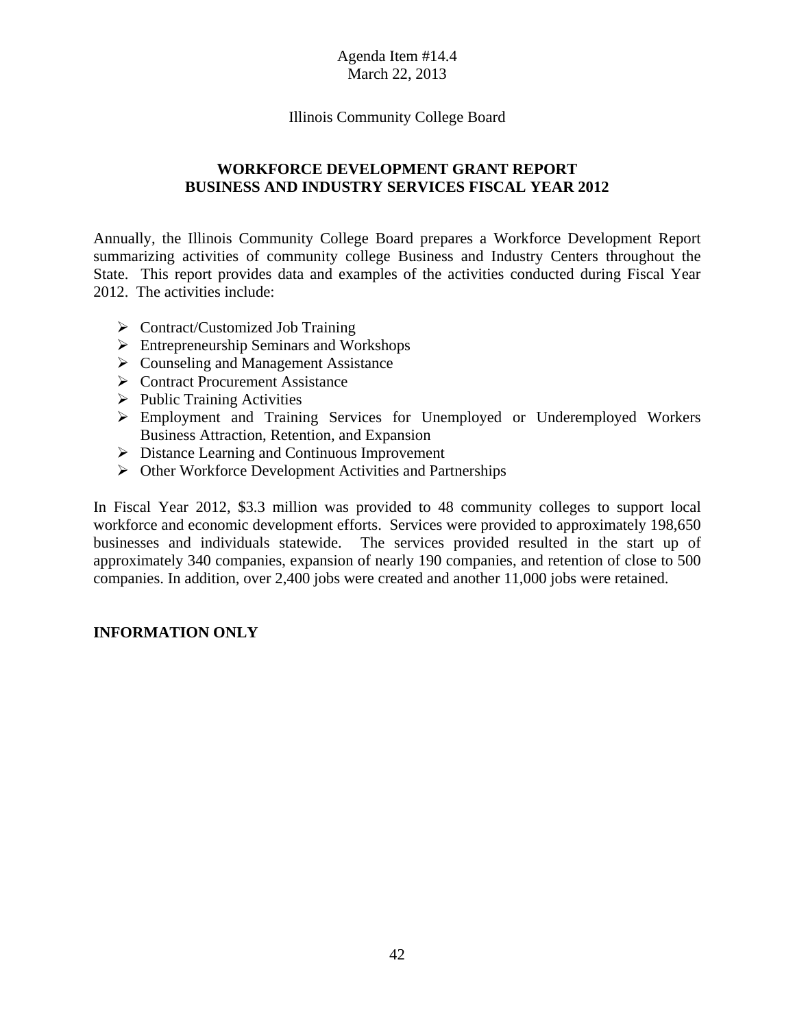Agenda Item #14.4
March 22, 2013

Illinois Community College Board

## WORKFORCE DEVELOPMENT GRANT REPORT
## BUSINESS AND INDUSTRY SERVICES FISCAL YEAR 2012

Annually, the Illinois Community College Board prepares a Workforce Development Report summarizing activities of community college Business and Industry Centers throughout the State. This report provides data and examples of the activities conducted during Fiscal Year 2012. The activities include:

- Contract/Customized Job Training
- Entrepreneurship Seminars and Workshops
- Counseling and Management Assistance
- Contract Procurement Assistance
- Public Training Activities
- Employment and Training Services for Unemployed or Underemployed Workers Business Attraction, Retention, and Expansion
- Distance Learning and Continuous Improvement
- Other Workforce Development Activities and Partnerships

In Fiscal Year 2012, $3.3 million was provided to 48 community colleges to support local workforce and economic development efforts. Services were provided to approximately 198,650 businesses and individuals statewide. The services provided resulted in the start up of approximately 340 companies, expansion of nearly 190 companies, and retention of close to 500 companies. In addition, over 2,400 jobs were created and another 11,000 jobs were retained.

**INFORMATION ONLY**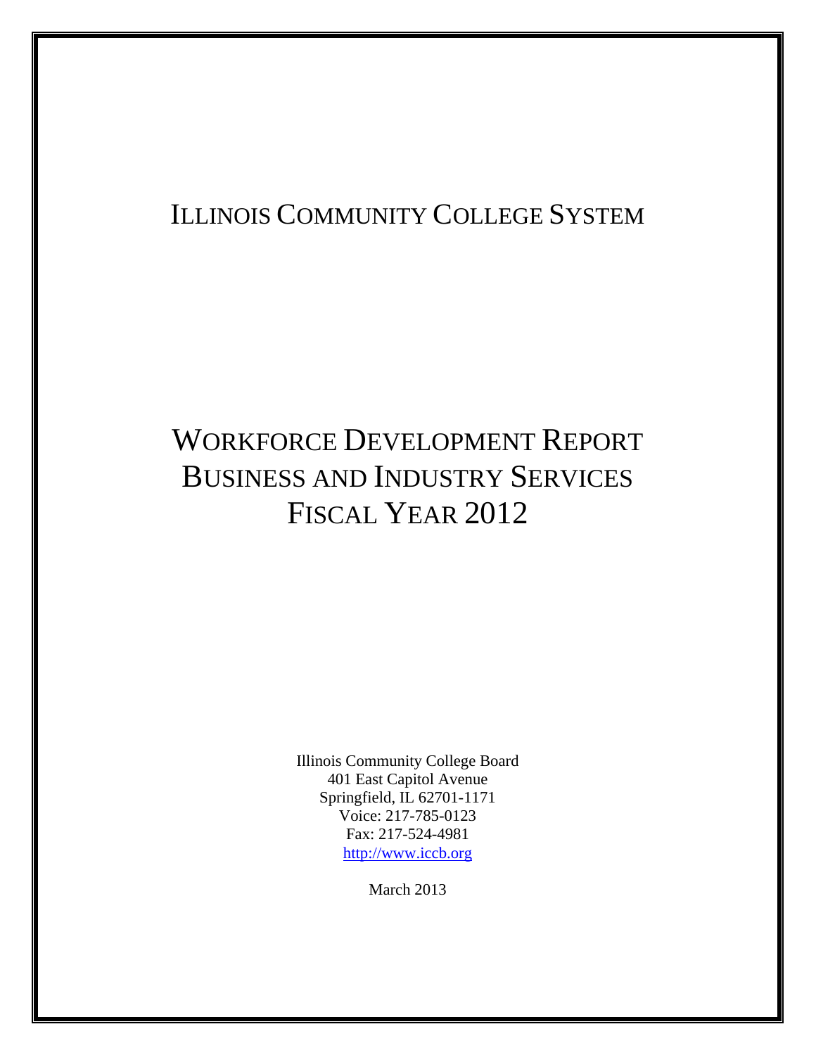# ILLINOIS COMMUNITY COLLEGE SYSTEM

# WORKFORCE DEVELOPMENT REPORT
# BUSINESS AND INDUSTRY SERVICES
# FISCAL YEAR 2012

Illinois Community College Board
401 East Capitol Avenue
Springfield, IL 62701-1171
Voice: 217-785-0123
Fax: 217-524-4981
http://www.iccb.org

March 2013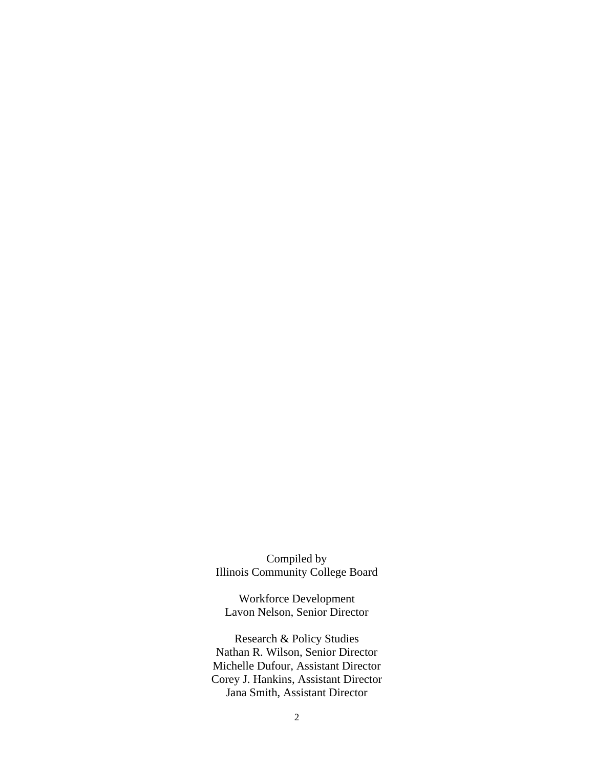Compiled by
Illinois Community College Board

Workforce Development
Lavon Nelson, Senior Director

Research & Policy Studies
Nathan R. Wilson, Senior Director
Michelle Dufour, Assistant Director
Corey J. Hankins, Assistant Director
Jana Smith, Assistant Director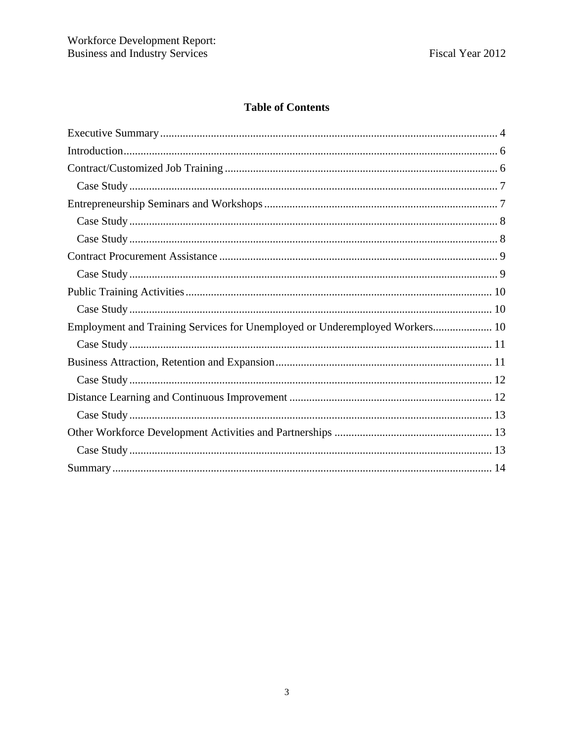## Table of Contents

- Executive Summary ........ 4
- Introduction ........ 6
- Contract/Customized Job Training ........ 6
  - Case Study ........ 7
- Entrepreneurship Seminars and Workshops ........ 7
  - Case Study ........ 8
  - Case Study ........ 8
- Contract Procurement Assistance ........ 9
  - Case Study ........ 9
- Public Training Activities ........ 10
  - Case Study ........ 10
- Employment and Training Services for Unemployed or Underemployed Workers ........ 10
  - Case Study ........ 11
- Business Attraction, Retention and Expansion ........ 11
  - Case Study ........ 12
- Distance Learning and Continuous Improvement ........ 12
  - Case Study ........ 13
- Other Workforce Development Activities and Partnerships ........ 13
  - Case Study ........ 13
- Summary ........ 14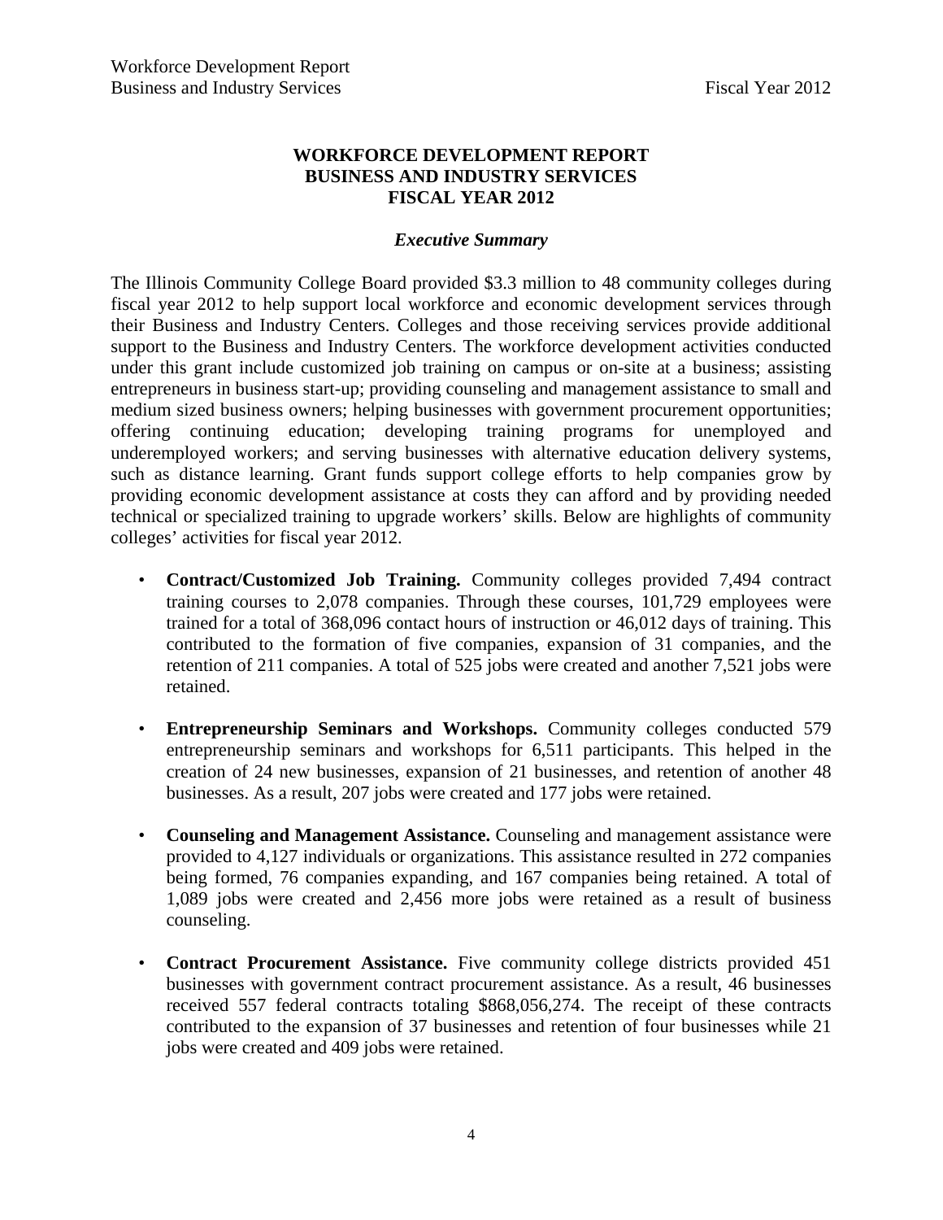# WORKFORCE DEVELOPMENT REPORT
# BUSINESS AND INDUSTRY SERVICES
# FISCAL YEAR 2012

### *Executive Summary*

The Illinois Community College Board provided $3.3 million to 48 community colleges during fiscal year 2012 to help support local workforce and economic development services through their Business and Industry Centers. Colleges and those receiving services provide additional support to the Business and Industry Centers. The workforce development activities conducted under this grant include customized job training on campus or on-site at a business; assisting entrepreneurs in business start-up; providing counseling and management assistance to small and medium sized business owners; helping businesses with government procurement opportunities; offering continuing education; developing training programs for unemployed and underemployed workers; and serving businesses with alternative education delivery systems, such as distance learning. Grant funds support college efforts to help companies grow by providing economic development assistance at costs they can afford and by providing needed technical or specialized training to upgrade workers' skills. Below are highlights of community colleges' activities for fiscal year 2012.

- **Contract/Customized Job Training.** Community colleges provided 7,494 contract training courses to 2,078 companies. Through these courses, 101,729 employees were trained for a total of 368,096 contact hours of instruction or 46,012 days of training. This contributed to the formation of five companies, expansion of 31 companies, and the retention of 211 companies. A total of 525 jobs were created and another 7,521 jobs were retained.

- **Entrepreneurship Seminars and Workshops.** Community colleges conducted 579 entrepreneurship seminars and workshops for 6,511 participants. This helped in the creation of 24 new businesses, expansion of 21 businesses, and retention of another 48 businesses. As a result, 207 jobs were created and 177 jobs were retained.

- **Counseling and Management Assistance.** Counseling and management assistance were provided to 4,127 individuals or organizations. This assistance resulted in 272 companies being formed, 76 companies expanding, and 167 companies being retained. A total of 1,089 jobs were created and 2,456 more jobs were retained as a result of business counseling.

- **Contract Procurement Assistance.** Five community college districts provided 451 businesses with government contract procurement assistance. As a result, 46 businesses received 557 federal contracts totaling $868,056,274. The receipt of these contracts contributed to the expansion of 37 businesses and retention of four businesses while 21 jobs were created and 409 jobs were retained.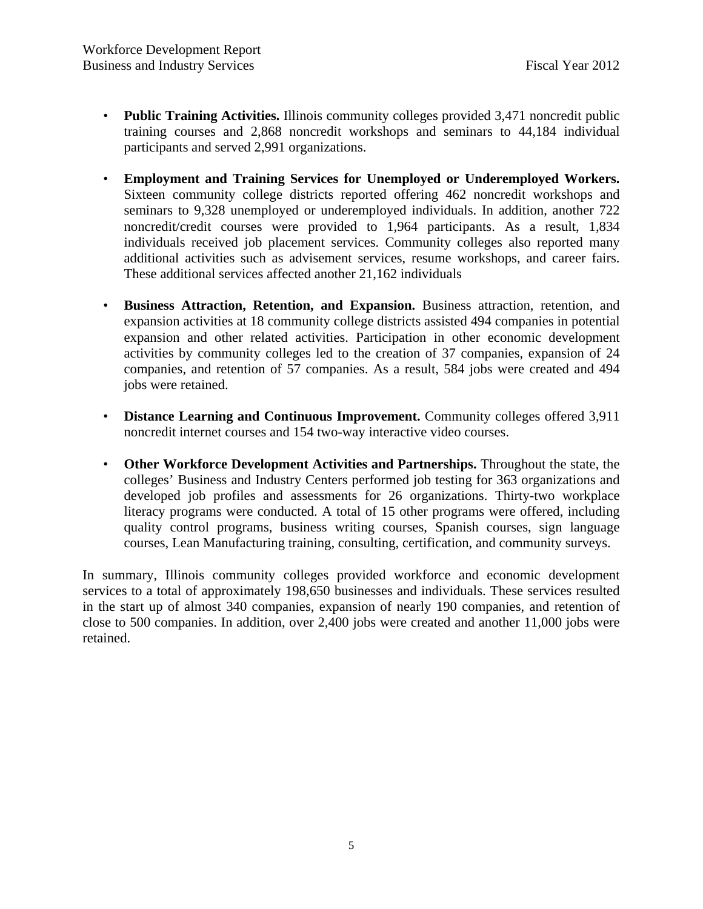- **Public Training Activities.** Illinois community colleges provided 3,471 noncredit public training courses and 2,868 noncredit workshops and seminars to 44,184 individual participants and served 2,991 organizations.

- **Employment and Training Services for Unemployed or Underemployed Workers.** Sixteen community college districts reported offering 462 noncredit workshops and seminars to 9,328 unemployed or underemployed individuals. In addition, another 722 noncredit/credit courses were provided to 1,964 participants. As a result, 1,834 individuals received job placement services. Community colleges also reported many additional activities such as advisement services, resume workshops, and career fairs. These additional services affected another 21,162 individuals

- **Business Attraction, Retention, and Expansion.** Business attraction, retention, and expansion activities at 18 community college districts assisted 494 companies in potential expansion and other related activities. Participation in other economic development activities by community colleges led to the creation of 37 companies, expansion of 24 companies, and retention of 57 companies. As a result, 584 jobs were created and 494 jobs were retained.

- **Distance Learning and Continuous Improvement.** Community colleges offered 3,911 noncredit internet courses and 154 two-way interactive video courses.

- **Other Workforce Development Activities and Partnerships.** Throughout the state, the colleges' Business and Industry Centers performed job testing for 363 organizations and developed job profiles and assessments for 26 organizations. Thirty-two workplace literacy programs were conducted. A total of 15 other programs were offered, including quality control programs, business writing courses, Spanish courses, sign language courses, Lean Manufacturing training, consulting, certification, and community surveys.

In summary, Illinois community colleges provided workforce and economic development services to a total of approximately 198,650 businesses and individuals. These services resulted in the start up of almost 340 companies, expansion of nearly 190 companies, and retention of close to 500 companies. In addition, over 2,400 jobs were created and another 11,000 jobs were retained.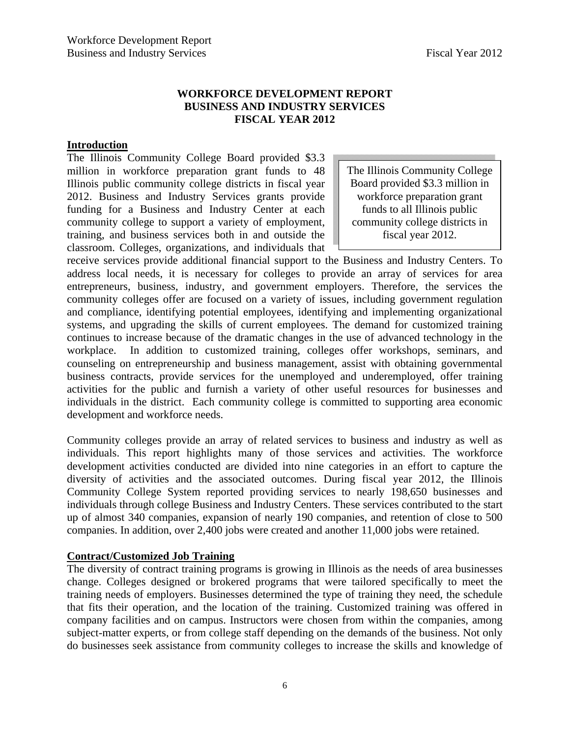# WORKFORCE DEVELOPMENT REPORT
# BUSINESS AND INDUSTRY SERVICES
# FISCAL YEAR 2012

## Introduction

The Illinois Community College Board provided \$3.3 million in workforce preparation grant funds to 48 Illinois public community college districts in fiscal year 2012. Business and Industry Services grants provide funding for a Business and Industry Center at each community college to support a variety of employment, training, and business services both in and outside the classroom. Colleges, organizations, and individuals that receive services provide additional financial support to the Business and Industry Centers. To address local needs, it is necessary for colleges to provide an array of services for area entrepreneurs, business, industry, and government employers. Therefore, the services the community colleges offer are focused on a variety of issues, including government regulation and compliance, identifying potential employees, identifying and implementing organizational systems, and upgrading the skills of current employees. The demand for customized training continues to increase because of the dramatic changes in the use of advanced technology in the workplace. In addition to customized training, colleges offer workshops, seminars, and counseling on entrepreneurship and business management, assist with obtaining governmental business contracts, provide services for the unemployed and underemployed, offer training activities for the public and furnish a variety of other useful resources for businesses and individuals in the district. Each community college is committed to supporting area economic development and workforce needs.

> The Illinois Community College Board provided \$3.3 million in workforce preparation grant funds to all Illinois public community college districts in fiscal year 2012.

Community colleges provide an array of related services to business and industry as well as individuals. This report highlights many of those services and activities. The workforce development activities conducted are divided into nine categories in an effort to capture the diversity of activities and the associated outcomes. During fiscal year 2012, the Illinois Community College System reported providing services to nearly 198,650 businesses and individuals through college Business and Industry Centers. These services contributed to the start up of almost 340 companies, expansion of nearly 190 companies, and retention of close to 500 companies. In addition, over 2,400 jobs were created and another 11,000 jobs were retained.

## Contract/Customized Job Training

The diversity of contract training programs is growing in Illinois as the needs of area businesses change. Colleges designed or brokered programs that were tailored specifically to meet the training needs of employers. Businesses determined the type of training they need, the schedule that fits their operation, and the location of the training. Customized training was offered in company facilities and on campus. Instructors were chosen from within the companies, among subject-matter experts, or from college staff depending on the demands of the business. Not only do businesses seek assistance from community colleges to increase the skills and knowledge of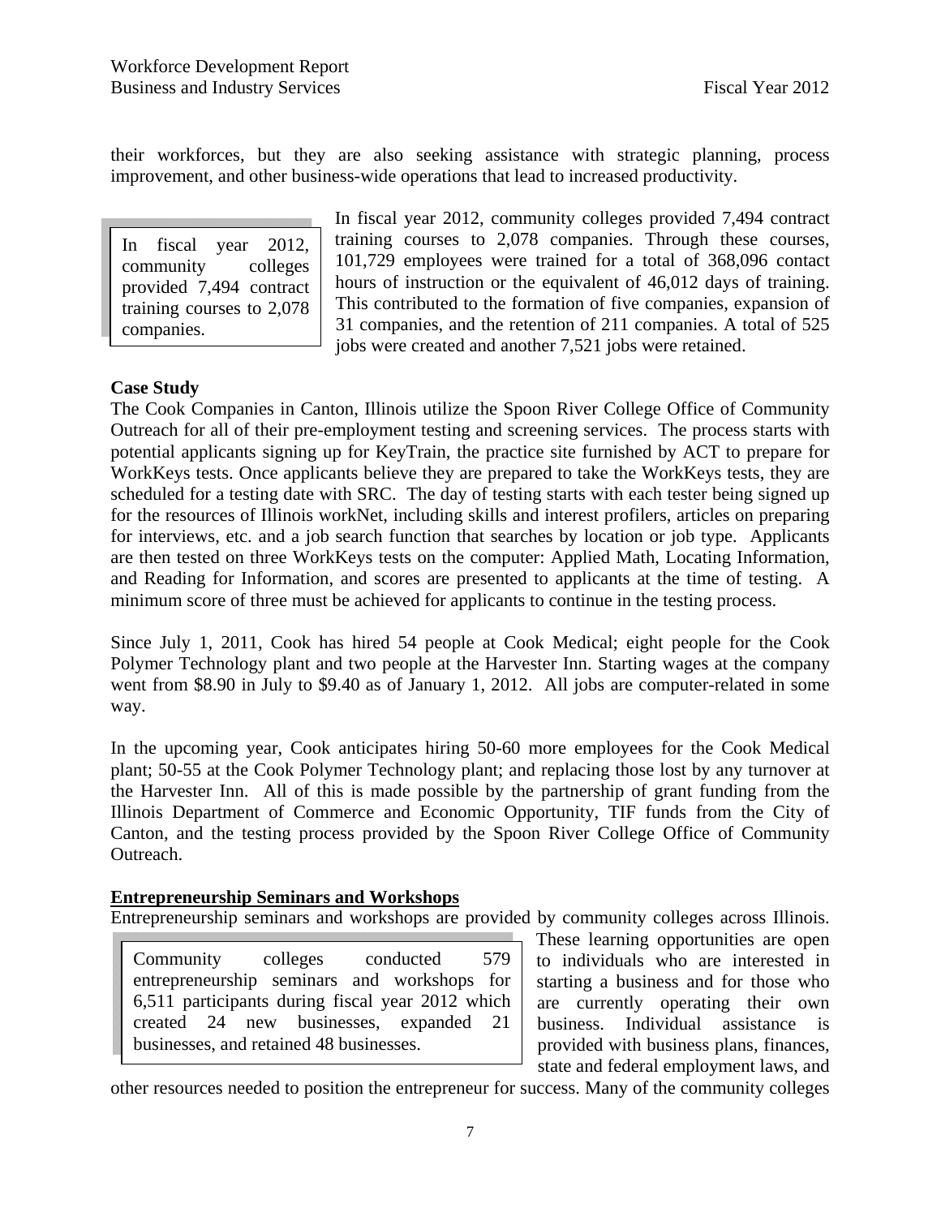their workforces, but they are also seeking assistance with strategic planning, process improvement, and other business-wide operations that lead to increased productivity.

> In fiscal year 2012, community colleges provided 7,494 contract training courses to 2,078 companies.

In fiscal year 2012, community colleges provided 7,494 contract training courses to 2,078 companies. Through these courses, 101,729 employees were trained for a total of 368,096 contact hours of instruction or the equivalent of 46,012 days of training. This contributed to the formation of five companies, expansion of 31 companies, and the retention of 211 companies. A total of 525 jobs were created and another 7,521 jobs were retained.

**Case Study**

The Cook Companies in Canton, Illinois utilize the Spoon River College Office of Community Outreach for all of their pre-employment testing and screening services. The process starts with potential applicants signing up for KeyTrain, the practice site furnished by ACT to prepare for WorkKeys tests. Once applicants believe they are prepared to take the WorkKeys tests, they are scheduled for a testing date with SRC. The day of testing starts with each tester being signed up for the resources of Illinois workNet, including skills and interest profilers, articles on preparing for interviews, etc. and a job search function that searches by location or job type. Applicants are then tested on three WorkKeys tests on the computer: Applied Math, Locating Information, and Reading for Information, and scores are presented to applicants at the time of testing. A minimum score of three must be achieved for applicants to continue in the testing process.

Since July 1, 2011, Cook has hired 54 people at Cook Medical; eight people for the Cook Polymer Technology plant and two people at the Harvester Inn. Starting wages at the company went from $8.90 in July to $9.40 as of January 1, 2012. All jobs are computer-related in some way.

In the upcoming year, Cook anticipates hiring 50-60 more employees for the Cook Medical plant; 50-55 at the Cook Polymer Technology plant; and replacing those lost by any turnover at the Harvester Inn. All of this is made possible by the partnership of grant funding from the Illinois Department of Commerce and Economic Opportunity, TIF funds from the City of Canton, and the testing process provided by the Spoon River College Office of Community Outreach.

**Entrepreneurship Seminars and Workshops**

Entrepreneurship seminars and workshops are provided by community colleges across Illinois.

> Community colleges conducted 579 entrepreneurship seminars and workshops for 6,511 participants during fiscal year 2012 which created 24 new businesses, expanded 21 businesses, and retained 48 businesses.

These learning opportunities are open to individuals who are interested in starting a business and for those who are currently operating their own business. Individual assistance is provided with business plans, finances, state and federal employment laws, and other resources needed to position the entrepreneur for success. Many of the community colleges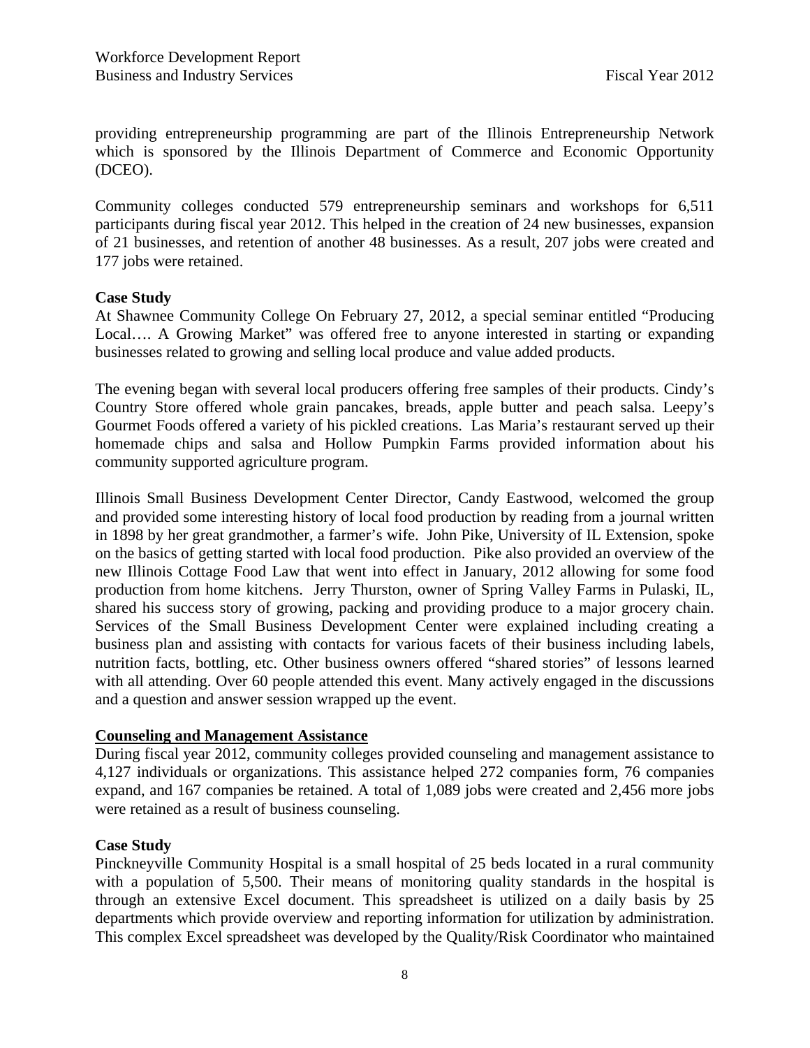providing entrepreneurship programming are part of the Illinois Entrepreneurship Network which is sponsored by the Illinois Department of Commerce and Economic Opportunity (DCEO).

Community colleges conducted 579 entrepreneurship seminars and workshops for 6,511 participants during fiscal year 2012. This helped in the creation of 24 new businesses, expansion of 21 businesses, and retention of another 48 businesses. As a result, 207 jobs were created and 177 jobs were retained.

**Case Study**

At Shawnee Community College On February 27, 2012, a special seminar entitled "Producing Local…. A Growing Market" was offered free to anyone interested in starting or expanding businesses related to growing and selling local produce and value added products.

The evening began with several local producers offering free samples of their products. Cindy's Country Store offered whole grain pancakes, breads, apple butter and peach salsa. Leepy's Gourmet Foods offered a variety of his pickled creations. Las Maria's restaurant served up their homemade chips and salsa and Hollow Pumpkin Farms provided information about his community supported agriculture program.

Illinois Small Business Development Center Director, Candy Eastwood, welcomed the group and provided some interesting history of local food production by reading from a journal written in 1898 by her great grandmother, a farmer's wife. John Pike, University of IL Extension, spoke on the basics of getting started with local food production. Pike also provided an overview of the new Illinois Cottage Food Law that went into effect in January, 2012 allowing for some food production from home kitchens. Jerry Thurston, owner of Spring Valley Farms in Pulaski, IL, shared his success story of growing, packing and providing produce to a major grocery chain. Services of the Small Business Development Center were explained including creating a business plan and assisting with contacts for various facets of their business including labels, nutrition facts, bottling, etc. Other business owners offered "shared stories" of lessons learned with all attending. Over 60 people attended this event. Many actively engaged in the discussions and a question and answer session wrapped up the event.

**Counseling and Management Assistance**

During fiscal year 2012, community colleges provided counseling and management assistance to 4,127 individuals or organizations. This assistance helped 272 companies form, 76 companies expand, and 167 companies be retained. A total of 1,089 jobs were created and 2,456 more jobs were retained as a result of business counseling.

**Case Study**

Pinckneyville Community Hospital is a small hospital of 25 beds located in a rural community with a population of 5,500. Their means of monitoring quality standards in the hospital is through an extensive Excel document. This spreadsheet is utilized on a daily basis by 25 departments which provide overview and reporting information for utilization by administration. This complex Excel spreadsheet was developed by the Quality/Risk Coordinator who maintained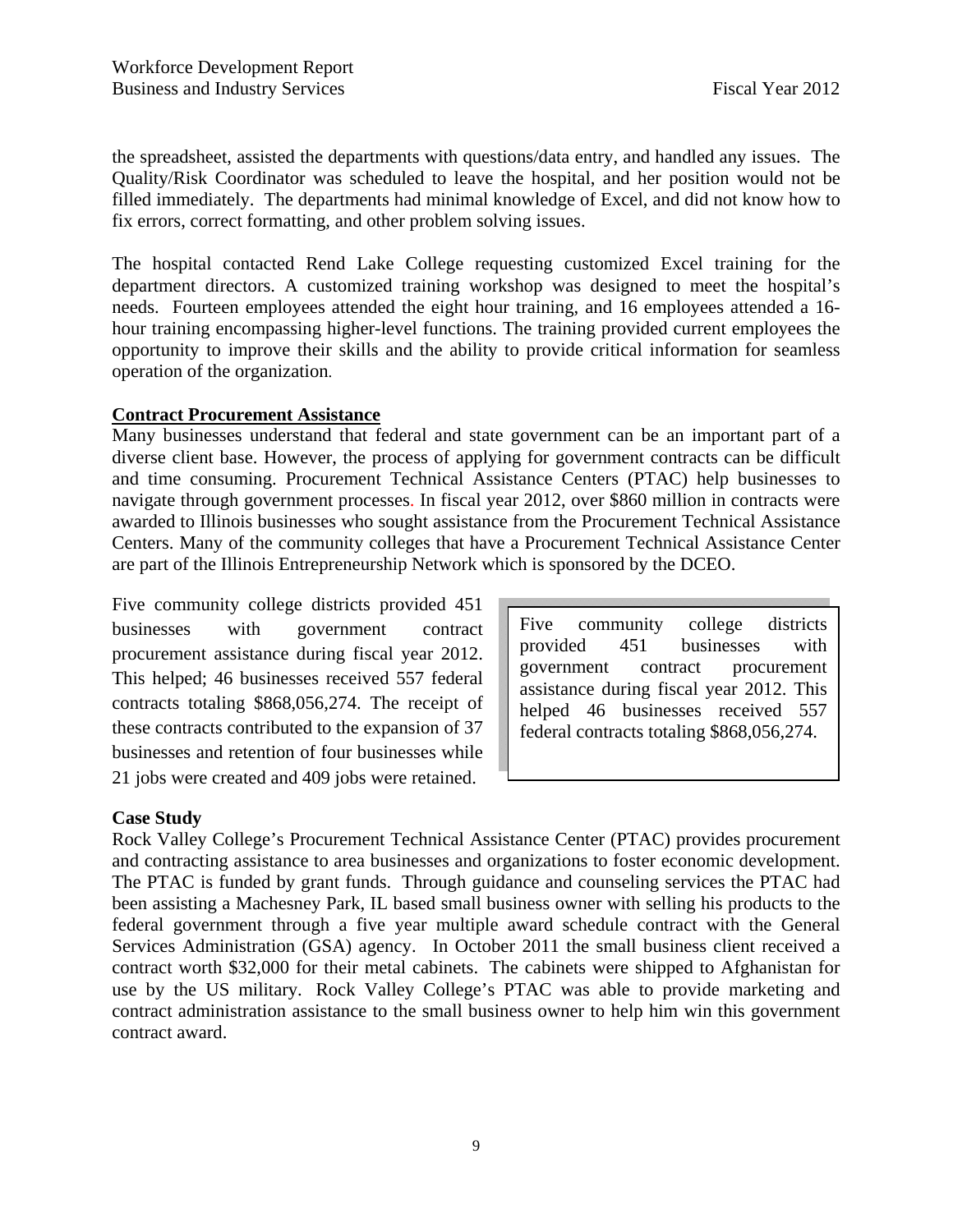the spreadsheet, assisted the departments with questions/data entry, and handled any issues. The Quality/Risk Coordinator was scheduled to leave the hospital, and her position would not be filled immediately. The departments had minimal knowledge of Excel, and did not know how to fix errors, correct formatting, and other problem solving issues.

The hospital contacted Rend Lake College requesting customized Excel training for the department directors. A customized training workshop was designed to meet the hospital's needs. Fourteen employees attended the eight hour training, and 16 employees attended a 16-hour training encompassing higher-level functions. The training provided current employees the opportunity to improve their skills and the ability to provide critical information for seamless operation of the organization.

**Contract Procurement Assistance**

Many businesses understand that federal and state government can be an important part of a diverse client base. However, the process of applying for government contracts can be difficult and time consuming. Procurement Technical Assistance Centers (PTAC) help businesses to navigate through government processes. In fiscal year 2012, over $860 million in contracts were awarded to Illinois businesses who sought assistance from the Procurement Technical Assistance Centers. Many of the community colleges that have a Procurement Technical Assistance Center are part of the Illinois Entrepreneurship Network which is sponsored by the DCEO.

Five community college districts provided 451 businesses with government contract procurement assistance during fiscal year 2012. This helped; 46 businesses received 557 federal contracts totaling $868,056,274. The receipt of these contracts contributed to the expansion of 37 businesses and retention of four businesses while 21 jobs were created and 409 jobs were retained.

> Five community college districts provided 451 businesses with government contract procurement assistance during fiscal year 2012. This helped 46 businesses received 557 federal contracts totaling $868,056,274.

**Case Study**

Rock Valley College's Procurement Technical Assistance Center (PTAC) provides procurement and contracting assistance to area businesses and organizations to foster economic development. The PTAC is funded by grant funds. Through guidance and counseling services the PTAC had been assisting a Machesney Park, IL based small business owner with selling his products to the federal government through a five year multiple award schedule contract with the General Services Administration (GSA) agency. In October 2011 the small business client received a contract worth $32,000 for their metal cabinets. The cabinets were shipped to Afghanistan for use by the US military. Rock Valley College's PTAC was able to provide marketing and contract administration assistance to the small business owner to help him win this government contract award.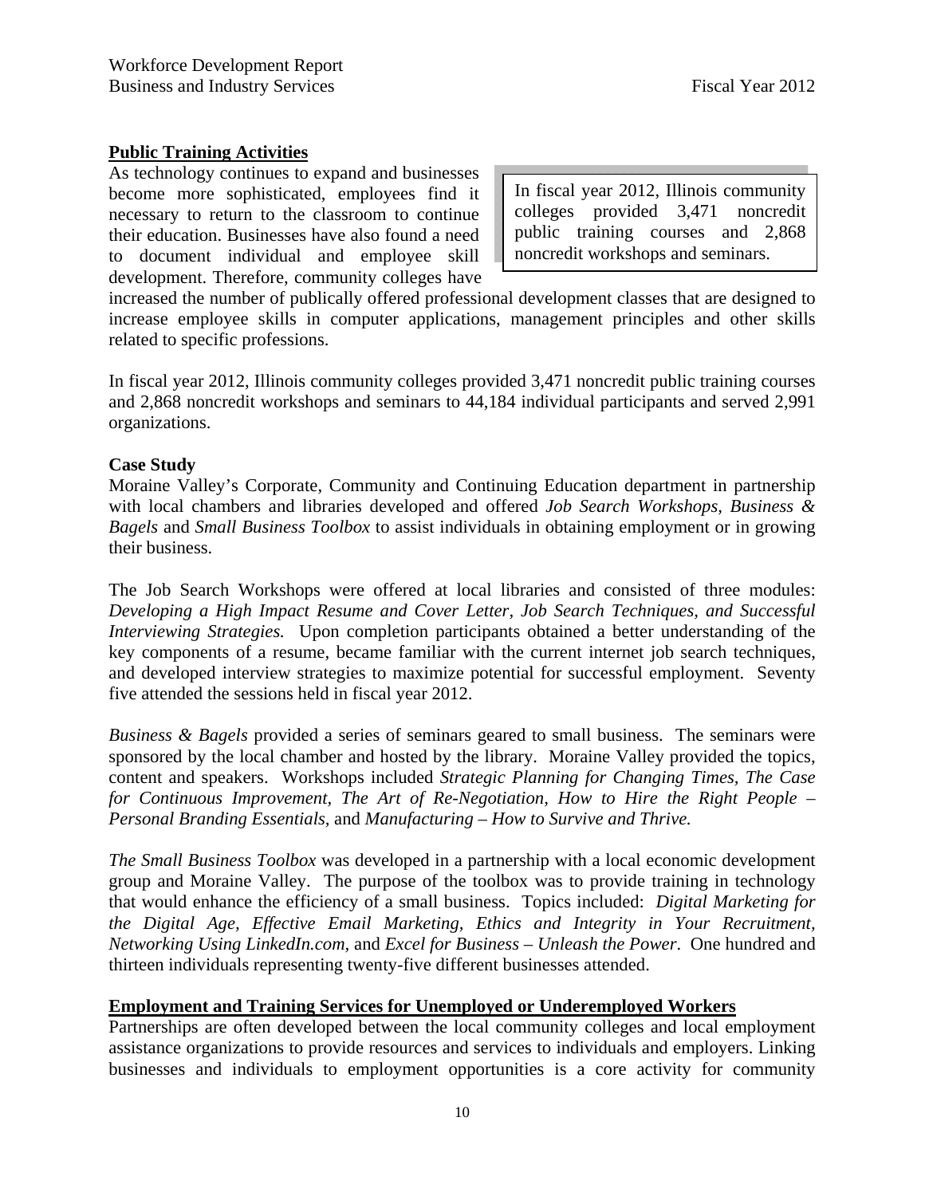## Public Training Activities

As technology continues to expand and businesses become more sophisticated, employees find it necessary to return to the classroom to continue their education. Businesses have also found a need to document individual and employee skill development. Therefore, community colleges have increased the number of publically offered professional development classes that are designed to increase employee skills in computer applications, management principles and other skills related to specific professions.

> In fiscal year 2012, Illinois community colleges provided 3,471 noncredit public training courses and 2,868 noncredit workshops and seminars.

In fiscal year 2012, Illinois community colleges provided 3,471 noncredit public training courses and 2,868 noncredit workshops and seminars to 44,184 individual participants and served 2,991 organizations.

**Case Study**

Moraine Valley's Corporate, Community and Continuing Education department in partnership with local chambers and libraries developed and offered *Job Search Workshops, Business & Bagels* and *Small Business Toolbox* to assist individuals in obtaining employment or in growing their business.

The Job Search Workshops were offered at local libraries and consisted of three modules: *Developing a High Impact Resume and Cover Letter, Job Search Techniques, and Successful Interviewing Strategies.* Upon completion participants obtained a better understanding of the key components of a resume, became familiar with the current internet job search techniques, and developed interview strategies to maximize potential for successful employment. Seventy five attended the sessions held in fiscal year 2012.

*Business & Bagels* provided a series of seminars geared to small business. The seminars were sponsored by the local chamber and hosted by the library. Moraine Valley provided the topics, content and speakers. Workshops included *Strategic Planning for Changing Times, The Case for Continuous Improvement, The Art of Re-Negotiation, How to Hire the Right People – Personal Branding Essentials*, and *Manufacturing – How to Survive and Thrive.*

*The Small Business Toolbox* was developed in a partnership with a local economic development group and Moraine Valley. The purpose of the toolbox was to provide training in technology that would enhance the efficiency of a small business. Topics included: *Digital Marketing for the Digital Age, Effective Email Marketing, Ethics and Integrity in Your Recruitment, Networking Using LinkedIn.com,* and *Excel for Business – Unleash the Power*. One hundred and thirteen individuals representing twenty-five different businesses attended.

## Employment and Training Services for Unemployed or Underemployed Workers

Partnerships are often developed between the local community colleges and local employment assistance organizations to provide resources and services to individuals and employers. Linking businesses and individuals to employment opportunities is a core activity for community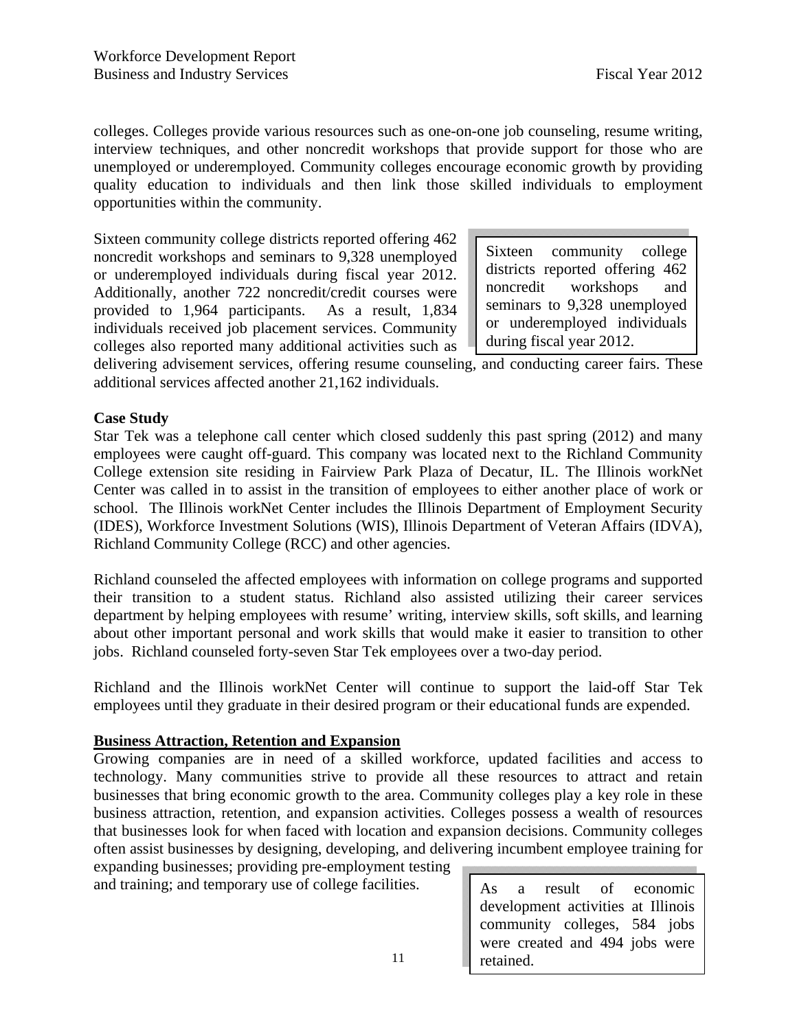colleges. Colleges provide various resources such as one-on-one job counseling, resume writing, interview techniques, and other noncredit workshops that provide support for those who are unemployed or underemployed. Community colleges encourage economic growth by providing quality education to individuals and then link those skilled individuals to employment opportunities within the community.

Sixteen community college districts reported offering 462 noncredit workshops and seminars to 9,328 unemployed or underemployed individuals during fiscal year 2012. Additionally, another 722 noncredit/credit courses were provided to 1,964 participants. As a result, 1,834 individuals received job placement services. Community colleges also reported many additional activities such as delivering advisement services, offering resume counseling, and conducting career fairs. These additional services affected another 21,162 individuals.

> Sixteen community college districts reported offering 462 noncredit workshops and seminars to 9,328 unemployed or underemployed individuals during fiscal year 2012.

**Case Study**

Star Tek was a telephone call center which closed suddenly this past spring (2012) and many employees were caught off-guard. This company was located next to the Richland Community College extension site residing in Fairview Park Plaza of Decatur, IL. The Illinois workNet Center was called in to assist in the transition of employees to either another place of work or school. The Illinois workNet Center includes the Illinois Department of Employment Security (IDES), Workforce Investment Solutions (WIS), Illinois Department of Veteran Affairs (IDVA), Richland Community College (RCC) and other agencies.

Richland counseled the affected employees with information on college programs and supported their transition to a student status. Richland also assisted utilizing their career services department by helping employees with resume' writing, interview skills, soft skills, and learning about other important personal and work skills that would make it easier to transition to other jobs. Richland counseled forty-seven Star Tek employees over a two-day period.

Richland and the Illinois workNet Center will continue to support the laid-off Star Tek employees until they graduate in their desired program or their educational funds are expended.

## Business Attraction, Retention and Expansion

Growing companies are in need of a skilled workforce, updated facilities and access to technology. Many communities strive to provide all these resources to attract and retain businesses that bring economic growth to the area. Community colleges play a key role in these business attraction, retention, and expansion activities. Colleges possess a wealth of resources that businesses look for when faced with location and expansion decisions. Community colleges often assist businesses by designing, developing, and delivering incumbent employee training for expanding businesses; providing pre-employment testing and training; and temporary use of college facilities.

> As a result of economic development activities at Illinois community colleges, 584 jobs were created and 494 jobs were retained.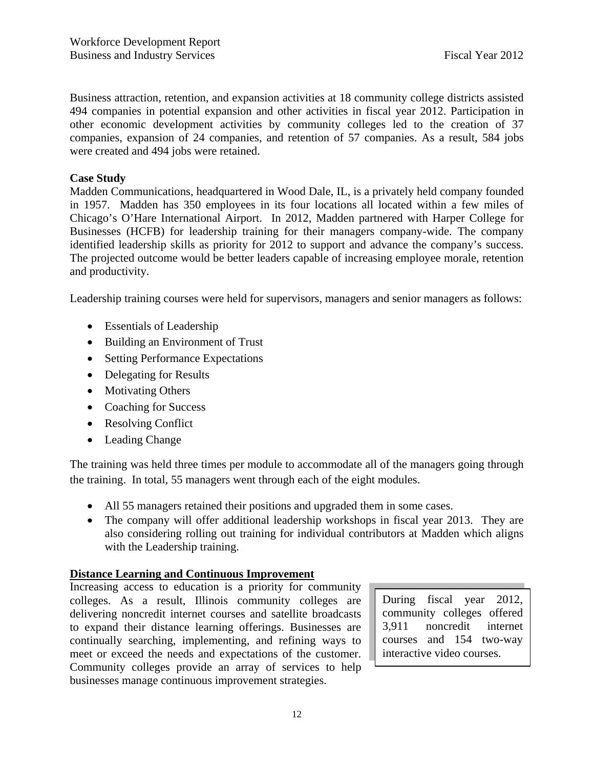Business attraction, retention, and expansion activities at 18 community college districts assisted 494 companies in potential expansion and other activities in fiscal year 2012. Participation in other economic development activities by community colleges led to the creation of 37 companies, expansion of 24 companies, and retention of 57 companies. As a result, 584 jobs were created and 494 jobs were retained.

**Case Study**

Madden Communications, headquartered in Wood Dale, IL, is a privately held company founded in 1957. Madden has 350 employees in its four locations all located within a few miles of Chicago's O'Hare International Airport. In 2012, Madden partnered with Harper College for Businesses (HCFB) for leadership training for their managers company-wide. The company identified leadership skills as priority for 2012 to support and advance the company's success. The projected outcome would be better leaders capable of increasing employee morale, retention and productivity.

Leadership training courses were held for supervisors, managers and senior managers as follows:

- Essentials of Leadership
- Building an Environment of Trust
- Setting Performance Expectations
- Delegating for Results
- Motivating Others
- Coaching for Success
- Resolving Conflict
- Leading Change

The training was held three times per module to accommodate all of the managers going through the training. In total, 55 managers went through each of the eight modules.

- All 55 managers retained their positions and upgraded them in some cases.
- The company will offer additional leadership workshops in fiscal year 2013. They are also considering rolling out training for individual contributors at Madden which aligns with the Leadership training.

## Distance Learning and Continuous Improvement

Increasing access to education is a priority for community colleges. As a result, Illinois community colleges are delivering noncredit internet courses and satellite broadcasts to expand their distance learning offerings. Businesses are continually searching, implementing, and refining ways to meet or exceed the needs and expectations of the customer. Community colleges provide an array of services to help businesses manage continuous improvement strategies.

> During fiscal year 2012, community colleges offered 3,911 noncredit internet courses and 154 two-way interactive video courses.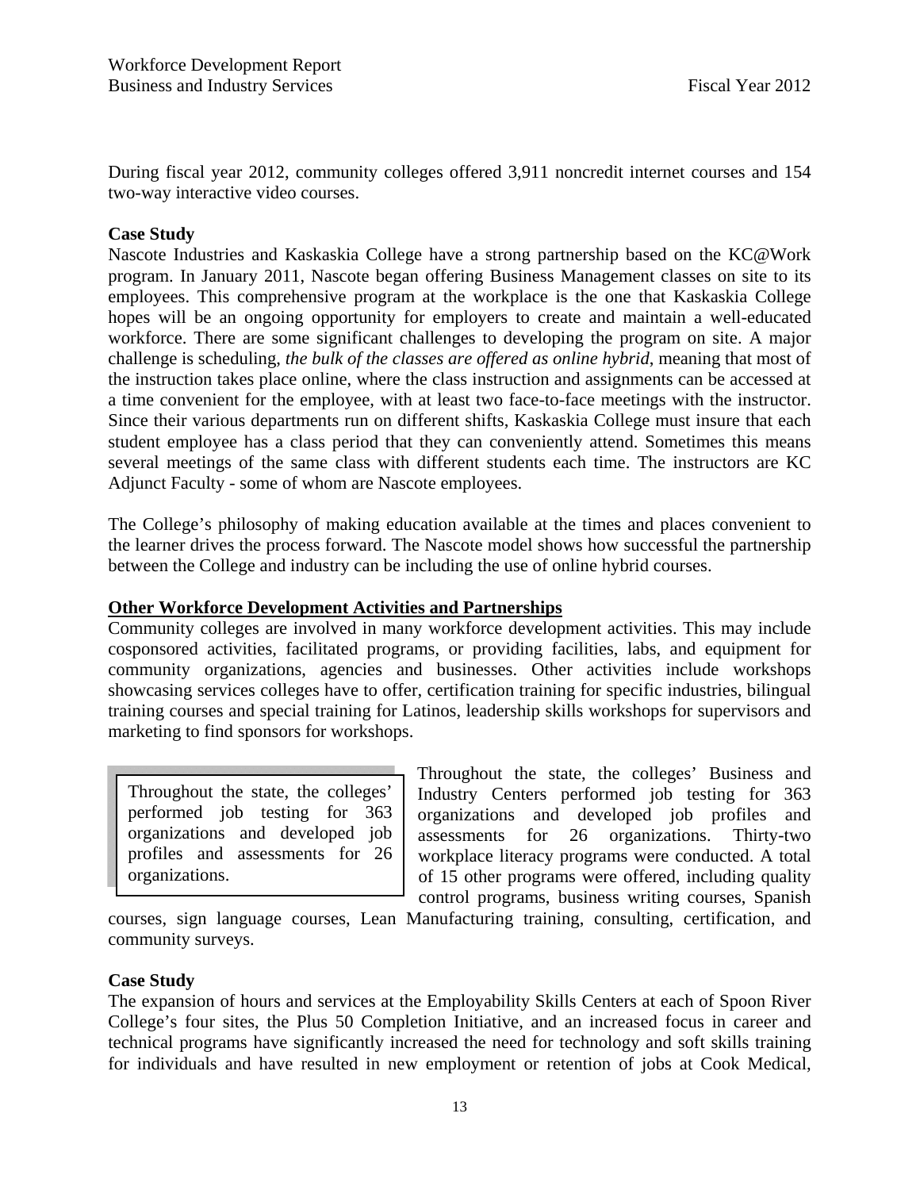During fiscal year 2012, community colleges offered 3,911 noncredit internet courses and 154 two-way interactive video courses.

**Case Study**

Nascote Industries and Kaskaskia College have a strong partnership based on the KC@Work program. In January 2011, Nascote began offering Business Management classes on site to its employees. This comprehensive program at the workplace is the one that Kaskaskia College hopes will be an ongoing opportunity for employers to create and maintain a well-educated workforce. There are some significant challenges to developing the program on site. A major challenge is scheduling, *the bulk of the classes are offered as online hybrid*, meaning that most of the instruction takes place online, where the class instruction and assignments can be accessed at a time convenient for the employee, with at least two face-to-face meetings with the instructor. Since their various departments run on different shifts, Kaskaskia College must insure that each student employee has a class period that they can conveniently attend. Sometimes this means several meetings of the same class with different students each time. The instructors are KC Adjunct Faculty - some of whom are Nascote employees.

The College's philosophy of making education available at the times and places convenient to the learner drives the process forward. The Nascote model shows how successful the partnership between the College and industry can be including the use of online hybrid courses.

## Other Workforce Development Activities and Partnerships

Community colleges are involved in many workforce development activities. This may include cosponsored activities, facilitated programs, or providing facilities, labs, and equipment for community organizations, agencies and businesses. Other activities include workshops showcasing services colleges have to offer, certification training for specific industries, bilingual training courses and special training for Latinos, leadership skills workshops for supervisors and marketing to find sponsors for workshops.

> Throughout the state, the colleges' performed job testing for 363 organizations and developed job profiles and assessments for 26 organizations.

Throughout the state, the colleges' Business and Industry Centers performed job testing for 363 organizations and developed job profiles and assessments for 26 organizations. Thirty-two workplace literacy programs were conducted. A total of 15 other programs were offered, including quality control programs, business writing courses, Spanish courses, sign language courses, Lean Manufacturing training, consulting, certification, and community surveys.

**Case Study**

The expansion of hours and services at the Employability Skills Centers at each of Spoon River College's four sites, the Plus 50 Completion Initiative, and an increased focus in career and technical programs have significantly increased the need for technology and soft skills training for individuals and have resulted in new employment or retention of jobs at Cook Medical,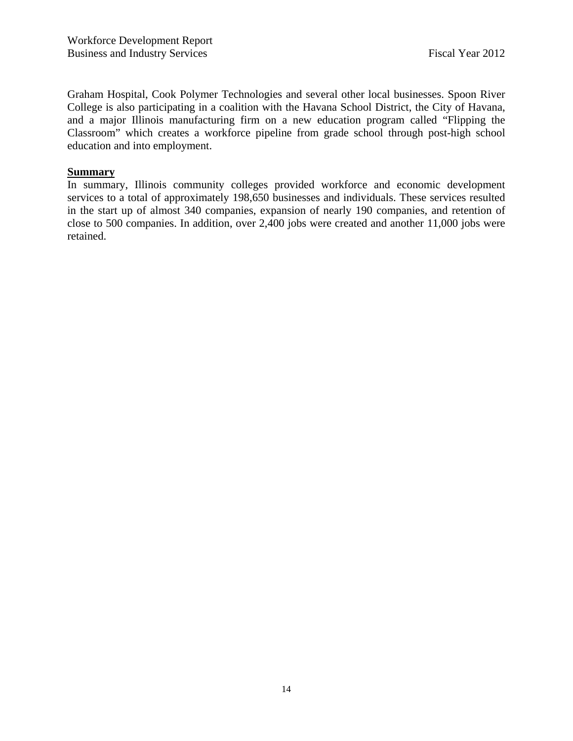Graham Hospital, Cook Polymer Technologies and several other local businesses. Spoon River College is also participating in a coalition with the Havana School District, the City of Havana, and a major Illinois manufacturing firm on a new education program called “Flipping the Classroom” which creates a workforce pipeline from grade school through post-high school education and into employment.

**Summary**

In summary, Illinois community colleges provided workforce and economic development services to a total of approximately 198,650 businesses and individuals. These services resulted in the start up of almost 340 companies, expansion of nearly 190 companies, and retention of close to 500 companies. In addition, over 2,400 jobs were created and another 11,000 jobs were retained.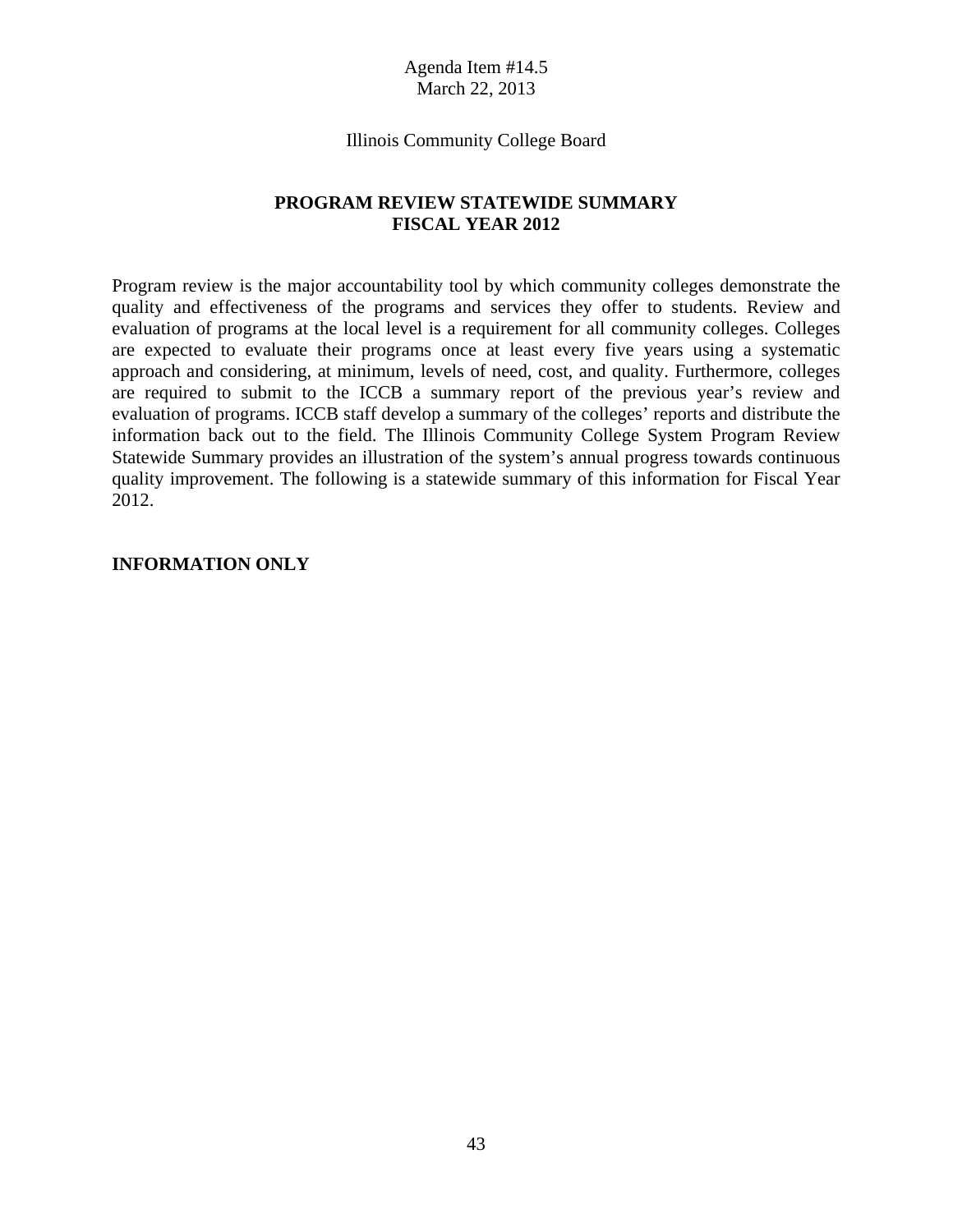Agenda Item #14.5
March 22, 2013

Illinois Community College Board

## PROGRAM REVIEW STATEWIDE SUMMARY FISCAL YEAR 2012

Program review is the major accountability tool by which community colleges demonstrate the quality and effectiveness of the programs and services they offer to students. Review and evaluation of programs at the local level is a requirement for all community colleges. Colleges are expected to evaluate their programs once at least every five years using a systematic approach and considering, at minimum, levels of need, cost, and quality. Furthermore, colleges are required to submit to the ICCB a summary report of the previous year's review and evaluation of programs. ICCB staff develop a summary of the colleges' reports and distribute the information back out to the field. The Illinois Community College System Program Review Statewide Summary provides an illustration of the system's annual progress towards continuous quality improvement. The following is a statewide summary of this information for Fiscal Year 2012.

**INFORMATION ONLY**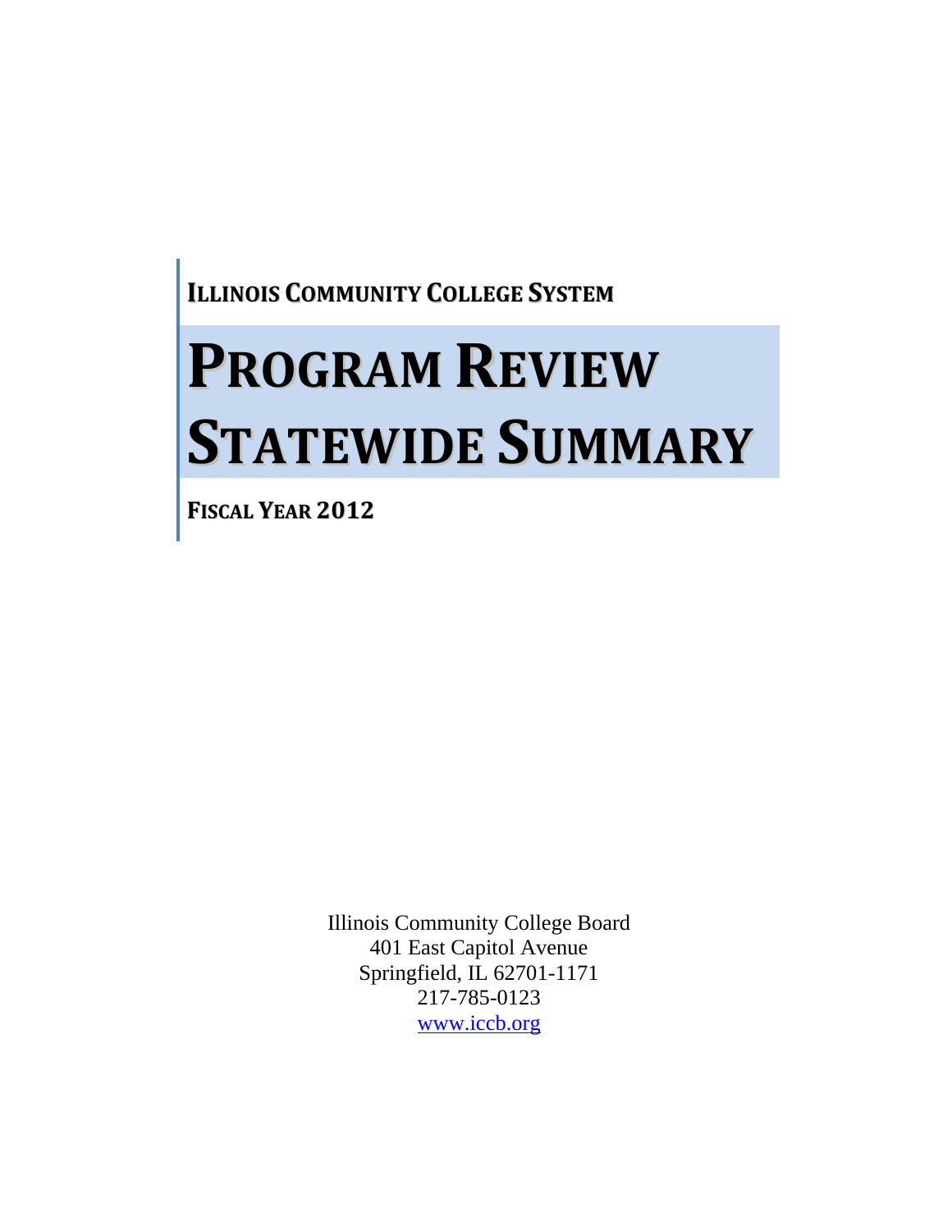**ILLINOIS COMMUNITY COLLEGE SYSTEM**

# PROGRAM REVIEW STATEWIDE SUMMARY

**FISCAL YEAR 2012**

Illinois Community College Board
401 East Capitol Avenue
Springfield, IL 62701-1171
217-785-0123
www.iccb.org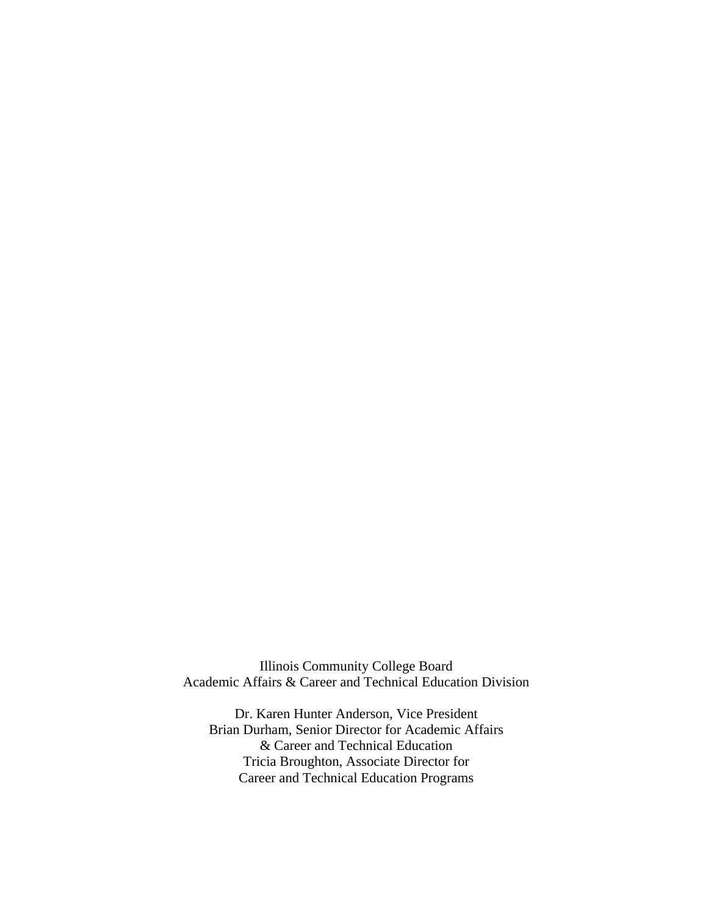Illinois Community College Board
Academic Affairs & Career and Technical Education Division

Dr. Karen Hunter Anderson, Vice President
Brian Durham, Senior Director for Academic Affairs
& Career and Technical Education
Tricia Broughton, Associate Director for
Career and Technical Education Programs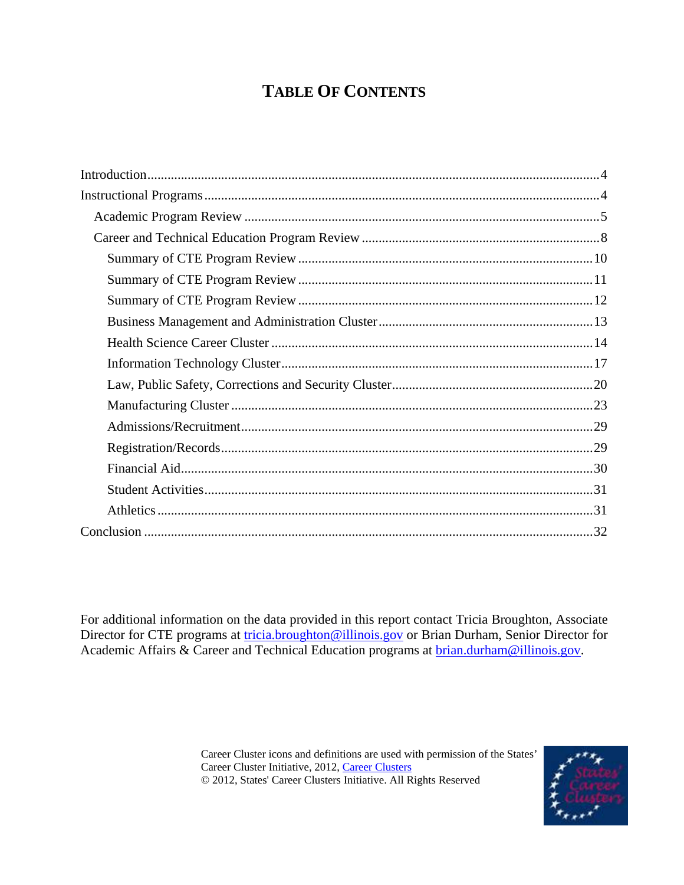# TABLE OF CONTENTS

- Introduction....................................................................................................4
- Instructional Programs....................................................................................4
  - Academic Program Review ........................................................................5
  - Career and Technical Education Program Review .....................................8
    - Summary of CTE Program Review ........................................................10
    - Summary of CTE Program Review ........................................................11
    - Summary of CTE Program Review ........................................................12
    - Business Management and Administration Cluster ................................13
    - Health Science Career Cluster ...............................................................14
    - Information Technology Cluster.............................................................17
    - Law, Public Safety, Corrections and Security Cluster............................20
    - Manufacturing Cluster ...........................................................................23
    - Admissions/Recruitment........................................................................29
    - Registration/Records..............................................................................29
    - Financial Aid..........................................................................................30
    - Student Activities...................................................................................31
    - Athletics.................................................................................................31
- Conclusion ....................................................................................................32

For additional information on the data provided in this report contact Tricia Broughton, Associate Director for CTE programs at tricia.broughton@illinois.gov or Brian Durham, Senior Director for Academic Affairs & Career and Technical Education programs at brian.durham@illinois.gov.

Career Cluster icons and definitions are used with permission of the States' Career Cluster Initiative, 2012, Career Clusters
© 2012, States' Career Clusters Initiative. All Rights Reserved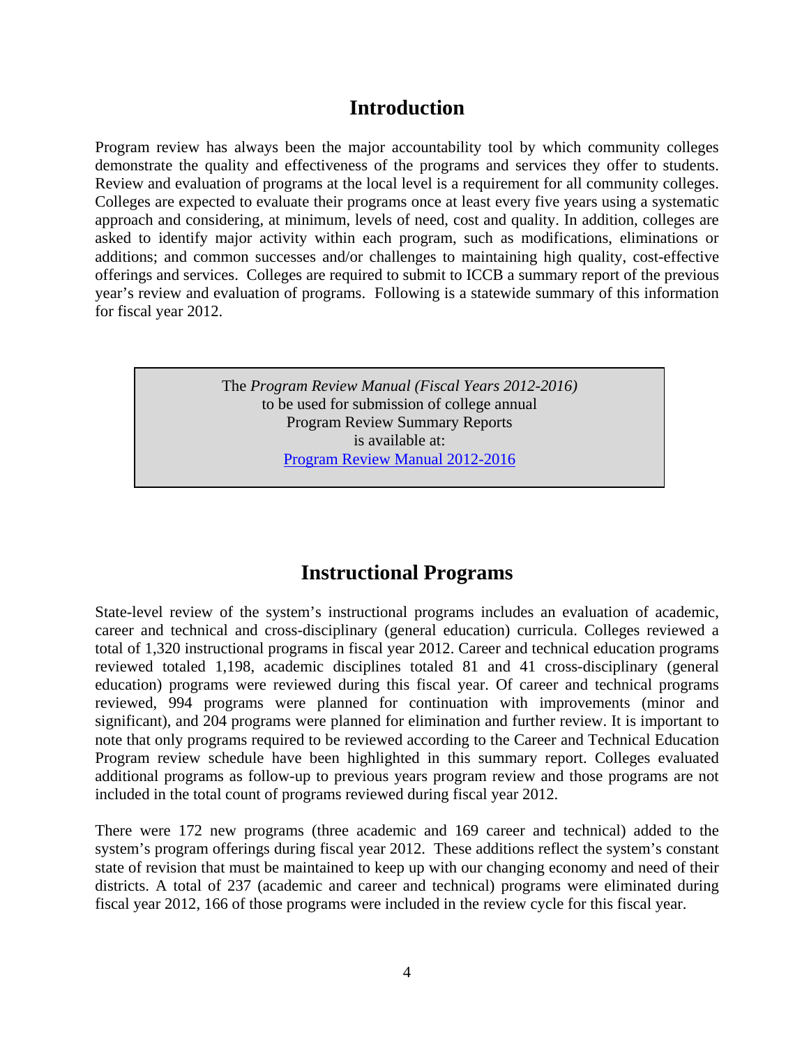# Introduction

Program review has always been the major accountability tool by which community colleges demonstrate the quality and effectiveness of the programs and services they offer to students. Review and evaluation of programs at the local level is a requirement for all community colleges. Colleges are expected to evaluate their programs once at least every five years using a systematic approach and considering, at minimum, levels of need, cost and quality. In addition, colleges are asked to identify major activity within each program, such as modifications, eliminations or additions; and common successes and/or challenges to maintaining high quality, cost-effective offerings and services. Colleges are required to submit to ICCB a summary report of the previous year's review and evaluation of programs. Following is a statewide summary of this information for fiscal year 2012.

> The *Program Review Manual (Fiscal Years 2012-2016)* to be used for submission of college annual Program Review Summary Reports is available at:
> Program Review Manual 2012-2016

# Instructional Programs

State-level review of the system's instructional programs includes an evaluation of academic, career and technical and cross-disciplinary (general education) curricula. Colleges reviewed a total of 1,320 instructional programs in fiscal year 2012. Career and technical education programs reviewed totaled 1,198, academic disciplines totaled 81 and 41 cross-disciplinary (general education) programs were reviewed during this fiscal year. Of career and technical programs reviewed, 994 programs were planned for continuation with improvements (minor and significant), and 204 programs were planned for elimination and further review. It is important to note that only programs required to be reviewed according to the Career and Technical Education Program review schedule have been highlighted in this summary report. Colleges evaluated additional programs as follow-up to previous years program review and those programs are not included in the total count of programs reviewed during fiscal year 2012.

There were 172 new programs (three academic and 169 career and technical) added to the system's program offerings during fiscal year 2012. These additions reflect the system's constant state of revision that must be maintained to keep up with our changing economy and need of their districts. A total of 237 (academic and career and technical) programs were eliminated during fiscal year 2012, 166 of those programs were included in the review cycle for this fiscal year.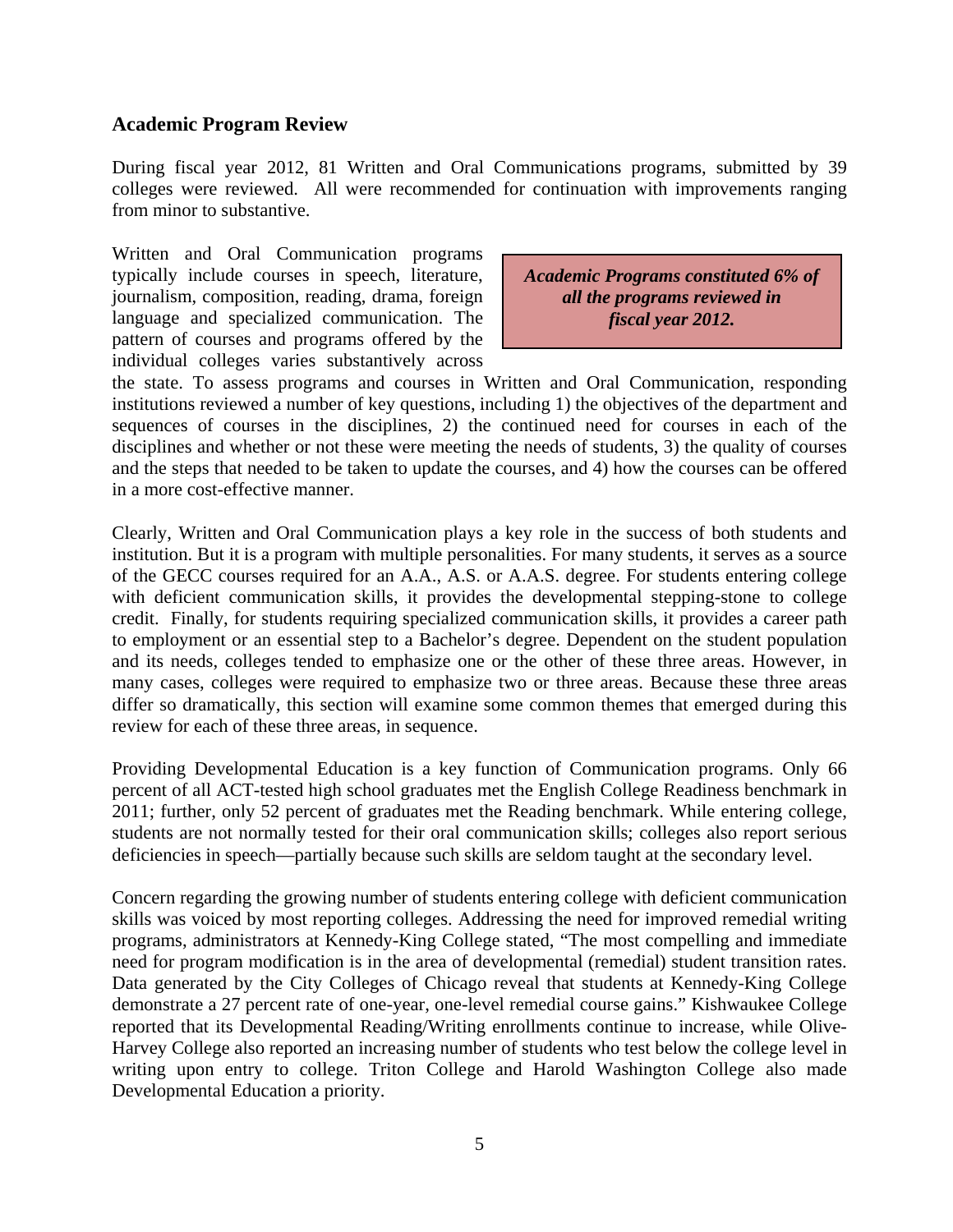## Academic Program Review

During fiscal year 2012, 81 Written and Oral Communications programs, submitted by 39 colleges were reviewed. All were recommended for continuation with improvements ranging from minor to substantive.

> ***Academic Programs constituted 6% of all the programs reviewed in fiscal year 2012.***

Written and Oral Communication programs typically include courses in speech, literature, journalism, composition, reading, drama, foreign language and specialized communication. The pattern of courses and programs offered by the individual colleges varies substantively across the state. To assess programs and courses in Written and Oral Communication, responding institutions reviewed a number of key questions, including 1) the objectives of the department and sequences of courses in the disciplines, 2) the continued need for courses in each of the disciplines and whether or not these were meeting the needs of students, 3) the quality of courses and the steps that needed to be taken to update the courses, and 4) how the courses can be offered in a more cost-effective manner.

Clearly, Written and Oral Communication plays a key role in the success of both students and institution. But it is a program with multiple personalities. For many students, it serves as a source of the GECC courses required for an A.A., A.S. or A.A.S. degree. For students entering college with deficient communication skills, it provides the developmental stepping-stone to college credit. Finally, for students requiring specialized communication skills, it provides a career path to employment or an essential step to a Bachelor's degree. Dependent on the student population and its needs, colleges tended to emphasize one or the other of these three areas. However, in many cases, colleges were required to emphasize two or three areas. Because these three areas differ so dramatically, this section will examine some common themes that emerged during this review for each of these three areas, in sequence.

Providing Developmental Education is a key function of Communication programs. Only 66 percent of all ACT-tested high school graduates met the English College Readiness benchmark in 2011; further, only 52 percent of graduates met the Reading benchmark. While entering college, students are not normally tested for their oral communication skills; colleges also report serious deficiencies in speech—partially because such skills are seldom taught at the secondary level.

Concern regarding the growing number of students entering college with deficient communication skills was voiced by most reporting colleges. Addressing the need for improved remedial writing programs, administrators at Kennedy-King College stated, "The most compelling and immediate need for program modification is in the area of developmental (remedial) student transition rates. Data generated by the City Colleges of Chicago reveal that students at Kennedy-King College demonstrate a 27 percent rate of one-year, one-level remedial course gains." Kishwaukee College reported that its Developmental Reading/Writing enrollments continue to increase, while Olive-Harvey College also reported an increasing number of students who test below the college level in writing upon entry to college. Triton College and Harold Washington College also made Developmental Education a priority.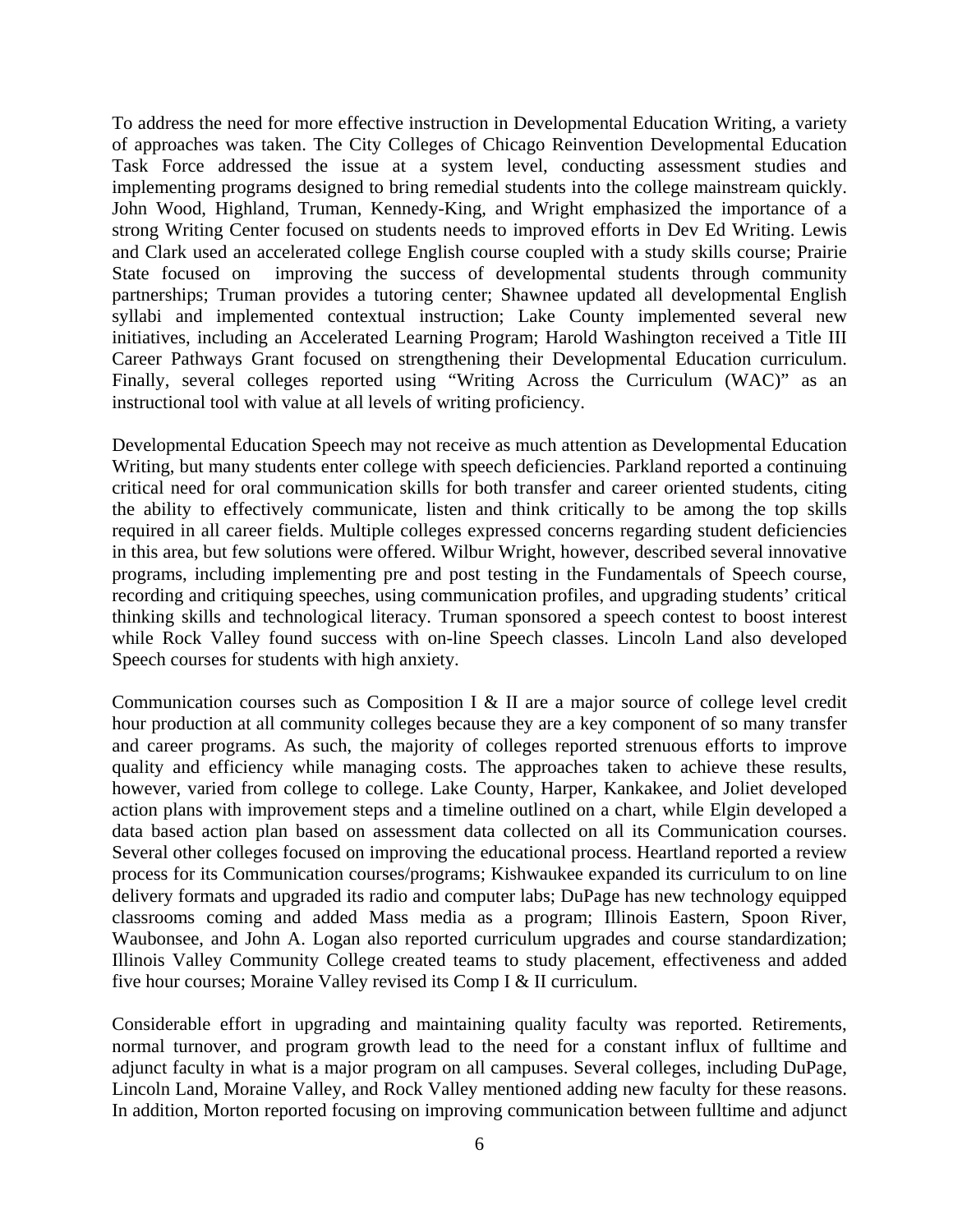To address the need for more effective instruction in Developmental Education Writing, a variety of approaches was taken. The City Colleges of Chicago Reinvention Developmental Education Task Force addressed the issue at a system level, conducting assessment studies and implementing programs designed to bring remedial students into the college mainstream quickly. John Wood, Highland, Truman, Kennedy-King, and Wright emphasized the importance of a strong Writing Center focused on students needs to improved efforts in Dev Ed Writing. Lewis and Clark used an accelerated college English course coupled with a study skills course; Prairie State focused on improving the success of developmental students through community partnerships; Truman provides a tutoring center; Shawnee updated all developmental English syllabi and implemented contextual instruction; Lake County implemented several new initiatives, including an Accelerated Learning Program; Harold Washington received a Title III Career Pathways Grant focused on strengthening their Developmental Education curriculum. Finally, several colleges reported using "Writing Across the Curriculum (WAC)" as an instructional tool with value at all levels of writing proficiency.

Developmental Education Speech may not receive as much attention as Developmental Education Writing, but many students enter college with speech deficiencies. Parkland reported a continuing critical need for oral communication skills for both transfer and career oriented students, citing the ability to effectively communicate, listen and think critically to be among the top skills required in all career fields. Multiple colleges expressed concerns regarding student deficiencies in this area, but few solutions were offered. Wilbur Wright, however, described several innovative programs, including implementing pre and post testing in the Fundamentals of Speech course, recording and critiquing speeches, using communication profiles, and upgrading students' critical thinking skills and technological literacy. Truman sponsored a speech contest to boost interest while Rock Valley found success with on-line Speech classes. Lincoln Land also developed Speech courses for students with high anxiety.

Communication courses such as Composition I & II are a major source of college level credit hour production at all community colleges because they are a key component of so many transfer and career programs. As such, the majority of colleges reported strenuous efforts to improve quality and efficiency while managing costs. The approaches taken to achieve these results, however, varied from college to college. Lake County, Harper, Kankakee, and Joliet developed action plans with improvement steps and a timeline outlined on a chart, while Elgin developed a data based action plan based on assessment data collected on all its Communication courses. Several other colleges focused on improving the educational process. Heartland reported a review process for its Communication courses/programs; Kishwaukee expanded its curriculum to on line delivery formats and upgraded its radio and computer labs; DuPage has new technology equipped classrooms coming and added Mass media as a program; Illinois Eastern, Spoon River, Waubonsee, and John A. Logan also reported curriculum upgrades and course standardization; Illinois Valley Community College created teams to study placement, effectiveness and added five hour courses; Moraine Valley revised its Comp I & II curriculum.

Considerable effort in upgrading and maintaining quality faculty was reported. Retirements, normal turnover, and program growth lead to the need for a constant influx of fulltime and adjunct faculty in what is a major program on all campuses. Several colleges, including DuPage, Lincoln Land, Moraine Valley, and Rock Valley mentioned adding new faculty for these reasons. In addition, Morton reported focusing on improving communication between fulltime and adjunct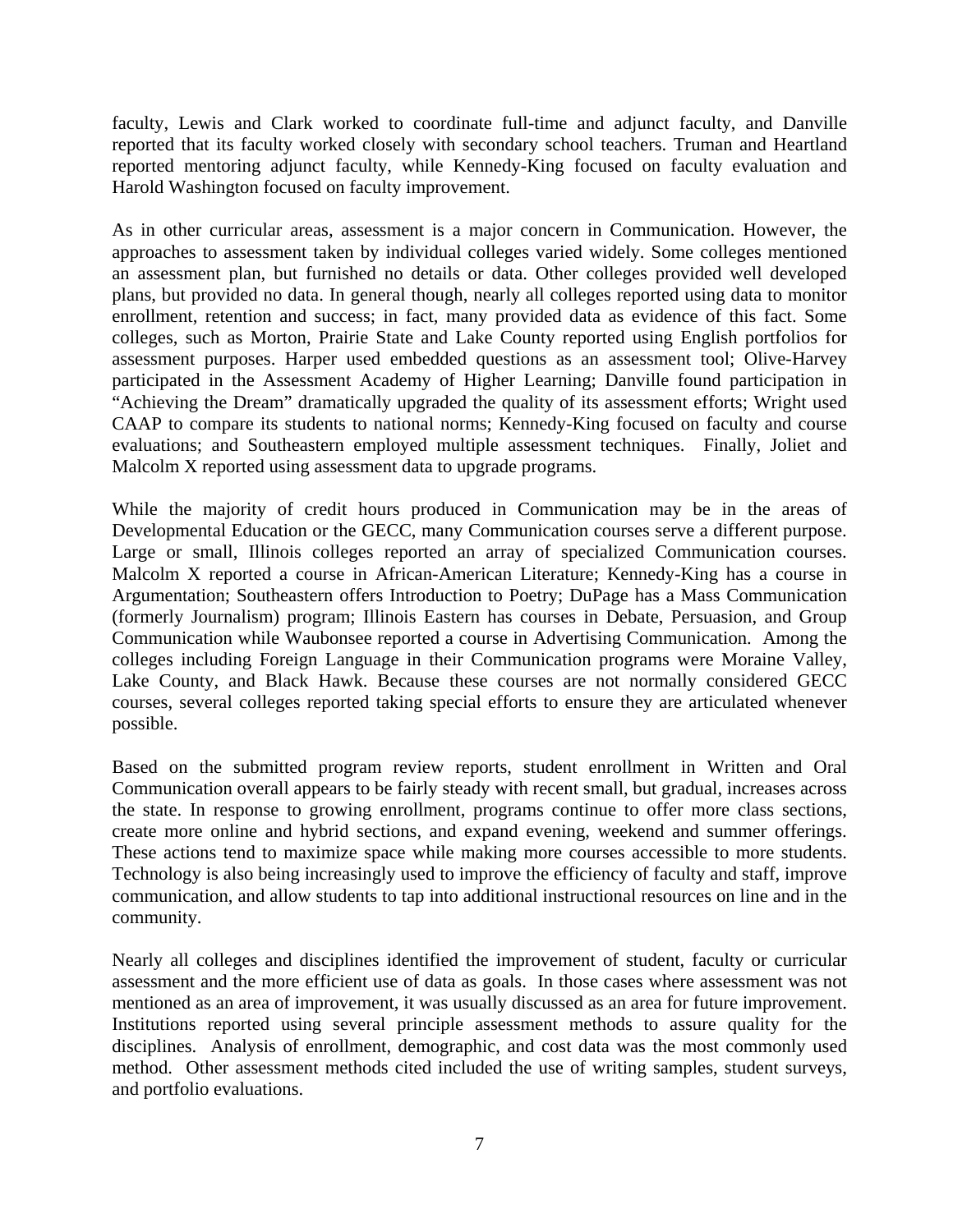faculty, Lewis and Clark worked to coordinate full-time and adjunct faculty, and Danville reported that its faculty worked closely with secondary school teachers. Truman and Heartland reported mentoring adjunct faculty, while Kennedy-King focused on faculty evaluation and Harold Washington focused on faculty improvement.

As in other curricular areas, assessment is a major concern in Communication. However, the approaches to assessment taken by individual colleges varied widely. Some colleges mentioned an assessment plan, but furnished no details or data. Other colleges provided well developed plans, but provided no data. In general though, nearly all colleges reported using data to monitor enrollment, retention and success; in fact, many provided data as evidence of this fact. Some colleges, such as Morton, Prairie State and Lake County reported using English portfolios for assessment purposes. Harper used embedded questions as an assessment tool; Olive-Harvey participated in the Assessment Academy of Higher Learning; Danville found participation in "Achieving the Dream" dramatically upgraded the quality of its assessment efforts; Wright used CAAP to compare its students to national norms; Kennedy-King focused on faculty and course evaluations; and Southeastern employed multiple assessment techniques. Finally, Joliet and Malcolm X reported using assessment data to upgrade programs.

While the majority of credit hours produced in Communication may be in the areas of Developmental Education or the GECC, many Communication courses serve a different purpose. Large or small, Illinois colleges reported an array of specialized Communication courses. Malcolm X reported a course in African-American Literature; Kennedy-King has a course in Argumentation; Southeastern offers Introduction to Poetry; DuPage has a Mass Communication (formerly Journalism) program; Illinois Eastern has courses in Debate, Persuasion, and Group Communication while Waubonsee reported a course in Advertising Communication. Among the colleges including Foreign Language in their Communication programs were Moraine Valley, Lake County, and Black Hawk. Because these courses are not normally considered GECC courses, several colleges reported taking special efforts to ensure they are articulated whenever possible.

Based on the submitted program review reports, student enrollment in Written and Oral Communication overall appears to be fairly steady with recent small, but gradual, increases across the state. In response to growing enrollment, programs continue to offer more class sections, create more online and hybrid sections, and expand evening, weekend and summer offerings. These actions tend to maximize space while making more courses accessible to more students. Technology is also being increasingly used to improve the efficiency of faculty and staff, improve communication, and allow students to tap into additional instructional resources on line and in the community.

Nearly all colleges and disciplines identified the improvement of student, faculty or curricular assessment and the more efficient use of data as goals. In those cases where assessment was not mentioned as an area of improvement, it was usually discussed as an area for future improvement. Institutions reported using several principle assessment methods to assure quality for the disciplines. Analysis of enrollment, demographic, and cost data was the most commonly used method. Other assessment methods cited included the use of writing samples, student surveys, and portfolio evaluations.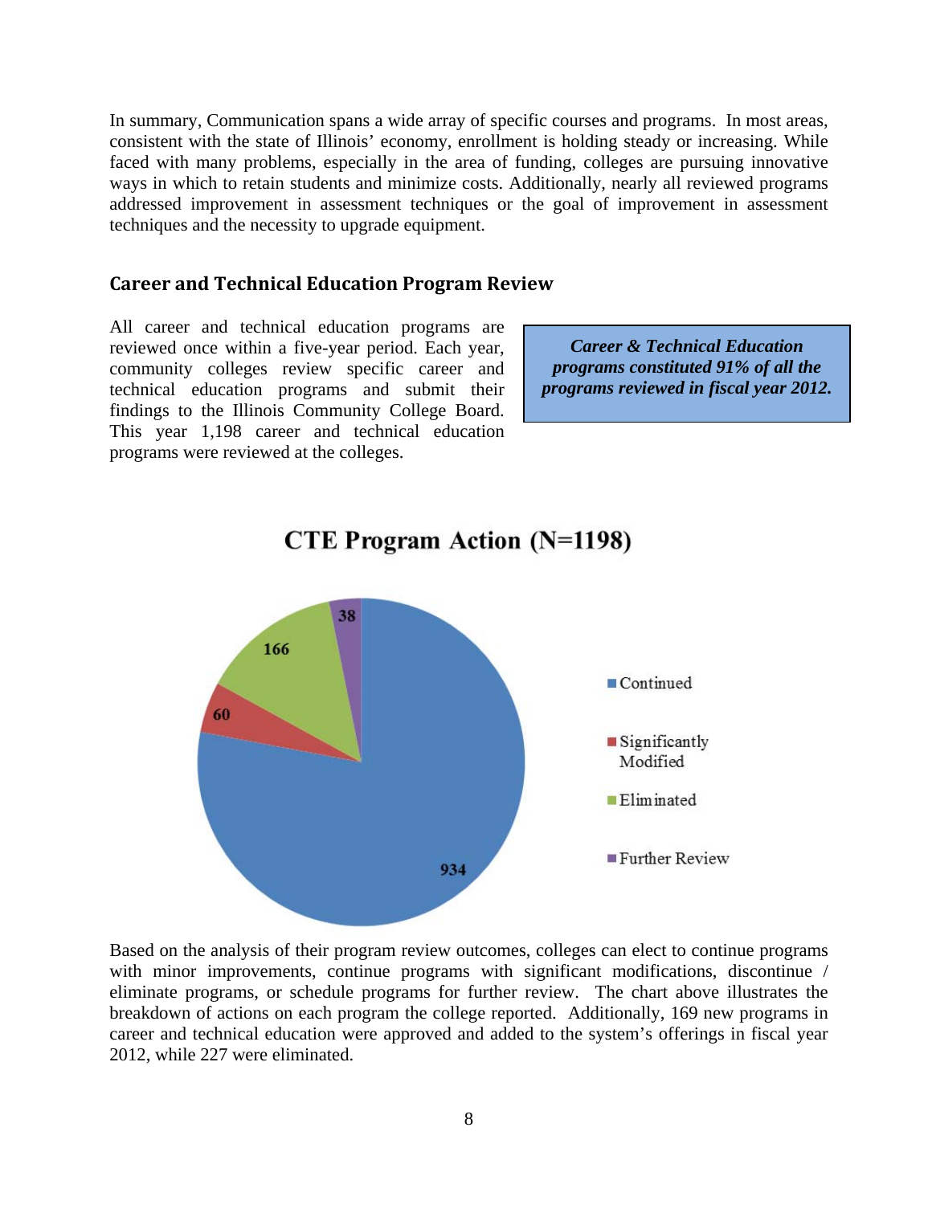In summary, Communication spans a wide array of specific courses and programs. In most areas, consistent with the state of Illinois' economy, enrollment is holding steady or increasing. While faced with many problems, especially in the area of funding, colleges are pursuing innovative ways in which to retain students and minimize costs. Additionally, nearly all reviewed programs addressed improvement in assessment techniques or the goal of improvement in assessment techniques and the necessity to upgrade equipment.

## Career and Technical Education Program Review

All career and technical education programs are reviewed once within a five-year period. Each year, community colleges review specific career and technical education programs and submit their findings to the Illinois Community College Board. This year 1,198 career and technical education programs were reviewed at the colleges.

***Career & Technical Education programs constituted 91% of all the programs reviewed in fiscal year 2012.***

**CTE Program Action (N=1198)**

| Action | Number |
|---|---|
| Continued | 934 |
| Significantly Modified | 60 |
| Eliminated | 166 |
| Further Review | 38 |

Based on the analysis of their program review outcomes, colleges can elect to continue programs with minor improvements, continue programs with significant modifications, discontinue / eliminate programs, or schedule programs for further review. The chart above illustrates the breakdown of actions on each program the college reported. Additionally, 169 new programs in career and technical education were approved and added to the system's offerings in fiscal year 2012, while 227 were eliminated.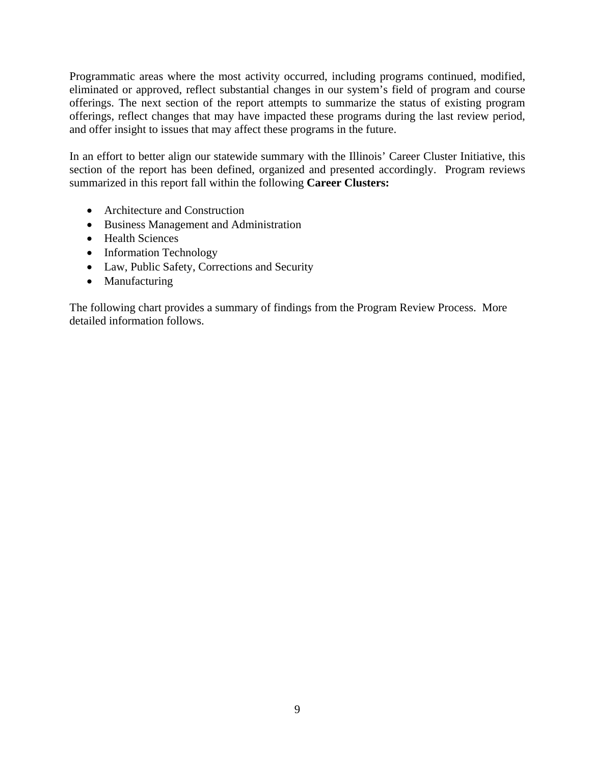Programmatic areas where the most activity occurred, including programs continued, modified, eliminated or approved, reflect substantial changes in our system's field of program and course offerings. The next section of the report attempts to summarize the status of existing program offerings, reflect changes that may have impacted these programs during the last review period, and offer insight to issues that may affect these programs in the future.

In an effort to better align our statewide summary with the Illinois' Career Cluster Initiative, this section of the report has been defined, organized and presented accordingly. Program reviews summarized in this report fall within the following **Career Clusters:**

- Architecture and Construction
- Business Management and Administration
- Health Sciences
- Information Technology
- Law, Public Safety, Corrections and Security
- Manufacturing

The following chart provides a summary of findings from the Program Review Process. More detailed information follows.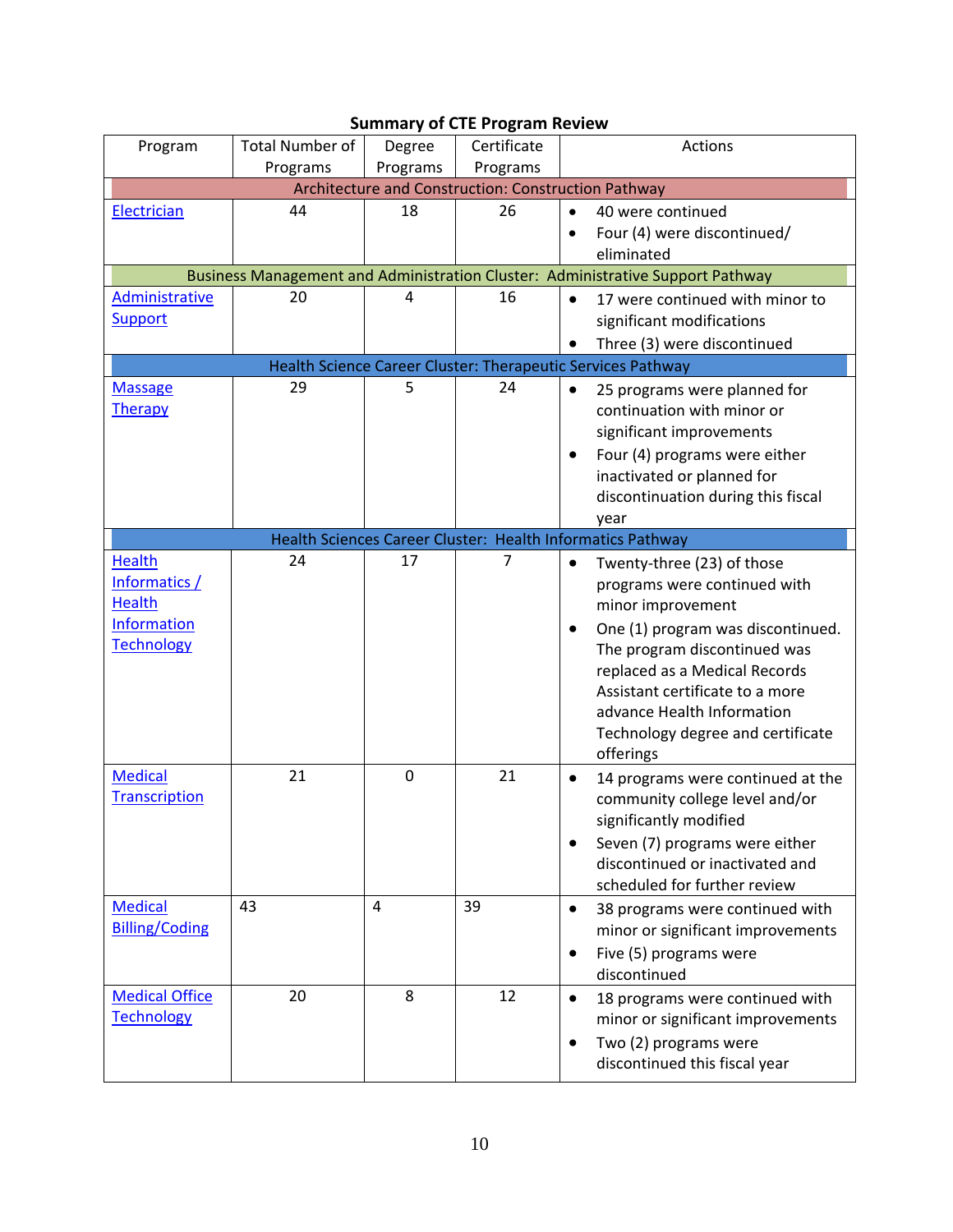**Summary of CTE Program Review**

| Program | Total Number of Programs | Degree Programs | Certificate Programs | Actions |
|---|---|---|---|---|
| **Architecture and Construction: Construction Pathway** | | | | |
| Electrician | 44 | 18 | 26 | • 40 were continued<br>• Four (4) were discontinued/ eliminated |
| **Business Management and Administration Cluster: Administrative Support Pathway** | | | | |
| Administrative Support | 20 | 4 | 16 | • 17 were continued with minor to significant modifications<br>• Three (3) were discontinued |
| **Health Science Career Cluster: Therapeutic Services Pathway** | | | | |
| Massage Therapy | 29 | 5 | 24 | • 25 programs were planned for continuation with minor or significant improvements<br>• Four (4) programs were either inactivated or planned for discontinuation during this fiscal year |
| **Health Sciences Career Cluster: Health Informatics Pathway** | | | | |
| Health Informatics / Health Information Technology | 24 | 17 | 7 | • Twenty-three (23) of those programs were continued with minor improvement<br>• One (1) program was discontinued. The program discontinued was replaced as a Medical Records Assistant certificate to a more advance Health Information Technology degree and certificate offerings |
| Medical Transcription | 21 | 0 | 21 | • 14 programs were continued at the community college level and/or significantly modified<br>• Seven (7) programs were either discontinued or inactivated and scheduled for further review |
| Medical Billing/Coding | 43 | 4 | 39 | • 38 programs were continued with minor or significant improvements<br>• Five (5) programs were discontinued |
| Medical Office Technology | 20 | 8 | 12 | • 18 programs were continued with minor or significant improvements<br>• Two (2) programs were discontinued this fiscal year |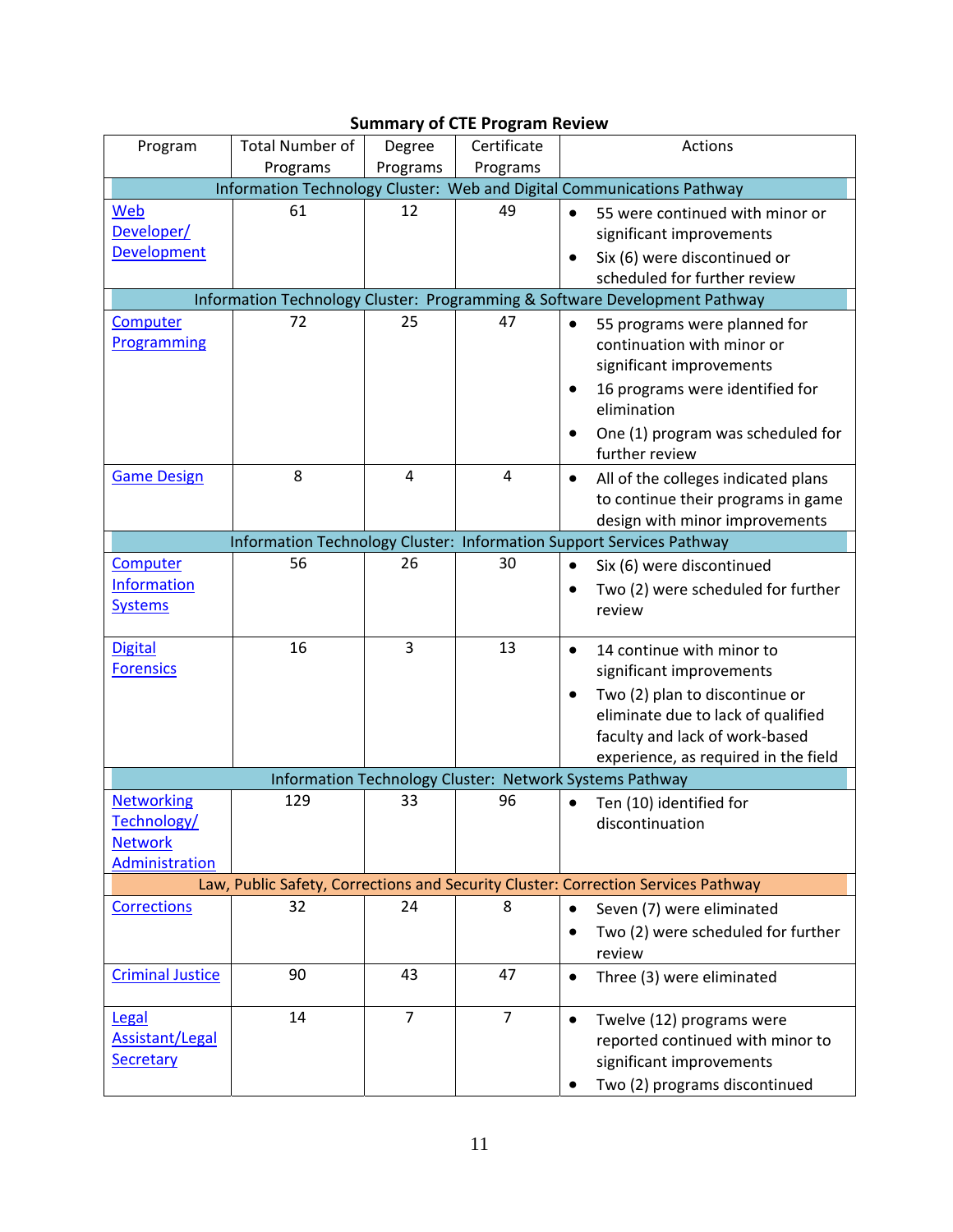**Summary of CTE Program Review**

| Program | Total Number of Programs | Degree Programs | Certificate Programs | Actions |
|---|---|---|---|---|
| Information Technology Cluster: Web and Digital Communications Pathway | | | | |
| Web Developer/ Development | 61 | 12 | 49 | • 55 were continued with minor or significant improvements<br>• Six (6) were discontinued or scheduled for further review |
| Information Technology Cluster: Programming & Software Development Pathway | | | | |
| Computer Programming | 72 | 25 | 47 | • 55 programs were planned for continuation with minor or significant improvements<br>• 16 programs were identified for elimination<br>• One (1) program was scheduled for further review |
| Game Design | 8 | 4 | 4 | • All of the colleges indicated plans to continue their programs in game design with minor improvements |
| Information Technology Cluster: Information Support Services Pathway | | | | |
| Computer Information Systems | 56 | 26 | 30 | • Six (6) were discontinued<br>• Two (2) were scheduled for further review |
| Digital Forensics | 16 | 3 | 13 | • 14 continue with minor to significant improvements<br>• Two (2) plan to discontinue or eliminate due to lack of qualified faculty and lack of work-based experience, as required in the field |
| Information Technology Cluster: Network Systems Pathway | | | | |
| Networking Technology/ Network Administration | 129 | 33 | 96 | • Ten (10) identified for discontinuation |
| Law, Public Safety, Corrections and Security Cluster: Correction Services Pathway | | | | |
| Corrections | 32 | 24 | 8 | • Seven (7) were eliminated<br>• Two (2) were scheduled for further review |
| Criminal Justice | 90 | 43 | 47 | • Three (3) were eliminated |
| Legal Assistant/Legal Secretary | 14 | 7 | 7 | • Twelve (12) programs were reported continued with minor to significant improvements<br>• Two (2) programs discontinued |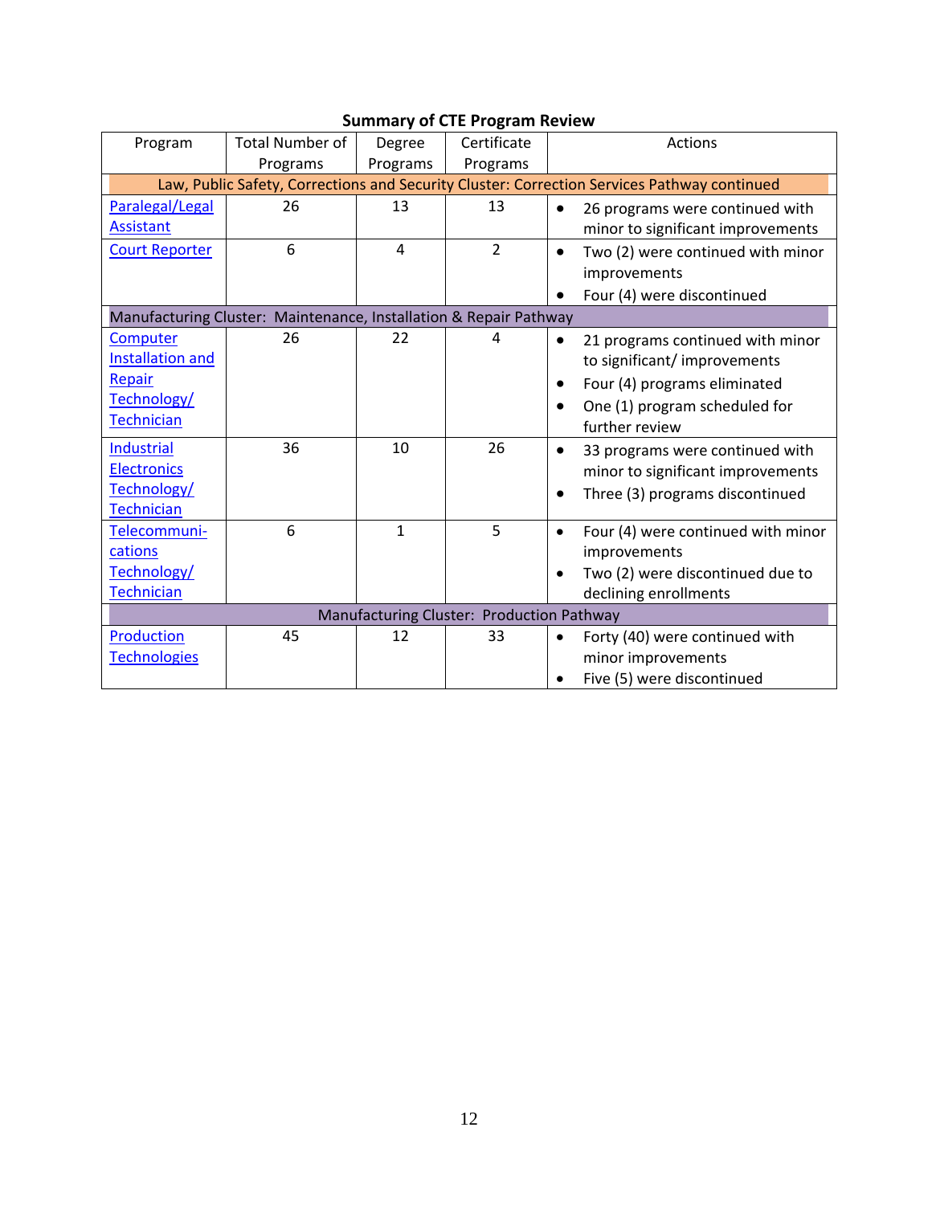**Summary of CTE Program Review**

| Program | Total Number of Programs | Degree Programs | Certificate Programs | Actions |
|---|---|---|---|---|
| Law, Public Safety, Corrections and Security Cluster: Correction Services Pathway continued | | | | |
| Paralegal/Legal Assistant | 26 | 13 | 13 | • 26 programs were continued with minor to significant improvements |
| Court Reporter | 6 | 4 | 2 | • Two (2) were continued with minor improvements<br>• Four (4) were discontinued |
| Manufacturing Cluster: Maintenance, Installation & Repair Pathway | | | | |
| Computer Installation and Repair Technology/ Technician | 26 | 22 | 4 | • 21 programs continued with minor to significant/ improvements<br>• Four (4) programs eliminated<br>• One (1) program scheduled for further review |
| Industrial Electronics Technology/ Technician | 36 | 10 | 26 | • 33 programs were continued with minor to significant improvements<br>• Three (3) programs discontinued |
| Telecommunications Technology/ Technician | 6 | 1 | 5 | • Four (4) were continued with minor improvements<br>• Two (2) were discontinued due to declining enrollments |
| Manufacturing Cluster: Production Pathway | | | | |
| Production Technologies | 45 | 12 | 33 | • Forty (40) were continued with minor improvements<br>• Five (5) were discontinued |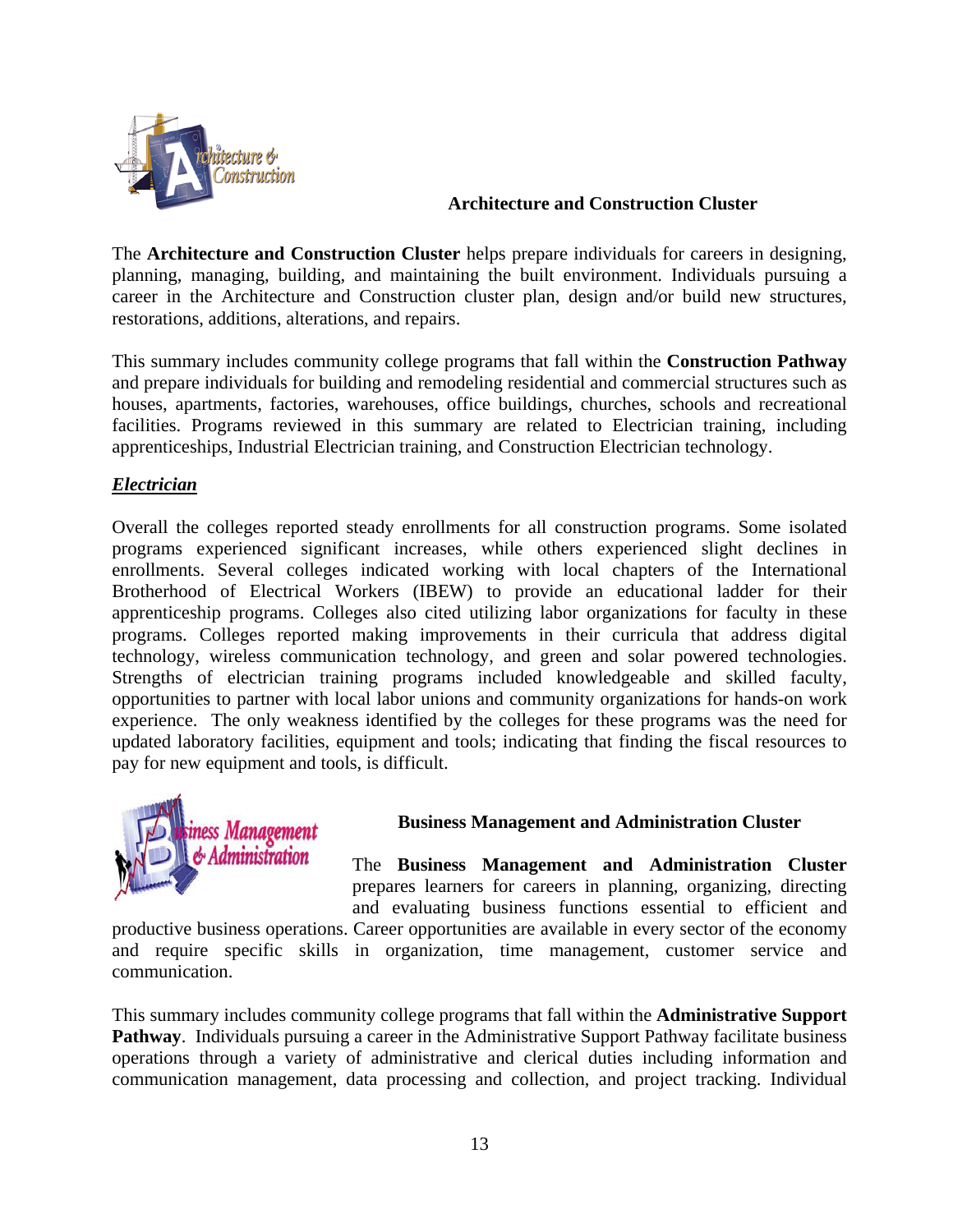## Architecture and Construction Cluster

The **Architecture and Construction Cluster** helps prepare individuals for careers in designing, planning, managing, building, and maintaining the built environment. Individuals pursuing a career in the Architecture and Construction cluster plan, design and/or build new structures, restorations, additions, alterations, and repairs.

This summary includes community college programs that fall within the **Construction Pathway** and prepare individuals for building and remodeling residential and commercial structures such as houses, apartments, factories, warehouses, office buildings, churches, schools and recreational facilities. Programs reviewed in this summary are related to Electrician training, including apprenticeships, Industrial Electrician training, and Construction Electrician technology.

***Electrician***

Overall the colleges reported steady enrollments for all construction programs. Some isolated programs experienced significant increases, while others experienced slight declines in enrollments. Several colleges indicated working with local chapters of the International Brotherhood of Electrical Workers (IBEW) to provide an educational ladder for their apprenticeship programs. Colleges also cited utilizing labor organizations for faculty in these programs. Colleges reported making improvements in their curricula that address digital technology, wireless communication technology, and green and solar powered technologies. Strengths of electrician training programs included knowledgeable and skilled faculty, opportunities to partner with local labor unions and community organizations for hands-on work experience. The only weakness identified by the colleges for these programs was the need for updated laboratory facilities, equipment and tools; indicating that finding the fiscal resources to pay for new equipment and tools, is difficult.

## Business Management and Administration Cluster

The **Business Management and Administration Cluster** prepares learners for careers in planning, organizing, directing and evaluating business functions essential to efficient and productive business operations. Career opportunities are available in every sector of the economy and require specific skills in organization, time management, customer service and communication.

This summary includes community college programs that fall within the **Administrative Support Pathway**. Individuals pursuing a career in the Administrative Support Pathway facilitate business operations through a variety of administrative and clerical duties including information and communication management, data processing and collection, and project tracking. Individual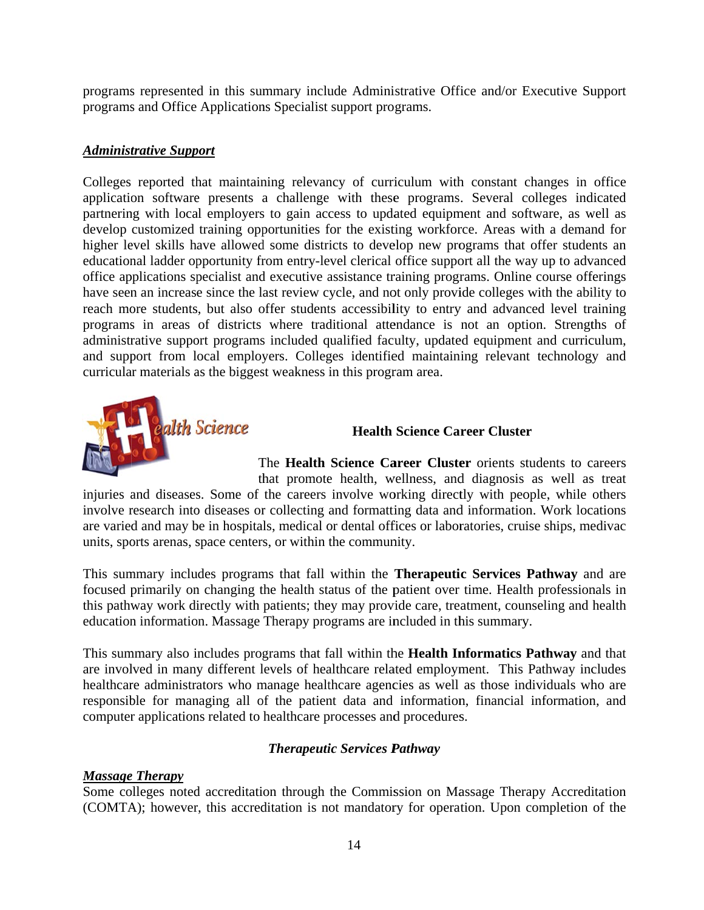programs represented in this summary include Administrative Office and/or Executive Support programs and Office Applications Specialist support programs.

***Administrative Support***

Colleges reported that maintaining relevancy of curriculum with constant changes in office application software presents a challenge with these programs. Several colleges indicated partnering with local employers to gain access to updated equipment and software, as well as develop customized training opportunities for the existing workforce. Areas with a demand for higher level skills have allowed some districts to develop new programs that offer students an educational ladder opportunity from entry-level clerical office support all the way up to advanced office applications specialist and executive assistance training programs. Online course offerings have seen an increase since the last review cycle, and not only provide colleges with the ability to reach more students, but also offer students accessibility to entry and advanced level training programs in areas of districts where traditional attendance is not an option. Strengths of administrative support programs included qualified faculty, updated equipment and curriculum, and support from local employers. Colleges identified maintaining relevant technology and curricular materials as the biggest weakness in this program area.

## Health Science Career Cluster

The **Health Science Career Cluster** orients students to careers that promote health, wellness, and diagnosis as well as treat injuries and diseases. Some of the careers involve working directly with people, while others involve research into diseases or collecting and formatting data and information. Work locations are varied and may be in hospitals, medical or dental offices or laboratories, cruise ships, medivac units, sports arenas, space centers, or within the community.

This summary includes programs that fall within the **Therapeutic Services Pathway** and are focused primarily on changing the health status of the patient over time. Health professionals in this pathway work directly with patients; they may provide care, treatment, counseling and health education information. Massage Therapy programs are included in this summary.

This summary also includes programs that fall within the **Health Informatics Pathway** and that are involved in many different levels of healthcare related employment. This Pathway includes healthcare administrators who manage healthcare agencies as well as those individuals who are responsible for managing all of the patient data and information, financial information, and computer applications related to healthcare processes and procedures.

### *Therapeutic Services Pathway*

***Massage Therapy***

Some colleges noted accreditation through the Commission on Massage Therapy Accreditation (COMTA); however, this accreditation is not mandatory for operation. Upon completion of the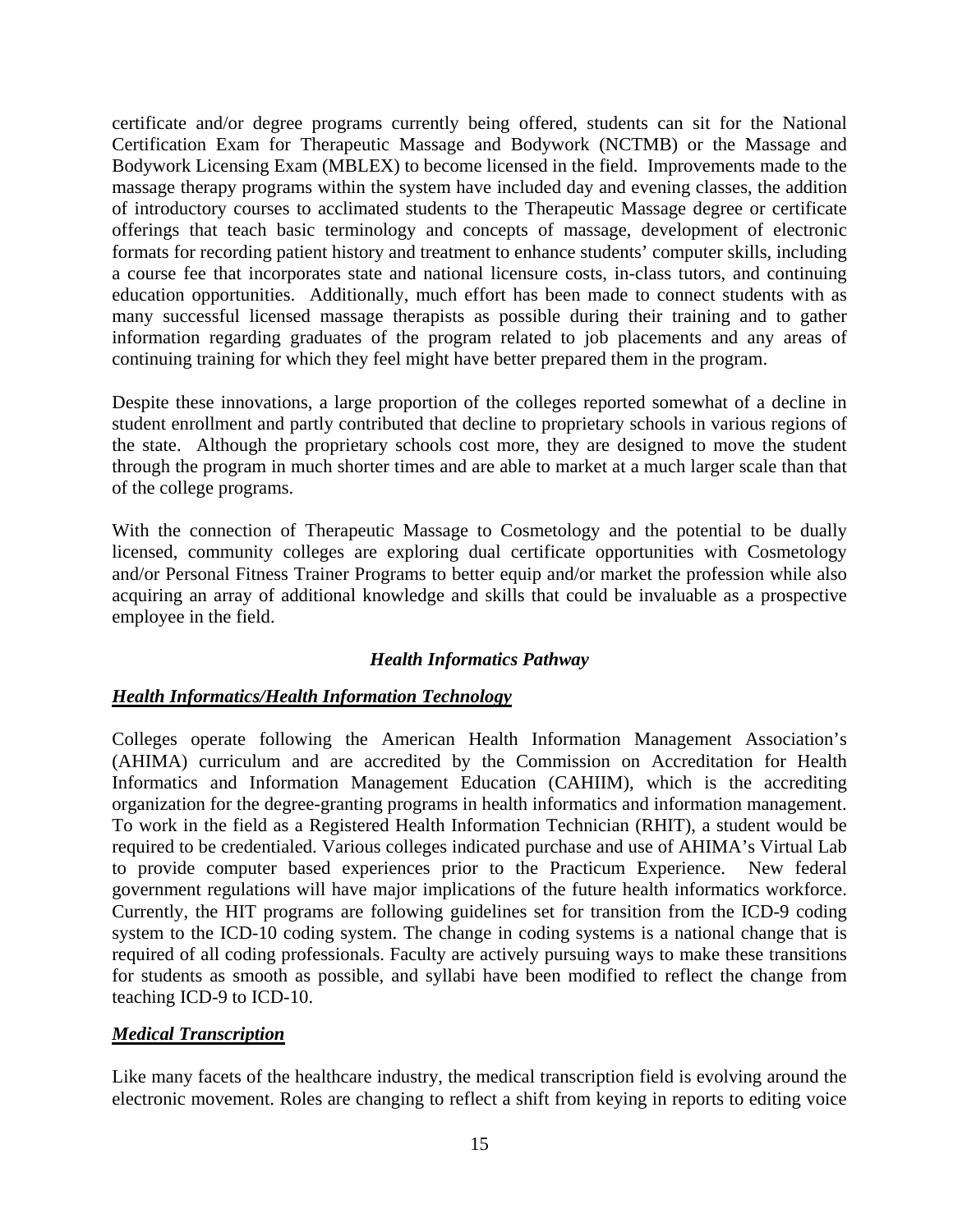certificate and/or degree programs currently being offered, students can sit for the National Certification Exam for Therapeutic Massage and Bodywork (NCTMB) or the Massage and Bodywork Licensing Exam (MBLEX) to become licensed in the field. Improvements made to the massage therapy programs within the system have included day and evening classes, the addition of introductory courses to acclimated students to the Therapeutic Massage degree or certificate offerings that teach basic terminology and concepts of massage, development of electronic formats for recording patient history and treatment to enhance students' computer skills, including a course fee that incorporates state and national licensure costs, in-class tutors, and continuing education opportunities. Additionally, much effort has been made to connect students with as many successful licensed massage therapists as possible during their training and to gather information regarding graduates of the program related to job placements and any areas of continuing training for which they feel might have better prepared them in the program.

Despite these innovations, a large proportion of the colleges reported somewhat of a decline in student enrollment and partly contributed that decline to proprietary schools in various regions of the state. Although the proprietary schools cost more, they are designed to move the student through the program in much shorter times and are able to market at a much larger scale than that of the college programs.

With the connection of Therapeutic Massage to Cosmetology and the potential to be dually licensed, community colleges are exploring dual certificate opportunities with Cosmetology and/or Personal Fitness Trainer Programs to better equip and/or market the profession while also acquiring an array of additional knowledge and skills that could be invaluable as a prospective employee in the field.

### *Health Informatics Pathway*

#### ***Health Informatics/Health Information Technology***

Colleges operate following the American Health Information Management Association's (AHIMA) curriculum and are accredited by the Commission on Accreditation for Health Informatics and Information Management Education (CAHIIM), which is the accrediting organization for the degree-granting programs in health informatics and information management. To work in the field as a Registered Health Information Technician (RHIT), a student would be required to be credentialed. Various colleges indicated purchase and use of AHIMA's Virtual Lab to provide computer based experiences prior to the Practicum Experience. New federal government regulations will have major implications of the future health informatics workforce. Currently, the HIT programs are following guidelines set for transition from the ICD-9 coding system to the ICD-10 coding system. The change in coding systems is a national change that is required of all coding professionals. Faculty are actively pursuing ways to make these transitions for students as smooth as possible, and syllabi have been modified to reflect the change from teaching ICD-9 to ICD-10.

#### ***Medical Transcription***

Like many facets of the healthcare industry, the medical transcription field is evolving around the electronic movement. Roles are changing to reflect a shift from keying in reports to editing voice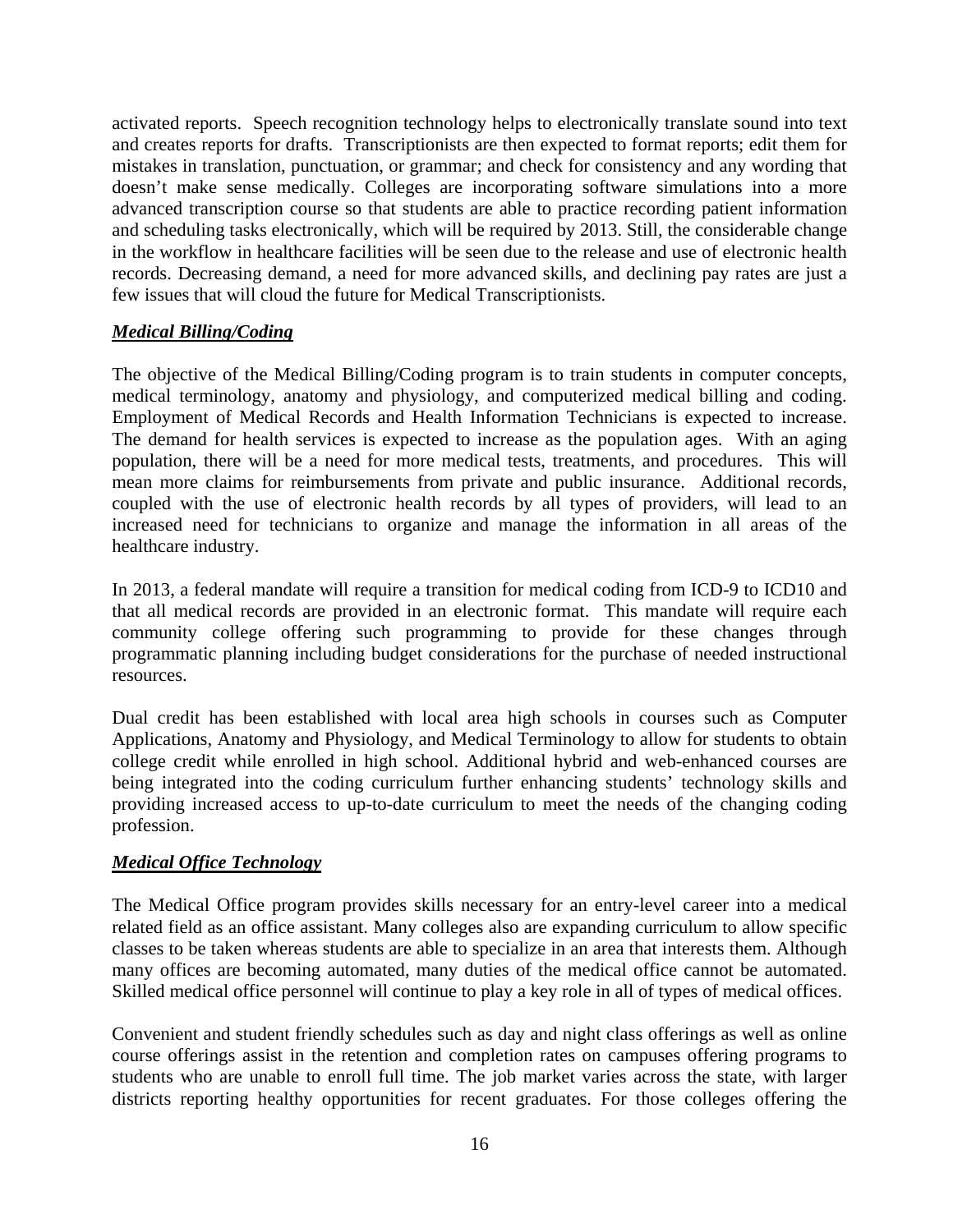activated reports. Speech recognition technology helps to electronically translate sound into text and creates reports for drafts. Transcriptionists are then expected to format reports; edit them for mistakes in translation, punctuation, or grammar; and check for consistency and any wording that doesn't make sense medically. Colleges are incorporating software simulations into a more advanced transcription course so that students are able to practice recording patient information and scheduling tasks electronically, which will be required by 2013. Still, the considerable change in the workflow in healthcare facilities will be seen due to the release and use of electronic health records. Decreasing demand, a need for more advanced skills, and declining pay rates are just a few issues that will cloud the future for Medical Transcriptionists.

***Medical Billing/Coding***

The objective of the Medical Billing/Coding program is to train students in computer concepts, medical terminology, anatomy and physiology, and computerized medical billing and coding. Employment of Medical Records and Health Information Technicians is expected to increase. The demand for health services is expected to increase as the population ages. With an aging population, there will be a need for more medical tests, treatments, and procedures. This will mean more claims for reimbursements from private and public insurance. Additional records, coupled with the use of electronic health records by all types of providers, will lead to an increased need for technicians to organize and manage the information in all areas of the healthcare industry.

In 2013, a federal mandate will require a transition for medical coding from ICD-9 to ICD10 and that all medical records are provided in an electronic format. This mandate will require each community college offering such programming to provide for these changes through programmatic planning including budget considerations for the purchase of needed instructional resources.

Dual credit has been established with local area high schools in courses such as Computer Applications, Anatomy and Physiology, and Medical Terminology to allow for students to obtain college credit while enrolled in high school. Additional hybrid and web-enhanced courses are being integrated into the coding curriculum further enhancing students' technology skills and providing increased access to up-to-date curriculum to meet the needs of the changing coding profession.

***Medical Office Technology***

The Medical Office program provides skills necessary for an entry-level career into a medical related field as an office assistant. Many colleges also are expanding curriculum to allow specific classes to be taken whereas students are able to specialize in an area that interests them. Although many offices are becoming automated, many duties of the medical office cannot be automated. Skilled medical office personnel will continue to play a key role in all of types of medical offices.

Convenient and student friendly schedules such as day and night class offerings as well as online course offerings assist in the retention and completion rates on campuses offering programs to students who are unable to enroll full time. The job market varies across the state, with larger districts reporting healthy opportunities for recent graduates. For those colleges offering the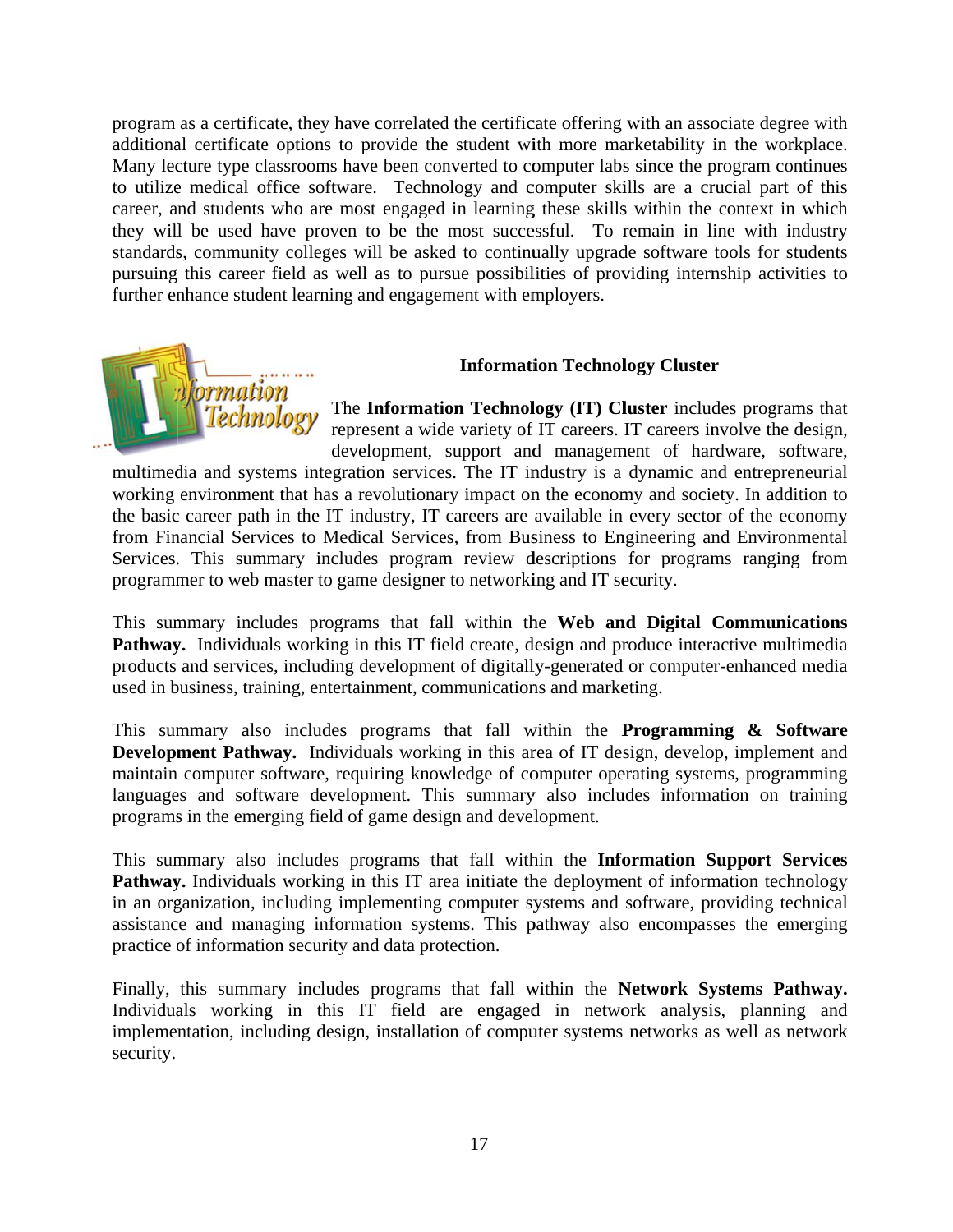program as a certificate, they have correlated the certificate offering with an associate degree with additional certificate options to provide the student with more marketability in the workplace. Many lecture type classrooms have been converted to computer labs since the program continues to utilize medical office software. Technology and computer skills are a crucial part of this career, and students who are most engaged in learning these skills within the context in which they will be used have proven to be the most successful. To remain in line with industry standards, community colleges will be asked to continually upgrade software tools for students pursuing this career field as well as to pursue possibilities of providing internship activities to further enhance student learning and engagement with employers.

### Information Technology Cluster

The **Information Technology (IT) Cluster** includes programs that represent a wide variety of IT careers. IT careers involve the design, development, support and management of hardware, software, multimedia and systems integration services. The IT industry is a dynamic and entrepreneurial working environment that has a revolutionary impact on the economy and society. In addition to the basic career path in the IT industry, IT careers are available in every sector of the economy from Financial Services to Medical Services, from Business to Engineering and Environmental Services. This summary includes program review descriptions for programs ranging from programmer to web master to game designer to networking and IT security.

This summary includes programs that fall within the **Web and Digital Communications Pathway.** Individuals working in this IT field create, design and produce interactive multimedia products and services, including development of digitally-generated or computer-enhanced media used in business, training, entertainment, communications and marketing.

This summary also includes programs that fall within the **Programming & Software Development Pathway.** Individuals working in this area of IT design, develop, implement and maintain computer software, requiring knowledge of computer operating systems, programming languages and software development. This summary also includes information on training programs in the emerging field of game design and development.

This summary also includes programs that fall within the **Information Support Services Pathway.** Individuals working in this IT area initiate the deployment of information technology in an organization, including implementing computer systems and software, providing technical assistance and managing information systems. This pathway also encompasses the emerging practice of information security and data protection.

Finally, this summary includes programs that fall within the **Network Systems Pathway.** Individuals working in this IT field are engaged in network analysis, planning and implementation, including design, installation of computer systems networks as well as network security.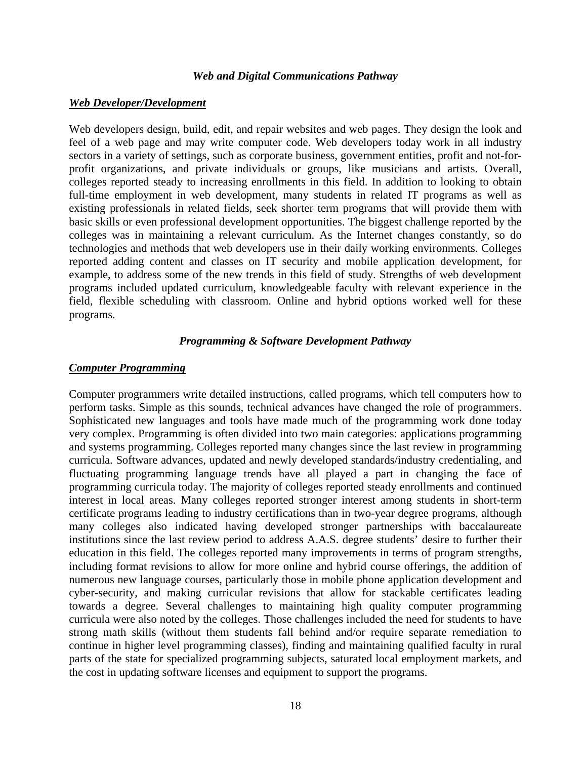### *Web and Digital Communications Pathway*

***Web Developer/Development***

Web developers design, build, edit, and repair websites and web pages. They design the look and feel of a web page and may write computer code. Web developers today work in all industry sectors in a variety of settings, such as corporate business, government entities, profit and not-for-profit organizations, and private individuals or groups, like musicians and artists. Overall, colleges reported steady to increasing enrollments in this field. In addition to looking to obtain full-time employment in web development, many students in related IT programs as well as existing professionals in related fields, seek shorter term programs that will provide them with basic skills or even professional development opportunities. The biggest challenge reported by the colleges was in maintaining a relevant curriculum. As the Internet changes constantly, so do technologies and methods that web developers use in their daily working environments. Colleges reported adding content and classes on IT security and mobile application development, for example, to address some of the new trends in this field of study. Strengths of web development programs included updated curriculum, knowledgeable faculty with relevant experience in the field, flexible scheduling with classroom. Online and hybrid options worked well for these programs.

### *Programming & Software Development Pathway*

***Computer Programming***

Computer programmers write detailed instructions, called programs, which tell computers how to perform tasks. Simple as this sounds, technical advances have changed the role of programmers. Sophisticated new languages and tools have made much of the programming work done today very complex. Programming is often divided into two main categories: applications programming and systems programming. Colleges reported many changes since the last review in programming curricula. Software advances, updated and newly developed standards/industry credentialing, and fluctuating programming language trends have all played a part in changing the face of programming curricula today. The majority of colleges reported steady enrollments and continued interest in local areas. Many colleges reported stronger interest among students in short-term certificate programs leading to industry certifications than in two-year degree programs, although many colleges also indicated having developed stronger partnerships with baccalaureate institutions since the last review period to address A.A.S. degree students' desire to further their education in this field. The colleges reported many improvements in terms of program strengths, including format revisions to allow for more online and hybrid course offerings, the addition of numerous new language courses, particularly those in mobile phone application development and cyber-security, and making curricular revisions that allow for stackable certificates leading towards a degree. Several challenges to maintaining high quality computer programming curricula were also noted by the colleges. Those challenges included the need for students to have strong math skills (without them students fall behind and/or require separate remediation to continue in higher level programming classes), finding and maintaining qualified faculty in rural parts of the state for specialized programming subjects, saturated local employment markets, and the cost in updating software licenses and equipment to support the programs.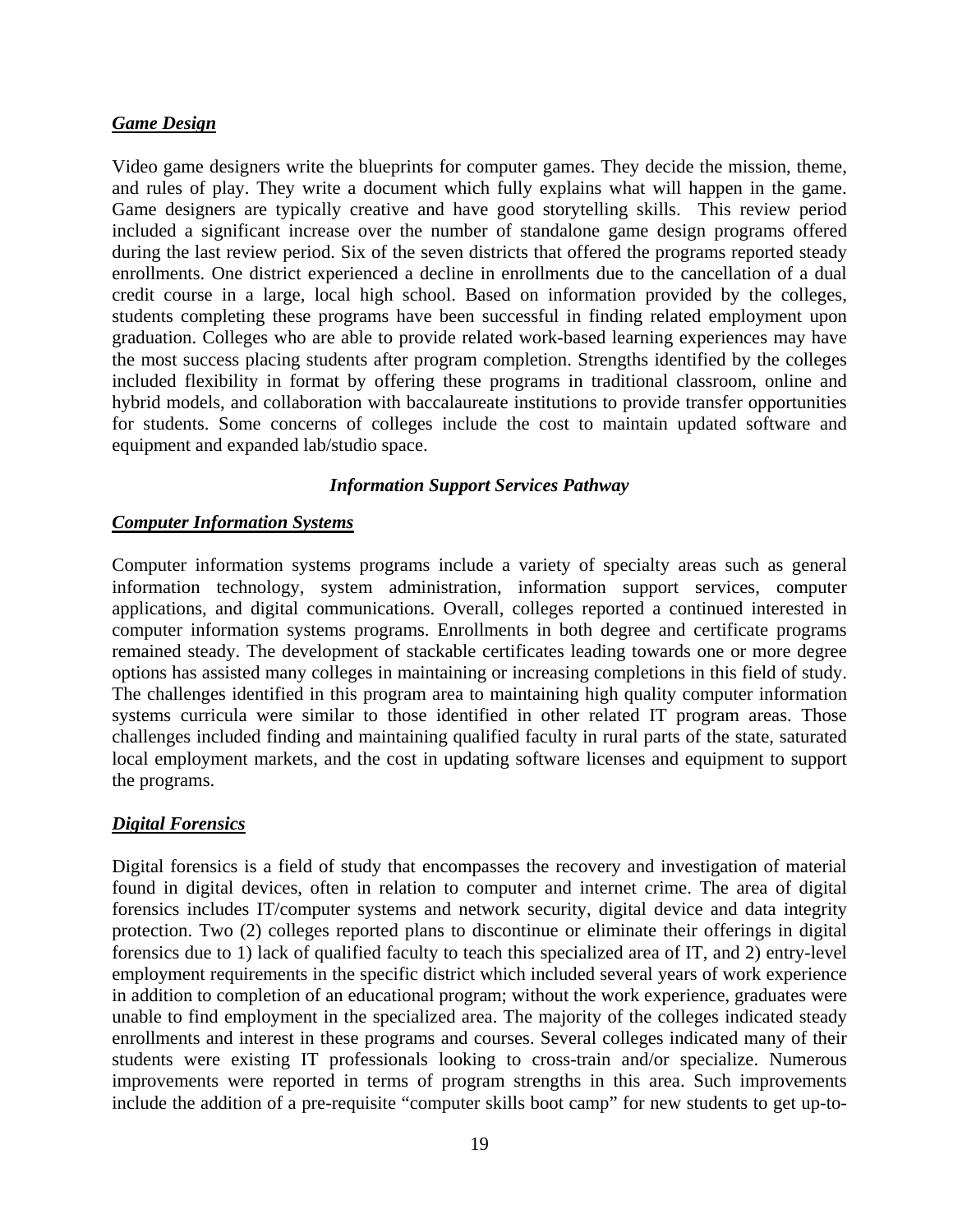***Game Design***

Video game designers write the blueprints for computer games. They decide the mission, theme, and rules of play. They write a document which fully explains what will happen in the game. Game designers are typically creative and have good storytelling skills. This review period included a significant increase over the number of standalone game design programs offered during the last review period. Six of the seven districts that offered the programs reported steady enrollments. One district experienced a decline in enrollments due to the cancellation of a dual credit course in a large, local high school. Based on information provided by the colleges, students completing these programs have been successful in finding related employment upon graduation. Colleges who are able to provide related work-based learning experiences may have the most success placing students after program completion. Strengths identified by the colleges included flexibility in format by offering these programs in traditional classroom, online and hybrid models, and collaboration with baccalaureate institutions to provide transfer opportunities for students. Some concerns of colleges include the cost to maintain updated software and equipment and expanded lab/studio space.

***Information Support Services Pathway***

***Computer Information Systems***

Computer information systems programs include a variety of specialty areas such as general information technology, system administration, information support services, computer applications, and digital communications. Overall, colleges reported a continued interested in computer information systems programs. Enrollments in both degree and certificate programs remained steady. The development of stackable certificates leading towards one or more degree options has assisted many colleges in maintaining or increasing completions in this field of study. The challenges identified in this program area to maintaining high quality computer information systems curricula were similar to those identified in other related IT program areas. Those challenges included finding and maintaining qualified faculty in rural parts of the state, saturated local employment markets, and the cost in updating software licenses and equipment to support the programs.

***Digital Forensics***

Digital forensics is a field of study that encompasses the recovery and investigation of material found in digital devices, often in relation to computer and internet crime. The area of digital forensics includes IT/computer systems and network security, digital device and data integrity protection. Two (2) colleges reported plans to discontinue or eliminate their offerings in digital forensics due to 1) lack of qualified faculty to teach this specialized area of IT, and 2) entry-level employment requirements in the specific district which included several years of work experience in addition to completion of an educational program; without the work experience, graduates were unable to find employment in the specialized area. The majority of the colleges indicated steady enrollments and interest in these programs and courses. Several colleges indicated many of their students were existing IT professionals looking to cross-train and/or specialize. Numerous improvements were reported in terms of program strengths in this area. Such improvements include the addition of a pre-requisite "computer skills boot camp" for new students to get up-to-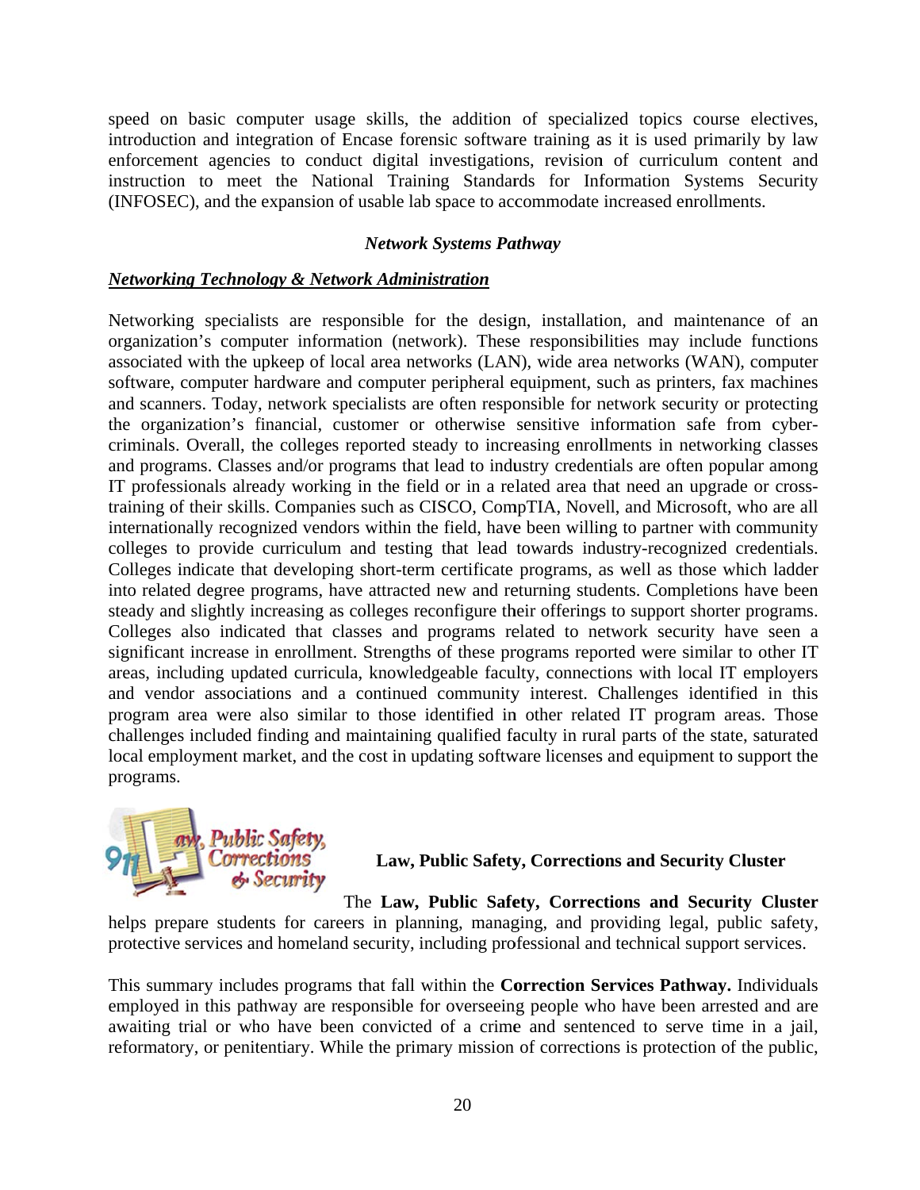speed on basic computer usage skills, the addition of specialized topics course electives, introduction and integration of Encase forensic software training as it is used primarily by law enforcement agencies to conduct digital investigations, revision of curriculum content and instruction to meet the National Training Standards for Information Systems Security (INFOSEC), and the expansion of usable lab space to accommodate increased enrollments.

### *Network Systems Pathway*

***Networking Technology & Network Administration***

Networking specialists are responsible for the design, installation, and maintenance of an organization's computer information (network). These responsibilities may include functions associated with the upkeep of local area networks (LAN), wide area networks (WAN), computer software, computer hardware and computer peripheral equipment, such as printers, fax machines and scanners. Today, network specialists are often responsible for network security or protecting the organization's financial, customer or otherwise sensitive information safe from cyber-criminals. Overall, the colleges reported steady to increasing enrollments in networking classes and programs. Classes and/or programs that lead to industry credentials are often popular among IT professionals already working in the field or in a related area that need an upgrade or cross-training of their skills. Companies such as CISCO, CompTIA, Novell, and Microsoft, who are all internationally recognized vendors within the field, have been willing to partner with community colleges to provide curriculum and testing that lead towards industry-recognized credentials. Colleges indicate that developing short-term certificate programs, as well as those which ladder into related degree programs, have attracted new and returning students. Completions have been steady and slightly increasing as colleges reconfigure their offerings to support shorter programs. Colleges also indicated that classes and programs related to network security have seen a significant increase in enrollment. Strengths of these programs reported were similar to other IT areas, including updated curricula, knowledgeable faculty, connections with local IT employers and vendor associations and a continued community interest. Challenges identified in this program area were also similar to those identified in other related IT program areas. Those challenges included finding and maintaining qualified faculty in rural parts of the state, saturated local employment market, and the cost in updating software licenses and equipment to support the programs.

## Law, Public Safety, Corrections and Security Cluster

The **Law, Public Safety, Corrections and Security Cluster** helps prepare students for careers in planning, managing, and providing legal, public safety, protective services and homeland security, including professional and technical support services.

This summary includes programs that fall within the **Correction Services Pathway.** Individuals employed in this pathway are responsible for overseeing people who have been arrested and are awaiting trial or who have been convicted of a crime and sentenced to serve time in a jail, reformatory, or penitentiary. While the primary mission of corrections is protection of the public,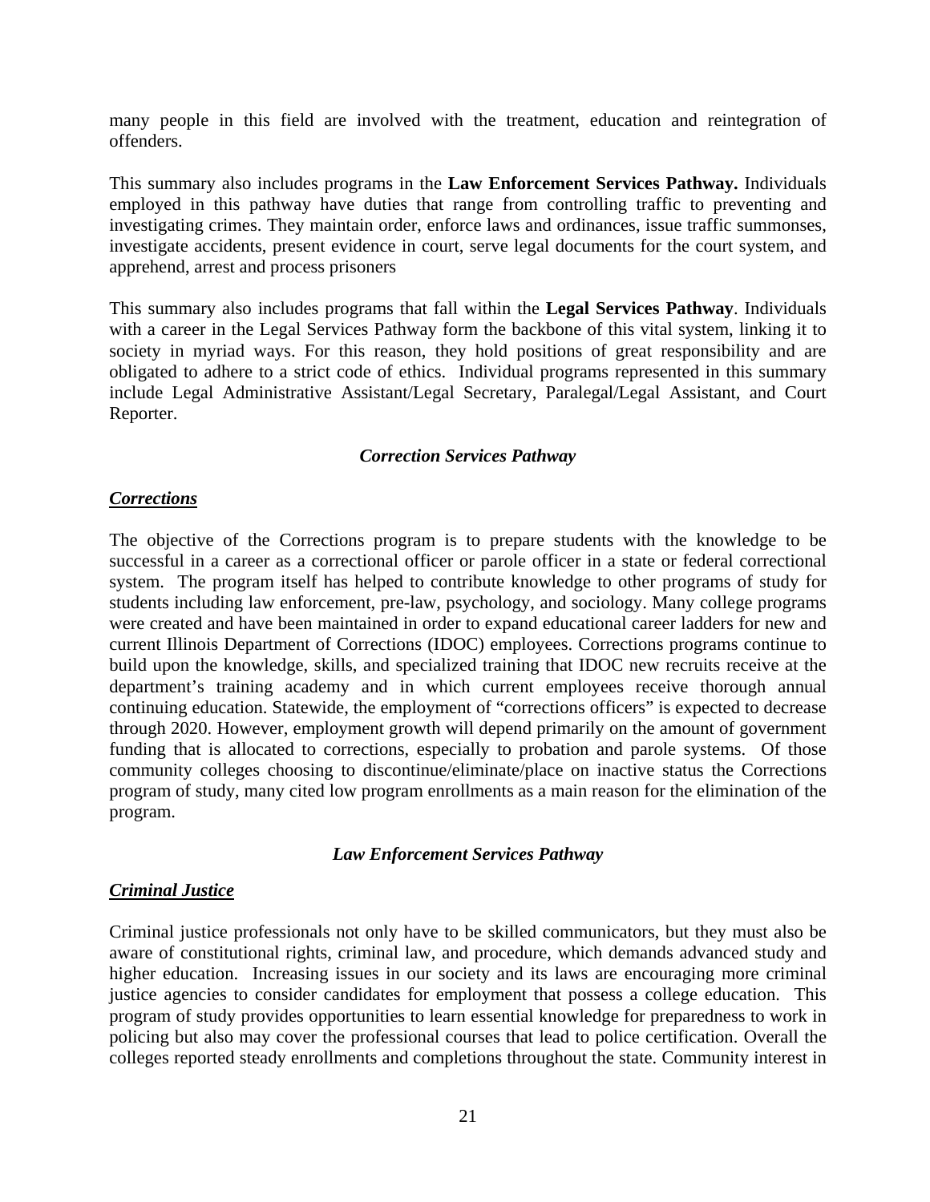many people in this field are involved with the treatment, education and reintegration of offenders.

This summary also includes programs in the **Law Enforcement Services Pathway.** Individuals employed in this pathway have duties that range from controlling traffic to preventing and investigating crimes. They maintain order, enforce laws and ordinances, issue traffic summonses, investigate accidents, present evidence in court, serve legal documents for the court system, and apprehend, arrest and process prisoners

This summary also includes programs that fall within the **Legal Services Pathway**. Individuals with a career in the Legal Services Pathway form the backbone of this vital system, linking it to society in myriad ways. For this reason, they hold positions of great responsibility and are obligated to adhere to a strict code of ethics. Individual programs represented in this summary include Legal Administrative Assistant/Legal Secretary, Paralegal/Legal Assistant, and Court Reporter.

### *Correction Services Pathway*

#### ***Corrections***

The objective of the Corrections program is to prepare students with the knowledge to be successful in a career as a correctional officer or parole officer in a state or federal correctional system. The program itself has helped to contribute knowledge to other programs of study for students including law enforcement, pre-law, psychology, and sociology. Many college programs were created and have been maintained in order to expand educational career ladders for new and current Illinois Department of Corrections (IDOC) employees. Corrections programs continue to build upon the knowledge, skills, and specialized training that IDOC new recruits receive at the department's training academy and in which current employees receive thorough annual continuing education. Statewide, the employment of "corrections officers" is expected to decrease through 2020. However, employment growth will depend primarily on the amount of government funding that is allocated to corrections, especially to probation and parole systems. Of those community colleges choosing to discontinue/eliminate/place on inactive status the Corrections program of study, many cited low program enrollments as a main reason for the elimination of the program.

### *Law Enforcement Services Pathway*

#### ***Criminal Justice***

Criminal justice professionals not only have to be skilled communicators, but they must also be aware of constitutional rights, criminal law, and procedure, which demands advanced study and higher education. Increasing issues in our society and its laws are encouraging more criminal justice agencies to consider candidates for employment that possess a college education. This program of study provides opportunities to learn essential knowledge for preparedness to work in policing but also may cover the professional courses that lead to police certification. Overall the colleges reported steady enrollments and completions throughout the state. Community interest in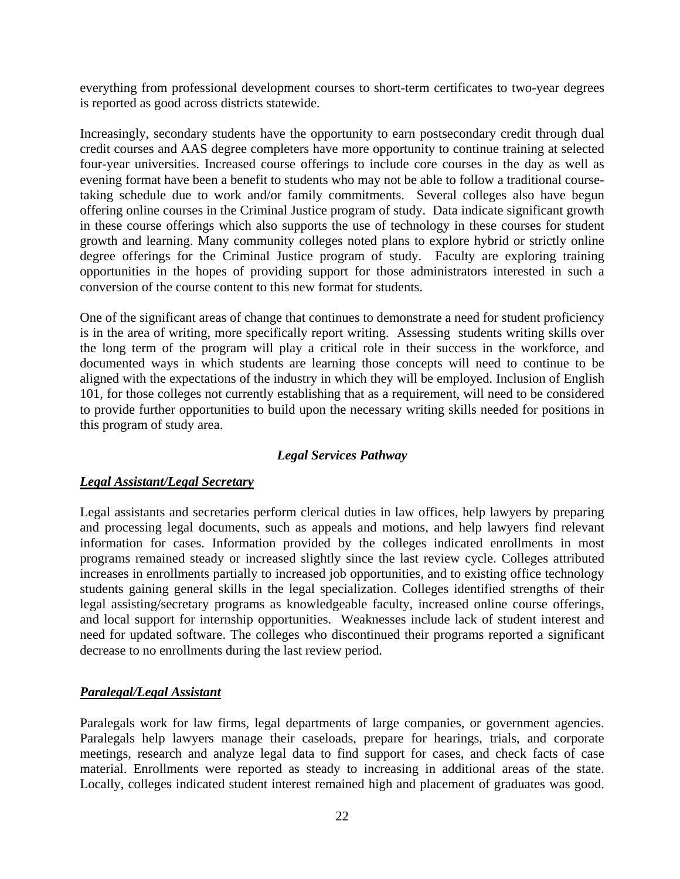everything from professional development courses to short-term certificates to two-year degrees is reported as good across districts statewide.

Increasingly, secondary students have the opportunity to earn postsecondary credit through dual credit courses and AAS degree completers have more opportunity to continue training at selected four-year universities. Increased course offerings to include core courses in the day as well as evening format have been a benefit to students who may not be able to follow a traditional course-taking schedule due to work and/or family commitments. Several colleges also have begun offering online courses in the Criminal Justice program of study. Data indicate significant growth in these course offerings which also supports the use of technology in these courses for student growth and learning. Many community colleges noted plans to explore hybrid or strictly online degree offerings for the Criminal Justice program of study. Faculty are exploring training opportunities in the hopes of providing support for those administrators interested in such a conversion of the course content to this new format for students.

One of the significant areas of change that continues to demonstrate a need for student proficiency is in the area of writing, more specifically report writing. Assessing students writing skills over the long term of the program will play a critical role in their success in the workforce, and documented ways in which students are learning those concepts will need to continue to be aligned with the expectations of the industry in which they will be employed. Inclusion of English 101, for those colleges not currently establishing that as a requirement, will need to be considered to provide further opportunities to build upon the necessary writing skills needed for positions in this program of study area.

### *Legal Services Pathway*

#### ***Legal Assistant/Legal Secretary***

Legal assistants and secretaries perform clerical duties in law offices, help lawyers by preparing and processing legal documents, such as appeals and motions, and help lawyers find relevant information for cases. Information provided by the colleges indicated enrollments in most programs remained steady or increased slightly since the last review cycle. Colleges attributed increases in enrollments partially to increased job opportunities, and to existing office technology students gaining general skills in the legal specialization. Colleges identified strengths of their legal assisting/secretary programs as knowledgeable faculty, increased online course offerings, and local support for internship opportunities. Weaknesses include lack of student interest and need for updated software. The colleges who discontinued their programs reported a significant decrease to no enrollments during the last review period.

#### ***Paralegal/Legal Assistant***

Paralegals work for law firms, legal departments of large companies, or government agencies. Paralegals help lawyers manage their caseloads, prepare for hearings, trials, and corporate meetings, research and analyze legal data to find support for cases, and check facts of case material. Enrollments were reported as steady to increasing in additional areas of the state. Locally, colleges indicated student interest remained high and placement of graduates was good.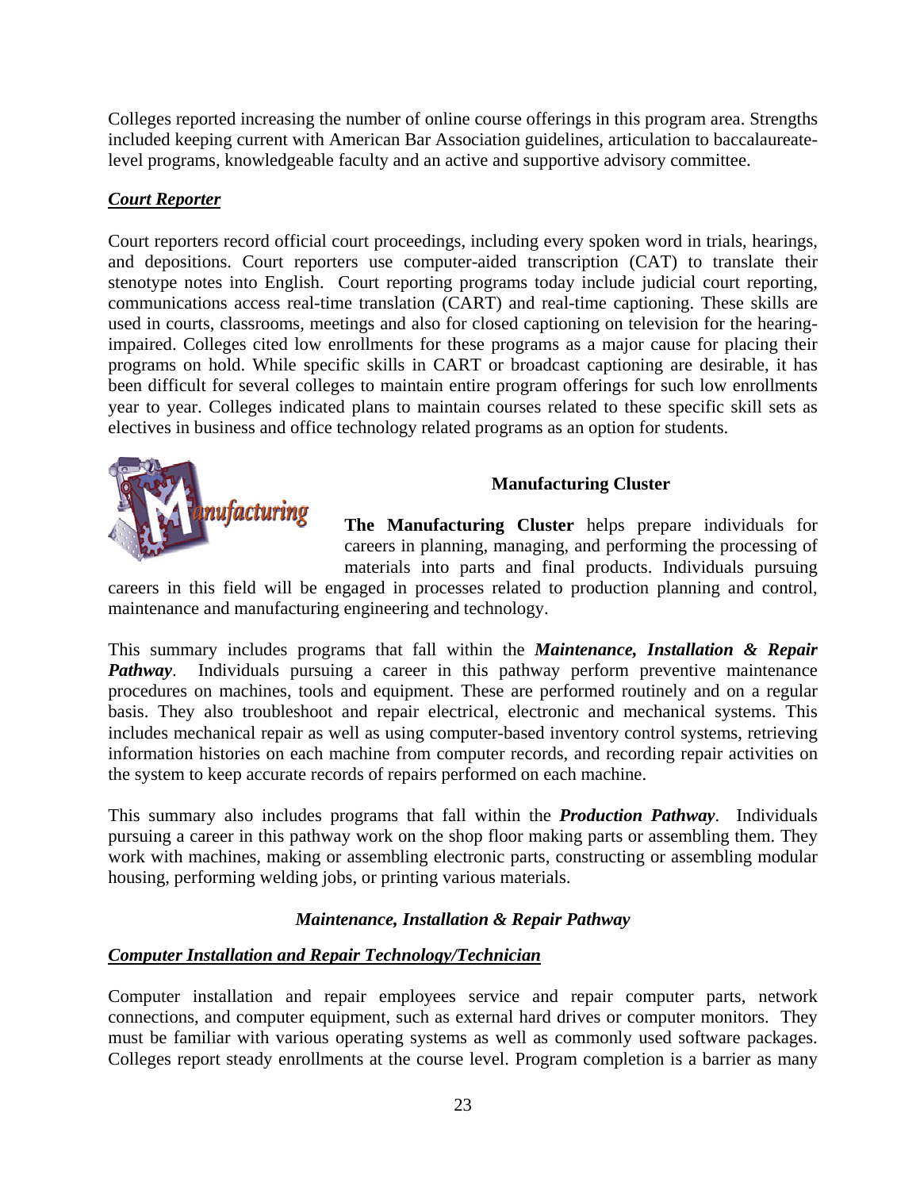Colleges reported increasing the number of online course offerings in this program area. Strengths included keeping current with American Bar Association guidelines, articulation to baccalaureate-level programs, knowledgeable faculty and an active and supportive advisory committee.

***Court Reporter***

Court reporters record official court proceedings, including every spoken word in trials, hearings, and depositions. Court reporters use computer-aided transcription (CAT) to translate their stenotype notes into English. Court reporting programs today include judicial court reporting, communications access real-time translation (CART) and real-time captioning. These skills are used in courts, classrooms, meetings and also for closed captioning on television for the hearing-impaired. Colleges cited low enrollments for these programs as a major cause for placing their programs on hold. While specific skills in CART or broadcast captioning are desirable, it has been difficult for several colleges to maintain entire program offerings for such low enrollments year to year. Colleges indicated plans to maintain courses related to these specific skill sets as electives in business and office technology related programs as an option for students.

## Manufacturing Cluster

**The Manufacturing Cluster** helps prepare individuals for careers in planning, managing, and performing the processing of materials into parts and final products. Individuals pursuing careers in this field will be engaged in processes related to production planning and control, maintenance and manufacturing engineering and technology.

This summary includes programs that fall within the ***Maintenance, Installation & Repair Pathway***. Individuals pursuing a career in this pathway perform preventive maintenance procedures on machines, tools and equipment. These are performed routinely and on a regular basis. They also troubleshoot and repair electrical, electronic and mechanical systems. This includes mechanical repair as well as using computer-based inventory control systems, retrieving information histories on each machine from computer records, and recording repair activities on the system to keep accurate records of repairs performed on each machine.

This summary also includes programs that fall within the ***Production Pathway***. Individuals pursuing a career in this pathway work on the shop floor making parts or assembling them. They work with machines, making or assembling electronic parts, constructing or assembling modular housing, performing welding jobs, or printing various materials.

### *Maintenance, Installation & Repair Pathway*

***Computer Installation and Repair Technology/Technician***

Computer installation and repair employees service and repair computer parts, network connections, and computer equipment, such as external hard drives or computer monitors. They must be familiar with various operating systems as well as commonly used software packages. Colleges report steady enrollments at the course level. Program completion is a barrier as many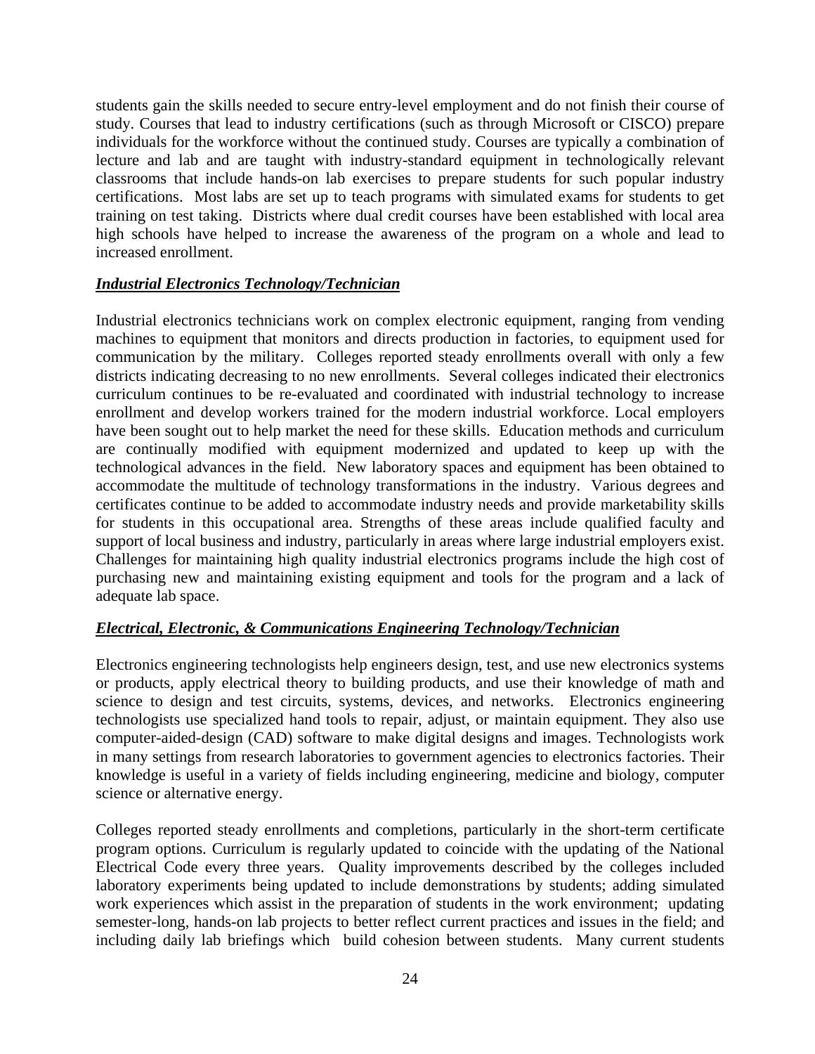students gain the skills needed to secure entry-level employment and do not finish their course of study. Courses that lead to industry certifications (such as through Microsoft or CISCO) prepare individuals for the workforce without the continued study. Courses are typically a combination of lecture and lab and are taught with industry-standard equipment in technologically relevant classrooms that include hands-on lab exercises to prepare students for such popular industry certifications. Most labs are set up to teach programs with simulated exams for students to get training on test taking. Districts where dual credit courses have been established with local area high schools have helped to increase the awareness of the program on a whole and lead to increased enrollment.

***Industrial Electronics Technology/Technician***

Industrial electronics technicians work on complex electronic equipment, ranging from vending machines to equipment that monitors and directs production in factories, to equipment used for communication by the military. Colleges reported steady enrollments overall with only a few districts indicating decreasing to no new enrollments. Several colleges indicated their electronics curriculum continues to be re-evaluated and coordinated with industrial technology to increase enrollment and develop workers trained for the modern industrial workforce. Local employers have been sought out to help market the need for these skills. Education methods and curriculum are continually modified with equipment modernized and updated to keep up with the technological advances in the field. New laboratory spaces and equipment has been obtained to accommodate the multitude of technology transformations in the industry. Various degrees and certificates continue to be added to accommodate industry needs and provide marketability skills for students in this occupational area. Strengths of these areas include qualified faculty and support of local business and industry, particularly in areas where large industrial employers exist. Challenges for maintaining high quality industrial electronics programs include the high cost of purchasing new and maintaining existing equipment and tools for the program and a lack of adequate lab space.

***Electrical, Electronic, & Communications Engineering Technology/Technician***

Electronics engineering technologists help engineers design, test, and use new electronics systems or products, apply electrical theory to building products, and use their knowledge of math and science to design and test circuits, systems, devices, and networks. Electronics engineering technologists use specialized hand tools to repair, adjust, or maintain equipment. They also use computer-aided-design (CAD) software to make digital designs and images. Technologists work in many settings from research laboratories to government agencies to electronics factories. Their knowledge is useful in a variety of fields including engineering, medicine and biology, computer science or alternative energy.

Colleges reported steady enrollments and completions, particularly in the short-term certificate program options. Curriculum is regularly updated to coincide with the updating of the National Electrical Code every three years. Quality improvements described by the colleges included laboratory experiments being updated to include demonstrations by students; adding simulated work experiences which assist in the preparation of students in the work environment; updating semester-long, hands-on lab projects to better reflect current practices and issues in the field; and including daily lab briefings which build cohesion between students. Many current students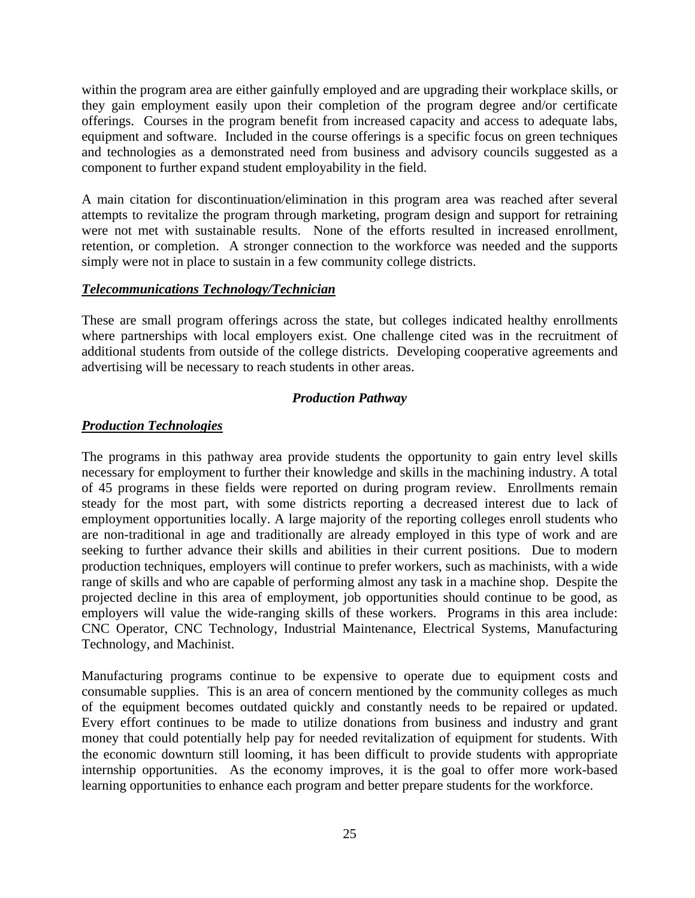within the program area are either gainfully employed and are upgrading their workplace skills, or they gain employment easily upon their completion of the program degree and/or certificate offerings. Courses in the program benefit from increased capacity and access to adequate labs, equipment and software. Included in the course offerings is a specific focus on green techniques and technologies as a demonstrated need from business and advisory councils suggested as a component to further expand student employability in the field.

A main citation for discontinuation/elimination in this program area was reached after several attempts to revitalize the program through marketing, program design and support for retraining were not met with sustainable results. None of the efforts resulted in increased enrollment, retention, or completion. A stronger connection to the workforce was needed and the supports simply were not in place to sustain in a few community college districts.

***Telecommunications Technology/Technician***

These are small program offerings across the state, but colleges indicated healthy enrollments where partnerships with local employers exist. One challenge cited was in the recruitment of additional students from outside of the college districts. Developing cooperative agreements and advertising will be necessary to reach students in other areas.

### *Production Pathway*

***Production Technologies***

The programs in this pathway area provide students the opportunity to gain entry level skills necessary for employment to further their knowledge and skills in the machining industry. A total of 45 programs in these fields were reported on during program review. Enrollments remain steady for the most part, with some districts reporting a decreased interest due to lack of employment opportunities locally. A large majority of the reporting colleges enroll students who are non-traditional in age and traditionally are already employed in this type of work and are seeking to further advance their skills and abilities in their current positions. Due to modern production techniques, employers will continue to prefer workers, such as machinists, with a wide range of skills and who are capable of performing almost any task in a machine shop. Despite the projected decline in this area of employment, job opportunities should continue to be good, as employers will value the wide-ranging skills of these workers. Programs in this area include: CNC Operator, CNC Technology, Industrial Maintenance, Electrical Systems, Manufacturing Technology, and Machinist.

Manufacturing programs continue to be expensive to operate due to equipment costs and consumable supplies. This is an area of concern mentioned by the community colleges as much of the equipment becomes outdated quickly and constantly needs to be repaired or updated. Every effort continues to be made to utilize donations from business and industry and grant money that could potentially help pay for needed revitalization of equipment for students. With the economic downturn still looming, it has been difficult to provide students with appropriate internship opportunities. As the economy improves, it is the goal to offer more work-based learning opportunities to enhance each program and better prepare students for the workforce.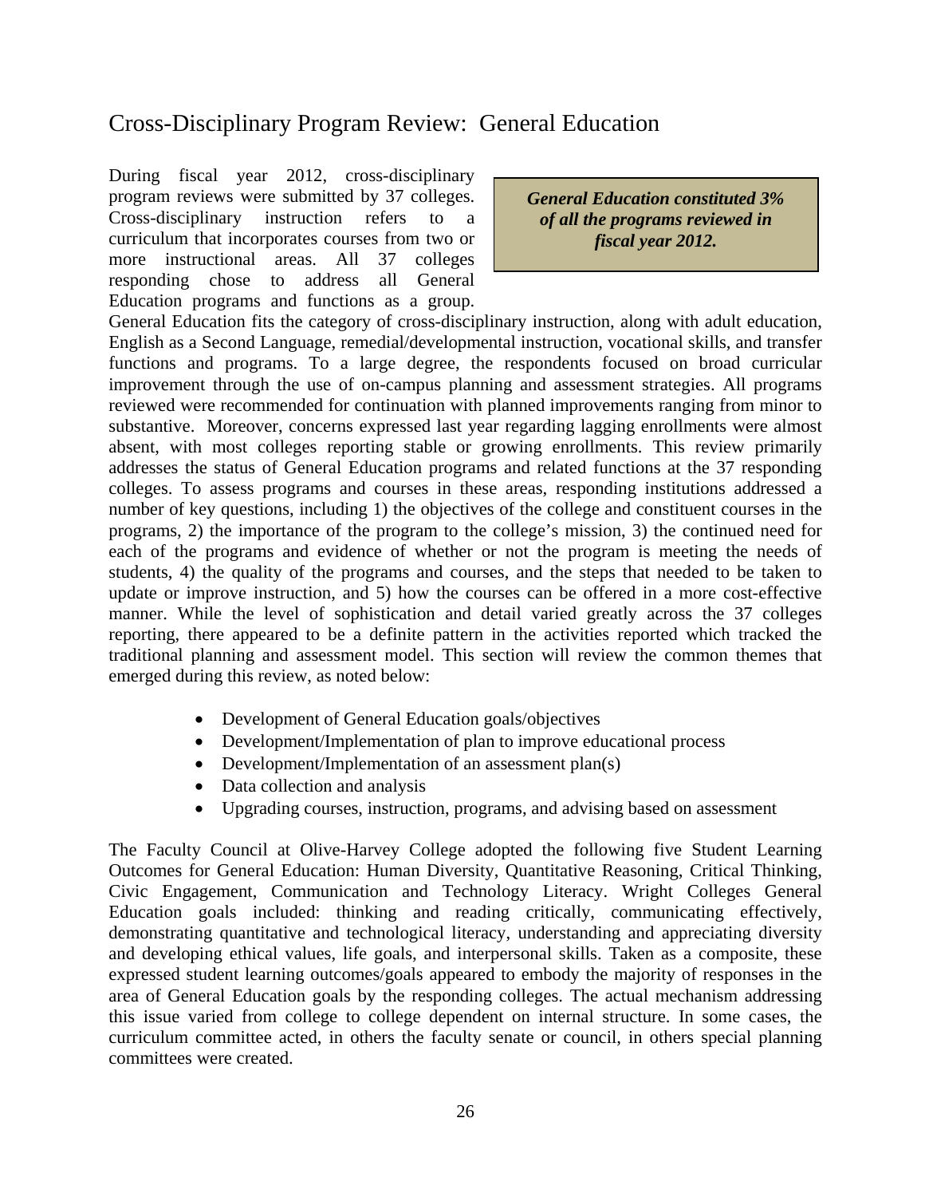## Cross-Disciplinary Program Review: General Education

***General Education constituted 3% of all the programs reviewed in fiscal year 2012.***

During fiscal year 2012, cross-disciplinary program reviews were submitted by 37 colleges. Cross-disciplinary instruction refers to a curriculum that incorporates courses from two or more instructional areas. All 37 colleges responding chose to address all General Education programs and functions as a group. General Education fits the category of cross-disciplinary instruction, along with adult education, English as a Second Language, remedial/developmental instruction, vocational skills, and transfer functions and programs. To a large degree, the respondents focused on broad curricular improvement through the use of on-campus planning and assessment strategies. All programs reviewed were recommended for continuation with planned improvements ranging from minor to substantive. Moreover, concerns expressed last year regarding lagging enrollments were almost absent, with most colleges reporting stable or growing enrollments. This review primarily addresses the status of General Education programs and related functions at the 37 responding colleges. To assess programs and courses in these areas, responding institutions addressed a number of key questions, including 1) the objectives of the college and constituent courses in the programs, 2) the importance of the program to the college's mission, 3) the continued need for each of the programs and evidence of whether or not the program is meeting the needs of students, 4) the quality of the programs and courses, and the steps that needed to be taken to update or improve instruction, and 5) how the courses can be offered in a more cost-effective manner. While the level of sophistication and detail varied greatly across the 37 colleges reporting, there appeared to be a definite pattern in the activities reported which tracked the traditional planning and assessment model. This section will review the common themes that emerged during this review, as noted below:

- Development of General Education goals/objectives
- Development/Implementation of plan to improve educational process
- Development/Implementation of an assessment plan(s)
- Data collection and analysis
- Upgrading courses, instruction, programs, and advising based on assessment

The Faculty Council at Olive-Harvey College adopted the following five Student Learning Outcomes for General Education: Human Diversity, Quantitative Reasoning, Critical Thinking, Civic Engagement, Communication and Technology Literacy. Wright Colleges General Education goals included: thinking and reading critically, communicating effectively, demonstrating quantitative and technological literacy, understanding and appreciating diversity and developing ethical values, life goals, and interpersonal skills. Taken as a composite, these expressed student learning outcomes/goals appeared to embody the majority of responses in the area of General Education goals by the responding colleges. The actual mechanism addressing this issue varied from college to college dependent on internal structure. In some cases, the curriculum committee acted, in others the faculty senate or council, in others special planning committees were created.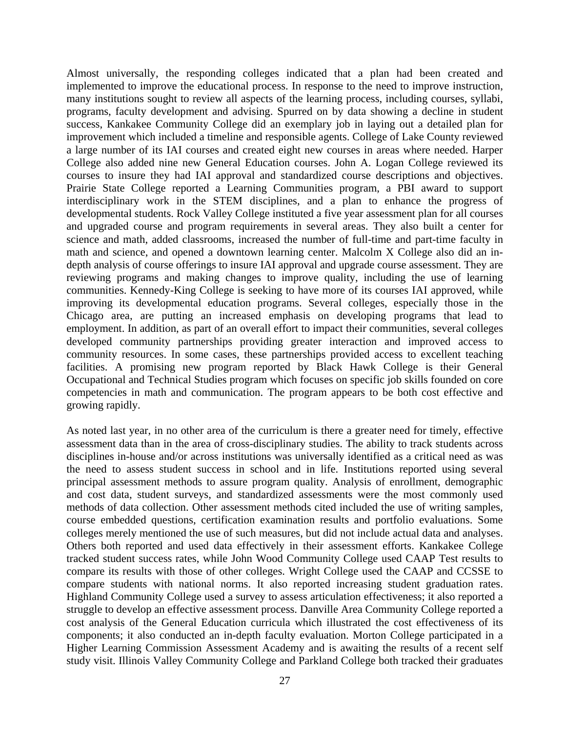Almost universally, the responding colleges indicated that a plan had been created and implemented to improve the educational process. In response to the need to improve instruction, many institutions sought to review all aspects of the learning process, including courses, syllabi, programs, faculty development and advising. Spurred on by data showing a decline in student success, Kankakee Community College did an exemplary job in laying out a detailed plan for improvement which included a timeline and responsible agents. College of Lake County reviewed a large number of its IAI courses and created eight new courses in areas where needed. Harper College also added nine new General Education courses. John A. Logan College reviewed its courses to insure they had IAI approval and standardized course descriptions and objectives. Prairie State College reported a Learning Communities program, a PBI award to support interdisciplinary work in the STEM disciplines, and a plan to enhance the progress of developmental students. Rock Valley College instituted a five year assessment plan for all courses and upgraded course and program requirements in several areas. They also built a center for science and math, added classrooms, increased the number of full-time and part-time faculty in math and science, and opened a downtown learning center. Malcolm X College also did an in-depth analysis of course offerings to insure IAI approval and upgrade course assessment. They are reviewing programs and making changes to improve quality, including the use of learning communities. Kennedy-King College is seeking to have more of its courses IAI approved, while improving its developmental education programs. Several colleges, especially those in the Chicago area, are putting an increased emphasis on developing programs that lead to employment. In addition, as part of an overall effort to impact their communities, several colleges developed community partnerships providing greater interaction and improved access to community resources. In some cases, these partnerships provided access to excellent teaching facilities. A promising new program reported by Black Hawk College is their General Occupational and Technical Studies program which focuses on specific job skills founded on core competencies in math and communication. The program appears to be both cost effective and growing rapidly.

As noted last year, in no other area of the curriculum is there a greater need for timely, effective assessment data than in the area of cross-disciplinary studies. The ability to track students across disciplines in-house and/or across institutions was universally identified as a critical need as was the need to assess student success in school and in life. Institutions reported using several principal assessment methods to assure program quality. Analysis of enrollment, demographic and cost data, student surveys, and standardized assessments were the most commonly used methods of data collection. Other assessment methods cited included the use of writing samples, course embedded questions, certification examination results and portfolio evaluations. Some colleges merely mentioned the use of such measures, but did not include actual data and analyses. Others both reported and used data effectively in their assessment efforts. Kankakee College tracked student success rates, while John Wood Community College used CAAP Test results to compare its results with those of other colleges. Wright College used the CAAP and CCSSE to compare students with national norms. It also reported increasing student graduation rates. Highland Community College used a survey to assess articulation effectiveness; it also reported a struggle to develop an effective assessment process. Danville Area Community College reported a cost analysis of the General Education curricula which illustrated the cost effectiveness of its components; it also conducted an in-depth faculty evaluation. Morton College participated in a Higher Learning Commission Assessment Academy and is awaiting the results of a recent self study visit. Illinois Valley Community College and Parkland College both tracked their graduates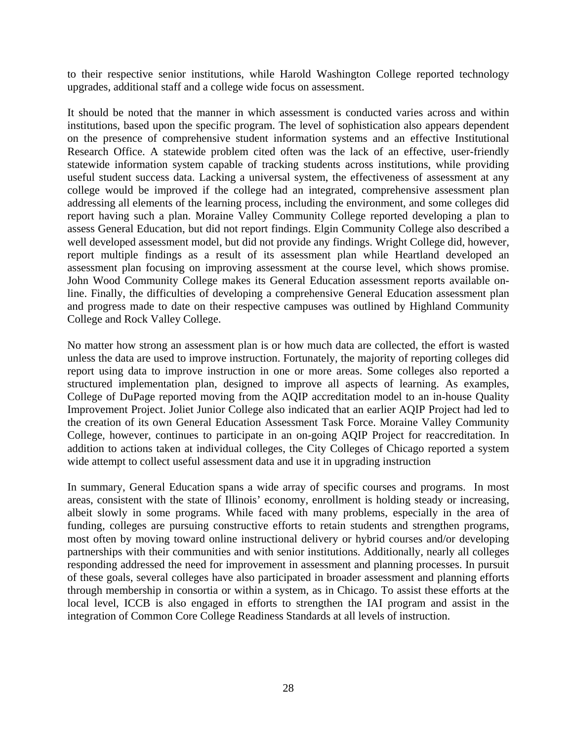to their respective senior institutions, while Harold Washington College reported technology upgrades, additional staff and a college wide focus on assessment.

It should be noted that the manner in which assessment is conducted varies across and within institutions, based upon the specific program. The level of sophistication also appears dependent on the presence of comprehensive student information systems and an effective Institutional Research Office. A statewide problem cited often was the lack of an effective, user-friendly statewide information system capable of tracking students across institutions, while providing useful student success data. Lacking a universal system, the effectiveness of assessment at any college would be improved if the college had an integrated, comprehensive assessment plan addressing all elements of the learning process, including the environment, and some colleges did report having such a plan. Moraine Valley Community College reported developing a plan to assess General Education, but did not report findings. Elgin Community College also described a well developed assessment model, but did not provide any findings. Wright College did, however, report multiple findings as a result of its assessment plan while Heartland developed an assessment plan focusing on improving assessment at the course level, which shows promise. John Wood Community College makes its General Education assessment reports available on-line. Finally, the difficulties of developing a comprehensive General Education assessment plan and progress made to date on their respective campuses was outlined by Highland Community College and Rock Valley College.

No matter how strong an assessment plan is or how much data are collected, the effort is wasted unless the data are used to improve instruction. Fortunately, the majority of reporting colleges did report using data to improve instruction in one or more areas. Some colleges also reported a structured implementation plan, designed to improve all aspects of learning. As examples, College of DuPage reported moving from the AQIP accreditation model to an in-house Quality Improvement Project. Joliet Junior College also indicated that an earlier AQIP Project had led to the creation of its own General Education Assessment Task Force. Moraine Valley Community College, however, continues to participate in an on-going AQIP Project for reaccreditation. In addition to actions taken at individual colleges, the City Colleges of Chicago reported a system wide attempt to collect useful assessment data and use it in upgrading instruction

In summary, General Education spans a wide array of specific courses and programs. In most areas, consistent with the state of Illinois' economy, enrollment is holding steady or increasing, albeit slowly in some programs. While faced with many problems, especially in the area of funding, colleges are pursuing constructive efforts to retain students and strengthen programs, most often by moving toward online instructional delivery or hybrid courses and/or developing partnerships with their communities and with senior institutions. Additionally, nearly all colleges responding addressed the need for improvement in assessment and planning processes. In pursuit of these goals, several colleges have also participated in broader assessment and planning efforts through membership in consortia or within a system, as in Chicago. To assist these efforts at the local level, ICCB is also engaged in efforts to strengthen the IAI program and assist in the integration of Common Core College Readiness Standards at all levels of instruction.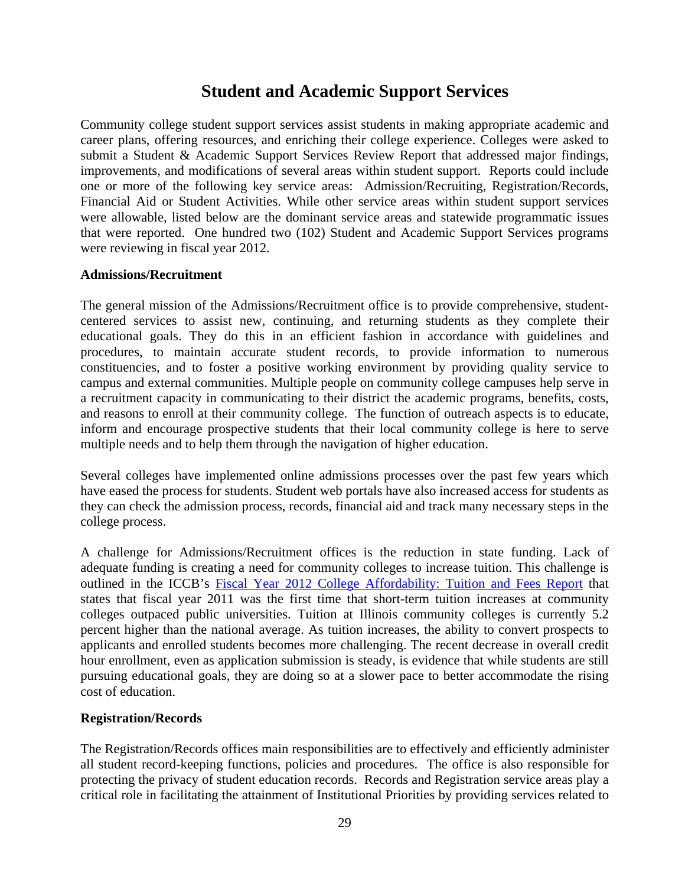# Student and Academic Support Services

Community college student support services assist students in making appropriate academic and career plans, offering resources, and enriching their college experience. Colleges were asked to submit a Student & Academic Support Services Review Report that addressed major findings, improvements, and modifications of several areas within student support. Reports could include one or more of the following key service areas: Admission/Recruiting, Registration/Records, Financial Aid or Student Activities. While other service areas within student support services were allowable, listed below are the dominant service areas and statewide programmatic issues that were reported. One hundred two (102) Student and Academic Support Services programs were reviewing in fiscal year 2012.

**Admissions/Recruitment**

The general mission of the Admissions/Recruitment office is to provide comprehensive, student-centered services to assist new, continuing, and returning students as they complete their educational goals. They do this in an efficient fashion in accordance with guidelines and procedures, to maintain accurate student records, to provide information to numerous constituencies, and to foster a positive working environment by providing quality service to campus and external communities. Multiple people on community college campuses help serve in a recruitment capacity in communicating to their district the academic programs, benefits, costs, and reasons to enroll at their community college. The function of outreach aspects is to educate, inform and encourage prospective students that their local community college is here to serve multiple needs and to help them through the navigation of higher education.

Several colleges have implemented online admissions processes over the past few years which have eased the process for students. Student web portals have also increased access for students as they can check the admission process, records, financial aid and track many necessary steps in the college process.

A challenge for Admissions/Recruitment offices is the reduction in state funding. Lack of adequate funding is creating a need for community colleges to increase tuition. This challenge is outlined in the ICCB's Fiscal Year 2012 College Affordability: Tuition and Fees Report that states that fiscal year 2011 was the first time that short-term tuition increases at community colleges outpaced public universities. Tuition at Illinois community colleges is currently 5.2 percent higher than the national average. As tuition increases, the ability to convert prospects to applicants and enrolled students becomes more challenging. The recent decrease in overall credit hour enrollment, even as application submission is steady, is evidence that while students are still pursuing educational goals, they are doing so at a slower pace to better accommodate the rising cost of education.

**Registration/Records**

The Registration/Records offices main responsibilities are to effectively and efficiently administer all student record-keeping functions, policies and procedures. The office is also responsible for protecting the privacy of student education records. Records and Registration service areas play a critical role in facilitating the attainment of Institutional Priorities by providing services related to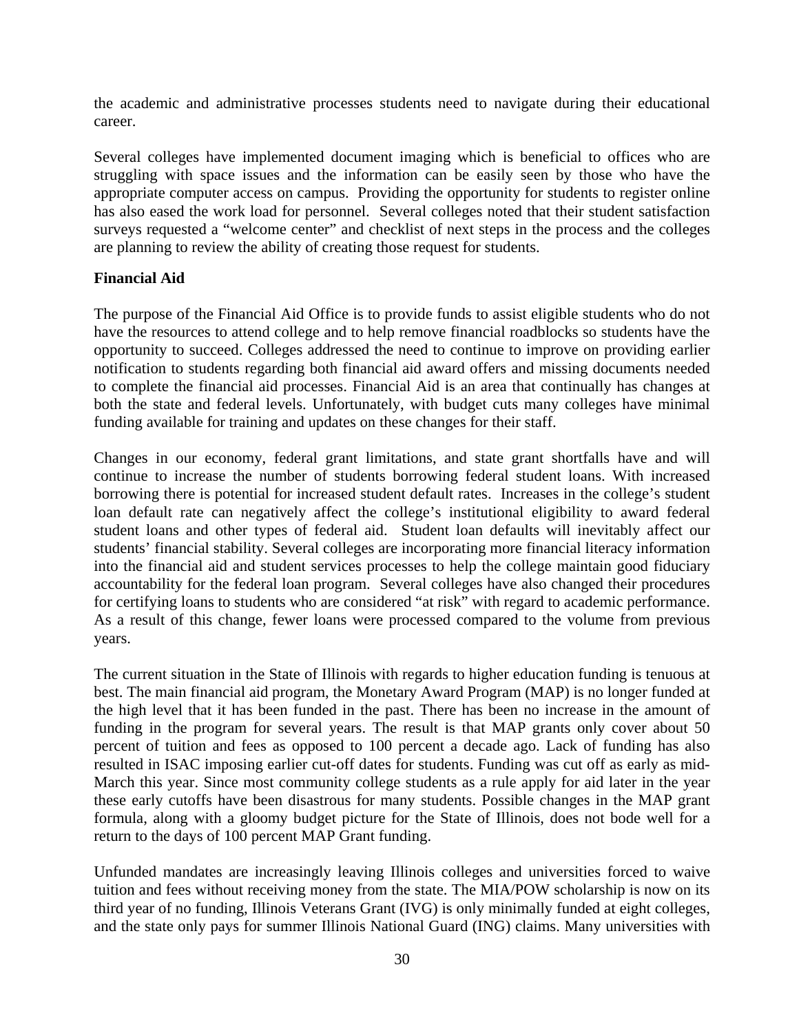the academic and administrative processes students need to navigate during their educational career.

Several colleges have implemented document imaging which is beneficial to offices who are struggling with space issues and the information can be easily seen by those who have the appropriate computer access on campus. Providing the opportunity for students to register online has also eased the work load for personnel. Several colleges noted that their student satisfaction surveys requested a "welcome center" and checklist of next steps in the process and the colleges are planning to review the ability of creating those request for students.

**Financial Aid**

The purpose of the Financial Aid Office is to provide funds to assist eligible students who do not have the resources to attend college and to help remove financial roadblocks so students have the opportunity to succeed. Colleges addressed the need to continue to improve on providing earlier notification to students regarding both financial aid award offers and missing documents needed to complete the financial aid processes. Financial Aid is an area that continually has changes at both the state and federal levels. Unfortunately, with budget cuts many colleges have minimal funding available for training and updates on these changes for their staff.

Changes in our economy, federal grant limitations, and state grant shortfalls have and will continue to increase the number of students borrowing federal student loans. With increased borrowing there is potential for increased student default rates. Increases in the college's student loan default rate can negatively affect the college's institutional eligibility to award federal student loans and other types of federal aid. Student loan defaults will inevitably affect our students' financial stability. Several colleges are incorporating more financial literacy information into the financial aid and student services processes to help the college maintain good fiduciary accountability for the federal loan program. Several colleges have also changed their procedures for certifying loans to students who are considered "at risk" with regard to academic performance. As a result of this change, fewer loans were processed compared to the volume from previous years.

The current situation in the State of Illinois with regards to higher education funding is tenuous at best. The main financial aid program, the Monetary Award Program (MAP) is no longer funded at the high level that it has been funded in the past. There has been no increase in the amount of funding in the program for several years. The result is that MAP grants only cover about 50 percent of tuition and fees as opposed to 100 percent a decade ago. Lack of funding has also resulted in ISAC imposing earlier cut-off dates for students. Funding was cut off as early as mid-March this year. Since most community college students as a rule apply for aid later in the year these early cutoffs have been disastrous for many students. Possible changes in the MAP grant formula, along with a gloomy budget picture for the State of Illinois, does not bode well for a return to the days of 100 percent MAP Grant funding.

Unfunded mandates are increasingly leaving Illinois colleges and universities forced to waive tuition and fees without receiving money from the state. The MIA/POW scholarship is now on its third year of no funding, Illinois Veterans Grant (IVG) is only minimally funded at eight colleges, and the state only pays for summer Illinois National Guard (ING) claims. Many universities with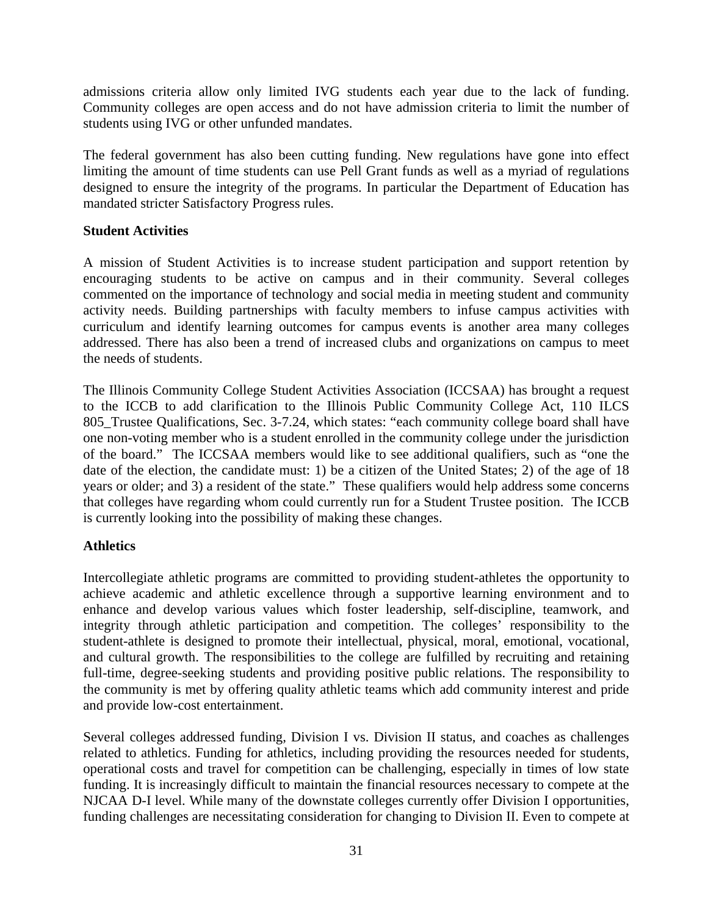admissions criteria allow only limited IVG students each year due to the lack of funding. Community colleges are open access and do not have admission criteria to limit the number of students using IVG or other unfunded mandates.

The federal government has also been cutting funding. New regulations have gone into effect limiting the amount of time students can use Pell Grant funds as well as a myriad of regulations designed to ensure the integrity of the programs. In particular the Department of Education has mandated stricter Satisfactory Progress rules.

**Student Activities**

A mission of Student Activities is to increase student participation and support retention by encouraging students to be active on campus and in their community. Several colleges commented on the importance of technology and social media in meeting student and community activity needs. Building partnerships with faculty members to infuse campus activities with curriculum and identify learning outcomes for campus events is another area many colleges addressed. There has also been a trend of increased clubs and organizations on campus to meet the needs of students.

The Illinois Community College Student Activities Association (ICCSAA) has brought a request to the ICCB to add clarification to the Illinois Public Community College Act, 110 ILCS 805_Trustee Qualifications, Sec. 3-7.24, which states: "each community college board shall have one non-voting member who is a student enrolled in the community college under the jurisdiction of the board." The ICCSAA members would like to see additional qualifiers, such as "one the date of the election, the candidate must: 1) be a citizen of the United States; 2) of the age of 18 years or older; and 3) a resident of the state." These qualifiers would help address some concerns that colleges have regarding whom could currently run for a Student Trustee position. The ICCB is currently looking into the possibility of making these changes.

**Athletics**

Intercollegiate athletic programs are committed to providing student-athletes the opportunity to achieve academic and athletic excellence through a supportive learning environment and to enhance and develop various values which foster leadership, self-discipline, teamwork, and integrity through athletic participation and competition. The colleges' responsibility to the student-athlete is designed to promote their intellectual, physical, moral, emotional, vocational, and cultural growth. The responsibilities to the college are fulfilled by recruiting and retaining full-time, degree-seeking students and providing positive public relations. The responsibility to the community is met by offering quality athletic teams which add community interest and pride and provide low-cost entertainment.

Several colleges addressed funding, Division I vs. Division II status, and coaches as challenges related to athletics. Funding for athletics, including providing the resources needed for students, operational costs and travel for competition can be challenging, especially in times of low state funding. It is increasingly difficult to maintain the financial resources necessary to compete at the NJCAA D-I level. While many of the downstate colleges currently offer Division I opportunities, funding challenges are necessitating consideration for changing to Division II. Even to compete at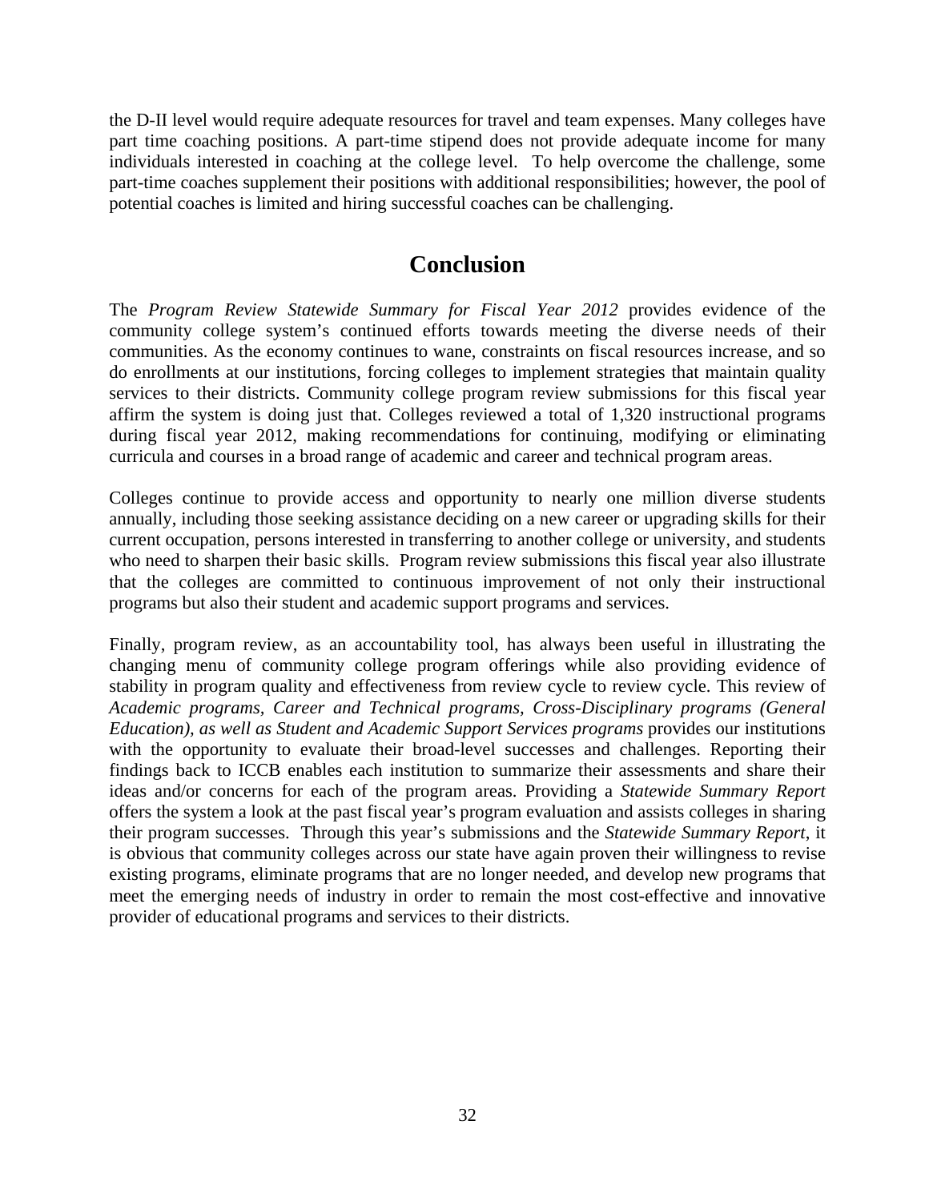the D-II level would require adequate resources for travel and team expenses. Many colleges have part time coaching positions. A part-time stipend does not provide adequate income for many individuals interested in coaching at the college level. To help overcome the challenge, some part-time coaches supplement their positions with additional responsibilities; however, the pool of potential coaches is limited and hiring successful coaches can be challenging.

## Conclusion

The *Program Review Statewide Summary for Fiscal Year 2012* provides evidence of the community college system's continued efforts towards meeting the diverse needs of their communities. As the economy continues to wane, constraints on fiscal resources increase, and so do enrollments at our institutions, forcing colleges to implement strategies that maintain quality services to their districts. Community college program review submissions for this fiscal year affirm the system is doing just that. Colleges reviewed a total of 1,320 instructional programs during fiscal year 2012, making recommendations for continuing, modifying or eliminating curricula and courses in a broad range of academic and career and technical program areas.

Colleges continue to provide access and opportunity to nearly one million diverse students annually, including those seeking assistance deciding on a new career or upgrading skills for their current occupation, persons interested in transferring to another college or university, and students who need to sharpen their basic skills. Program review submissions this fiscal year also illustrate that the colleges are committed to continuous improvement of not only their instructional programs but also their student and academic support programs and services.

Finally, program review, as an accountability tool, has always been useful in illustrating the changing menu of community college program offerings while also providing evidence of stability in program quality and effectiveness from review cycle to review cycle. This review of *Academic programs*, *Career and Technical programs, Cross-Disciplinary programs (General Education), as well as Student and Academic Support Services programs* provides our institutions with the opportunity to evaluate their broad-level successes and challenges. Reporting their findings back to ICCB enables each institution to summarize their assessments and share their ideas and/or concerns for each of the program areas. Providing a *Statewide Summary Report* offers the system a look at the past fiscal year's program evaluation and assists colleges in sharing their program successes. Through this year's submissions and the *Statewide Summary Report*, it is obvious that community colleges across our state have again proven their willingness to revise existing programs, eliminate programs that are no longer needed, and develop new programs that meet the emerging needs of industry in order to remain the most cost-effective and innovative provider of educational programs and services to their districts.